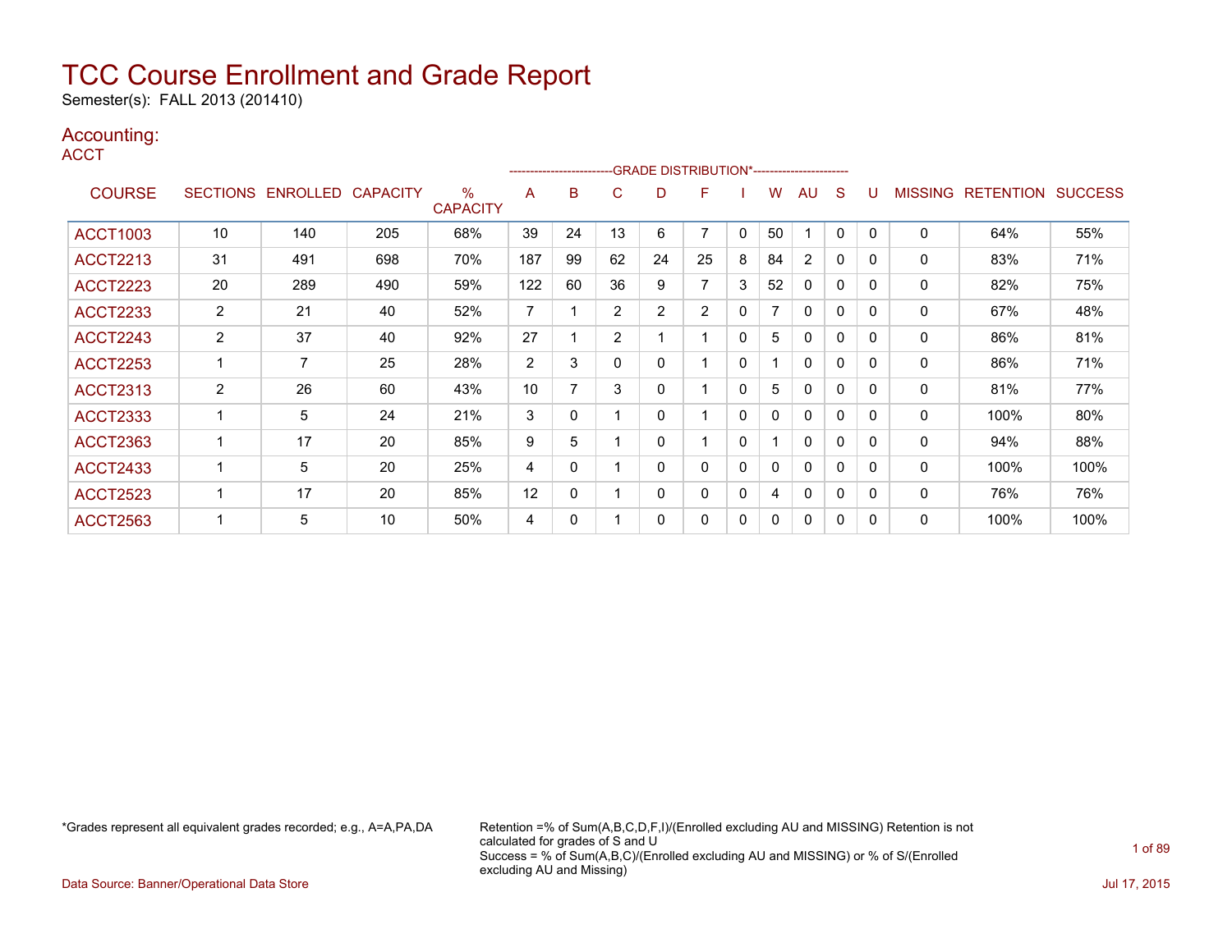# TCC Course Enrollment and Grade Report

Semester(s): FALL 2013 (201410)

## Accounting:

ACCT

| COURSE | SECTIONS | ENROLLED | CAPACITY | % CAPACITY | A | B | C | D | F | I | W | AU | S | U | MISSING | RETENTION | SUCCESS |
|---|---|---|---|---|---|---|---|---|---|---|---|---|---|---|---|---|---|
| | | | | | GRADE DISTRIBUTION* | | | | | | | | | | | | |
| ACCT1003 | 10 | 140 | 205 | 68% | 39 | 24 | 13 | 6 | 7 | 0 | 50 | 1 | 0 | 0 | 0 | 64% | 55% |
| ACCT2213 | 31 | 491 | 698 | 70% | 187 | 99 | 62 | 24 | 25 | 8 | 84 | 2 | 0 | 0 | 0 | 83% | 71% |
| ACCT2223 | 20 | 289 | 490 | 59% | 122 | 60 | 36 | 9 | 7 | 3 | 52 | 0 | 0 | 0 | 0 | 82% | 75% |
| ACCT2233 | 2 | 21 | 40 | 52% | 7 | 1 | 2 | 2 | 2 | 0 | 7 | 0 | 0 | 0 | 0 | 67% | 48% |
| ACCT2243 | 2 | 37 | 40 | 92% | 27 | 1 | 2 | 1 | 1 | 0 | 5 | 0 | 0 | 0 | 0 | 86% | 81% |
| ACCT2253 | 1 | 7 | 25 | 28% | 2 | 3 | 0 | 0 | 1 | 0 | 1 | 0 | 0 | 0 | 0 | 86% | 71% |
| ACCT2313 | 2 | 26 | 60 | 43% | 10 | 7 | 3 | 0 | 1 | 0 | 5 | 0 | 0 | 0 | 0 | 81% | 77% |
| ACCT2333 | 1 | 5 | 24 | 21% | 3 | 0 | 1 | 0 | 1 | 0 | 0 | 0 | 0 | 0 | 0 | 100% | 80% |
| ACCT2363 | 1 | 17 | 20 | 85% | 9 | 5 | 1 | 0 | 1 | 0 | 1 | 0 | 0 | 0 | 0 | 94% | 88% |
| ACCT2433 | 1 | 5 | 20 | 25% | 4 | 0 | 1 | 0 | 0 | 0 | 0 | 0 | 0 | 0 | 0 | 100% | 100% |
| ACCT2523 | 1 | 17 | 20 | 85% | 12 | 0 | 1 | 0 | 0 | 0 | 4 | 0 | 0 | 0 | 0 | 76% | 76% |
| ACCT2563 | 1 | 5 | 10 | 50% | 4 | 0 | 1 | 0 | 0 | 0 | 0 | 0 | 0 | 0 | 0 | 100% | 100% |

*Grades represent all equivalent grades recorded; e.g., A=A,PA,DA

Retention =% of Sum(A,B,C,D,F,I)/(Enrolled excluding AU and MISSING) Retention is not calculated for grades of S and U
Success = % of Sum(A,B,C)/(Enrolled excluding AU and MISSING) or % of S/(Enrolled excluding AU and Missing)

Data Source: Banner/Operational Data Store

Jul 17, 2015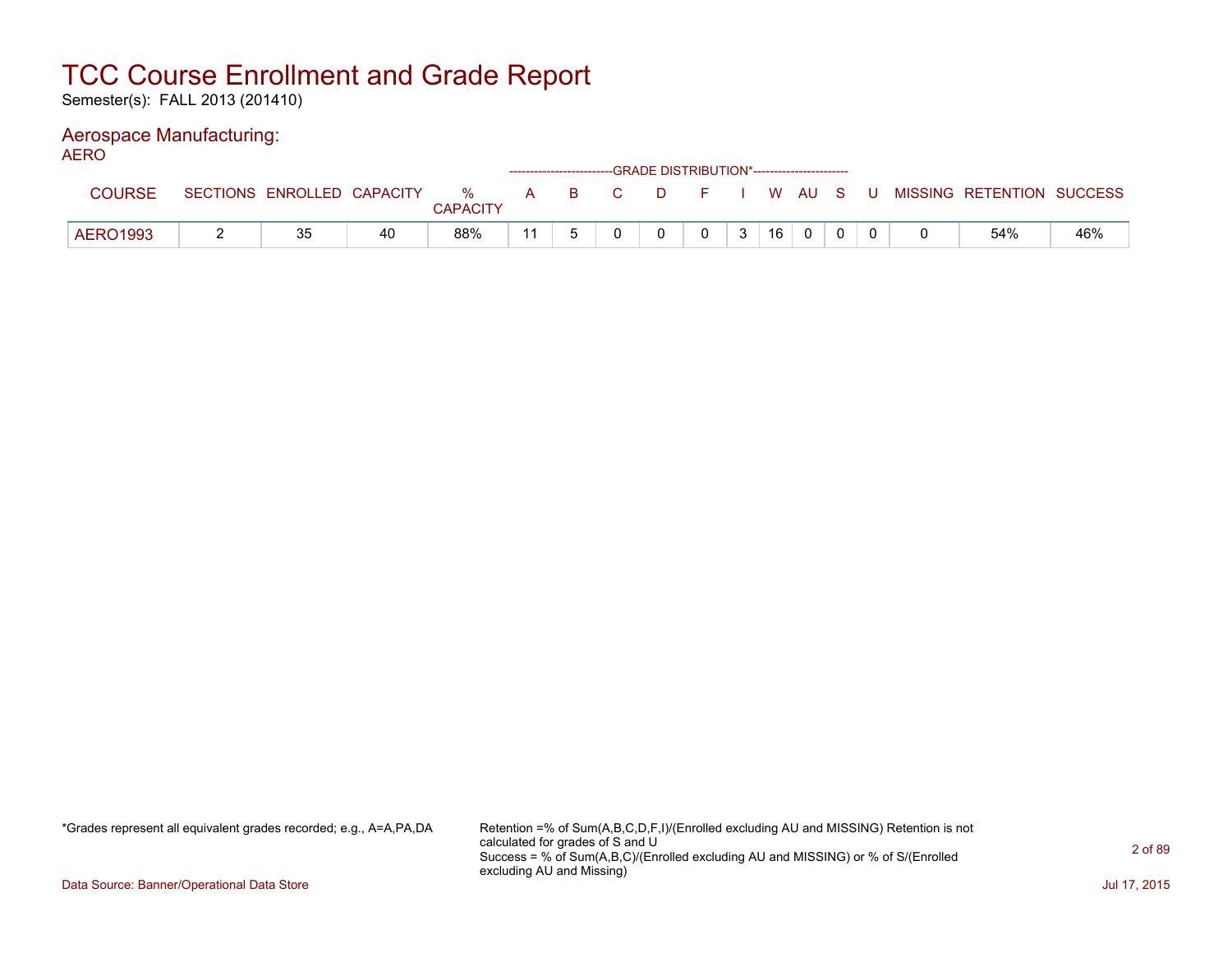# TCC Course Enrollment and Grade Report

Semester(s): FALL 2013 (201410)

## Aerospace Manufacturing:

AERO

| COURSE | SECTIONS | ENROLLED | CAPACITY | % CAPACITY | GRADE DISTRIBUTION* A | B | C | D | F | I | W | AU | S | U | MISSING | RETENTION | SUCCESS |
|---|---|---|---|---|---|---|---|---|---|---|---|---|---|---|---|---|---|
| AERO1993 | 2 | 35 | 40 | 88% | 11 | 5 | 0 | 0 | 0 | 3 | 16 | 0 | 0 | 0 | 0 | 54% | 46% |

*Grades represent all equivalent grades recorded; e.g., A=A,PA,DA

Retention =% of Sum(A,B,C,D,F,I)/(Enrolled excluding AU and MISSING) Retention is not calculated for grades of S and U
Success = % of Sum(A,B,C)/(Enrolled excluding AU and MISSING) or % of S/(Enrolled excluding AU and Missing)

Data Source: Banner/Operational Data Store

Jul 17, 2015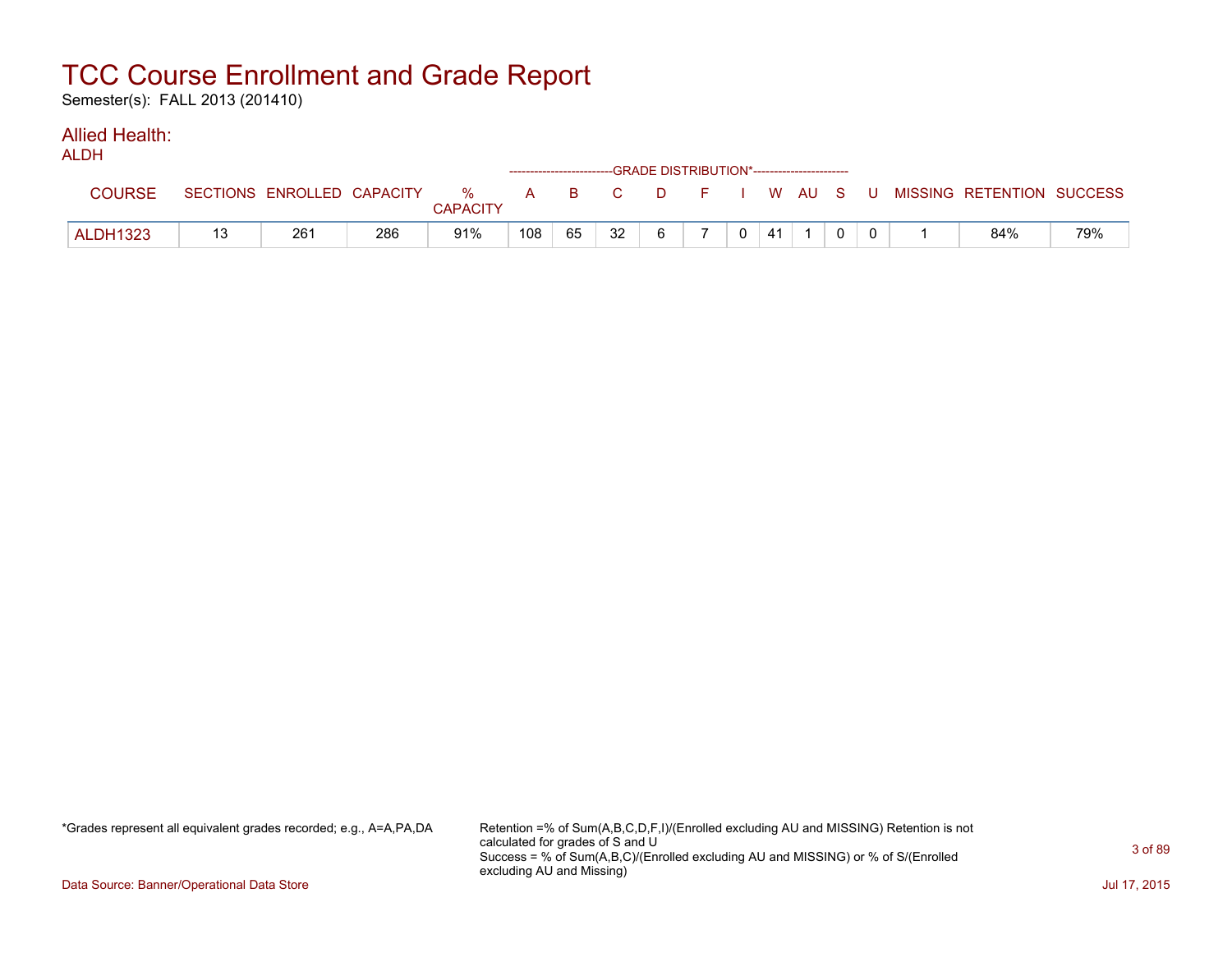# TCC Course Enrollment and Grade Report

Semester(s): FALL 2013 (201410)

## Allied Health:

ALDH

| COURSE | SECTIONS | ENROLLED | CAPACITY | % CAPACITY | A | B | C | D | F | I | W | AU | S | U | MISSING | RETENTION | SUCCESS |
|---|---|---|---|---|---|---|---|---|---|---|---|---|---|---|---|---|---|
| | | | | | GRADE DISTRIBUTION* | | | | | | | | | | | | |
| ALDH1323 | 13 | 261 | 286 | 91% | 108 | 65 | 32 | 6 | 7 | 0 | 41 | 1 | 0 | 0 | 1 | 84% | 79% |

*Grades represent all equivalent grades recorded; e.g., A=A,PA,DA

Retention =% of Sum(A,B,C,D,F,I)/(Enrolled excluding AU and MISSING) Retention is not calculated for grades of S and U
Success = % of Sum(A,B,C)/(Enrolled excluding AU and MISSING) or % of S/(Enrolled excluding AU and Missing)

Data Source: Banner/Operational Data Store

Jul 17, 2015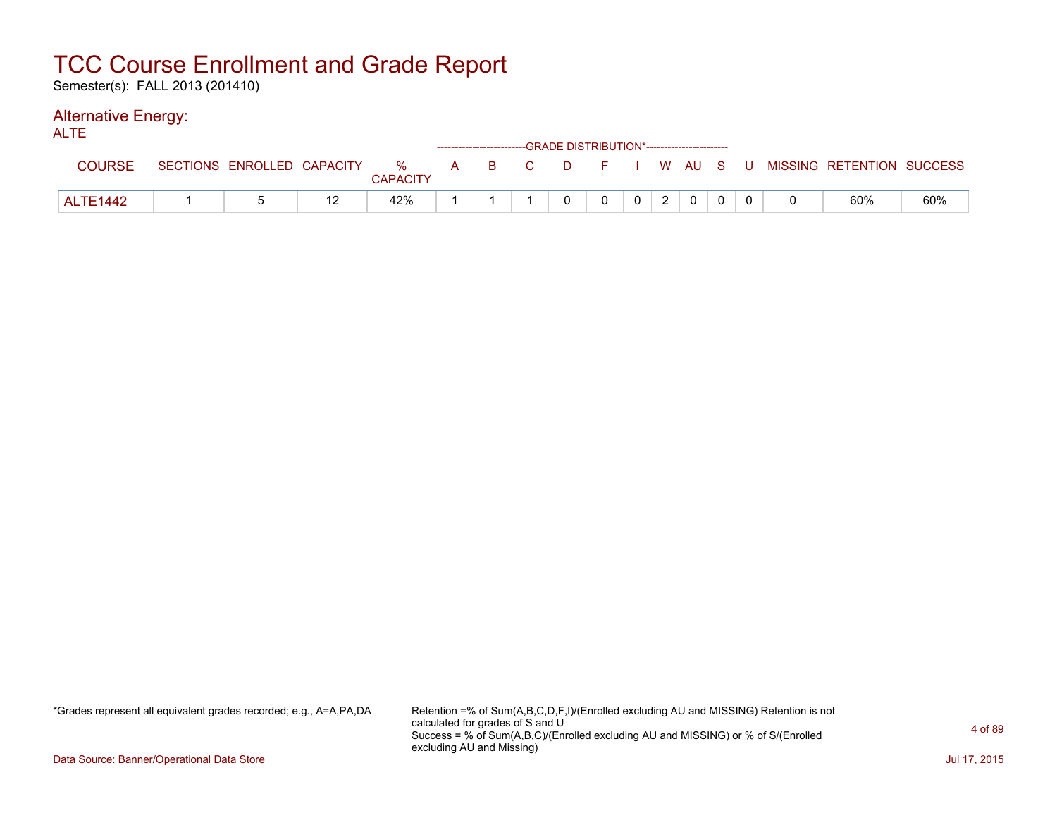# TCC Course Enrollment and Grade Report

Semester(s): FALL 2013 (201410)

## Alternative Energy:

ALTE

| COURSE | SECTIONS | ENROLLED | CAPACITY | % CAPACITY | A | B | C | D | F | I | W | AU | S | U | MISSING | RETENTION | SUCCESS |
|---|---|---|---|---|---|---|---|---|---|---|---|---|---|---|---|---|---|
| | | | | | GRADE DISTRIBUTION* | | | | | | | | | | | | |
| ALTE1442 | 1 | 5 | 12 | 42% | 1 | 1 | 1 | 0 | 0 | 0 | 2 | 0 | 0 | 0 | 0 | 60% | 60% |

*Grades represent all equivalent grades recorded; e.g., A=A,PA,DA

Retention =% of Sum(A,B,C,D,F,I)/(Enrolled excluding AU and MISSING) Retention is not calculated for grades of S and U
Success = % of Sum(A,B,C)/(Enrolled excluding AU and MISSING) or % of S/(Enrolled excluding AU and Missing)

Data Source: Banner/Operational Data Store

Jul 17, 2015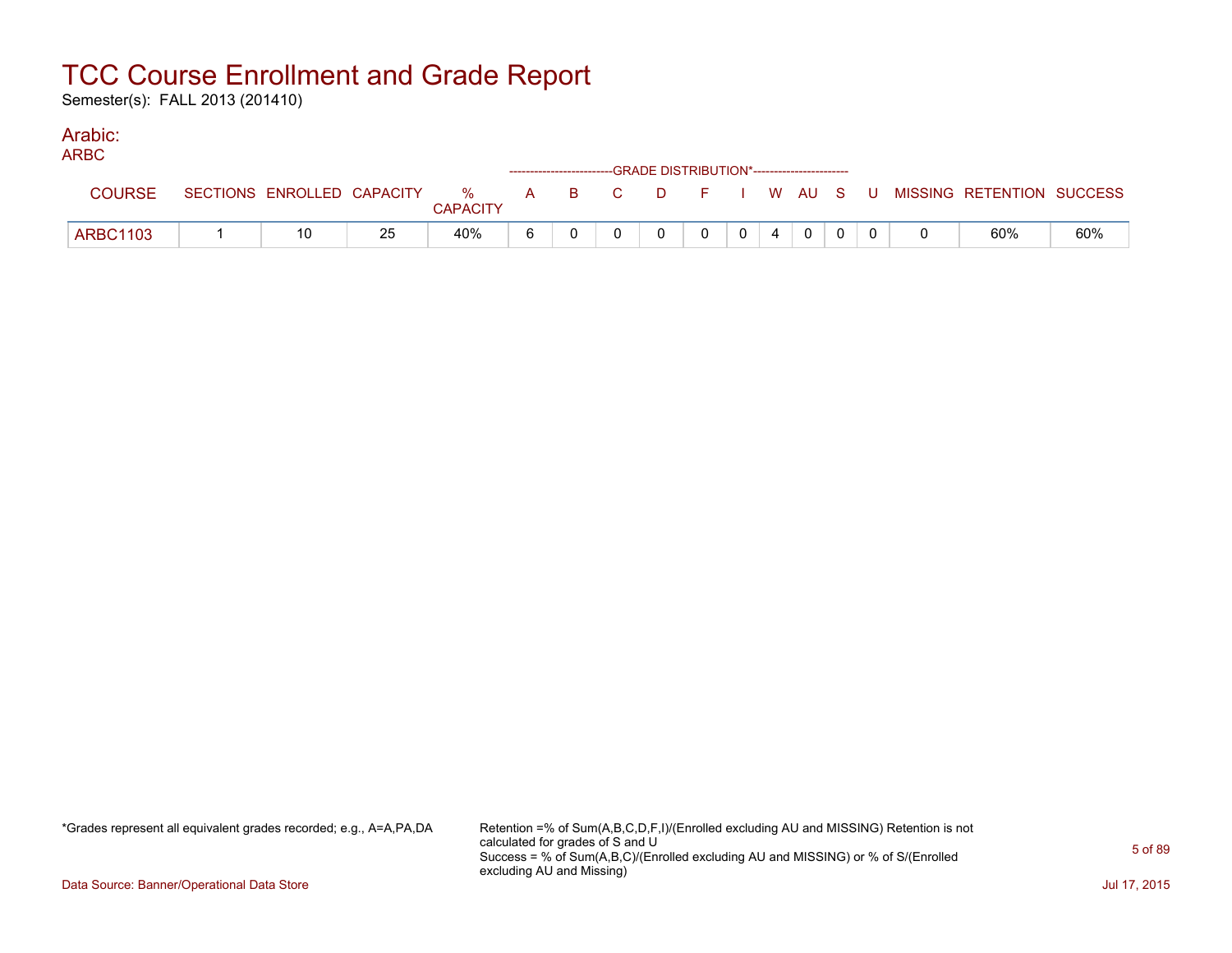# TCC Course Enrollment and Grade Report

Semester(s): FALL 2013 (201410)

## Arabic:

ARBC

| COURSE | SECTIONS | ENROLLED | CAPACITY | % CAPACITY | A | B | C | D | F | I | W | AU | S | U | MISSING | RETENTION | SUCCESS |
|---|---|---|---|---|---|---|---|---|---|---|---|---|---|---|---|---|---|
| | | | | | GRADE DISTRIBUTION* | | | | | | | | | | | | |
| ARBC1103 | 1 | 10 | 25 | 40% | 6 | 0 | 0 | 0 | 0 | 0 | 4 | 0 | 0 | 0 | 0 | 60% | 60% |

*Grades represent all equivalent grades recorded; e.g., A=A,PA,DA

Retention =% of Sum(A,B,C,D,F,I)/(Enrolled excluding AU and MISSING) Retention is not calculated for grades of S and U
Success = % of Sum(A,B,C)/(Enrolled excluding AU and MISSING) or % of S/(Enrolled excluding AU and Missing)

Data Source: Banner/Operational Data Store

Jul 17, 2015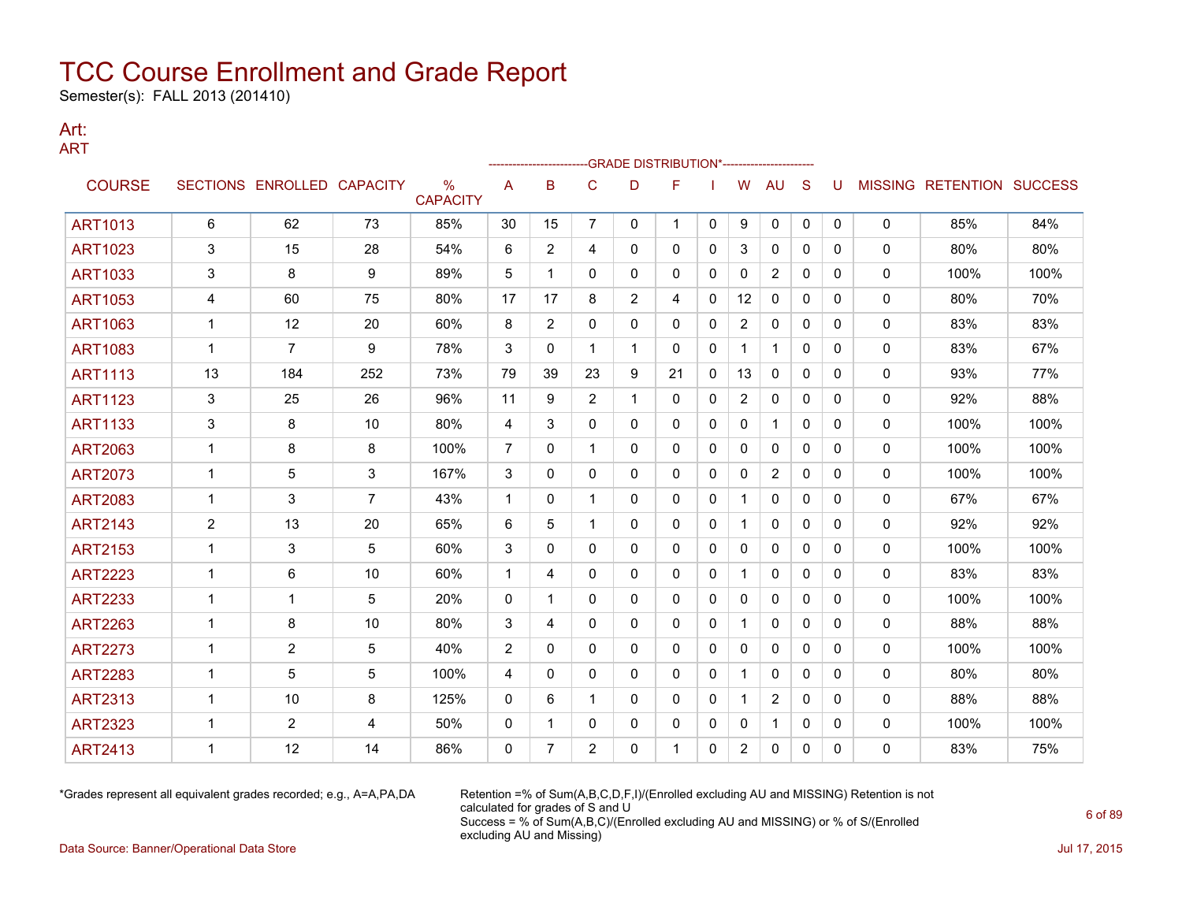# TCC Course Enrollment and Grade Report

Semester(s): FALL 2013 (201410)

## Art:

### ART

| COURSE | SECTIONS | ENROLLED | CAPACITY | % CAPACITY | A | B | C | D | F | I | W | AU | S | U | MISSING | RETENTION | SUCCESS |
|---|---|---|---|---|---|---|---|---|---|---|---|---|---|---|---|---|---|
| | | | | | GRADE DISTRIBUTION* | | | | | | | | | | | | |
| ART1013 | 6 | 62 | 73 | 85% | 30 | 15 | 7 | 0 | 1 | 0 | 9 | 0 | 0 | 0 | 0 | 85% | 84% |
| ART1023 | 3 | 15 | 28 | 54% | 6 | 2 | 4 | 0 | 0 | 0 | 3 | 0 | 0 | 0 | 0 | 80% | 80% |
| ART1033 | 3 | 8 | 9 | 89% | 5 | 1 | 0 | 0 | 0 | 0 | 0 | 2 | 0 | 0 | 0 | 100% | 100% |
| ART1053 | 4 | 60 | 75 | 80% | 17 | 17 | 8 | 2 | 4 | 0 | 12 | 0 | 0 | 0 | 0 | 80% | 70% |
| ART1063 | 1 | 12 | 20 | 60% | 8 | 2 | 0 | 0 | 0 | 0 | 2 | 0 | 0 | 0 | 0 | 83% | 83% |
| ART1083 | 1 | 7 | 9 | 78% | 3 | 0 | 1 | 1 | 0 | 0 | 1 | 1 | 0 | 0 | 0 | 83% | 67% |
| ART1113 | 13 | 184 | 252 | 73% | 79 | 39 | 23 | 9 | 21 | 0 | 13 | 0 | 0 | 0 | 0 | 93% | 77% |
| ART1123 | 3 | 25 | 26 | 96% | 11 | 9 | 2 | 1 | 0 | 0 | 2 | 0 | 0 | 0 | 0 | 92% | 88% |
| ART1133 | 3 | 8 | 10 | 80% | 4 | 3 | 0 | 0 | 0 | 0 | 0 | 1 | 0 | 0 | 0 | 100% | 100% |
| ART2063 | 1 | 8 | 8 | 100% | 7 | 0 | 1 | 0 | 0 | 0 | 0 | 0 | 0 | 0 | 0 | 100% | 100% |
| ART2073 | 1 | 5 | 3 | 167% | 3 | 0 | 0 | 0 | 0 | 0 | 0 | 2 | 0 | 0 | 0 | 100% | 100% |
| ART2083 | 1 | 3 | 7 | 43% | 1 | 0 | 1 | 0 | 0 | 0 | 1 | 0 | 0 | 0 | 0 | 67% | 67% |
| ART2143 | 2 | 13 | 20 | 65% | 6 | 5 | 1 | 0 | 0 | 0 | 1 | 0 | 0 | 0 | 0 | 92% | 92% |
| ART2153 | 1 | 3 | 5 | 60% | 3 | 0 | 0 | 0 | 0 | 0 | 0 | 0 | 0 | 0 | 0 | 100% | 100% |
| ART2223 | 1 | 6 | 10 | 60% | 1 | 4 | 0 | 0 | 0 | 0 | 1 | 0 | 0 | 0 | 0 | 83% | 83% |
| ART2233 | 1 | 1 | 5 | 20% | 0 | 1 | 0 | 0 | 0 | 0 | 0 | 0 | 0 | 0 | 0 | 100% | 100% |
| ART2263 | 1 | 8 | 10 | 80% | 3 | 4 | 0 | 0 | 0 | 0 | 1 | 0 | 0 | 0 | 0 | 88% | 88% |
| ART2273 | 1 | 2 | 5 | 40% | 2 | 0 | 0 | 0 | 0 | 0 | 0 | 0 | 0 | 0 | 0 | 100% | 100% |
| ART2283 | 1 | 5 | 5 | 100% | 4 | 0 | 0 | 0 | 0 | 0 | 1 | 0 | 0 | 0 | 0 | 80% | 80% |
| ART2313 | 1 | 10 | 8 | 125% | 0 | 6 | 1 | 0 | 0 | 0 | 1 | 2 | 0 | 0 | 0 | 88% | 88% |
| ART2323 | 1 | 2 | 4 | 50% | 0 | 1 | 0 | 0 | 0 | 0 | 0 | 1 | 0 | 0 | 0 | 100% | 100% |
| ART2413 | 1 | 12 | 14 | 86% | 0 | 7 | 2 | 0 | 1 | 0 | 2 | 0 | 0 | 0 | 0 | 83% | 75% |

*Grades represent all equivalent grades recorded; e.g., A=A,PA,DA

Retention =% of Sum(A,B,C,D,F,I)/(Enrolled excluding AU and MISSING) Retention is not calculated for grades of S and U
Success = % of Sum(A,B,C)/(Enrolled excluding AU and MISSING) or % of S/(Enrolled excluding AU and Missing)

Data Source: Banner/Operational Data Store

Jul 17, 2015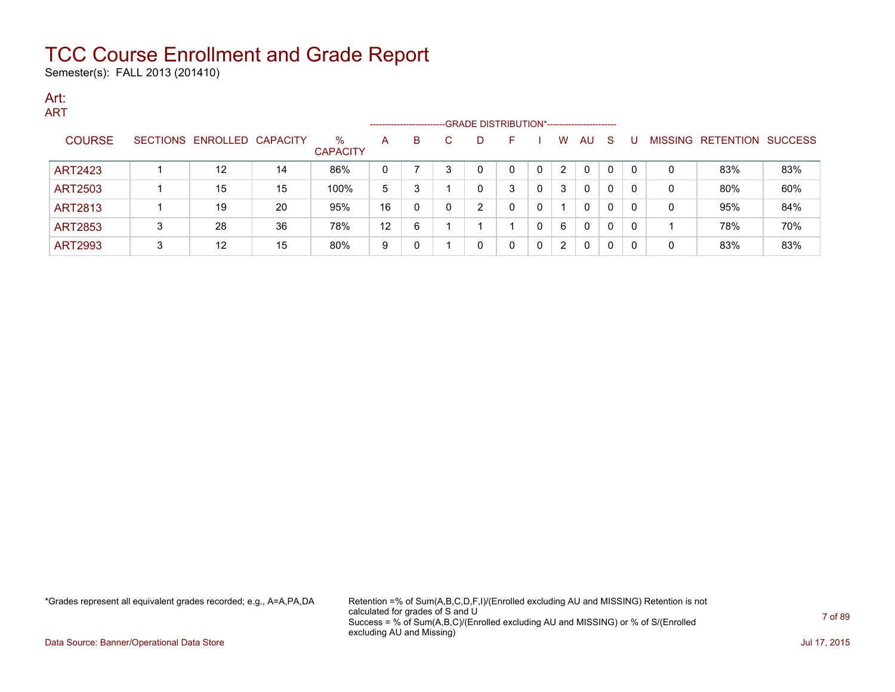# TCC Course Enrollment and Grade Report

Semester(s): FALL 2013 (201410)

## Art:

### ART

| COURSE | SECTIONS | ENROLLED | CAPACITY | % CAPACITY | A | B | C | D | F | I | W | AU | S | U | MISSING | RETENTION | SUCCESS |
|---|---|---|---|---|---|---|---|---|---|---|---|---|---|---|---|---|---|
| | | | | | GRADE DISTRIBUTION* | | | | | | | | | | | | |
| ART2423 | 1 | 12 | 14 | 86% | 0 | 7 | 3 | 0 | 0 | 0 | 2 | 0 | 0 | 0 | 0 | 83% | 83% |
| ART2503 | 1 | 15 | 15 | 100% | 5 | 3 | 1 | 0 | 3 | 0 | 3 | 0 | 0 | 0 | 0 | 80% | 60% |
| ART2813 | 1 | 19 | 20 | 95% | 16 | 0 | 0 | 2 | 0 | 0 | 1 | 0 | 0 | 0 | 0 | 95% | 84% |
| ART2853 | 3 | 28 | 36 | 78% | 12 | 6 | 1 | 1 | 1 | 0 | 6 | 0 | 0 | 0 | 1 | 78% | 70% |
| ART2993 | 3 | 12 | 15 | 80% | 9 | 0 | 1 | 0 | 0 | 0 | 2 | 0 | 0 | 0 | 0 | 83% | 83% |

*Grades represent all equivalent grades recorded; e.g., A=A,PA,DA

Retention =% of Sum(A,B,C,D,F,I)/(Enrolled excluding AU and MISSING) Retention is not calculated for grades of S and U
Success = % of Sum(A,B,C)/(Enrolled excluding AU and MISSING) or % of S/(Enrolled excluding AU and Missing)

Data Source: Banner/Operational Data Store

Jul 17, 2015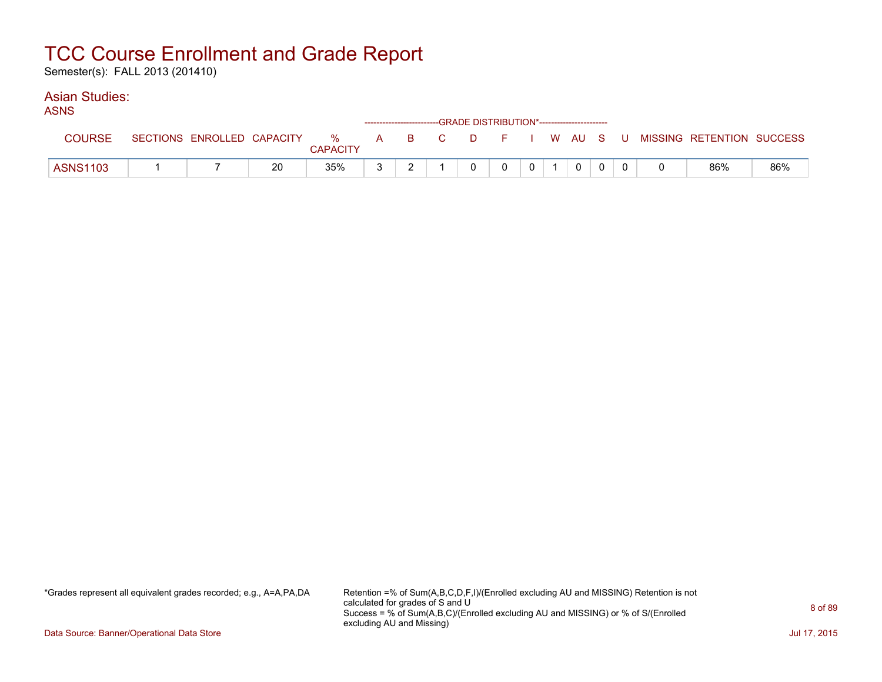# TCC Course Enrollment and Grade Report

Semester(s): FALL 2013 (201410)

## Asian Studies:

ASNS

| COURSE | SECTIONS | ENROLLED | CAPACITY | % CAPACITY | A | B | C | D | F | I | W | AU | S | U | MISSING | RETENTION | SUCCESS |
|---|---|---|---|---|---|---|---|---|---|---|---|---|---|---|---|---|---|
| | | | | | GRADE DISTRIBUTION* | | | | | | | | | | | | |
| ASNS1103 | 1 | 7 | 20 | 35% | 3 | 2 | 1 | 0 | 0 | 0 | 1 | 0 | 0 | 0 | 0 | 86% | 86% |

*Grades represent all equivalent grades recorded; e.g., A=A,PA,DA

Retention =% of Sum(A,B,C,D,F,I)/(Enrolled excluding AU and MISSING) Retention is not calculated for grades of S and U
Success = % of Sum(A,B,C)/(Enrolled excluding AU and MISSING) or % of S/(Enrolled excluding AU and Missing)

Data Source: Banner/Operational Data Store

Jul 17, 2015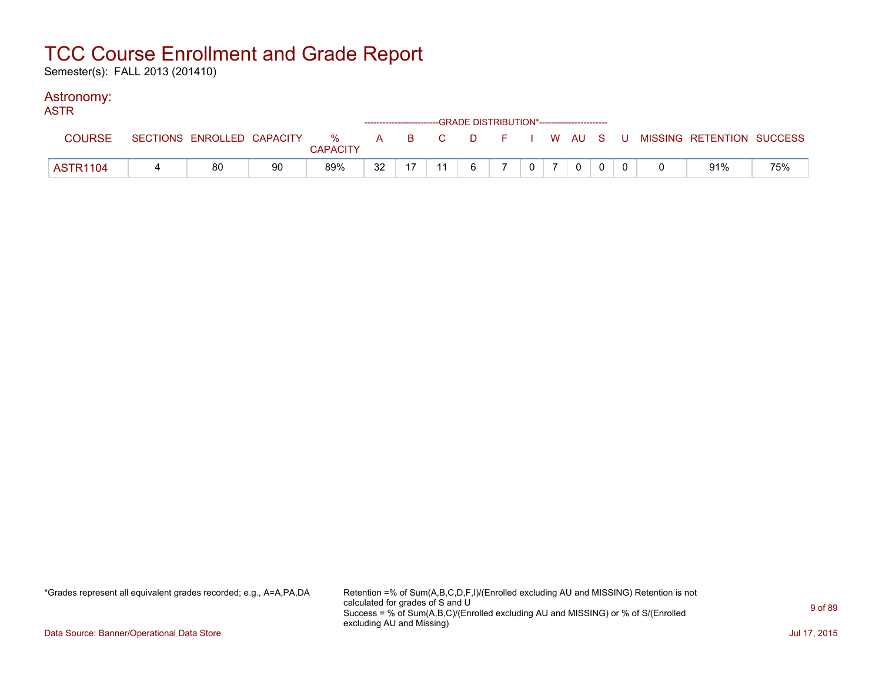# TCC Course Enrollment and Grade Report

Semester(s): FALL 2013 (201410)

## Astronomy:

ASTR

| COURSE | SECTIONS | ENROLLED | CAPACITY | % CAPACITY | GRADE DISTRIBUTION* A | B | C | D | F | I | W | AU | S | U | MISSING | RETENTION | SUCCESS |
|---|---|---|---|---|---|---|---|---|---|---|---|---|---|---|---|---|---|
| ASTR1104 | 4 | 80 | 90 | 89% | 32 | 17 | 11 | 6 | 7 | 0 | 7 | 0 | 0 | 0 | 0 | 91% | 75% |

*Grades represent all equivalent grades recorded; e.g., A=A,PA,DA

Retention =% of Sum(A,B,C,D,F,I)/(Enrolled excluding AU and MISSING) Retention is not calculated for grades of S and U
Success = % of Sum(A,B,C)/(Enrolled excluding AU and MISSING) or % of S/(Enrolled excluding AU and Missing)

Data Source: Banner/Operational Data Store

Jul 17, 2015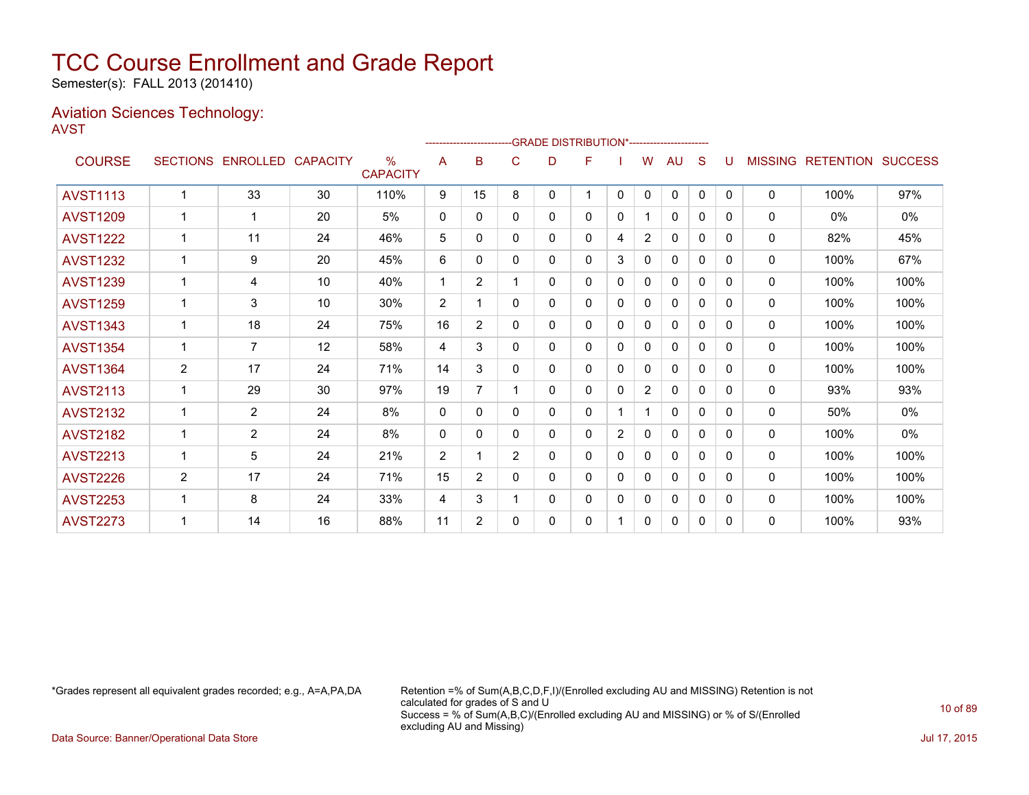# TCC Course Enrollment and Grade Report

Semester(s): FALL 2013 (201410)

## Aviation Sciences Technology:

AVST

| COURSE | SECTIONS | ENROLLED | CAPACITY | % CAPACITY | A | B | C | D | F | I | W | AU | S | U | MISSING | RETENTION | SUCCESS |
|---|---|---|---|---|---|---|---|---|---|---|---|---|---|---|---|---|---|
| | | | | | GRADE DISTRIBUTION* | | | | | | | | | | | | |
| AVST1113 | 1 | 33 | 30 | 110% | 9 | 15 | 8 | 0 | 1 | 0 | 0 | 0 | 0 | 0 | 0 | 100% | 97% |
| AVST1209 | 1 | 1 | 20 | 5% | 0 | 0 | 0 | 0 | 0 | 0 | 1 | 0 | 0 | 0 | 0 | 0% | 0% |
| AVST1222 | 1 | 11 | 24 | 46% | 5 | 0 | 0 | 0 | 0 | 4 | 2 | 0 | 0 | 0 | 0 | 82% | 45% |
| AVST1232 | 1 | 9 | 20 | 45% | 6 | 0 | 0 | 0 | 0 | 3 | 0 | 0 | 0 | 0 | 0 | 100% | 67% |
| AVST1239 | 1 | 4 | 10 | 40% | 1 | 2 | 1 | 0 | 0 | 0 | 0 | 0 | 0 | 0 | 0 | 100% | 100% |
| AVST1259 | 1 | 3 | 10 | 30% | 2 | 1 | 0 | 0 | 0 | 0 | 0 | 0 | 0 | 0 | 0 | 100% | 100% |
| AVST1343 | 1 | 18 | 24 | 75% | 16 | 2 | 0 | 0 | 0 | 0 | 0 | 0 | 0 | 0 | 0 | 100% | 100% |
| AVST1354 | 1 | 7 | 12 | 58% | 4 | 3 | 0 | 0 | 0 | 0 | 0 | 0 | 0 | 0 | 0 | 100% | 100% |
| AVST1364 | 2 | 17 | 24 | 71% | 14 | 3 | 0 | 0 | 0 | 0 | 0 | 0 | 0 | 0 | 0 | 100% | 100% |
| AVST2113 | 1 | 29 | 30 | 97% | 19 | 7 | 1 | 0 | 0 | 0 | 2 | 0 | 0 | 0 | 0 | 93% | 93% |
| AVST2132 | 1 | 2 | 24 | 8% | 0 | 0 | 0 | 0 | 0 | 1 | 1 | 0 | 0 | 0 | 0 | 50% | 0% |
| AVST2182 | 1 | 2 | 24 | 8% | 0 | 0 | 0 | 0 | 0 | 2 | 0 | 0 | 0 | 0 | 0 | 100% | 0% |
| AVST2213 | 1 | 5 | 24 | 21% | 2 | 1 | 2 | 0 | 0 | 0 | 0 | 0 | 0 | 0 | 0 | 100% | 100% |
| AVST2226 | 2 | 17 | 24 | 71% | 15 | 2 | 0 | 0 | 0 | 0 | 0 | 0 | 0 | 0 | 0 | 100% | 100% |
| AVST2253 | 1 | 8 | 24 | 33% | 4 | 3 | 1 | 0 | 0 | 0 | 0 | 0 | 0 | 0 | 0 | 100% | 100% |
| AVST2273 | 1 | 14 | 16 | 88% | 11 | 2 | 0 | 0 | 0 | 1 | 0 | 0 | 0 | 0 | 0 | 100% | 93% |

*Grades represent all equivalent grades recorded; e.g., A=A,PA,DA

Retention =% of Sum(A,B,C,D,F,I)/(Enrolled excluding AU and MISSING) Retention is not calculated for grades of S and U
Success = % of Sum(A,B,C)/(Enrolled excluding AU and MISSING) or % of S/(Enrolled excluding AU and Missing)

Data Source: Banner/Operational Data Store

Jul 17, 2015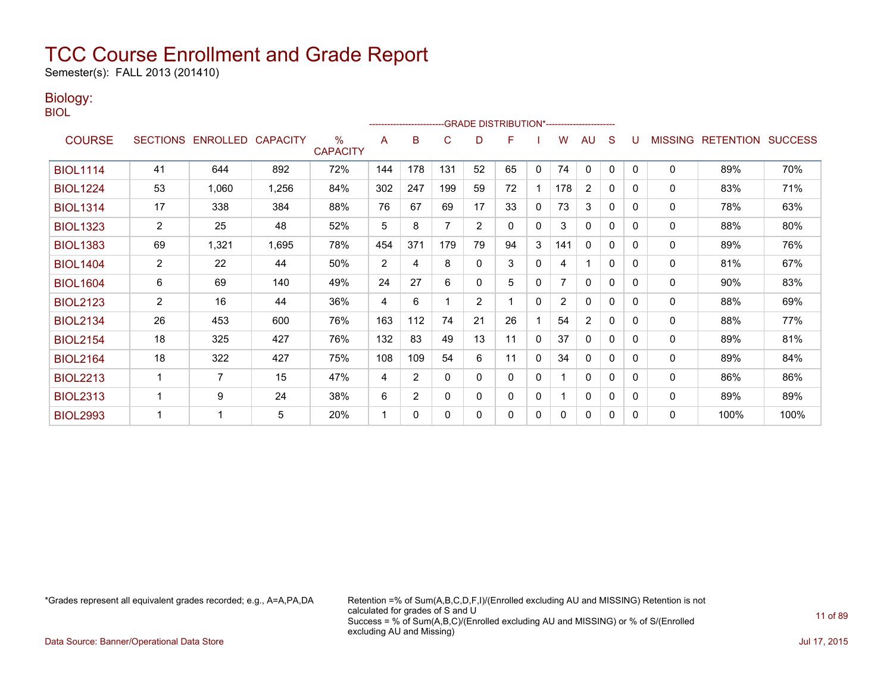# TCC Course Enrollment and Grade Report

Semester(s): FALL 2013 (201410)

## Biology:

BIOL

| COURSE | SECTIONS | ENROLLED | CAPACITY | % CAPACITY | A | B | C | D | F | I | W | AU | S | U | MISSING | RETENTION | SUCCESS |
|---|---|---|---|---|---|---|---|---|---|---|---|---|---|---|---|---|---|
| | | | | | GRADE DISTRIBUTION* | | | | | | | | | | | | |
| BIOL1114 | 41 | 644 | 892 | 72% | 144 | 178 | 131 | 52 | 65 | 0 | 74 | 0 | 0 | 0 | 0 | 89% | 70% |
| BIOL1224 | 53 | 1,060 | 1,256 | 84% | 302 | 247 | 199 | 59 | 72 | 1 | 178 | 2 | 0 | 0 | 0 | 83% | 71% |
| BIOL1314 | 17 | 338 | 384 | 88% | 76 | 67 | 69 | 17 | 33 | 0 | 73 | 3 | 0 | 0 | 0 | 78% | 63% |
| BIOL1323 | 2 | 25 | 48 | 52% | 5 | 8 | 7 | 2 | 0 | 0 | 3 | 0 | 0 | 0 | 0 | 88% | 80% |
| BIOL1383 | 69 | 1,321 | 1,695 | 78% | 454 | 371 | 179 | 79 | 94 | 3 | 141 | 0 | 0 | 0 | 0 | 89% | 76% |
| BIOL1404 | 2 | 22 | 44 | 50% | 2 | 4 | 8 | 0 | 3 | 0 | 4 | 1 | 0 | 0 | 0 | 81% | 67% |
| BIOL1604 | 6 | 69 | 140 | 49% | 24 | 27 | 6 | 0 | 5 | 0 | 7 | 0 | 0 | 0 | 0 | 90% | 83% |
| BIOL2123 | 2 | 16 | 44 | 36% | 4 | 6 | 1 | 2 | 1 | 0 | 2 | 0 | 0 | 0 | 0 | 88% | 69% |
| BIOL2134 | 26 | 453 | 600 | 76% | 163 | 112 | 74 | 21 | 26 | 1 | 54 | 2 | 0 | 0 | 0 | 88% | 77% |
| BIOL2154 | 18 | 325 | 427 | 76% | 132 | 83 | 49 | 13 | 11 | 0 | 37 | 0 | 0 | 0 | 0 | 89% | 81% |
| BIOL2164 | 18 | 322 | 427 | 75% | 108 | 109 | 54 | 6 | 11 | 0 | 34 | 0 | 0 | 0 | 0 | 89% | 84% |
| BIOL2213 | 1 | 7 | 15 | 47% | 4 | 2 | 0 | 0 | 0 | 0 | 1 | 0 | 0 | 0 | 0 | 86% | 86% |
| BIOL2313 | 1 | 9 | 24 | 38% | 6 | 2 | 0 | 0 | 0 | 0 | 1 | 0 | 0 | 0 | 0 | 89% | 89% |
| BIOL2993 | 1 | 1 | 5 | 20% | 1 | 0 | 0 | 0 | 0 | 0 | 0 | 0 | 0 | 0 | 0 | 100% | 100% |

*Grades represent all equivalent grades recorded; e.g., A=A,PA,DA

Retention =% of Sum(A,B,C,D,F,I)/(Enrolled excluding AU and MISSING) Retention is not calculated for grades of S and U

Success = % of Sum(A,B,C)/(Enrolled excluding AU and MISSING) or % of S/(Enrolled excluding AU and Missing)

Data Source: Banner/Operational Data Store

Jul 17, 2015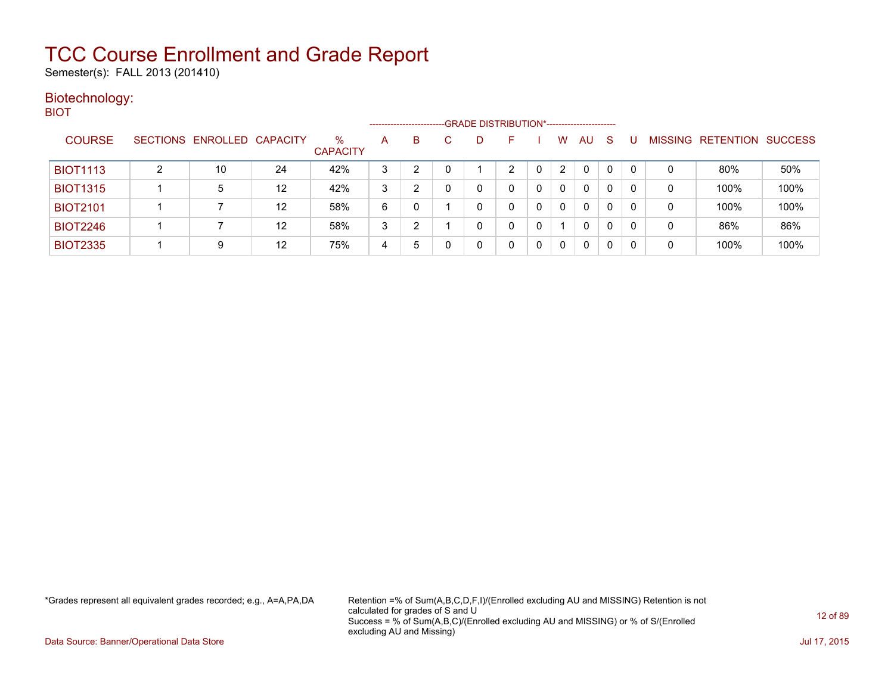# TCC Course Enrollment and Grade Report

Semester(s): FALL 2013 (201410)

## Biotechnology:

BIOT

| COURSE | SECTIONS | ENROLLED | CAPACITY | % CAPACITY | A | B | C | D | F | I | W | AU | S | U | MISSING | RETENTION | SUCCESS |
|---|---|---|---|---|---|---|---|---|---|---|---|---|---|---|---|---|---|
| | | | | | GRADE DISTRIBUTION* | | | | | | | | | | | | |
| BIOT1113 | 2 | 10 | 24 | 42% | 3 | 2 | 0 | 1 | 2 | 0 | 2 | 0 | 0 | 0 | 0 | 80% | 50% |
| BIOT1315 | 1 | 5 | 12 | 42% | 3 | 2 | 0 | 0 | 0 | 0 | 0 | 0 | 0 | 0 | 0 | 100% | 100% |
| BIOT2101 | 1 | 7 | 12 | 58% | 6 | 0 | 1 | 0 | 0 | 0 | 0 | 0 | 0 | 0 | 0 | 100% | 100% |
| BIOT2246 | 1 | 7 | 12 | 58% | 3 | 2 | 1 | 0 | 0 | 0 | 1 | 0 | 0 | 0 | 0 | 86% | 86% |
| BIOT2335 | 1 | 9 | 12 | 75% | 4 | 5 | 0 | 0 | 0 | 0 | 0 | 0 | 0 | 0 | 0 | 100% | 100% |

*Grades represent all equivalent grades recorded; e.g., A=A,PA,DA

Retention =% of Sum(A,B,C,D,F,I)/(Enrolled excluding AU and MISSING) Retention is not calculated for grades of S and U
Success = % of Sum(A,B,C)/(Enrolled excluding AU and MISSING) or % of S/(Enrolled excluding AU and Missing)

Data Source: Banner/Operational Data Store

Jul 17, 2015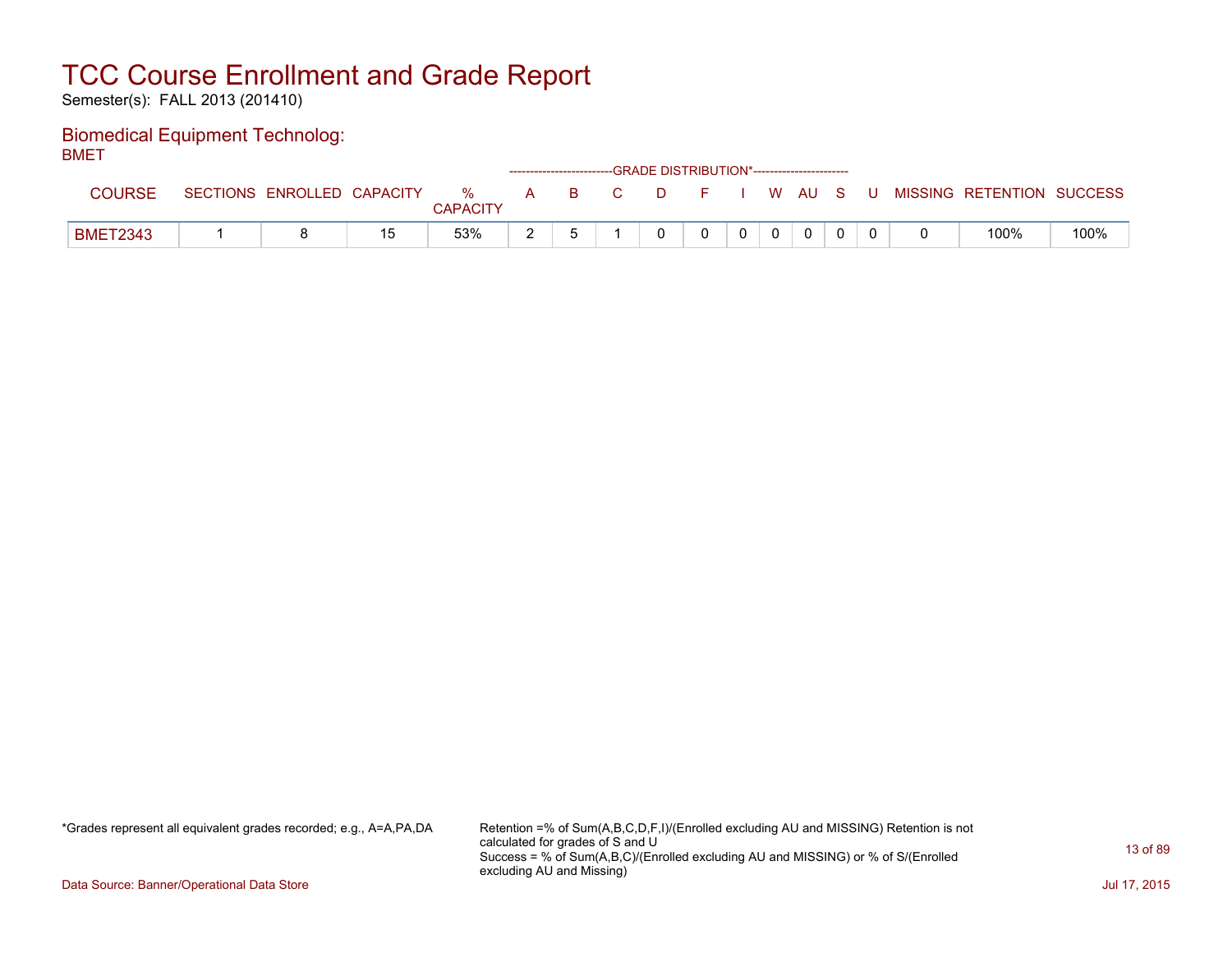# TCC Course Enrollment and Grade Report

Semester(s): FALL 2013 (201410)

## Biomedical Equipment Technolog:

BMET

| COURSE | SECTIONS | ENROLLED | CAPACITY | % CAPACITY | A | B | C | D | F | I | W | AU | S | U | MISSING | RETENTION | SUCCESS |
|---|---|---|---|---|---|---|---|---|---|---|---|---|---|---|---|---|---|
| | | | | | GRADE DISTRIBUTION* | | | | | | | | | | | | |
| BMET2343 | 1 | 8 | 15 | 53% | 2 | 5 | 1 | 0 | 0 | 0 | 0 | 0 | 0 | 0 | 0 | 100% | 100% |

*Grades represent all equivalent grades recorded; e.g., A=A,PA,DA

Retention =% of Sum(A,B,C,D,F,I)/(Enrolled excluding AU and MISSING) Retention is not calculated for grades of S and U
Success = % of Sum(A,B,C)/(Enrolled excluding AU and MISSING) or % of S/(Enrolled excluding AU and Missing)

Data Source: Banner/Operational Data Store

Jul 17, 2015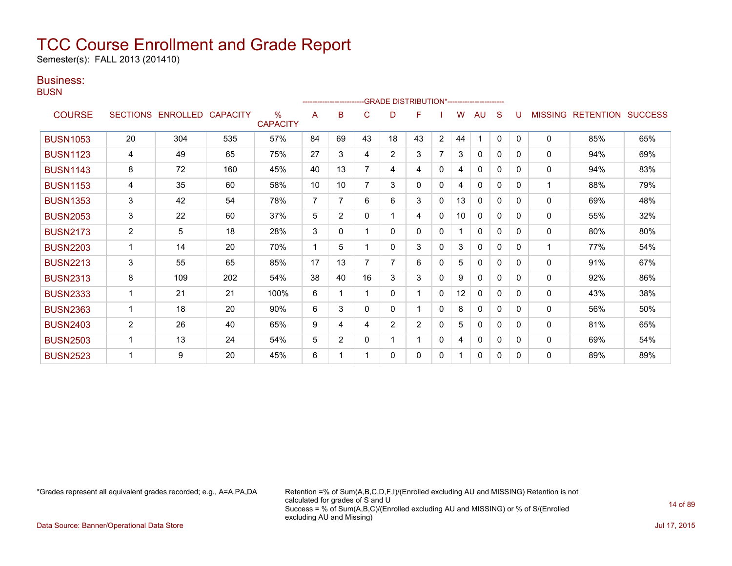# TCC Course Enrollment and Grade Report

Semester(s): FALL 2013 (201410)

## Business:

### BUSN

| COURSE | SECTIONS | ENROLLED | CAPACITY | % CAPACITY | A | B | C | D | F | I | W | AU | S | U | MISSING | RETENTION | SUCCESS |
|---|---|---|---|---|---|---|---|---|---|---|---|---|---|---|---|---|---|
| | | | | | GRADE DISTRIBUTION* | | | | | | | | | | | | |
| BUSN1053 | 20 | 304 | 535 | 57% | 84 | 69 | 43 | 18 | 43 | 2 | 44 | 1 | 0 | 0 | 0 | 85% | 65% |
| BUSN1123 | 4 | 49 | 65 | 75% | 27 | 3 | 4 | 2 | 3 | 7 | 3 | 0 | 0 | 0 | 0 | 94% | 69% |
| BUSN1143 | 8 | 72 | 160 | 45% | 40 | 13 | 7 | 4 | 4 | 0 | 4 | 0 | 0 | 0 | 0 | 94% | 83% |
| BUSN1153 | 4 | 35 | 60 | 58% | 10 | 10 | 7 | 3 | 0 | 0 | 4 | 0 | 0 | 0 | 1 | 88% | 79% |
| BUSN1353 | 3 | 42 | 54 | 78% | 7 | 7 | 6 | 6 | 3 | 0 | 13 | 0 | 0 | 0 | 0 | 69% | 48% |
| BUSN2053 | 3 | 22 | 60 | 37% | 5 | 2 | 0 | 1 | 4 | 0 | 10 | 0 | 0 | 0 | 0 | 55% | 32% |
| BUSN2173 | 2 | 5 | 18 | 28% | 3 | 0 | 1 | 0 | 0 | 0 | 1 | 0 | 0 | 0 | 0 | 80% | 80% |
| BUSN2203 | 1 | 14 | 20 | 70% | 1 | 5 | 1 | 0 | 3 | 0 | 3 | 0 | 0 | 0 | 1 | 77% | 54% |
| BUSN2213 | 3 | 55 | 65 | 85% | 17 | 13 | 7 | 7 | 6 | 0 | 5 | 0 | 0 | 0 | 0 | 91% | 67% |
| BUSN2313 | 8 | 109 | 202 | 54% | 38 | 40 | 16 | 3 | 3 | 0 | 9 | 0 | 0 | 0 | 0 | 92% | 86% |
| BUSN2333 | 1 | 21 | 21 | 100% | 6 | 1 | 1 | 0 | 1 | 0 | 12 | 0 | 0 | 0 | 0 | 43% | 38% |
| BUSN2363 | 1 | 18 | 20 | 90% | 6 | 3 | 0 | 0 | 1 | 0 | 8 | 0 | 0 | 0 | 0 | 56% | 50% |
| BUSN2403 | 2 | 26 | 40 | 65% | 9 | 4 | 4 | 2 | 2 | 0 | 5 | 0 | 0 | 0 | 0 | 81% | 65% |
| BUSN2503 | 1 | 13 | 24 | 54% | 5 | 2 | 0 | 1 | 1 | 0 | 4 | 0 | 0 | 0 | 0 | 69% | 54% |
| BUSN2523 | 1 | 9 | 20 | 45% | 6 | 1 | 1 | 0 | 0 | 0 | 1 | 0 | 0 | 0 | 0 | 89% | 89% |

*Grades represent all equivalent grades recorded; e.g., A=A,PA,DA

Retention =% of Sum(A,B,C,D,F,I)/(Enrolled excluding AU and MISSING) Retention is not calculated for grades of S and U
Success = % of Sum(A,B,C)/(Enrolled excluding AU and MISSING) or % of S/(Enrolled excluding AU and Missing)

Data Source: Banner/Operational Data Store

Jul 17, 2015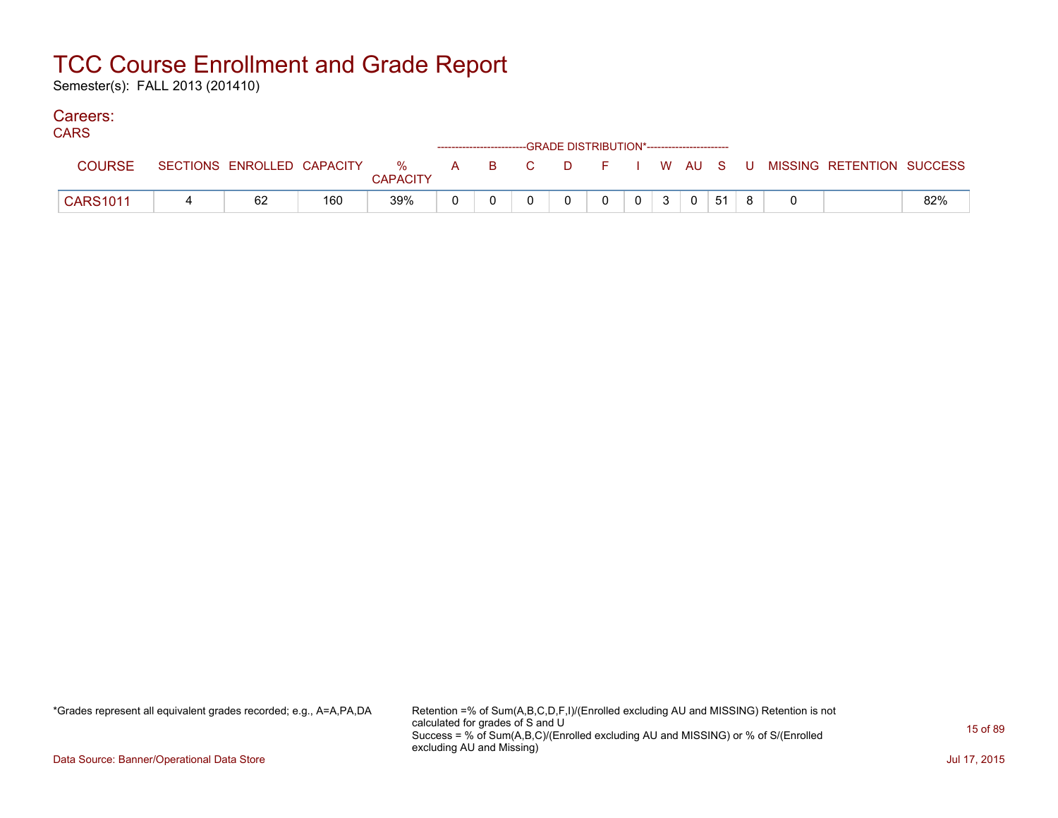# TCC Course Enrollment and Grade Report

Semester(s): FALL 2013 (201410)

## Careers:

CARS

| COURSE | SECTIONS | ENROLLED | CAPACITY | % CAPACITY | A | B | C | D | F | I | W | AU | S | U | MISSING | RETENTION | SUCCESS |
|---|---|---|---|---|---|---|---|---|---|---|---|---|---|---|---|---|---|
| | | | | | GRADE DISTRIBUTION* | | | | | | | | | | | | |
| CARS1011 | 4 | 62 | 160 | 39% | 0 | 0 | 0 | 0 | 0 | 0 | 3 | 0 | 51 | 8 | 0 | | 82% |

*Grades represent all equivalent grades recorded; e.g., A=A,PA,DA

Retention =% of Sum(A,B,C,D,F,I)/(Enrolled excluding AU and MISSING) Retention is not calculated for grades of S and U
Success = % of Sum(A,B,C)/(Enrolled excluding AU and MISSING) or % of S/(Enrolled excluding AU and Missing)

Data Source: Banner/Operational Data Store

Jul 17, 2015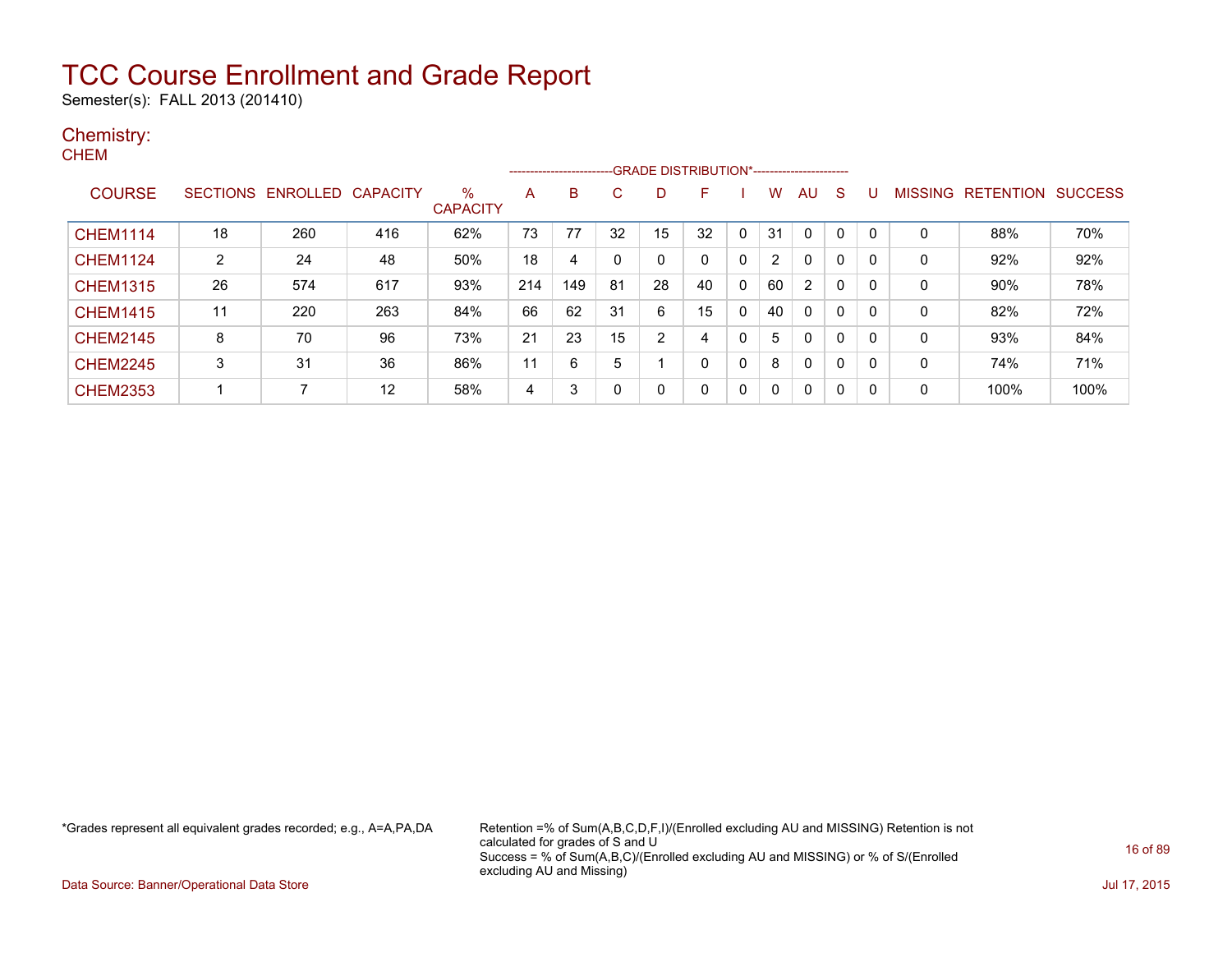# TCC Course Enrollment and Grade Report

Semester(s): FALL 2013 (201410)

## Chemistry:

CHEM

| COURSE | SECTIONS | ENROLLED | CAPACITY | % CAPACITY | A | B | C | D | F | I | W | AU | S | U | MISSING | RETENTION | SUCCESS |
|---|---|---|---|---|---|---|---|---|---|---|---|---|---|---|---|---|---|
| | | | | | GRADE DISTRIBUTION* | | | | | | | | | | | | |
| CHEM1114 | 18 | 260 | 416 | 62% | 73 | 77 | 32 | 15 | 32 | 0 | 31 | 0 | 0 | 0 | 0 | 88% | 70% |
| CHEM1124 | 2 | 24 | 48 | 50% | 18 | 4 | 0 | 0 | 0 | 0 | 2 | 0 | 0 | 0 | 0 | 92% | 92% |
| CHEM1315 | 26 | 574 | 617 | 93% | 214 | 149 | 81 | 28 | 40 | 0 | 60 | 2 | 0 | 0 | 0 | 90% | 78% |
| CHEM1415 | 11 | 220 | 263 | 84% | 66 | 62 | 31 | 6 | 15 | 0 | 40 | 0 | 0 | 0 | 0 | 82% | 72% |
| CHEM2145 | 8 | 70 | 96 | 73% | 21 | 23 | 15 | 2 | 4 | 0 | 5 | 0 | 0 | 0 | 0 | 93% | 84% |
| CHEM2245 | 3 | 31 | 36 | 86% | 11 | 6 | 5 | 1 | 0 | 0 | 8 | 0 | 0 | 0 | 0 | 74% | 71% |
| CHEM2353 | 1 | 7 | 12 | 58% | 4 | 3 | 0 | 0 | 0 | 0 | 0 | 0 | 0 | 0 | 0 | 100% | 100% |

*Grades represent all equivalent grades recorded; e.g., A=A,PA,DA

Retention =% of Sum(A,B,C,D,F,I)/(Enrolled excluding AU and MISSING) Retention is not calculated for grades of S and U
Success = % of Sum(A,B,C)/(Enrolled excluding AU and MISSING) or % of S/(Enrolled excluding AU and Missing)

Data Source: Banner/Operational Data Store

Jul 17, 2015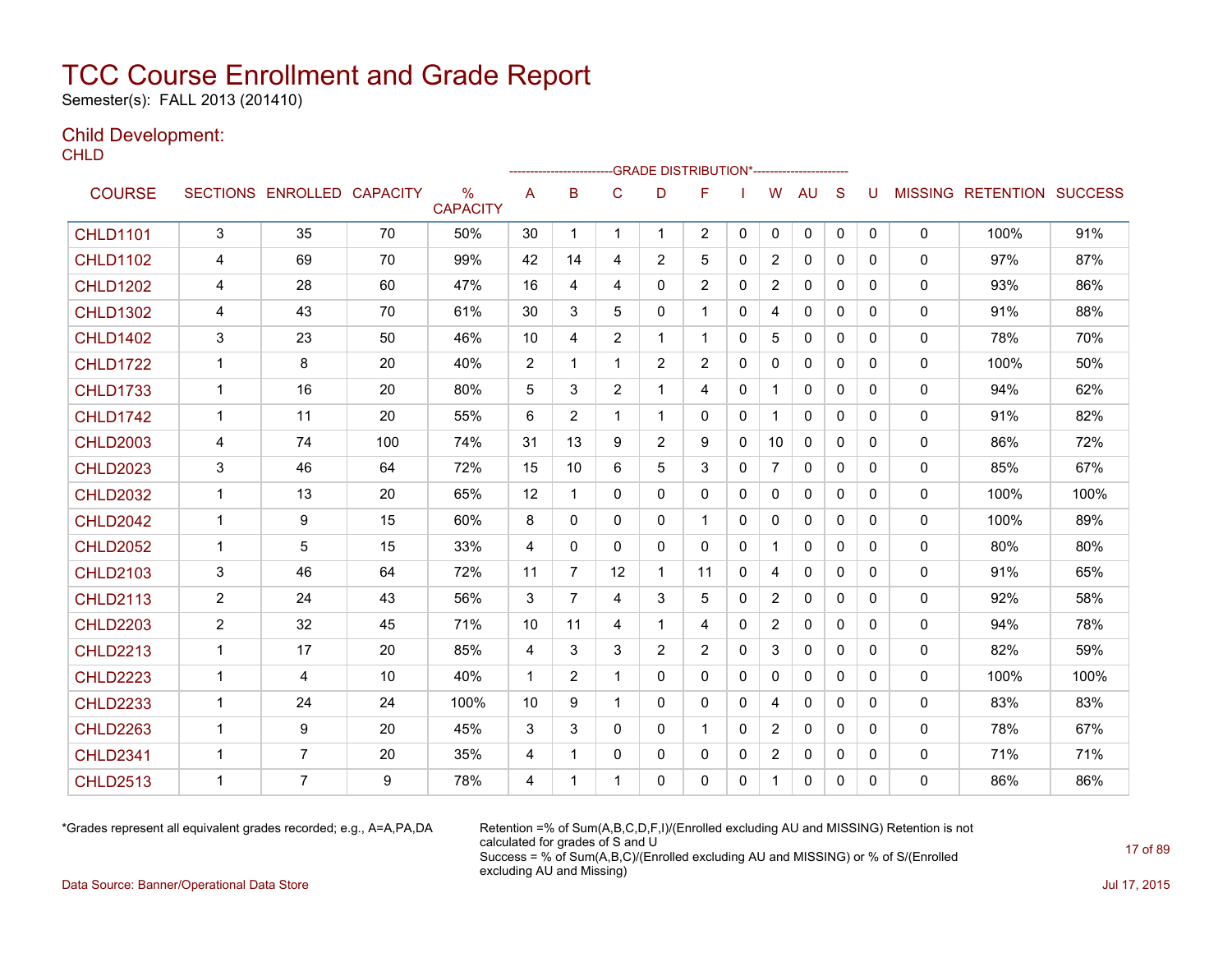# TCC Course Enrollment and Grade Report

Semester(s): FALL 2013 (201410)

## Child Development:

CHLD

| COURSE | SECTIONS | ENROLLED | CAPACITY | % CAPACITY | A | B | C | D | F | I | W | AU | S | U | MISSING | RETENTION | SUCCESS |
|---|---|---|---|---|---|---|---|---|---|---|---|---|---|---|---|---|---|
| | | | | | GRADE DISTRIBUTION* | | | | | | | | | | | | |
| CHLD1101 | 3 | 35 | 70 | 50% | 30 | 1 | 1 | 1 | 2 | 0 | 0 | 0 | 0 | 0 | 0 | 100% | 91% |
| CHLD1102 | 4 | 69 | 70 | 99% | 42 | 14 | 4 | 2 | 5 | 0 | 2 | 0 | 0 | 0 | 0 | 97% | 87% |
| CHLD1202 | 4 | 28 | 60 | 47% | 16 | 4 | 4 | 0 | 2 | 0 | 2 | 0 | 0 | 0 | 0 | 93% | 86% |
| CHLD1302 | 4 | 43 | 70 | 61% | 30 | 3 | 5 | 0 | 1 | 0 | 4 | 0 | 0 | 0 | 0 | 91% | 88% |
| CHLD1402 | 3 | 23 | 50 | 46% | 10 | 4 | 2 | 1 | 1 | 0 | 5 | 0 | 0 | 0 | 0 | 78% | 70% |
| CHLD1722 | 1 | 8 | 20 | 40% | 2 | 1 | 1 | 2 | 2 | 0 | 0 | 0 | 0 | 0 | 0 | 100% | 50% |
| CHLD1733 | 1 | 16 | 20 | 80% | 5 | 3 | 2 | 1 | 4 | 0 | 1 | 0 | 0 | 0 | 0 | 94% | 62% |
| CHLD1742 | 1 | 11 | 20 | 55% | 6 | 2 | 1 | 1 | 0 | 0 | 1 | 0 | 0 | 0 | 0 | 91% | 82% |
| CHLD2003 | 4 | 74 | 100 | 74% | 31 | 13 | 9 | 2 | 9 | 0 | 10 | 0 | 0 | 0 | 0 | 86% | 72% |
| CHLD2023 | 3 | 46 | 64 | 72% | 15 | 10 | 6 | 5 | 3 | 0 | 7 | 0 | 0 | 0 | 0 | 85% | 67% |
| CHLD2032 | 1 | 13 | 20 | 65% | 12 | 1 | 0 | 0 | 0 | 0 | 0 | 0 | 0 | 0 | 0 | 100% | 100% |
| CHLD2042 | 1 | 9 | 15 | 60% | 8 | 0 | 0 | 0 | 1 | 0 | 0 | 0 | 0 | 0 | 0 | 100% | 89% |
| CHLD2052 | 1 | 5 | 15 | 33% | 4 | 0 | 0 | 0 | 0 | 0 | 1 | 0 | 0 | 0 | 0 | 80% | 80% |
| CHLD2103 | 3 | 46 | 64 | 72% | 11 | 7 | 12 | 1 | 11 | 0 | 4 | 0 | 0 | 0 | 0 | 91% | 65% |
| CHLD2113 | 2 | 24 | 43 | 56% | 3 | 7 | 4 | 3 | 5 | 0 | 2 | 0 | 0 | 0 | 0 | 92% | 58% |
| CHLD2203 | 2 | 32 | 45 | 71% | 10 | 11 | 4 | 1 | 4 | 0 | 2 | 0 | 0 | 0 | 0 | 94% | 78% |
| CHLD2213 | 1 | 17 | 20 | 85% | 4 | 3 | 3 | 2 | 2 | 0 | 3 | 0 | 0 | 0 | 0 | 82% | 59% |
| CHLD2223 | 1 | 4 | 10 | 40% | 1 | 2 | 1 | 0 | 0 | 0 | 0 | 0 | 0 | 0 | 0 | 100% | 100% |
| CHLD2233 | 1 | 24 | 24 | 100% | 10 | 9 | 1 | 0 | 0 | 0 | 4 | 0 | 0 | 0 | 0 | 83% | 83% |
| CHLD2263 | 1 | 9 | 20 | 45% | 3 | 3 | 0 | 0 | 1 | 0 | 2 | 0 | 0 | 0 | 0 | 78% | 67% |
| CHLD2341 | 1 | 7 | 20 | 35% | 4 | 1 | 0 | 0 | 0 | 0 | 2 | 0 | 0 | 0 | 0 | 71% | 71% |
| CHLD2513 | 1 | 7 | 9 | 78% | 4 | 1 | 1 | 0 | 0 | 0 | 1 | 0 | 0 | 0 | 0 | 86% | 86% |

*Grades represent all equivalent grades recorded; e.g., A=A,PA,DA

Retention =% of Sum(A,B,C,D,F,I)/(Enrolled excluding AU and MISSING) Retention is not calculated for grades of S and U
Success = % of Sum(A,B,C)/(Enrolled excluding AU and MISSING) or % of S/(Enrolled excluding AU and Missing)

Data Source: Banner/Operational Data Store

Jul 17, 2015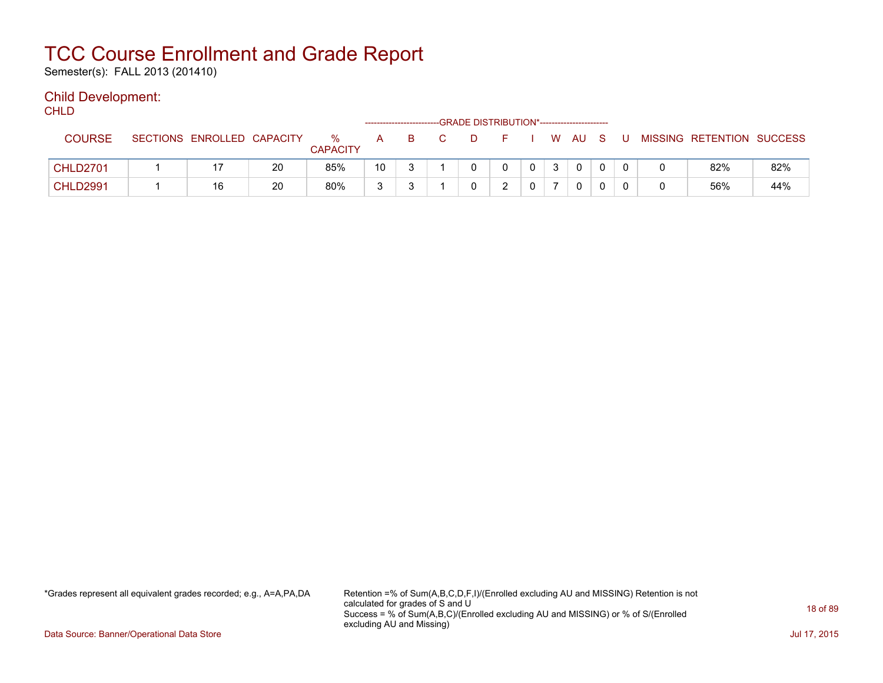# TCC Course Enrollment and Grade Report

Semester(s): FALL 2013 (201410)

## Child Development:

CHLD

| COURSE | SECTIONS | ENROLLED | CAPACITY | % CAPACITY | GRADE DISTRIBUTION* A | B | C | D | F | I | W | AU | S | U | MISSING | RETENTION | SUCCESS |
|---|---|---|---|---|---|---|---|---|---|---|---|---|---|---|---|---|---|
| CHLD2701 | 1 | 17 | 20 | 85% | 10 | 3 | 1 | 0 | 0 | 0 | 3 | 0 | 0 | 0 | 0 | 82% | 82% |
| CHLD2991 | 1 | 16 | 20 | 80% | 3 | 3 | 1 | 0 | 2 | 0 | 7 | 0 | 0 | 0 | 0 | 56% | 44% |

*Grades represent all equivalent grades recorded; e.g., A=A,PA,DA

Retention =% of Sum(A,B,C,D,F,I)/(Enrolled excluding AU and MISSING) Retention is not calculated for grades of S and U
Success = % of Sum(A,B,C)/(Enrolled excluding AU and MISSING) or % of S/(Enrolled excluding AU and Missing)

Data Source: Banner/Operational Data Store

Jul 17, 2015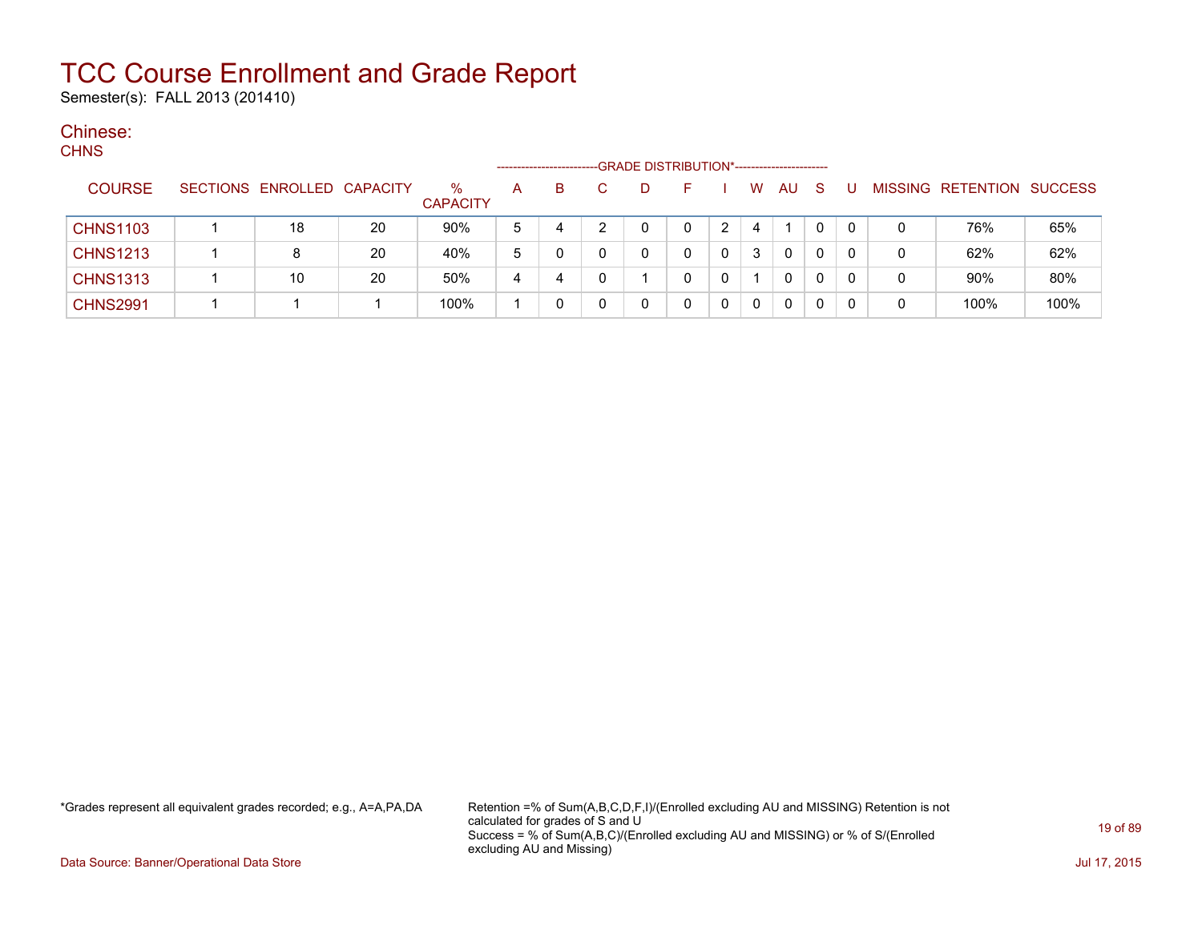# TCC Course Enrollment and Grade Report

Semester(s): FALL 2013 (201410)

## Chinese:

CHNS

| COURSE | SECTIONS | ENROLLED | CAPACITY | % CAPACITY | A | B | C | D | F | I | W | AU | S | U | MISSING | RETENTION | SUCCESS |
|---|---|---|---|---|---|---|---|---|---|---|---|---|---|---|---|---|---|
| | | | | | GRADE DISTRIBUTION* | | | | | | | | | | | | |
| CHNS1103 | 1 | 18 | 20 | 90% | 5 | 4 | 2 | 0 | 0 | 2 | 4 | 1 | 0 | 0 | 0 | 76% | 65% |
| CHNS1213 | 1 | 8 | 20 | 40% | 5 | 0 | 0 | 0 | 0 | 0 | 3 | 0 | 0 | 0 | 0 | 62% | 62% |
| CHNS1313 | 1 | 10 | 20 | 50% | 4 | 4 | 0 | 1 | 0 | 0 | 1 | 0 | 0 | 0 | 0 | 90% | 80% |
| CHNS2991 | 1 | 1 | 1 | 100% | 1 | 0 | 0 | 0 | 0 | 0 | 0 | 0 | 0 | 0 | 0 | 100% | 100% |

*Grades represent all equivalent grades recorded; e.g., A=A,PA,DA

Retention =% of Sum(A,B,C,D,F,I)/(Enrolled excluding AU and MISSING) Retention is not calculated for grades of S and U
Success = % of Sum(A,B,C)/(Enrolled excluding AU and MISSING) or % of S/(Enrolled excluding AU and Missing)

Data Source: Banner/Operational Data Store

Jul 17, 2015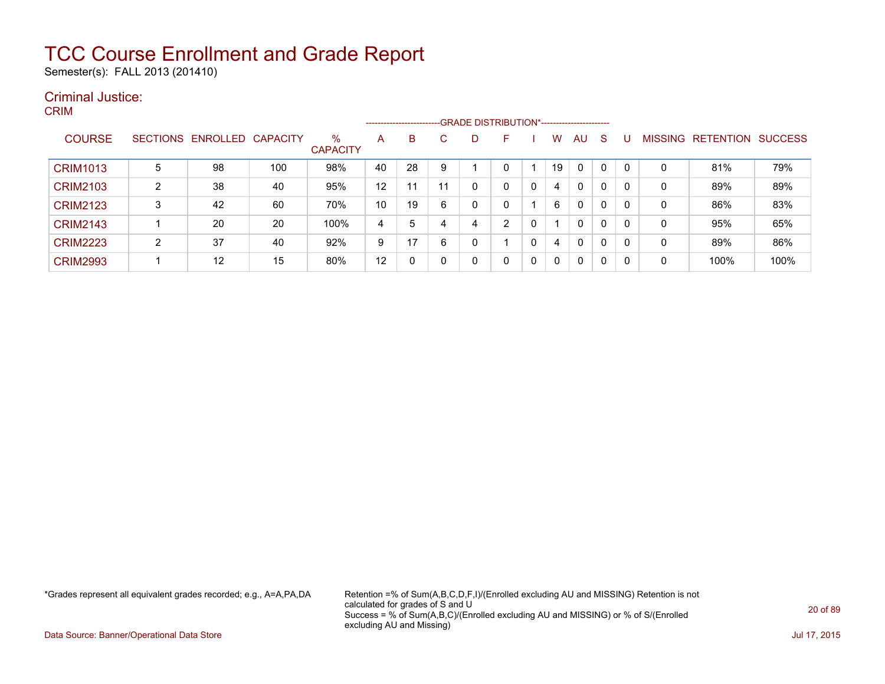# TCC Course Enrollment and Grade Report

Semester(s): FALL 2013 (201410)

## Criminal Justice:

### CRIM

| COURSE | SECTIONS | ENROLLED | CAPACITY | % CAPACITY | A | B | C | D | F | I | W | AU | S | U | MISSING | RETENTION | SUCCESS |
|---|---|---|---|---|---|---|---|---|---|---|---|---|---|---|---|---|---|
| | | | | | GRADE DISTRIBUTION* | | | | | | | | | | | | |
| CRIM1013 | 5 | 98 | 100 | 98% | 40 | 28 | 9 | 1 | 0 | 1 | 19 | 0 | 0 | 0 | 0 | 81% | 79% |
| CRIM2103 | 2 | 38 | 40 | 95% | 12 | 11 | 11 | 0 | 0 | 0 | 4 | 0 | 0 | 0 | 0 | 89% | 89% |
| CRIM2123 | 3 | 42 | 60 | 70% | 10 | 19 | 6 | 0 | 0 | 1 | 6 | 0 | 0 | 0 | 0 | 86% | 83% |
| CRIM2143 | 1 | 20 | 20 | 100% | 4 | 5 | 4 | 4 | 2 | 0 | 1 | 0 | 0 | 0 | 0 | 95% | 65% |
| CRIM2223 | 2 | 37 | 40 | 92% | 9 | 17 | 6 | 0 | 1 | 0 | 4 | 0 | 0 | 0 | 0 | 89% | 86% |
| CRIM2993 | 1 | 12 | 15 | 80% | 12 | 0 | 0 | 0 | 0 | 0 | 0 | 0 | 0 | 0 | 0 | 100% | 100% |

*Grades represent all equivalent grades recorded; e.g., A=A,PA,DA

Retention =% of Sum(A,B,C,D,F,I)/(Enrolled excluding AU and MISSING) Retention is not calculated for grades of S and U
Success = % of Sum(A,B,C)/(Enrolled excluding AU and MISSING) or % of S/(Enrolled excluding AU and Missing)

Data Source: Banner/Operational Data Store

Jul 17, 2015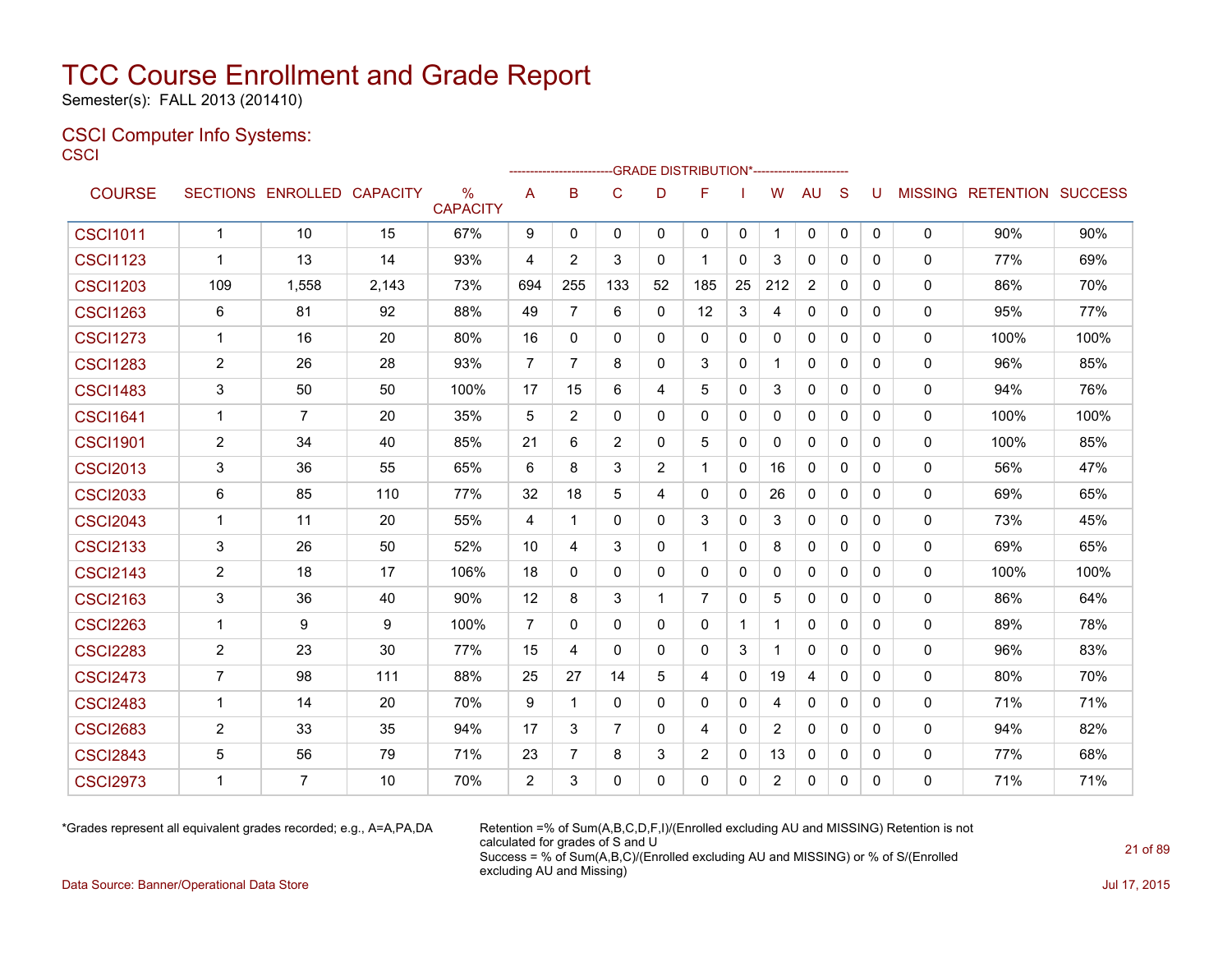# TCC Course Enrollment and Grade Report

Semester(s): FALL 2013 (201410)

## CSCI Computer Info Systems:

### CSCI

| COURSE | SECTIONS | ENROLLED | CAPACITY | % CAPACITY | A | B | C | D | F | I | W | AU | S | U | MISSING | RETENTION | SUCCESS |
|---|---|---|---|---|---|---|---|---|---|---|---|---|---|---|---|---|---|
| | | | | | GRADE DISTRIBUTION* | | | | | | | | | | | | |
| CSCI1011 | 1 | 10 | 15 | 67% | 9 | 0 | 0 | 0 | 0 | 0 | 1 | 0 | 0 | 0 | 0 | 90% | 90% |
| CSCI1123 | 1 | 13 | 14 | 93% | 4 | 2 | 3 | 0 | 1 | 0 | 3 | 0 | 0 | 0 | 0 | 77% | 69% |
| CSCI1203 | 109 | 1,558 | 2,143 | 73% | 694 | 255 | 133 | 52 | 185 | 25 | 212 | 2 | 0 | 0 | 0 | 86% | 70% |
| CSCI1263 | 6 | 81 | 92 | 88% | 49 | 7 | 6 | 0 | 12 | 3 | 4 | 0 | 0 | 0 | 0 | 95% | 77% |
| CSCI1273 | 1 | 16 | 20 | 80% | 16 | 0 | 0 | 0 | 0 | 0 | 0 | 0 | 0 | 0 | 0 | 100% | 100% |
| CSCI1283 | 2 | 26 | 28 | 93% | 7 | 7 | 8 | 0 | 3 | 0 | 1 | 0 | 0 | 0 | 0 | 96% | 85% |
| CSCI1483 | 3 | 50 | 50 | 100% | 17 | 15 | 6 | 4 | 5 | 0 | 3 | 0 | 0 | 0 | 0 | 94% | 76% |
| CSCI1641 | 1 | 7 | 20 | 35% | 5 | 2 | 0 | 0 | 0 | 0 | 0 | 0 | 0 | 0 | 0 | 100% | 100% |
| CSCI1901 | 2 | 34 | 40 | 85% | 21 | 6 | 2 | 0 | 5 | 0 | 0 | 0 | 0 | 0 | 0 | 100% | 85% |
| CSCI2013 | 3 | 36 | 55 | 65% | 6 | 8 | 3 | 2 | 1 | 0 | 16 | 0 | 0 | 0 | 0 | 56% | 47% |
| CSCI2033 | 6 | 85 | 110 | 77% | 32 | 18 | 5 | 4 | 0 | 0 | 26 | 0 | 0 | 0 | 0 | 69% | 65% |
| CSCI2043 | 1 | 11 | 20 | 55% | 4 | 1 | 0 | 0 | 3 | 0 | 3 | 0 | 0 | 0 | 0 | 73% | 45% |
| CSCI2133 | 3 | 26 | 50 | 52% | 10 | 4 | 3 | 0 | 1 | 0 | 8 | 0 | 0 | 0 | 0 | 69% | 65% |
| CSCI2143 | 2 | 18 | 17 | 106% | 18 | 0 | 0 | 0 | 0 | 0 | 0 | 0 | 0 | 0 | 0 | 100% | 100% |
| CSCI2163 | 3 | 36 | 40 | 90% | 12 | 8 | 3 | 1 | 7 | 0 | 5 | 0 | 0 | 0 | 0 | 86% | 64% |
| CSCI2263 | 1 | 9 | 9 | 100% | 7 | 0 | 0 | 0 | 0 | 1 | 1 | 0 | 0 | 0 | 0 | 89% | 78% |
| CSCI2283 | 2 | 23 | 30 | 77% | 15 | 4 | 0 | 0 | 0 | 3 | 1 | 0 | 0 | 0 | 0 | 96% | 83% |
| CSCI2473 | 7 | 98 | 111 | 88% | 25 | 27 | 14 | 5 | 4 | 0 | 19 | 4 | 0 | 0 | 0 | 80% | 70% |
| CSCI2483 | 1 | 14 | 20 | 70% | 9 | 1 | 0 | 0 | 0 | 0 | 4 | 0 | 0 | 0 | 0 | 71% | 71% |
| CSCI2683 | 2 | 33 | 35 | 94% | 17 | 3 | 7 | 0 | 4 | 0 | 2 | 0 | 0 | 0 | 0 | 94% | 82% |
| CSCI2843 | 5 | 56 | 79 | 71% | 23 | 7 | 8 | 3 | 2 | 0 | 13 | 0 | 0 | 0 | 0 | 77% | 68% |
| CSCI2973 | 1 | 7 | 10 | 70% | 2 | 3 | 0 | 0 | 0 | 0 | 2 | 0 | 0 | 0 | 0 | 71% | 71% |

*Grades represent all equivalent grades recorded; e.g., A=A,PA,DA

Retention =% of Sum(A,B,C,D,F,I)/(Enrolled excluding AU and MISSING) Retention is not calculated for grades of S and U
Success = % of Sum(A,B,C)/(Enrolled excluding AU and MISSING) or % of S/(Enrolled excluding AU and Missing)

Data Source: Banner/Operational Data Store

Jul 17, 2015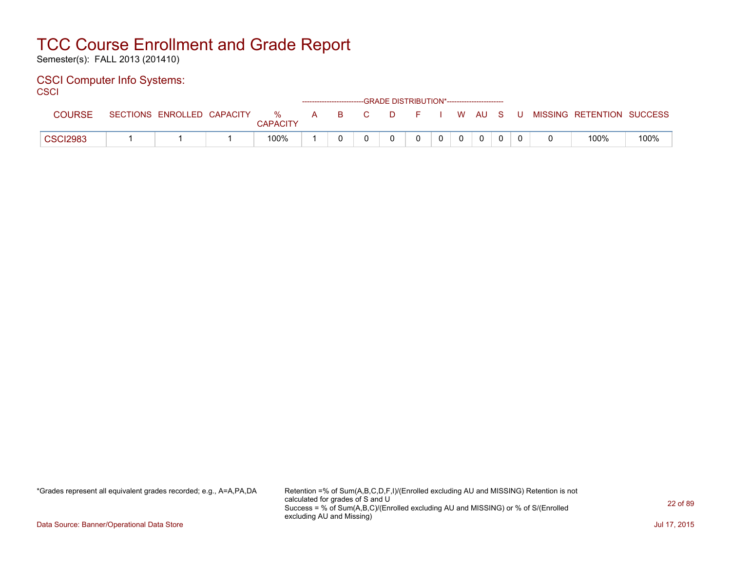# TCC Course Enrollment and Grade Report

Semester(s): FALL 2013 (201410)

## CSCI Computer Info Systems:

CSCI

| COURSE | SECTIONS | ENROLLED | CAPACITY | % CAPACITY | A | B | C | D | F | I | W | AU | S | U | MISSING | RETENTION | SUCCESS |
|---|---|---|---|---|---|---|---|---|---|---|---|---|---|---|---|---|---|
| | | | | | GRADE DISTRIBUTION* | | | | | | | | | | | | |
| CSCI2983 | 1 | 1 | 1 | 100% | 1 | 0 | 0 | 0 | 0 | 0 | 0 | 0 | 0 | 0 | 0 | 100% | 100% |

*Grades represent all equivalent grades recorded; e.g., A=A,PA,DA

Retention =% of Sum(A,B,C,D,F,I)/(Enrolled excluding AU and MISSING) Retention is not calculated for grades of S and U
Success = % of Sum(A,B,C)/(Enrolled excluding AU and MISSING) or % of S/(Enrolled excluding AU and Missing)

Data Source: Banner/Operational Data Store

Jul 17, 2015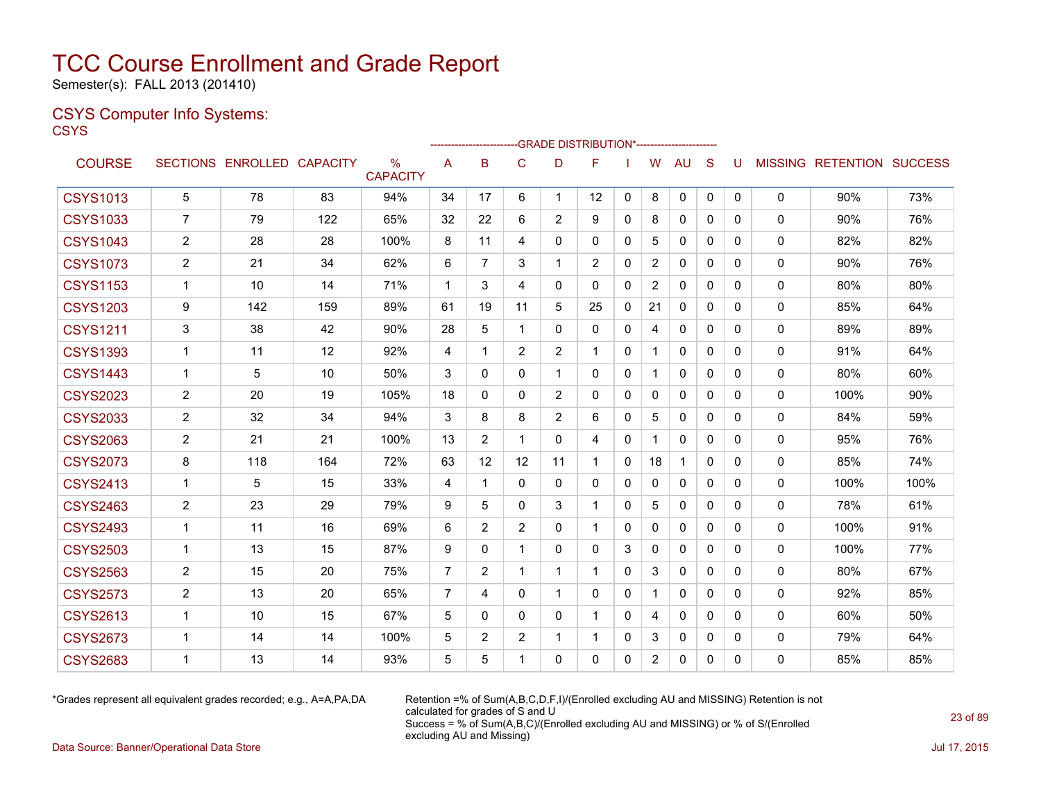# TCC Course Enrollment and Grade Report

Semester(s): FALL 2013 (201410)

## CSYS Computer Info Systems:

CSYS

| COURSE | SECTIONS | ENROLLED | CAPACITY | % CAPACITY | A | B | C | D | F | I | W | AU | S | U | MISSING | RETENTION | SUCCESS |
|---|---|---|---|---|---|---|---|---|---|---|---|---|---|---|---|---|---|
| | | | | | GRADE DISTRIBUTION* | | | | | | | | | | | | |
| CSYS1013 | 5 | 78 | 83 | 94% | 34 | 17 | 6 | 1 | 12 | 0 | 8 | 0 | 0 | 0 | 0 | 90% | 73% |
| CSYS1033 | 7 | 79 | 122 | 65% | 32 | 22 | 6 | 2 | 9 | 0 | 8 | 0 | 0 | 0 | 0 | 90% | 76% |
| CSYS1043 | 2 | 28 | 28 | 100% | 8 | 11 | 4 | 0 | 0 | 0 | 5 | 0 | 0 | 0 | 0 | 82% | 82% |
| CSYS1073 | 2 | 21 | 34 | 62% | 6 | 7 | 3 | 1 | 2 | 0 | 2 | 0 | 0 | 0 | 0 | 90% | 76% |
| CSYS1153 | 1 | 10 | 14 | 71% | 1 | 3 | 4 | 0 | 0 | 0 | 2 | 0 | 0 | 0 | 0 | 80% | 80% |
| CSYS1203 | 9 | 142 | 159 | 89% | 61 | 19 | 11 | 5 | 25 | 0 | 21 | 0 | 0 | 0 | 0 | 85% | 64% |
| CSYS1211 | 3 | 38 | 42 | 90% | 28 | 5 | 1 | 0 | 0 | 0 | 4 | 0 | 0 | 0 | 0 | 89% | 89% |
| CSYS1393 | 1 | 11 | 12 | 92% | 4 | 1 | 2 | 2 | 1 | 0 | 1 | 0 | 0 | 0 | 0 | 91% | 64% |
| CSYS1443 | 1 | 5 | 10 | 50% | 3 | 0 | 0 | 1 | 0 | 0 | 1 | 0 | 0 | 0 | 0 | 80% | 60% |
| CSYS2023 | 2 | 20 | 19 | 105% | 18 | 0 | 0 | 2 | 0 | 0 | 0 | 0 | 0 | 0 | 0 | 100% | 90% |
| CSYS2033 | 2 | 32 | 34 | 94% | 3 | 8 | 8 | 2 | 6 | 0 | 5 | 0 | 0 | 0 | 0 | 84% | 59% |
| CSYS2063 | 2 | 21 | 21 | 100% | 13 | 2 | 1 | 0 | 4 | 0 | 1 | 0 | 0 | 0 | 0 | 95% | 76% |
| CSYS2073 | 8 | 118 | 164 | 72% | 63 | 12 | 12 | 11 | 1 | 0 | 18 | 1 | 0 | 0 | 0 | 85% | 74% |
| CSYS2413 | 1 | 5 | 15 | 33% | 4 | 1 | 0 | 0 | 0 | 0 | 0 | 0 | 0 | 0 | 0 | 100% | 100% |
| CSYS2463 | 2 | 23 | 29 | 79% | 9 | 5 | 0 | 3 | 1 | 0 | 5 | 0 | 0 | 0 | 0 | 78% | 61% |
| CSYS2493 | 1 | 11 | 16 | 69% | 6 | 2 | 2 | 0 | 1 | 0 | 0 | 0 | 0 | 0 | 0 | 100% | 91% |
| CSYS2503 | 1 | 13 | 15 | 87% | 9 | 0 | 1 | 0 | 0 | 3 | 0 | 0 | 0 | 0 | 0 | 100% | 77% |
| CSYS2563 | 2 | 15 | 20 | 75% | 7 | 2 | 1 | 1 | 1 | 0 | 3 | 0 | 0 | 0 | 0 | 80% | 67% |
| CSYS2573 | 2 | 13 | 20 | 65% | 7 | 4 | 0 | 1 | 0 | 0 | 1 | 0 | 0 | 0 | 0 | 92% | 85% |
| CSYS2613 | 1 | 10 | 15 | 67% | 5 | 0 | 0 | 0 | 1 | 0 | 4 | 0 | 0 | 0 | 0 | 60% | 50% |
| CSYS2673 | 1 | 14 | 14 | 100% | 5 | 2 | 2 | 1 | 1 | 0 | 3 | 0 | 0 | 0 | 0 | 79% | 64% |
| CSYS2683 | 1 | 13 | 14 | 93% | 5 | 5 | 1 | 0 | 0 | 0 | 2 | 0 | 0 | 0 | 0 | 85% | 85% |

*Grades represent all equivalent grades recorded; e.g., A=A,PA,DA

Retention =% of Sum(A,B,C,D,F,I)/(Enrolled excluding AU and MISSING) Retention is not calculated for grades of S and U

Success = % of Sum(A,B,C)/(Enrolled excluding AU and MISSING) or % of S/(Enrolled excluding AU and Missing)

Data Source: Banner/Operational Data Store

Jul 17, 2015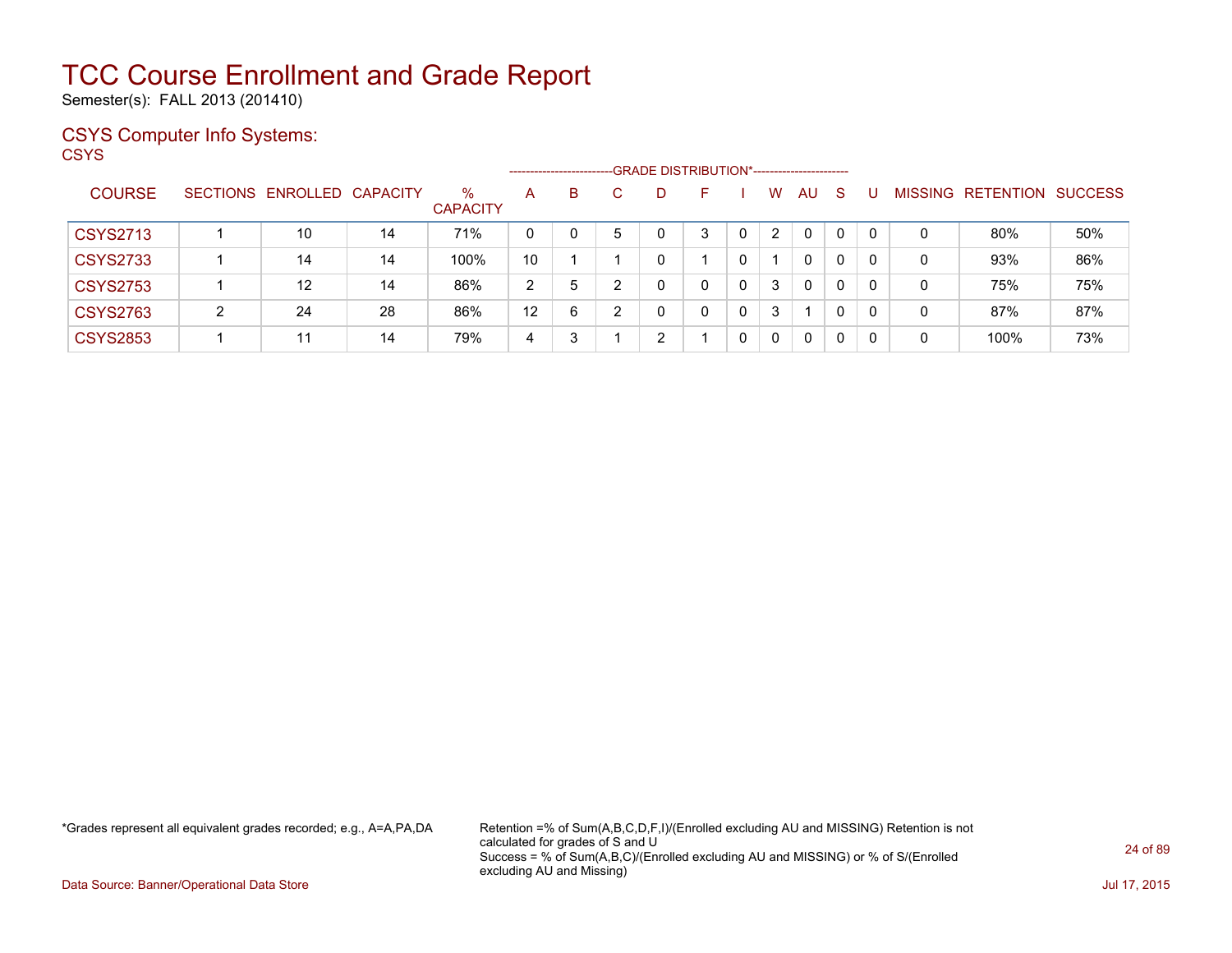# TCC Course Enrollment and Grade Report

Semester(s): FALL 2013 (201410)

## CSYS Computer Info Systems:

CSYS

| COURSE | SECTIONS | ENROLLED | CAPACITY | % CAPACITY | GRADE DISTRIBUTION* | | | | | | | | | | MISSING | RETENTION | SUCCESS |
|---|---|---|---|---|---|---|---|---|---|---|---|---|---|---|---|---|---|
| | | | | | A | B | C | D | F | I | W | AU | S | U | | | |
| CSYS2713 | 1 | 10 | 14 | 71% | 0 | 0 | 5 | 0 | 3 | 0 | 2 | 0 | 0 | 0 | 0 | 80% | 50% |
| CSYS2733 | 1 | 14 | 14 | 100% | 10 | 1 | 1 | 0 | 1 | 0 | 1 | 0 | 0 | 0 | 0 | 93% | 86% |
| CSYS2753 | 1 | 12 | 14 | 86% | 2 | 5 | 2 | 0 | 0 | 0 | 3 | 0 | 0 | 0 | 0 | 75% | 75% |
| CSYS2763 | 2 | 24 | 28 | 86% | 12 | 6 | 2 | 0 | 0 | 0 | 3 | 1 | 0 | 0 | 0 | 87% | 87% |
| CSYS2853 | 1 | 11 | 14 | 79% | 4 | 3 | 1 | 2 | 1 | 0 | 0 | 0 | 0 | 0 | 0 | 100% | 73% |

*Grades represent all equivalent grades recorded; e.g., A=A,PA,DA

Retention =% of Sum(A,B,C,D,F,I)/(Enrolled excluding AU and MISSING) Retention is not calculated for grades of S and U
Success = % of Sum(A,B,C)/(Enrolled excluding AU and MISSING) or % of S/(Enrolled excluding AU and Missing)

Data Source: Banner/Operational Data Store

Jul 17, 2015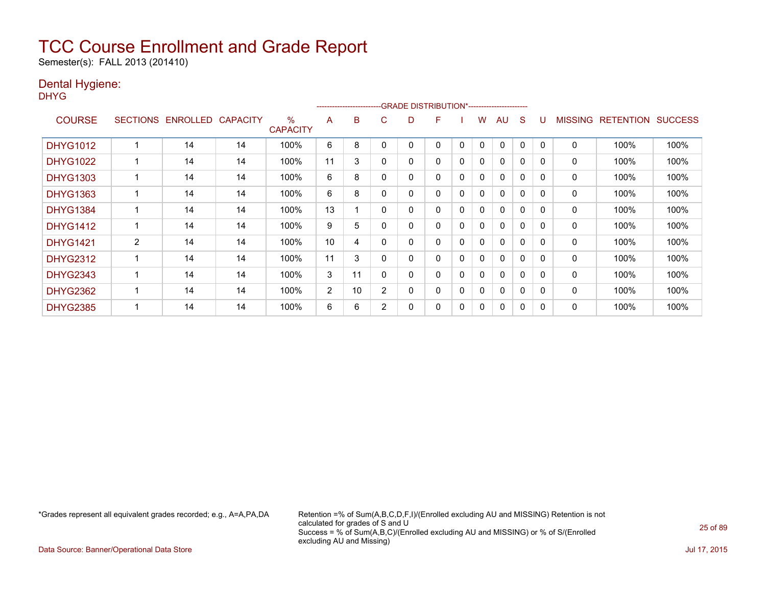# TCC Course Enrollment and Grade Report

Semester(s): FALL 2013 (201410)

## Dental Hygiene:

DHYG

| COURSE | SECTIONS | ENROLLED | CAPACITY | % CAPACITY | A | B | C | D | F | I | W | AU | S | U | MISSING | RETENTION | SUCCESS |
|---|---|---|---|---|---|---|---|---|---|---|---|---|---|---|---|---|---|
| | | | | | GRADE DISTRIBUTION* | | | | | | | | | | | | |
| DHYG1012 | 1 | 14 | 14 | 100% | 6 | 8 | 0 | 0 | 0 | 0 | 0 | 0 | 0 | 0 | 0 | 100% | 100% |
| DHYG1022 | 1 | 14 | 14 | 100% | 11 | 3 | 0 | 0 | 0 | 0 | 0 | 0 | 0 | 0 | 0 | 100% | 100% |
| DHYG1303 | 1 | 14 | 14 | 100% | 6 | 8 | 0 | 0 | 0 | 0 | 0 | 0 | 0 | 0 | 0 | 100% | 100% |
| DHYG1363 | 1 | 14 | 14 | 100% | 6 | 8 | 0 | 0 | 0 | 0 | 0 | 0 | 0 | 0 | 0 | 100% | 100% |
| DHYG1384 | 1 | 14 | 14 | 100% | 13 | 1 | 0 | 0 | 0 | 0 | 0 | 0 | 0 | 0 | 0 | 100% | 100% |
| DHYG1412 | 1 | 14 | 14 | 100% | 9 | 5 | 0 | 0 | 0 | 0 | 0 | 0 | 0 | 0 | 0 | 100% | 100% |
| DHYG1421 | 2 | 14 | 14 | 100% | 10 | 4 | 0 | 0 | 0 | 0 | 0 | 0 | 0 | 0 | 0 | 100% | 100% |
| DHYG2312 | 1 | 14 | 14 | 100% | 11 | 3 | 0 | 0 | 0 | 0 | 0 | 0 | 0 | 0 | 0 | 100% | 100% |
| DHYG2343 | 1 | 14 | 14 | 100% | 3 | 11 | 0 | 0 | 0 | 0 | 0 | 0 | 0 | 0 | 0 | 100% | 100% |
| DHYG2362 | 1 | 14 | 14 | 100% | 2 | 10 | 2 | 0 | 0 | 0 | 0 | 0 | 0 | 0 | 0 | 100% | 100% |
| DHYG2385 | 1 | 14 | 14 | 100% | 6 | 6 | 2 | 0 | 0 | 0 | 0 | 0 | 0 | 0 | 0 | 100% | 100% |

*Grades represent all equivalent grades recorded; e.g., A=A,PA,DA

Retention =% of Sum(A,B,C,D,F,I)/(Enrolled excluding AU and MISSING) Retention is not calculated for grades of S and U
Success = % of Sum(A,B,C)/(Enrolled excluding AU and MISSING) or % of S/(Enrolled excluding AU and Missing)

Data Source: Banner/Operational Data Store

Jul 17, 2015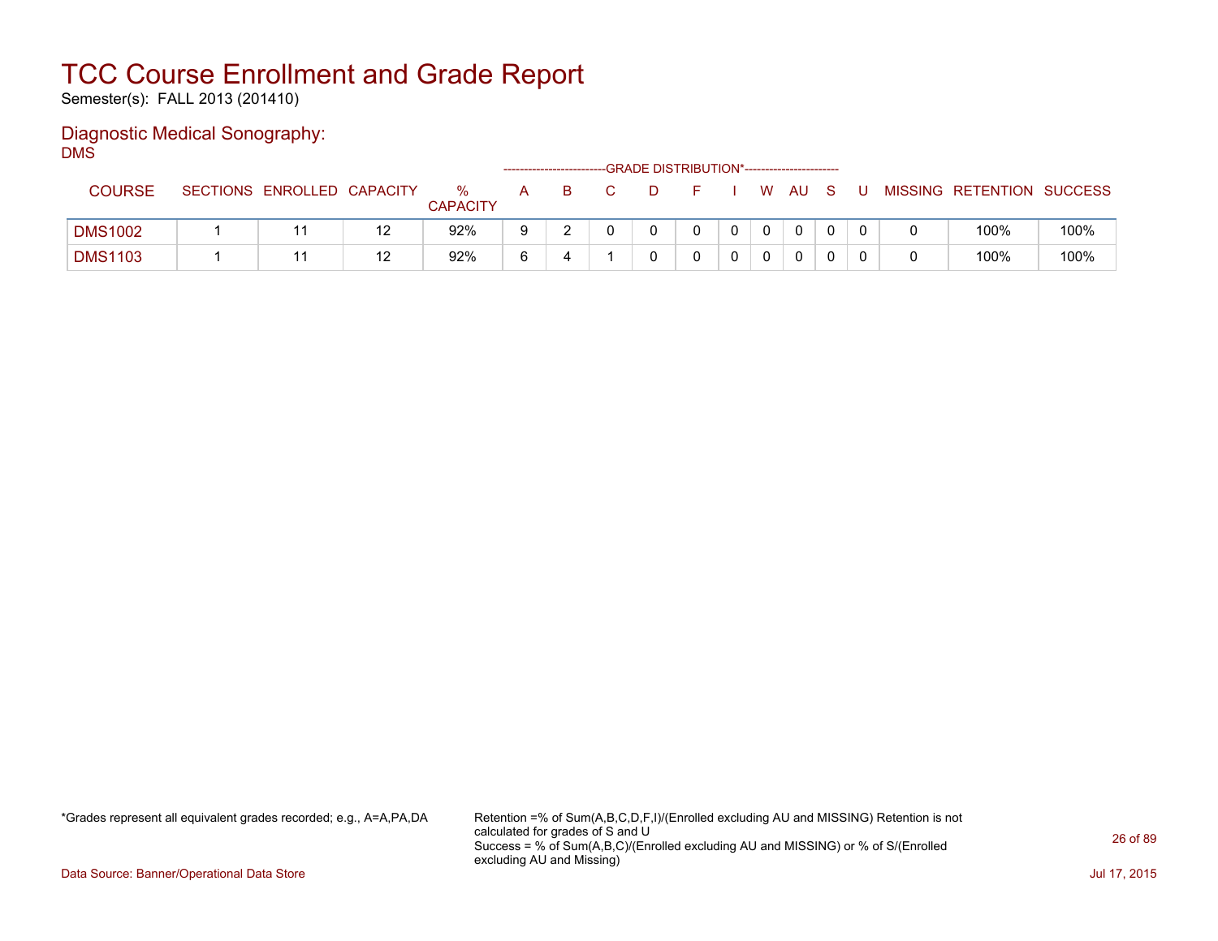# TCC Course Enrollment and Grade Report

Semester(s): FALL 2013 (201410)

## Diagnostic Medical Sonography:

DMS

| COURSE | SECTIONS | ENROLLED | CAPACITY | % CAPACITY | A | B | C | D | F | I | W | AU | S | U | MISSING | RETENTION | SUCCESS |
|---|---|---|---|---|---|---|---|---|---|---|---|---|---|---|---|---|---|
| | | | | | GRADE DISTRIBUTION* | | | | | | | | | | | | |
| DMS1002 | 1 | 11 | 12 | 92% | 9 | 2 | 0 | 0 | 0 | 0 | 0 | 0 | 0 | 0 | 0 | 100% | 100% |
| DMS1103 | 1 | 11 | 12 | 92% | 6 | 4 | 1 | 0 | 0 | 0 | 0 | 0 | 0 | 0 | 0 | 100% | 100% |

*Grades represent all equivalent grades recorded; e.g., A=A,PA,DA

Retention =% of Sum(A,B,C,D,F,I)/(Enrolled excluding AU and MISSING) Retention is not calculated for grades of S and U
Success = % of Sum(A,B,C)/(Enrolled excluding AU and MISSING) or % of S/(Enrolled excluding AU and Missing)

Data Source: Banner/Operational Data Store

Jul 17, 2015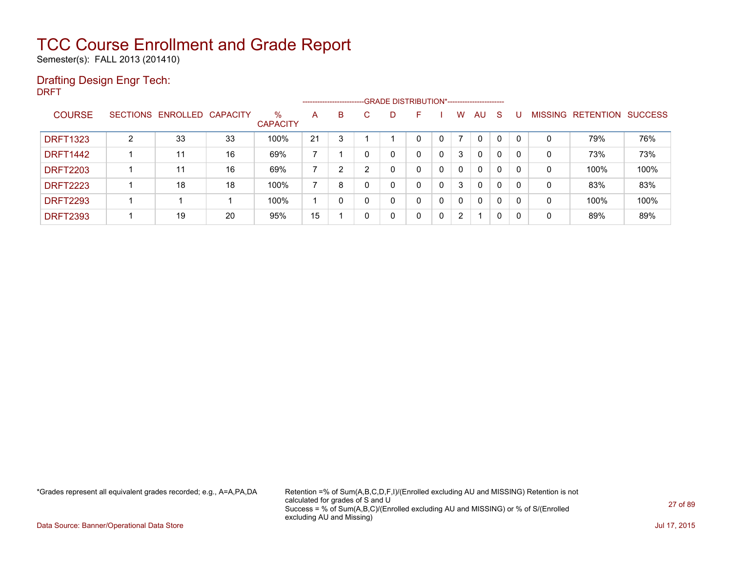# TCC Course Enrollment and Grade Report

Semester(s): FALL 2013 (201410)

## Drafting Design Engr Tech:

DRFT

| COURSE | SECTIONS | ENROLLED | CAPACITY | % CAPACITY | A | B | C | D | F | I | W | AU | S | U | MISSING | RETENTION | SUCCESS |
|---|---|---|---|---|---|---|---|---|---|---|---|---|---|---|---|---|---|
| | | | | | GRADE DISTRIBUTION* | | | | | | | | | | | | |
| DRFT1323 | 2 | 33 | 33 | 100% | 21 | 3 | 1 | 1 | 0 | 0 | 7 | 0 | 0 | 0 | 0 | 79% | 76% |
| DRFT1442 | 1 | 11 | 16 | 69% | 7 | 1 | 0 | 0 | 0 | 0 | 3 | 0 | 0 | 0 | 0 | 73% | 73% |
| DRFT2203 | 1 | 11 | 16 | 69% | 7 | 2 | 2 | 0 | 0 | 0 | 0 | 0 | 0 | 0 | 0 | 100% | 100% |
| DRFT2223 | 1 | 18 | 18 | 100% | 7 | 8 | 0 | 0 | 0 | 0 | 3 | 0 | 0 | 0 | 0 | 83% | 83% |
| DRFT2293 | 1 | 1 | 1 | 100% | 1 | 0 | 0 | 0 | 0 | 0 | 0 | 0 | 0 | 0 | 0 | 100% | 100% |
| DRFT2393 | 1 | 19 | 20 | 95% | 15 | 1 | 0 | 0 | 0 | 0 | 2 | 1 | 0 | 0 | 0 | 89% | 89% |

*Grades represent all equivalent grades recorded; e.g., A=A,PA,DA

Retention =% of Sum(A,B,C,D,F,I)/(Enrolled excluding AU and MISSING) Retention is not calculated for grades of S and U
Success = % of Sum(A,B,C)/(Enrolled excluding AU and MISSING) or % of S/(Enrolled excluding AU and Missing)

Data Source: Banner/Operational Data Store

Jul 17, 2015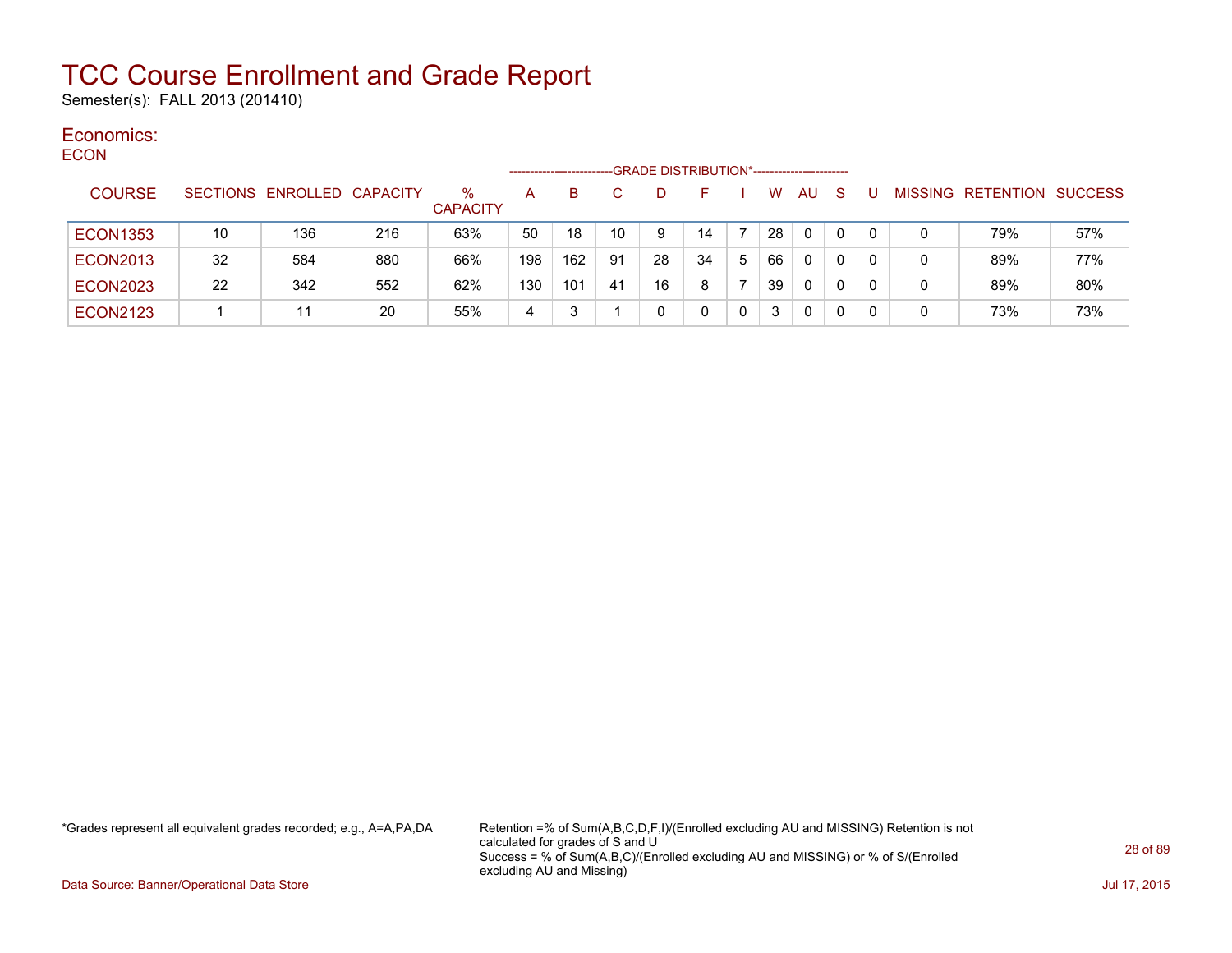# TCC Course Enrollment and Grade Report

Semester(s): FALL 2013 (201410)

## Economics:

ECON

| COURSE | SECTIONS | ENROLLED | CAPACITY | % CAPACITY | A | B | C | D | F | I | W | AU | S | U | MISSING | RETENTION | SUCCESS |
|---|---|---|---|---|---|---|---|---|---|---|---|---|---|---|---|---|---|
| | | | | | GRADE DISTRIBUTION* | | | | | | | | | | | | |
| ECON1353 | 10 | 136 | 216 | 63% | 50 | 18 | 10 | 9 | 14 | 7 | 28 | 0 | 0 | 0 | 0 | 79% | 57% |
| ECON2013 | 32 | 584 | 880 | 66% | 198 | 162 | 91 | 28 | 34 | 5 | 66 | 0 | 0 | 0 | 0 | 89% | 77% |
| ECON2023 | 22 | 342 | 552 | 62% | 130 | 101 | 41 | 16 | 8 | 7 | 39 | 0 | 0 | 0 | 0 | 89% | 80% |
| ECON2123 | 1 | 11 | 20 | 55% | 4 | 3 | 1 | 0 | 0 | 0 | 3 | 0 | 0 | 0 | 0 | 73% | 73% |

*Grades represent all equivalent grades recorded; e.g., A=A,PA,DA

Retention =% of Sum(A,B,C,D,F,I)/(Enrolled excluding AU and MISSING) Retention is not calculated for grades of S and U
Success = % of Sum(A,B,C)/(Enrolled excluding AU and MISSING) or % of S/(Enrolled excluding AU and Missing)

Data Source: Banner/Operational Data Store

Jul 17, 2015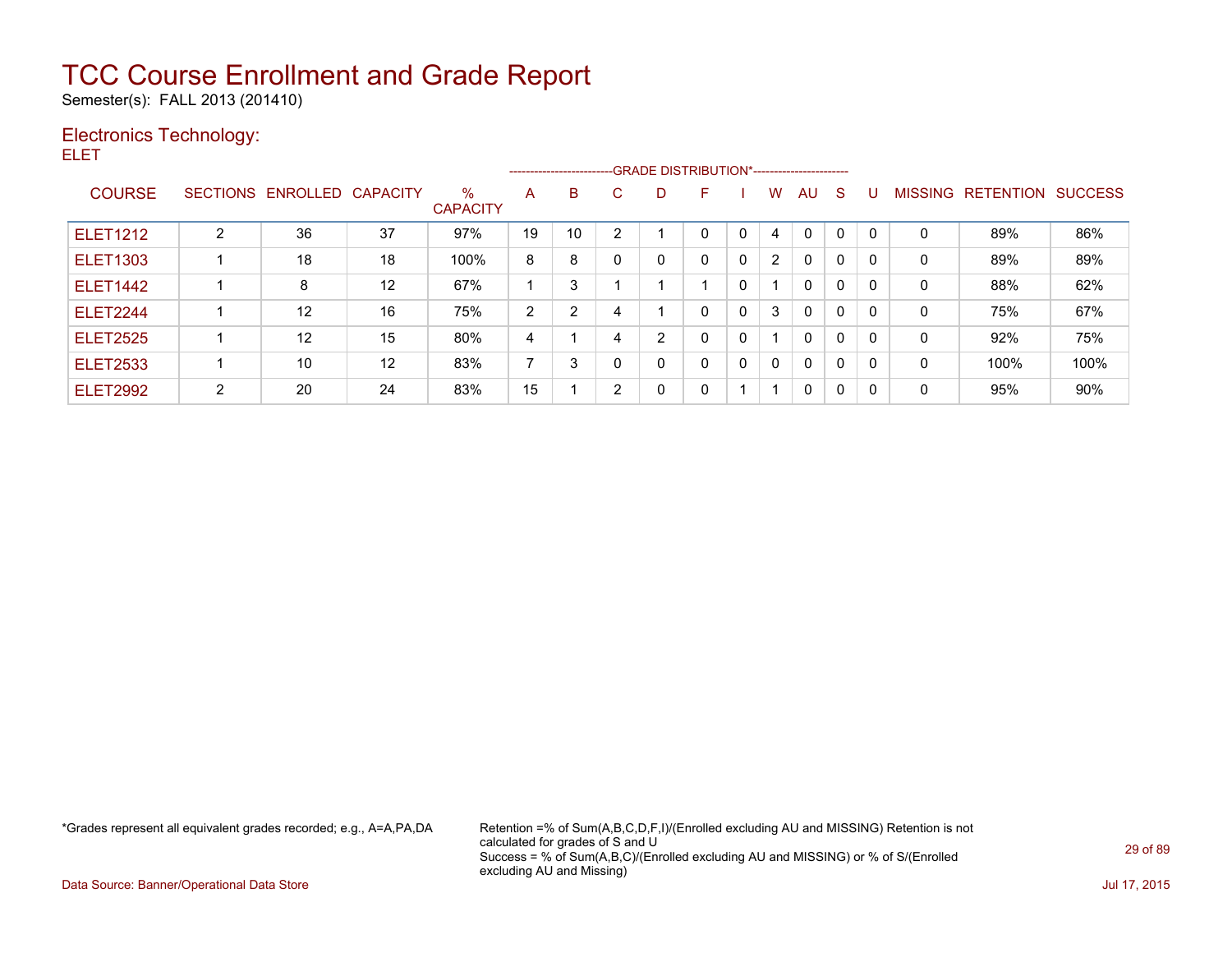# TCC Course Enrollment and Grade Report

Semester(s): FALL 2013 (201410)

## Electronics Technology:

ELET

| COURSE | SECTIONS | ENROLLED | CAPACITY | % CAPACITY | A | B | C | D | F | I | W | AU | S | U | MISSING | RETENTION | SUCCESS |
|---|---|---|---|---|---|---|---|---|---|---|---|---|---|---|---|---|---|
| | | | | | GRADE DISTRIBUTION* | | | | | | | | | | | | |
| ELET1212 | 2 | 36 | 37 | 97% | 19 | 10 | 2 | 1 | 0 | 0 | 4 | 0 | 0 | 0 | 0 | 89% | 86% |
| ELET1303 | 1 | 18 | 18 | 100% | 8 | 8 | 0 | 0 | 0 | 0 | 2 | 0 | 0 | 0 | 0 | 89% | 89% |
| ELET1442 | 1 | 8 | 12 | 67% | 1 | 3 | 1 | 1 | 1 | 0 | 1 | 0 | 0 | 0 | 0 | 88% | 62% |
| ELET2244 | 1 | 12 | 16 | 75% | 2 | 2 | 4 | 1 | 0 | 0 | 3 | 0 | 0 | 0 | 0 | 75% | 67% |
| ELET2525 | 1 | 12 | 15 | 80% | 4 | 1 | 4 | 2 | 0 | 0 | 1 | 0 | 0 | 0 | 0 | 92% | 75% |
| ELET2533 | 1 | 10 | 12 | 83% | 7 | 3 | 0 | 0 | 0 | 0 | 0 | 0 | 0 | 0 | 0 | 100% | 100% |
| ELET2992 | 2 | 20 | 24 | 83% | 15 | 1 | 2 | 0 | 0 | 1 | 1 | 0 | 0 | 0 | 0 | 95% | 90% |

*Grades represent all equivalent grades recorded; e.g., A=A,PA,DA

Retention =% of Sum(A,B,C,D,F,I)/(Enrolled excluding AU and MISSING) Retention is not calculated for grades of S and U
Success = % of Sum(A,B,C)/(Enrolled excluding AU and MISSING) or % of S/(Enrolled excluding AU and Missing)

Data Source: Banner/Operational Data Store

Jul 17, 2015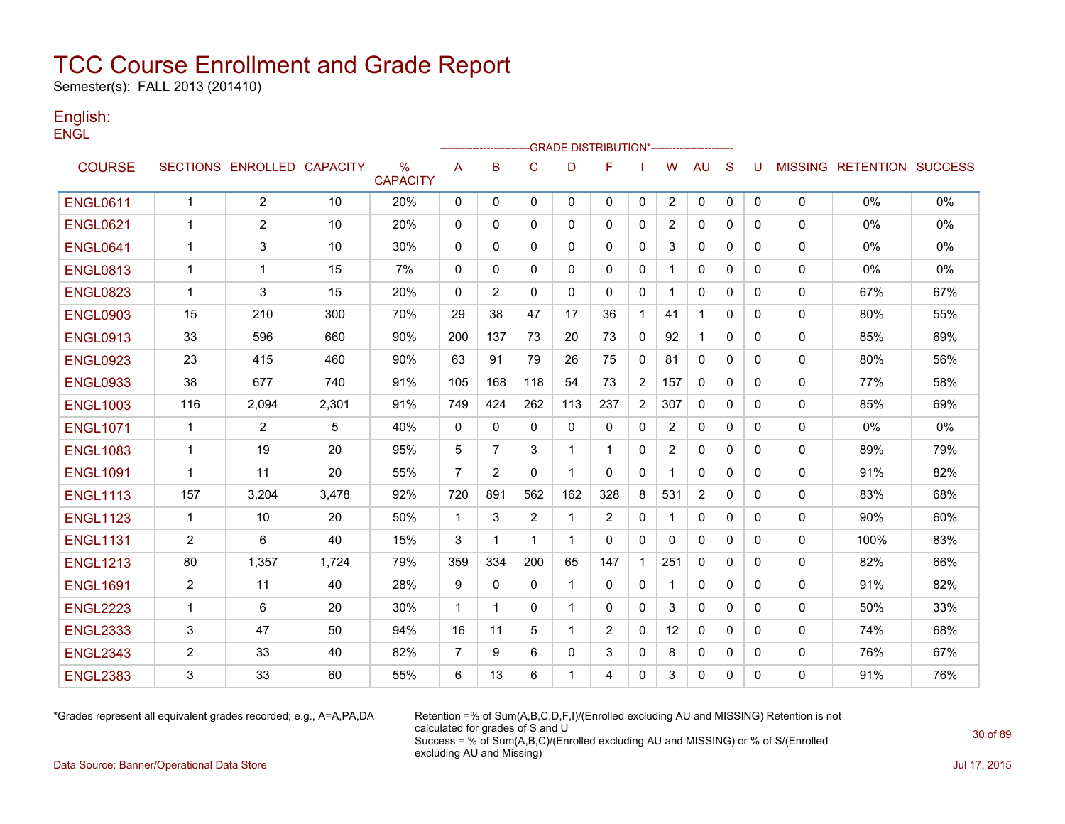# TCC Course Enrollment and Grade Report

Semester(s): FALL 2013 (201410)

## English:

ENGL

| COURSE | SECTIONS | ENROLLED | CAPACITY | % CAPACITY | A | B | C | D | F | I | W | AU | S | U | MISSING | RETENTION | SUCCESS |
|---|---|---|---|---|---|---|---|---|---|---|---|---|---|---|---|---|---|
| | | | | | GRADE DISTRIBUTION* | | | | | | | | | | | | |
| ENGL0611 | 1 | 2 | 10 | 20% | 0 | 0 | 0 | 0 | 0 | 0 | 2 | 0 | 0 | 0 | 0 | 0% | 0% |
| ENGL0621 | 1 | 2 | 10 | 20% | 0 | 0 | 0 | 0 | 0 | 0 | 2 | 0 | 0 | 0 | 0 | 0% | 0% |
| ENGL0641 | 1 | 3 | 10 | 30% | 0 | 0 | 0 | 0 | 0 | 0 | 3 | 0 | 0 | 0 | 0 | 0% | 0% |
| ENGL0813 | 1 | 1 | 15 | 7% | 0 | 0 | 0 | 0 | 0 | 0 | 1 | 0 | 0 | 0 | 0 | 0% | 0% |
| ENGL0823 | 1 | 3 | 15 | 20% | 0 | 2 | 0 | 0 | 0 | 0 | 1 | 0 | 0 | 0 | 0 | 67% | 67% |
| ENGL0903 | 15 | 210 | 300 | 70% | 29 | 38 | 47 | 17 | 36 | 1 | 41 | 1 | 0 | 0 | 0 | 80% | 55% |
| ENGL0913 | 33 | 596 | 660 | 90% | 200 | 137 | 73 | 20 | 73 | 0 | 92 | 1 | 0 | 0 | 0 | 85% | 69% |
| ENGL0923 | 23 | 415 | 460 | 90% | 63 | 91 | 79 | 26 | 75 | 0 | 81 | 0 | 0 | 0 | 0 | 80% | 56% |
| ENGL0933 | 38 | 677 | 740 | 91% | 105 | 168 | 118 | 54 | 73 | 2 | 157 | 0 | 0 | 0 | 0 | 77% | 58% |
| ENGL1003 | 116 | 2,094 | 2,301 | 91% | 749 | 424 | 262 | 113 | 237 | 2 | 307 | 0 | 0 | 0 | 0 | 85% | 69% |
| ENGL1071 | 1 | 2 | 5 | 40% | 0 | 0 | 0 | 0 | 0 | 0 | 2 | 0 | 0 | 0 | 0 | 0% | 0% |
| ENGL1083 | 1 | 19 | 20 | 95% | 5 | 7 | 3 | 1 | 1 | 0 | 2 | 0 | 0 | 0 | 0 | 89% | 79% |
| ENGL1091 | 1 | 11 | 20 | 55% | 7 | 2 | 0 | 1 | 0 | 0 | 1 | 0 | 0 | 0 | 0 | 91% | 82% |
| ENGL1113 | 157 | 3,204 | 3,478 | 92% | 720 | 891 | 562 | 162 | 328 | 8 | 531 | 2 | 0 | 0 | 0 | 83% | 68% |
| ENGL1123 | 1 | 10 | 20 | 50% | 1 | 3 | 2 | 1 | 2 | 0 | 1 | 0 | 0 | 0 | 0 | 90% | 60% |
| ENGL1131 | 2 | 6 | 40 | 15% | 3 | 1 | 1 | 1 | 0 | 0 | 0 | 0 | 0 | 0 | 0 | 100% | 83% |
| ENGL1213 | 80 | 1,357 | 1,724 | 79% | 359 | 334 | 200 | 65 | 147 | 1 | 251 | 0 | 0 | 0 | 0 | 82% | 66% |
| ENGL1691 | 2 | 11 | 40 | 28% | 9 | 0 | 0 | 1 | 0 | 0 | 1 | 0 | 0 | 0 | 0 | 91% | 82% |
| ENGL2223 | 1 | 6 | 20 | 30% | 1 | 1 | 0 | 1 | 0 | 0 | 3 | 0 | 0 | 0 | 0 | 50% | 33% |
| ENGL2333 | 3 | 47 | 50 | 94% | 16 | 11 | 5 | 1 | 2 | 0 | 12 | 0 | 0 | 0 | 0 | 74% | 68% |
| ENGL2343 | 2 | 33 | 40 | 82% | 7 | 9 | 6 | 0 | 3 | 0 | 8 | 0 | 0 | 0 | 0 | 76% | 67% |
| ENGL2383 | 3 | 33 | 60 | 55% | 6 | 13 | 6 | 1 | 4 | 0 | 3 | 0 | 0 | 0 | 0 | 91% | 76% |

*Grades represent all equivalent grades recorded; e.g., A=A,PA,DA

Retention =% of Sum(A,B,C,D,F,I)/(Enrolled excluding AU and MISSING) Retention is not calculated for grades of S and U

Success = % of Sum(A,B,C)/(Enrolled excluding AU and MISSING) or % of S/(Enrolled excluding AU and Missing)

Data Source: Banner/Operational Data Store

Jul 17, 2015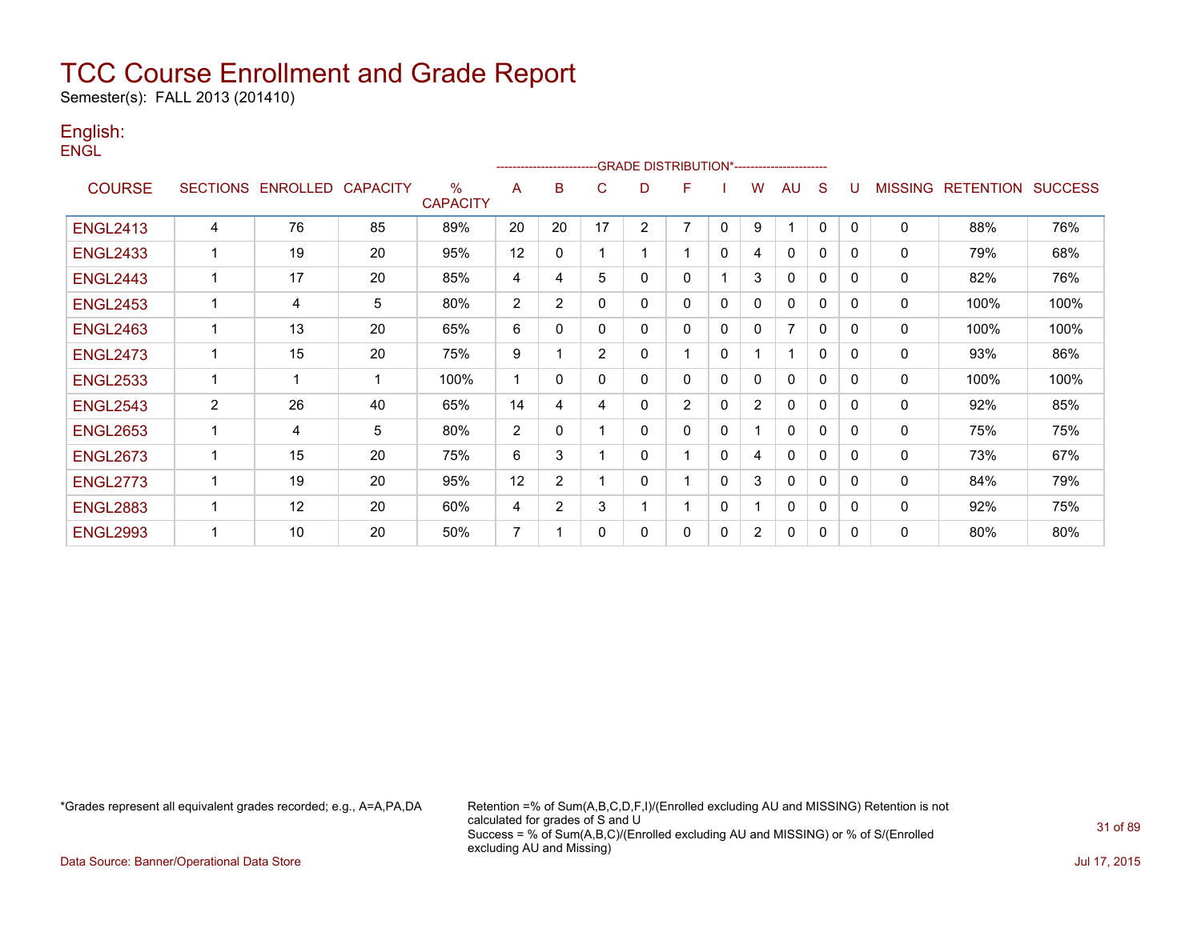# TCC Course Enrollment and Grade Report

Semester(s): FALL 2013 (201410)

## English:

ENGL

| COURSE | SECTIONS | ENROLLED | CAPACITY | % CAPACITY | A | B | C | D | F | I | W | AU | S | U | MISSING | RETENTION | SUCCESS |
|---|---|---|---|---|---|---|---|---|---|---|---|---|---|---|---|---|---|
| | | | | | GRADE DISTRIBUTION* | | | | | | | | | | | | |
| ENGL2413 | 4 | 76 | 85 | 89% | 20 | 20 | 17 | 2 | 7 | 0 | 9 | 1 | 0 | 0 | 0 | 88% | 76% |
| ENGL2433 | 1 | 19 | 20 | 95% | 12 | 0 | 1 | 1 | 1 | 0 | 4 | 0 | 0 | 0 | 0 | 79% | 68% |
| ENGL2443 | 1 | 17 | 20 | 85% | 4 | 4 | 5 | 0 | 0 | 1 | 3 | 0 | 0 | 0 | 0 | 82% | 76% |
| ENGL2453 | 1 | 4 | 5 | 80% | 2 | 2 | 0 | 0 | 0 | 0 | 0 | 0 | 0 | 0 | 0 | 100% | 100% |
| ENGL2463 | 1 | 13 | 20 | 65% | 6 | 0 | 0 | 0 | 0 | 0 | 0 | 7 | 0 | 0 | 0 | 100% | 100% |
| ENGL2473 | 1 | 15 | 20 | 75% | 9 | 1 | 2 | 0 | 1 | 0 | 1 | 1 | 0 | 0 | 0 | 93% | 86% |
| ENGL2533 | 1 | 1 | 1 | 100% | 1 | 0 | 0 | 0 | 0 | 0 | 0 | 0 | 0 | 0 | 0 | 100% | 100% |
| ENGL2543 | 2 | 26 | 40 | 65% | 14 | 4 | 4 | 0 | 2 | 0 | 2 | 0 | 0 | 0 | 0 | 92% | 85% |
| ENGL2653 | 1 | 4 | 5 | 80% | 2 | 0 | 1 | 0 | 0 | 0 | 1 | 0 | 0 | 0 | 0 | 75% | 75% |
| ENGL2673 | 1 | 15 | 20 | 75% | 6 | 3 | 1 | 0 | 1 | 0 | 4 | 0 | 0 | 0 | 0 | 73% | 67% |
| ENGL2773 | 1 | 19 | 20 | 95% | 12 | 2 | 1 | 0 | 1 | 0 | 3 | 0 | 0 | 0 | 0 | 84% | 79% |
| ENGL2883 | 1 | 12 | 20 | 60% | 4 | 2 | 3 | 1 | 1 | 0 | 1 | 0 | 0 | 0 | 0 | 92% | 75% |
| ENGL2993 | 1 | 10 | 20 | 50% | 7 | 1 | 0 | 0 | 0 | 0 | 2 | 0 | 0 | 0 | 0 | 80% | 80% |

*Grades represent all equivalent grades recorded; e.g., A=A,PA,DA

Retention =% of Sum(A,B,C,D,F,I)/(Enrolled excluding AU and MISSING) Retention is not calculated for grades of S and U
Success = % of Sum(A,B,C)/(Enrolled excluding AU and MISSING) or % of S/(Enrolled excluding AU and Missing)

Data Source: Banner/Operational Data Store

Jul 17, 2015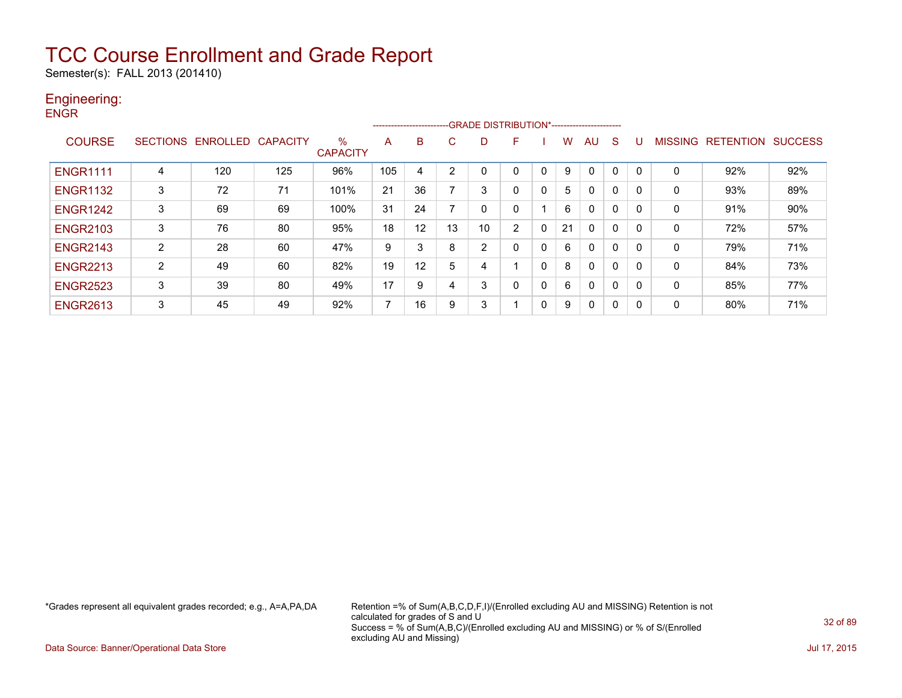# TCC Course Enrollment and Grade Report

Semester(s): FALL 2013 (201410)

## Engineering:

### ENGR

| COURSE | SECTIONS | ENROLLED | CAPACITY | % CAPACITY | A | B | C | D | F | I | W | AU | S | U | MISSING | RETENTION | SUCCESS |
|---|---|---|---|---|---|---|---|---|---|---|---|---|---|---|---|---|---|
| | | | | | GRADE DISTRIBUTION* | | | | | | | | | | | | |
| ENGR1111 | 4 | 120 | 125 | 96% | 105 | 4 | 2 | 0 | 0 | 0 | 9 | 0 | 0 | 0 | 0 | 92% | 92% |
| ENGR1132 | 3 | 72 | 71 | 101% | 21 | 36 | 7 | 3 | 0 | 0 | 5 | 0 | 0 | 0 | 0 | 93% | 89% |
| ENGR1242 | 3 | 69 | 69 | 100% | 31 | 24 | 7 | 0 | 0 | 1 | 6 | 0 | 0 | 0 | 0 | 91% | 90% |
| ENGR2103 | 3 | 76 | 80 | 95% | 18 | 12 | 13 | 10 | 2 | 0 | 21 | 0 | 0 | 0 | 0 | 72% | 57% |
| ENGR2143 | 2 | 28 | 60 | 47% | 9 | 3 | 8 | 2 | 0 | 0 | 6 | 0 | 0 | 0 | 0 | 79% | 71% |
| ENGR2213 | 2 | 49 | 60 | 82% | 19 | 12 | 5 | 4 | 1 | 0 | 8 | 0 | 0 | 0 | 0 | 84% | 73% |
| ENGR2523 | 3 | 39 | 80 | 49% | 17 | 9 | 4 | 3 | 0 | 0 | 6 | 0 | 0 | 0 | 0 | 85% | 77% |
| ENGR2613 | 3 | 45 | 49 | 92% | 7 | 16 | 9 | 3 | 1 | 0 | 9 | 0 | 0 | 0 | 0 | 80% | 71% |

*Grades represent all equivalent grades recorded; e.g., A=A,PA,DA

Retention =% of Sum(A,B,C,D,F,I)/(Enrolled excluding AU and MISSING) Retention is not calculated for grades of S and U
Success = % of Sum(A,B,C)/(Enrolled excluding AU and MISSING) or % of S/(Enrolled excluding AU and Missing)

Data Source: Banner/Operational Data Store

Jul 17, 2015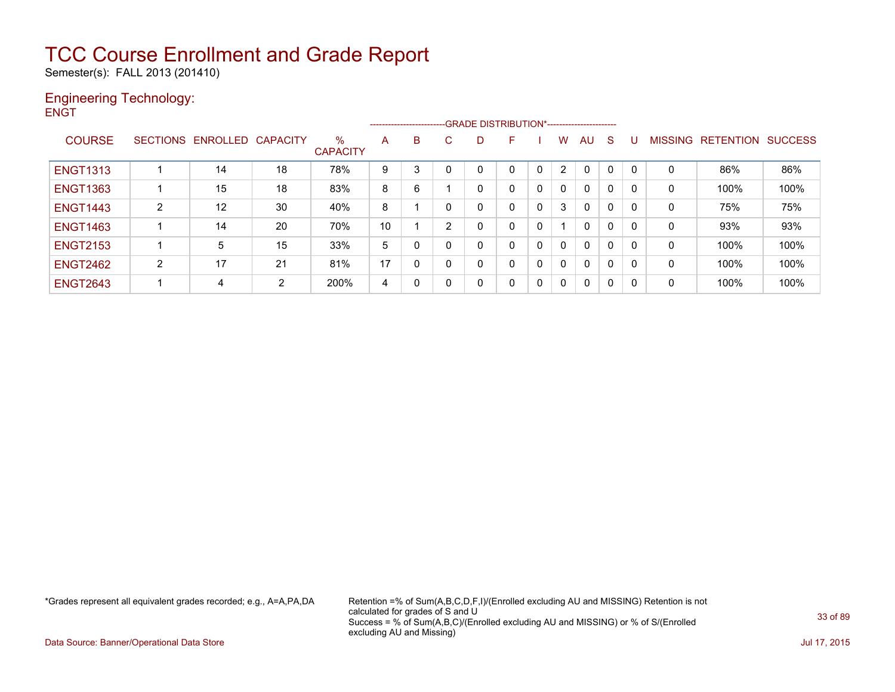# TCC Course Enrollment and Grade Report

Semester(s): FALL 2013 (201410)

## Engineering Technology:

ENGT

| COURSE | SECTIONS | ENROLLED | CAPACITY | % CAPACITY | A | B | C | D | F | I | W | AU | S | U | MISSING | RETENTION | SUCCESS |
|---|---|---|---|---|---|---|---|---|---|---|---|---|---|---|---|---|---|
| | | | | | GRADE DISTRIBUTION* | | | | | | | | | | | | |
| ENGT1313 | 1 | 14 | 18 | 78% | 9 | 3 | 0 | 0 | 0 | 0 | 2 | 0 | 0 | 0 | 0 | 86% | 86% |
| ENGT1363 | 1 | 15 | 18 | 83% | 8 | 6 | 1 | 0 | 0 | 0 | 0 | 0 | 0 | 0 | 0 | 100% | 100% |
| ENGT1443 | 2 | 12 | 30 | 40% | 8 | 1 | 0 | 0 | 0 | 0 | 3 | 0 | 0 | 0 | 0 | 75% | 75% |
| ENGT1463 | 1 | 14 | 20 | 70% | 10 | 1 | 2 | 0 | 0 | 0 | 1 | 0 | 0 | 0 | 0 | 93% | 93% |
| ENGT2153 | 1 | 5 | 15 | 33% | 5 | 0 | 0 | 0 | 0 | 0 | 0 | 0 | 0 | 0 | 0 | 100% | 100% |
| ENGT2462 | 2 | 17 | 21 | 81% | 17 | 0 | 0 | 0 | 0 | 0 | 0 | 0 | 0 | 0 | 0 | 100% | 100% |
| ENGT2643 | 1 | 4 | 2 | 200% | 4 | 0 | 0 | 0 | 0 | 0 | 0 | 0 | 0 | 0 | 0 | 100% | 100% |

*Grades represent all equivalent grades recorded; e.g., A=A,PA,DA

Retention =% of Sum(A,B,C,D,F,I)/(Enrolled excluding AU and MISSING) Retention is not calculated for grades of S and U
Success = % of Sum(A,B,C)/(Enrolled excluding AU and MISSING) or % of S/(Enrolled excluding AU and Missing)

Data Source: Banner/Operational Data Store

Jul 17, 2015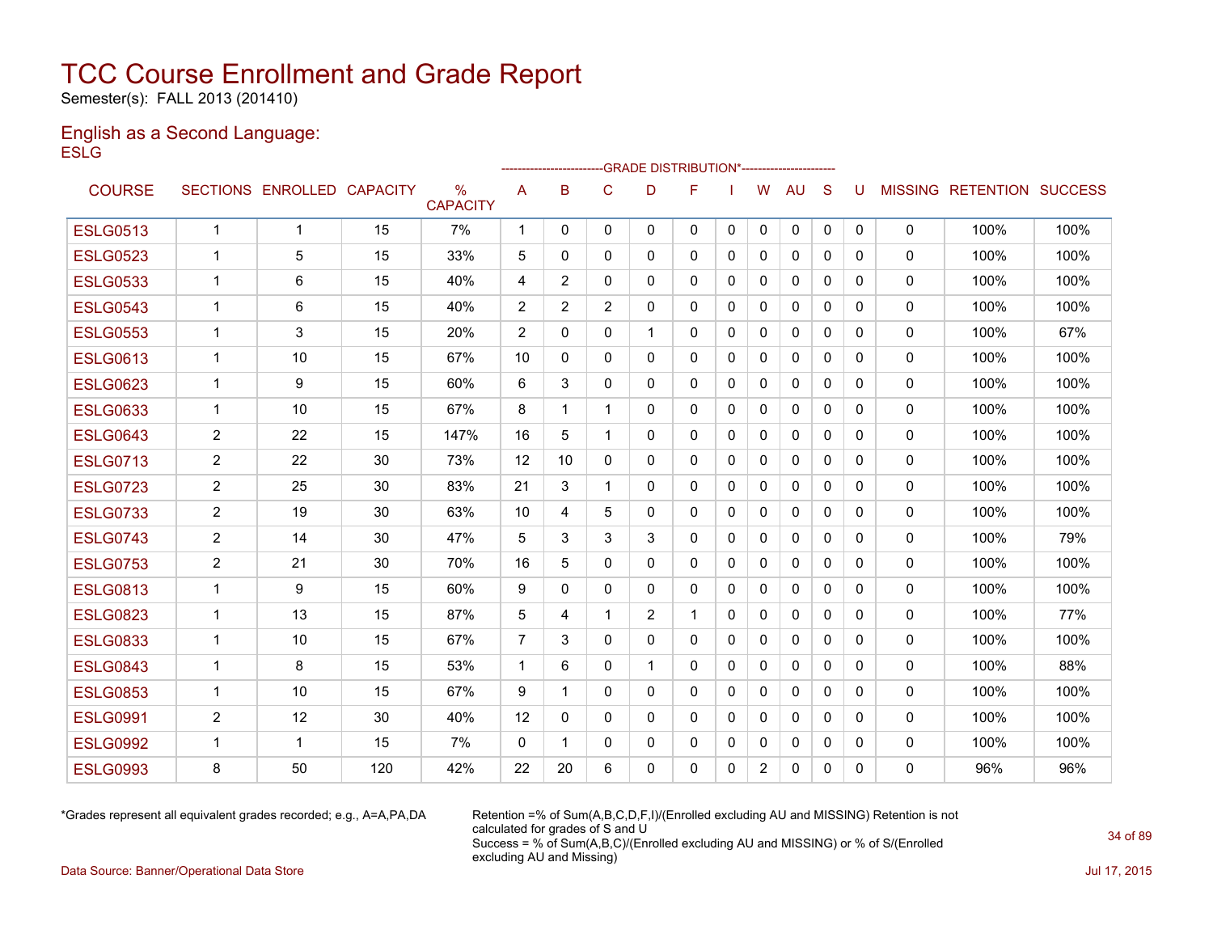# TCC Course Enrollment and Grade Report

Semester(s): FALL 2013 (201410)

## English as a Second Language:

ESLG

| COURSE | SECTIONS | ENROLLED | CAPACITY | % CAPACITY | A | B | C | D | F | I | W | AU | S | U | MISSING | RETENTION | SUCCESS |
|---|---|---|---|---|---|---|---|---|---|---|---|---|---|---|---|---|---|
| | | | | | GRADE DISTRIBUTION* | | | | | | | | | | | | |
| ESLG0513 | 1 | 1 | 15 | 7% | 1 | 0 | 0 | 0 | 0 | 0 | 0 | 0 | 0 | 0 | 0 | 100% | 100% |
| ESLG0523 | 1 | 5 | 15 | 33% | 5 | 0 | 0 | 0 | 0 | 0 | 0 | 0 | 0 | 0 | 0 | 100% | 100% |
| ESLG0533 | 1 | 6 | 15 | 40% | 4 | 2 | 0 | 0 | 0 | 0 | 0 | 0 | 0 | 0 | 0 | 100% | 100% |
| ESLG0543 | 1 | 6 | 15 | 40% | 2 | 2 | 2 | 0 | 0 | 0 | 0 | 0 | 0 | 0 | 0 | 100% | 100% |
| ESLG0553 | 1 | 3 | 15 | 20% | 2 | 0 | 0 | 1 | 0 | 0 | 0 | 0 | 0 | 0 | 0 | 100% | 67% |
| ESLG0613 | 1 | 10 | 15 | 67% | 10 | 0 | 0 | 0 | 0 | 0 | 0 | 0 | 0 | 0 | 0 | 100% | 100% |
| ESLG0623 | 1 | 9 | 15 | 60% | 6 | 3 | 0 | 0 | 0 | 0 | 0 | 0 | 0 | 0 | 0 | 100% | 100% |
| ESLG0633 | 1 | 10 | 15 | 67% | 8 | 1 | 1 | 0 | 0 | 0 | 0 | 0 | 0 | 0 | 0 | 100% | 100% |
| ESLG0643 | 2 | 22 | 15 | 147% | 16 | 5 | 1 | 0 | 0 | 0 | 0 | 0 | 0 | 0 | 0 | 100% | 100% |
| ESLG0713 | 2 | 22 | 30 | 73% | 12 | 10 | 0 | 0 | 0 | 0 | 0 | 0 | 0 | 0 | 0 | 100% | 100% |
| ESLG0723 | 2 | 25 | 30 | 83% | 21 | 3 | 1 | 0 | 0 | 0 | 0 | 0 | 0 | 0 | 0 | 100% | 100% |
| ESLG0733 | 2 | 19 | 30 | 63% | 10 | 4 | 5 | 0 | 0 | 0 | 0 | 0 | 0 | 0 | 0 | 100% | 100% |
| ESLG0743 | 2 | 14 | 30 | 47% | 5 | 3 | 3 | 3 | 0 | 0 | 0 | 0 | 0 | 0 | 0 | 100% | 79% |
| ESLG0753 | 2 | 21 | 30 | 70% | 16 | 5 | 0 | 0 | 0 | 0 | 0 | 0 | 0 | 0 | 0 | 100% | 100% |
| ESLG0813 | 1 | 9 | 15 | 60% | 9 | 0 | 0 | 0 | 0 | 0 | 0 | 0 | 0 | 0 | 0 | 100% | 100% |
| ESLG0823 | 1 | 13 | 15 | 87% | 5 | 4 | 1 | 2 | 1 | 0 | 0 | 0 | 0 | 0 | 0 | 100% | 77% |
| ESLG0833 | 1 | 10 | 15 | 67% | 7 | 3 | 0 | 0 | 0 | 0 | 0 | 0 | 0 | 0 | 0 | 100% | 100% |
| ESLG0843 | 1 | 8 | 15 | 53% | 1 | 6 | 0 | 1 | 0 | 0 | 0 | 0 | 0 | 0 | 0 | 100% | 88% |
| ESLG0853 | 1 | 10 | 15 | 67% | 9 | 1 | 0 | 0 | 0 | 0 | 0 | 0 | 0 | 0 | 0 | 100% | 100% |
| ESLG0991 | 2 | 12 | 30 | 40% | 12 | 0 | 0 | 0 | 0 | 0 | 0 | 0 | 0 | 0 | 0 | 100% | 100% |
| ESLG0992 | 1 | 1 | 15 | 7% | 0 | 1 | 0 | 0 | 0 | 0 | 0 | 0 | 0 | 0 | 0 | 100% | 100% |
| ESLG0993 | 8 | 50 | 120 | 42% | 22 | 20 | 6 | 0 | 0 | 0 | 2 | 0 | 0 | 0 | 0 | 96% | 96% |

*Grades represent all equivalent grades recorded; e.g., A=A,PA,DA

Retention =% of Sum(A,B,C,D,F,I)/(Enrolled excluding AU and MISSING) Retention is not calculated for grades of S and U
Success = % of Sum(A,B,C)/(Enrolled excluding AU and MISSING) or % of S/(Enrolled excluding AU and Missing)

Data Source: Banner/Operational Data Store

Jul 17, 2015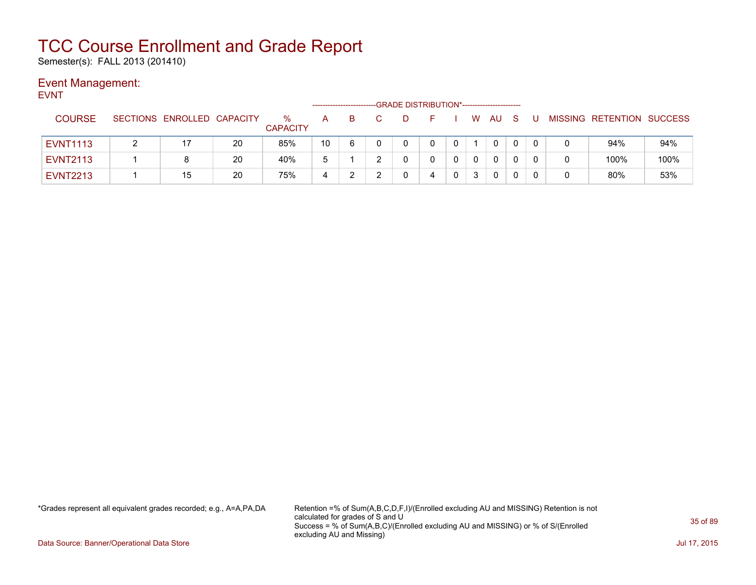# TCC Course Enrollment and Grade Report

Semester(s): FALL 2013 (201410)

## Event Management:

EVNT

| COURSE | SECTIONS | ENROLLED | CAPACITY | % CAPACITY | GRADE DISTRIBUTION* A | B | C | D | F | I | W | AU | S | U | MISSING | RETENTION | SUCCESS |
|---|---|---|---|---|---|---|---|---|---|---|---|---|---|---|---|---|---|
| EVNT1113 | 2 | 17 | 20 | 85% | 10 | 6 | 0 | 0 | 0 | 0 | 1 | 0 | 0 | 0 | 0 | 94% | 94% |
| EVNT2113 | 1 | 8 | 20 | 40% | 5 | 1 | 2 | 0 | 0 | 0 | 0 | 0 | 0 | 0 | 0 | 100% | 100% |
| EVNT2213 | 1 | 15 | 20 | 75% | 4 | 2 | 2 | 0 | 4 | 0 | 3 | 0 | 0 | 0 | 0 | 80% | 53% |

*Grades represent all equivalent grades recorded; e.g., A=A,PA,DA

Retention =% of Sum(A,B,C,D,F,I)/(Enrolled excluding AU and MISSING) Retention is not calculated for grades of S and U
Success = % of Sum(A,B,C)/(Enrolled excluding AU and MISSING) or % of S/(Enrolled excluding AU and Missing)

Data Source: Banner/Operational Data Store

Jul 17, 2015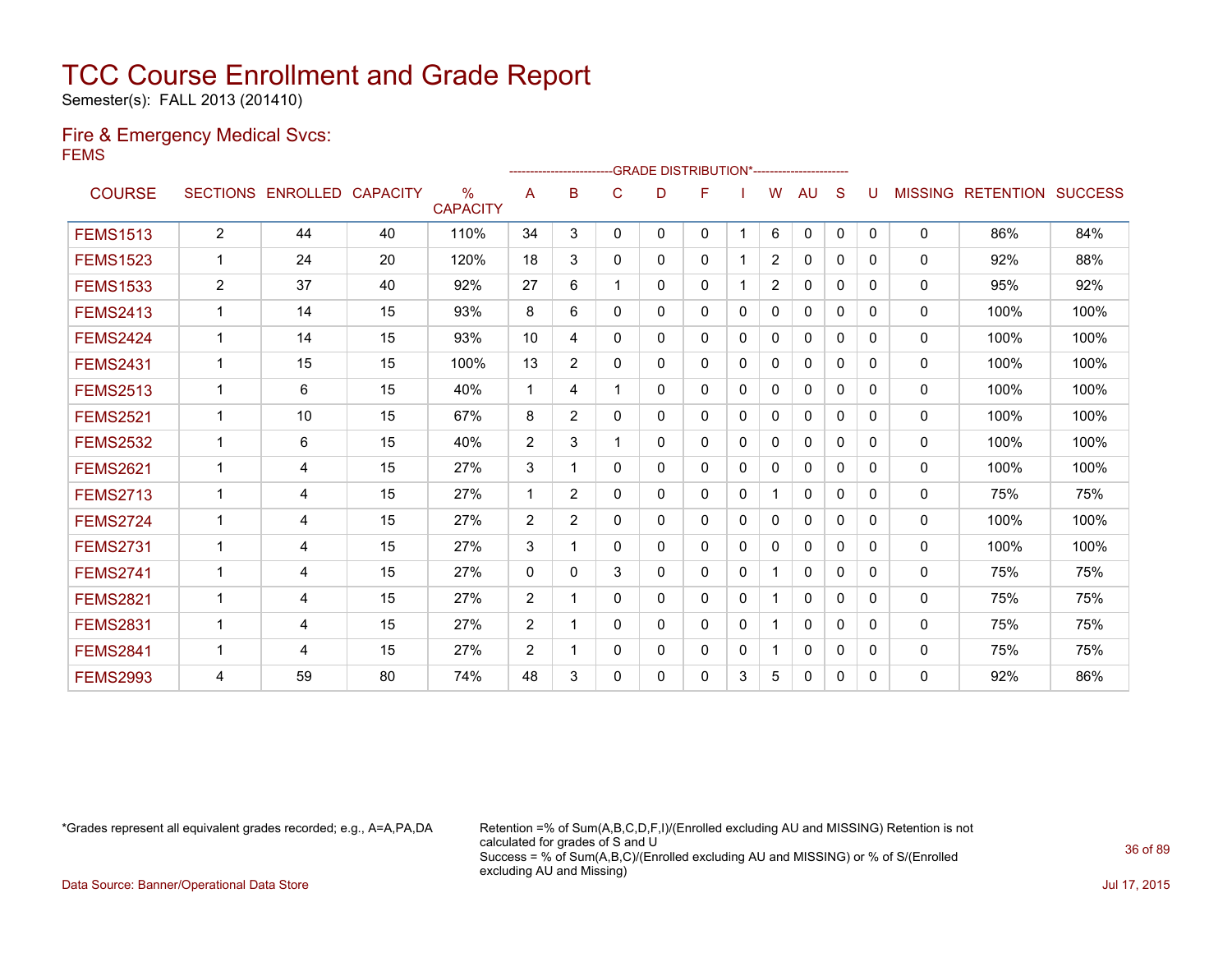# TCC Course Enrollment and Grade Report

Semester(s): FALL 2013 (201410)

## Fire & Emergency Medical Svcs:

FEMS

| COURSE | SECTIONS | ENROLLED | CAPACITY | % CAPACITY | A | B | C | D | F | I | W | AU | S | U | MISSING | RETENTION | SUCCESS |
|---|---|---|---|---|---|---|---|---|---|---|---|---|---|---|---|---|---|
| FEMS1513 | 2 | 44 | 40 | 110% | 34 | 3 | 0 | 0 | 0 | 1 | 6 | 0 | 0 | 0 | 0 | 86% | 84% |
| FEMS1523 | 1 | 24 | 20 | 120% | 18 | 3 | 0 | 0 | 0 | 1 | 2 | 0 | 0 | 0 | 0 | 92% | 88% |
| FEMS1533 | 2 | 37 | 40 | 92% | 27 | 6 | 1 | 0 | 0 | 1 | 2 | 0 | 0 | 0 | 0 | 95% | 92% |
| FEMS2413 | 1 | 14 | 15 | 93% | 8 | 6 | 0 | 0 | 0 | 0 | 0 | 0 | 0 | 0 | 0 | 100% | 100% |
| FEMS2424 | 1 | 14 | 15 | 93% | 10 | 4 | 0 | 0 | 0 | 0 | 0 | 0 | 0 | 0 | 0 | 100% | 100% |
| FEMS2431 | 1 | 15 | 15 | 100% | 13 | 2 | 0 | 0 | 0 | 0 | 0 | 0 | 0 | 0 | 0 | 100% | 100% |
| FEMS2513 | 1 | 6 | 15 | 40% | 1 | 4 | 1 | 0 | 0 | 0 | 0 | 0 | 0 | 0 | 0 | 100% | 100% |
| FEMS2521 | 1 | 10 | 15 | 67% | 8 | 2 | 0 | 0 | 0 | 0 | 0 | 0 | 0 | 0 | 0 | 100% | 100% |
| FEMS2532 | 1 | 6 | 15 | 40% | 2 | 3 | 1 | 0 | 0 | 0 | 0 | 0 | 0 | 0 | 0 | 100% | 100% |
| FEMS2621 | 1 | 4 | 15 | 27% | 3 | 1 | 0 | 0 | 0 | 0 | 0 | 0 | 0 | 0 | 0 | 100% | 100% |
| FEMS2713 | 1 | 4 | 15 | 27% | 1 | 2 | 0 | 0 | 0 | 0 | 1 | 0 | 0 | 0 | 0 | 75% | 75% |
| FEMS2724 | 1 | 4 | 15 | 27% | 2 | 2 | 0 | 0 | 0 | 0 | 0 | 0 | 0 | 0 | 0 | 100% | 100% |
| FEMS2731 | 1 | 4 | 15 | 27% | 3 | 1 | 0 | 0 | 0 | 0 | 0 | 0 | 0 | 0 | 0 | 100% | 100% |
| FEMS2741 | 1 | 4 | 15 | 27% | 0 | 0 | 3 | 0 | 0 | 0 | 1 | 0 | 0 | 0 | 0 | 75% | 75% |
| FEMS2821 | 1 | 4 | 15 | 27% | 2 | 1 | 0 | 0 | 0 | 0 | 1 | 0 | 0 | 0 | 0 | 75% | 75% |
| FEMS2831 | 1 | 4 | 15 | 27% | 2 | 1 | 0 | 0 | 0 | 0 | 1 | 0 | 0 | 0 | 0 | 75% | 75% |
| FEMS2841 | 1 | 4 | 15 | 27% | 2 | 1 | 0 | 0 | 0 | 0 | 1 | 0 | 0 | 0 | 0 | 75% | 75% |
| FEMS2993 | 4 | 59 | 80 | 74% | 48 | 3 | 0 | 0 | 0 | 3 | 5 | 0 | 0 | 0 | 0 | 92% | 86% |

*Grades represent all equivalent grades recorded; e.g., A=A,PA,DA

Retention =% of Sum(A,B,C,D,F,I)/(Enrolled excluding AU and MISSING) Retention is not calculated for grades of S and U
Success = % of Sum(A,B,C)/(Enrolled excluding AU and MISSING) or % of S/(Enrolled excluding AU and Missing)

Data Source: Banner/Operational Data Store

Jul 17, 2015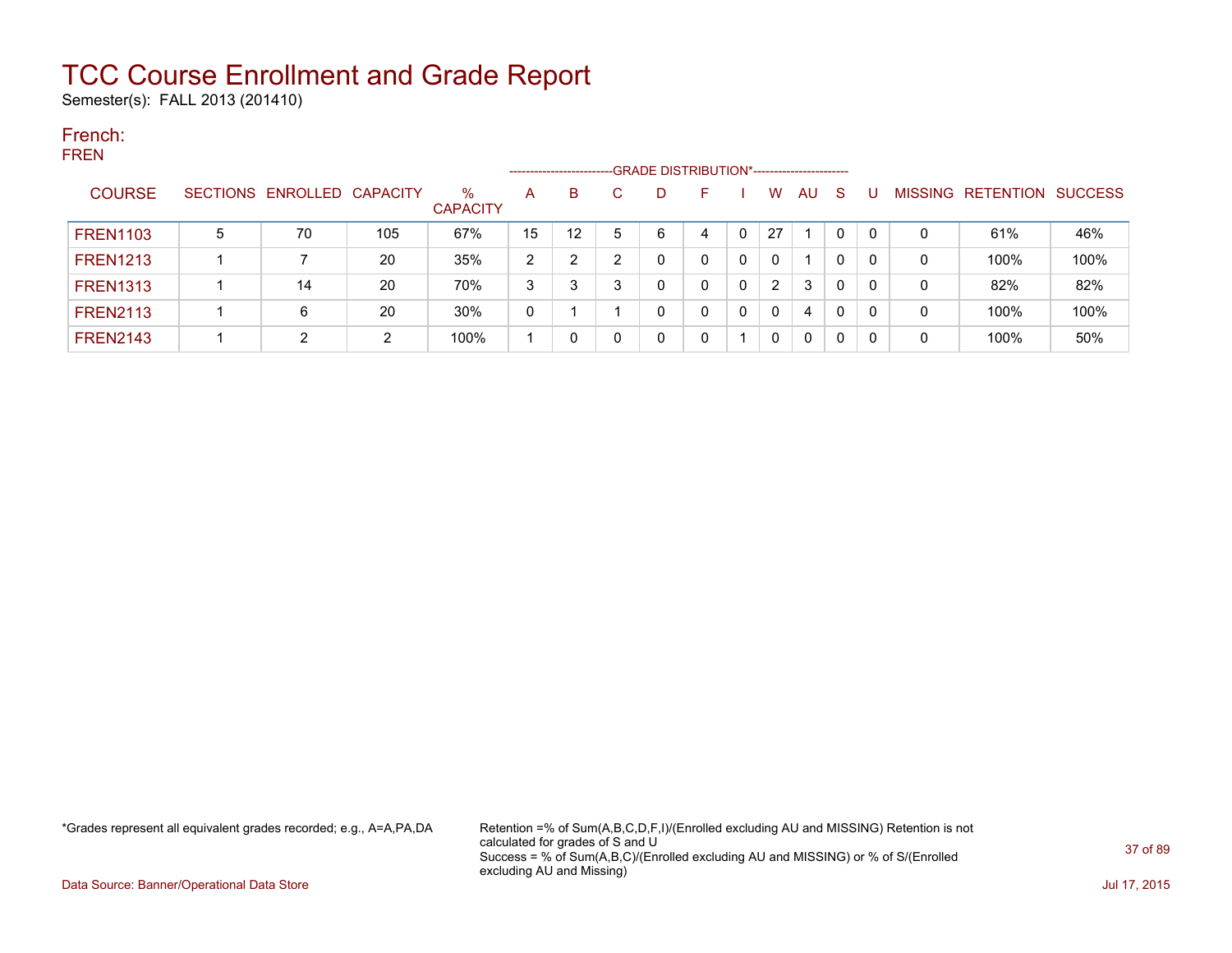# TCC Course Enrollment and Grade Report

Semester(s): FALL 2013 (201410)

## French:

FREN

| COURSE | SECTIONS | ENROLLED | CAPACITY | % CAPACITY | A | B | C | D | F | I | W | AU | S | U | MISSING | RETENTION | SUCCESS |
|---|---|---|---|---|---|---|---|---|---|---|---|---|---|---|---|---|---|
| | | | | | GRADE DISTRIBUTION* | | | | | | | | | | | | |
| FREN1103 | 5 | 70 | 105 | 67% | 15 | 12 | 5 | 6 | 4 | 0 | 27 | 1 | 0 | 0 | 0 | 61% | 46% |
| FREN1213 | 1 | 7 | 20 | 35% | 2 | 2 | 2 | 0 | 0 | 0 | 0 | 1 | 0 | 0 | 0 | 100% | 100% |
| FREN1313 | 1 | 14 | 20 | 70% | 3 | 3 | 3 | 0 | 0 | 0 | 2 | 3 | 0 | 0 | 0 | 82% | 82% |
| FREN2113 | 1 | 6 | 20 | 30% | 0 | 1 | 1 | 0 | 0 | 0 | 0 | 4 | 0 | 0 | 0 | 100% | 100% |
| FREN2143 | 1 | 2 | 2 | 100% | 1 | 0 | 0 | 0 | 0 | 1 | 0 | 0 | 0 | 0 | 0 | 100% | 50% |

*Grades represent all equivalent grades recorded; e.g., A=A,PA,DA

Retention =% of Sum(A,B,C,D,F,I)/(Enrolled excluding AU and MISSING) Retention is not calculated for grades of S and U
Success = % of Sum(A,B,C)/(Enrolled excluding AU and MISSING) or % of S/(Enrolled excluding AU and Missing)

Data Source: Banner/Operational Data Store

Jul 17, 2015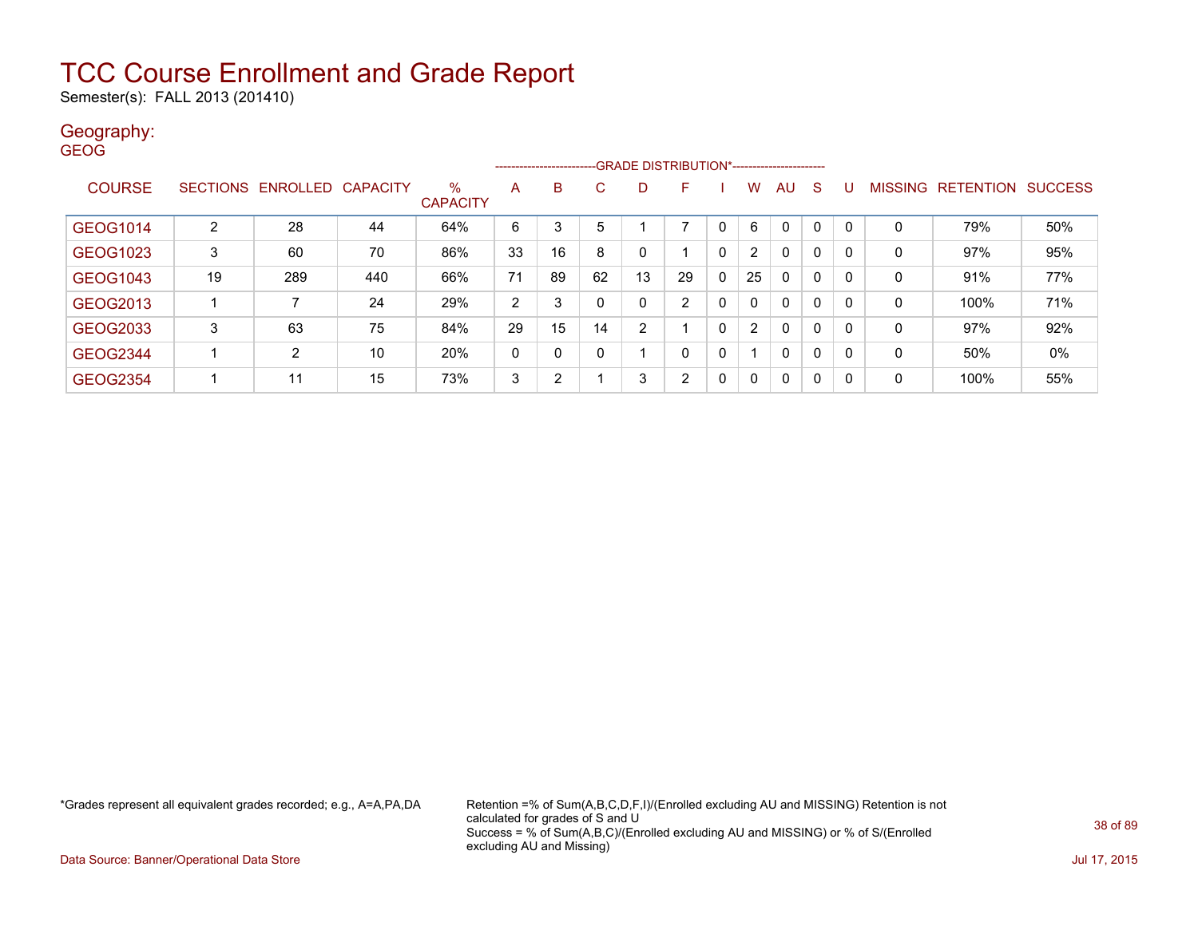# TCC Course Enrollment and Grade Report

Semester(s): FALL 2013 (201410)

## Geography:

GEOG

| COURSE | SECTIONS | ENROLLED | CAPACITY | % CAPACITY | A | B | C | D | F | I | W | AU | S | U | MISSING | RETENTION | SUCCESS |
|---|---|---|---|---|---|---|---|---|---|---|---|---|---|---|---|---|---|
| | | | | | GRADE DISTRIBUTION* | | | | | | | | | | | | |
| GEOG1014 | 2 | 28 | 44 | 64% | 6 | 3 | 5 | 1 | 7 | 0 | 6 | 0 | 0 | 0 | 0 | 79% | 50% |
| GEOG1023 | 3 | 60 | 70 | 86% | 33 | 16 | 8 | 0 | 1 | 0 | 2 | 0 | 0 | 0 | 0 | 97% | 95% |
| GEOG1043 | 19 | 289 | 440 | 66% | 71 | 89 | 62 | 13 | 29 | 0 | 25 | 0 | 0 | 0 | 0 | 91% | 77% |
| GEOG2013 | 1 | 7 | 24 | 29% | 2 | 3 | 0 | 0 | 2 | 0 | 0 | 0 | 0 | 0 | 0 | 100% | 71% |
| GEOG2033 | 3 | 63 | 75 | 84% | 29 | 15 | 14 | 2 | 1 | 0 | 2 | 0 | 0 | 0 | 0 | 97% | 92% |
| GEOG2344 | 1 | 2 | 10 | 20% | 0 | 0 | 0 | 1 | 0 | 0 | 1 | 0 | 0 | 0 | 0 | 50% | 0% |
| GEOG2354 | 1 | 11 | 15 | 73% | 3 | 2 | 1 | 3 | 2 | 0 | 0 | 0 | 0 | 0 | 0 | 100% | 55% |

*Grades represent all equivalent grades recorded; e.g., A=A,PA,DA

Retention =% of Sum(A,B,C,D,F,I)/(Enrolled excluding AU and MISSING) Retention is not calculated for grades of S and U
Success = % of Sum(A,B,C)/(Enrolled excluding AU and MISSING) or % of S/(Enrolled excluding AU and Missing)

Data Source: Banner/Operational Data Store

Jul 17, 2015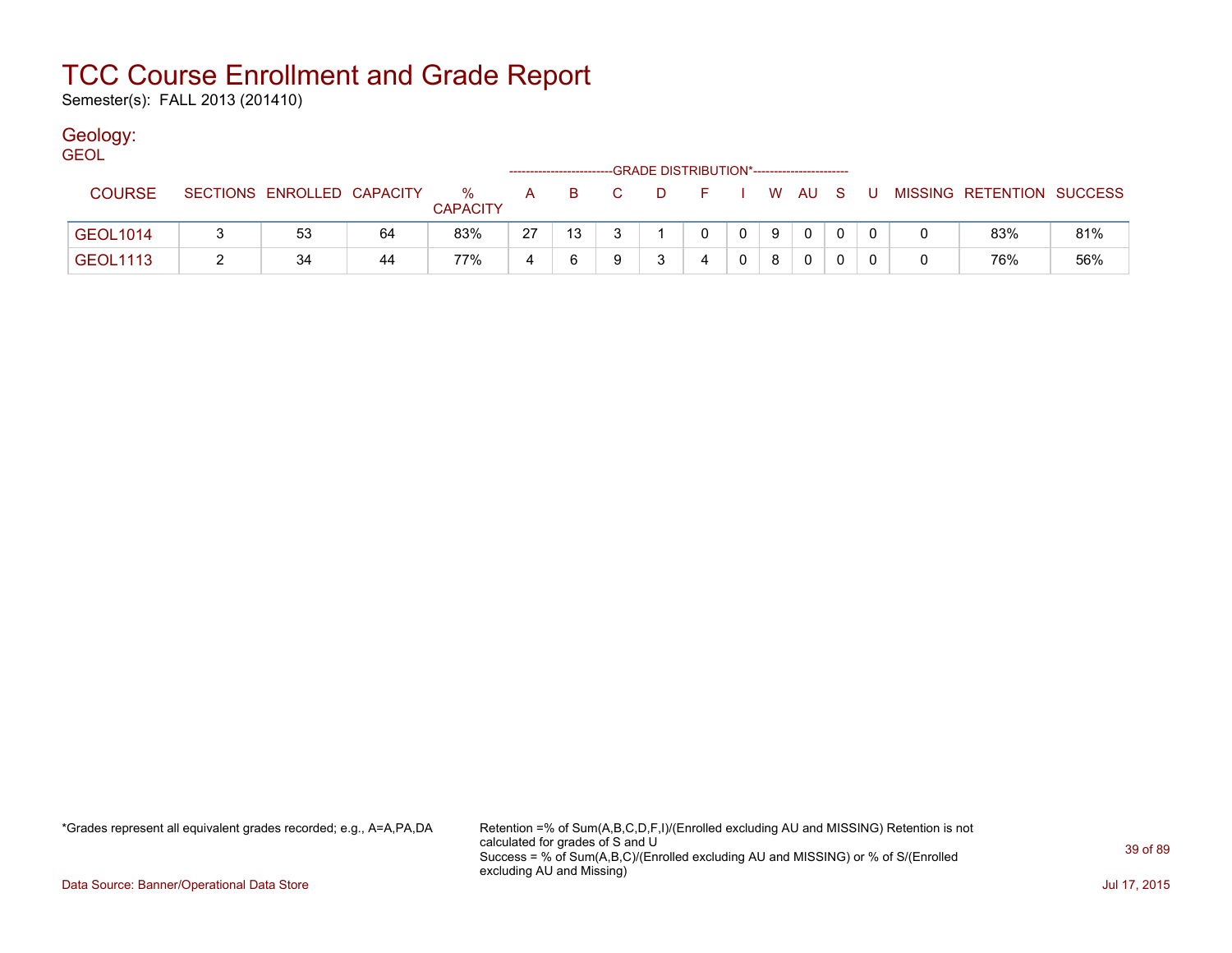# TCC Course Enrollment and Grade Report

Semester(s): FALL 2013 (201410)

## Geology:

GEOL

| COURSE | SECTIONS | ENROLLED | CAPACITY | % CAPACITY | A | B | C | D | F | I | W | AU | S | U | MISSING | RETENTION | SUCCESS |
|---|---|---|---|---|---|---|---|---|---|---|---|---|---|---|---|---|---|
| | | | | | GRADE DISTRIBUTION* | | | | | | | | | | | | |
| GEOL1014 | 3 | 53 | 64 | 83% | 27 | 13 | 3 | 1 | 0 | 0 | 9 | 0 | 0 | 0 | 0 | 83% | 81% |
| GEOL1113 | 2 | 34 | 44 | 77% | 4 | 6 | 9 | 3 | 4 | 0 | 8 | 0 | 0 | 0 | 0 | 76% | 56% |

*Grades represent all equivalent grades recorded; e.g., A=A,PA,DA

Retention =% of Sum(A,B,C,D,F,I)/(Enrolled excluding AU and MISSING) Retention is not calculated for grades of S and U
Success = % of Sum(A,B,C)/(Enrolled excluding AU and MISSING) or % of S/(Enrolled excluding AU and Missing)

Data Source: Banner/Operational Data Store

Jul 17, 2015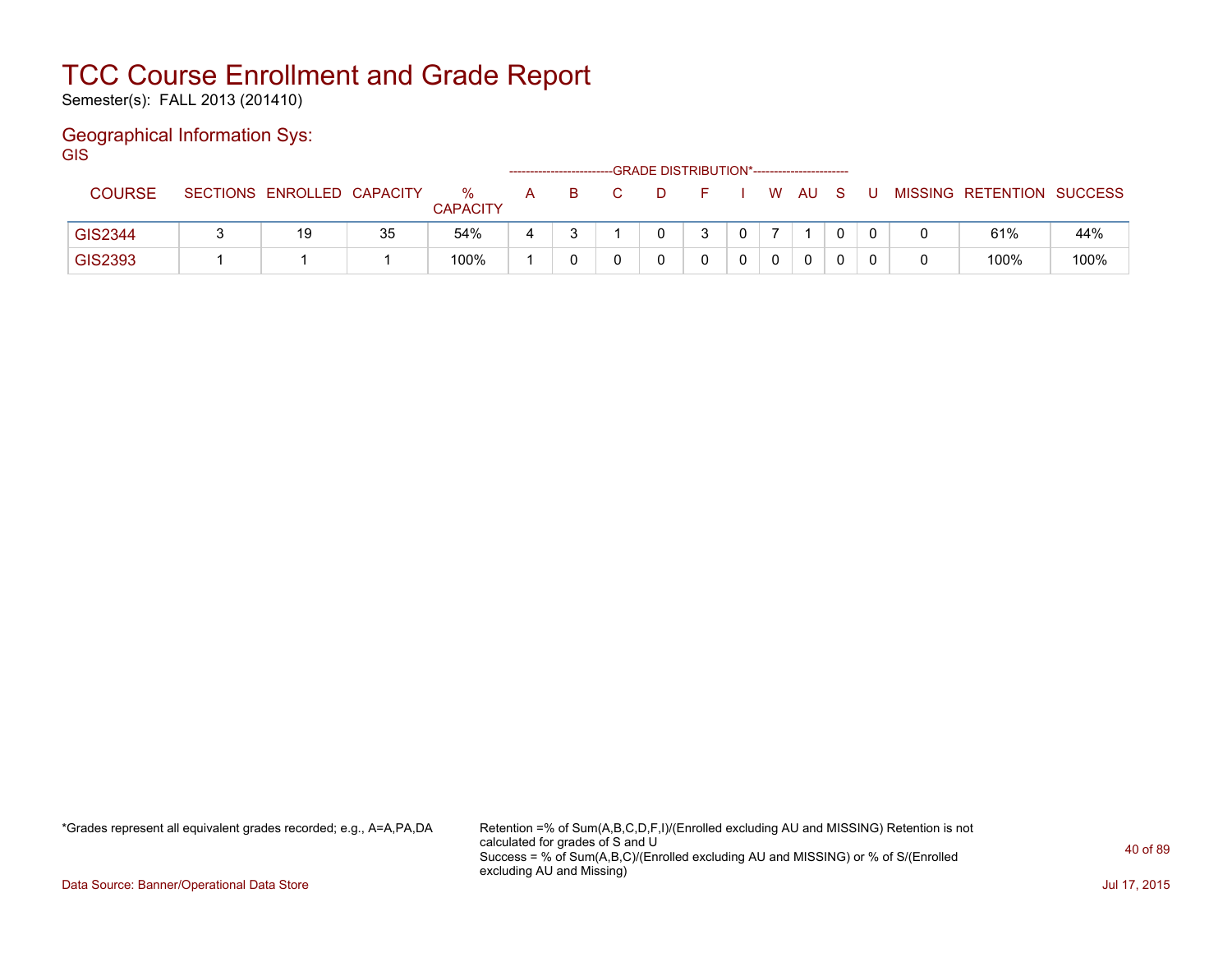# TCC Course Enrollment and Grade Report

Semester(s): FALL 2013 (201410)

## Geographical Information Sys:

GIS

| COURSE | SECTIONS | ENROLLED | CAPACITY | % CAPACITY | A | B | C | D | F | I | W | AU | S | U | MISSING | RETENTION | SUCCESS |
|---|---|---|---|---|---|---|---|---|---|---|---|---|---|---|---|---|---|
| GIS2344 | 3 | 19 | 35 | 54% | 4 | 3 | 1 | 0 | 3 | 0 | 7 | 1 | 0 | 0 | 0 | 61% | 44% |
| GIS2393 | 1 | 1 | 1 | 100% | 1 | 0 | 0 | 0 | 0 | 0 | 0 | 0 | 0 | 0 | 0 | 100% | 100% |

Note: Columns A through U fall under the heading GRADE DISTRIBUTION*.

*Grades represent all equivalent grades recorded; e.g., A=A,PA,DA

Retention =% of Sum(A,B,C,D,F,I)/(Enrolled excluding AU and MISSING) Retention is not calculated for grades of S and U
Success = % of Sum(A,B,C)/(Enrolled excluding AU and MISSING) or % of S/(Enrolled excluding AU and Missing)

Data Source: Banner/Operational Data Store

Jul 17, 2015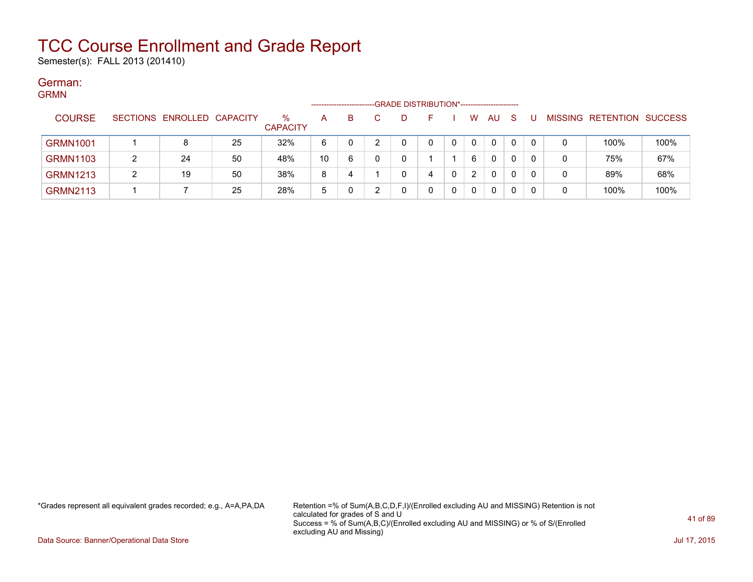# TCC Course Enrollment and Grade Report

Semester(s): FALL 2013 (201410)

## German:

GRMN

| COURSE | SECTIONS | ENROLLED | CAPACITY | % CAPACITY | A | B | C | D | F | I | W | AU | S | U | MISSING | RETENTION | SUCCESS |
|---|---|---|---|---|---|---|---|---|---|---|---|---|---|---|---|---|---|
| | | | | | GRADE DISTRIBUTION* | | | | | | | | | | | | |
| GRMN1001 | 1 | 8 | 25 | 32% | 6 | 0 | 2 | 0 | 0 | 0 | 0 | 0 | 0 | 0 | 0 | 100% | 100% |
| GRMN1103 | 2 | 24 | 50 | 48% | 10 | 6 | 0 | 0 | 1 | 1 | 6 | 0 | 0 | 0 | 0 | 75% | 67% |
| GRMN1213 | 2 | 19 | 50 | 38% | 8 | 4 | 1 | 0 | 4 | 0 | 2 | 0 | 0 | 0 | 0 | 89% | 68% |
| GRMN2113 | 1 | 7 | 25 | 28% | 5 | 0 | 2 | 0 | 0 | 0 | 0 | 0 | 0 | 0 | 0 | 100% | 100% |

*Grades represent all equivalent grades recorded; e.g., A=A,PA,DA

Retention =% of Sum(A,B,C,D,F,I)/(Enrolled excluding AU and MISSING) Retention is not calculated for grades of S and U
Success = % of Sum(A,B,C)/(Enrolled excluding AU and MISSING) or % of S/(Enrolled excluding AU and Missing)

Data Source: Banner/Operational Data Store

Jul 17, 2015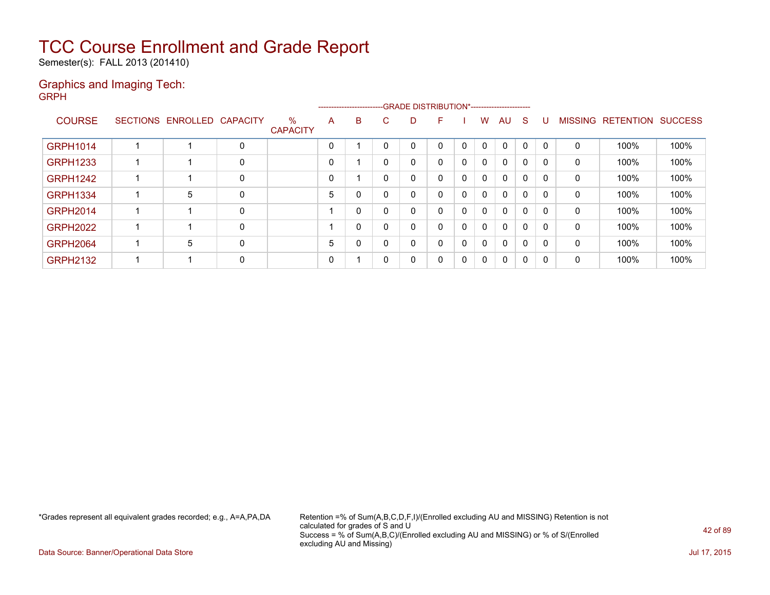# TCC Course Enrollment and Grade Report

Semester(s): FALL 2013 (201410)

## Graphics and Imaging Tech:

GRPH

| COURSE | SECTIONS | ENROLLED | CAPACITY | % CAPACITY | A | B | C | D | F | I | W | AU | S | U | MISSING | RETENTION | SUCCESS |
|---|---|---|---|---|---|---|---|---|---|---|---|---|---|---|---|---|---|
| | | | | | GRADE DISTRIBUTION* | | | | | | | | | | | | |
| GRPH1014 | 1 | 1 | 0 | | 0 | 1 | 0 | 0 | 0 | 0 | 0 | 0 | 0 | 0 | 0 | 100% | 100% |
| GRPH1233 | 1 | 1 | 0 | | 0 | 1 | 0 | 0 | 0 | 0 | 0 | 0 | 0 | 0 | 0 | 100% | 100% |
| GRPH1242 | 1 | 1 | 0 | | 0 | 1 | 0 | 0 | 0 | 0 | 0 | 0 | 0 | 0 | 0 | 100% | 100% |
| GRPH1334 | 1 | 5 | 0 | | 5 | 0 | 0 | 0 | 0 | 0 | 0 | 0 | 0 | 0 | 0 | 100% | 100% |
| GRPH2014 | 1 | 1 | 0 | | 1 | 0 | 0 | 0 | 0 | 0 | 0 | 0 | 0 | 0 | 0 | 100% | 100% |
| GRPH2022 | 1 | 1 | 0 | | 1 | 0 | 0 | 0 | 0 | 0 | 0 | 0 | 0 | 0 | 0 | 100% | 100% |
| GRPH2064 | 1 | 5 | 0 | | 5 | 0 | 0 | 0 | 0 | 0 | 0 | 0 | 0 | 0 | 0 | 100% | 100% |
| GRPH2132 | 1 | 1 | 0 | | 0 | 1 | 0 | 0 | 0 | 0 | 0 | 0 | 0 | 0 | 0 | 100% | 100% |

*Grades represent all equivalent grades recorded; e.g., A=A,PA,DA

Retention =% of Sum(A,B,C,D,F,I)/(Enrolled excluding AU and MISSING) Retention is not calculated for grades of S and U
Success = % of Sum(A,B,C)/(Enrolled excluding AU and MISSING) or % of S/(Enrolled excluding AU and Missing)

Data Source: Banner/Operational Data Store

Jul 17, 2015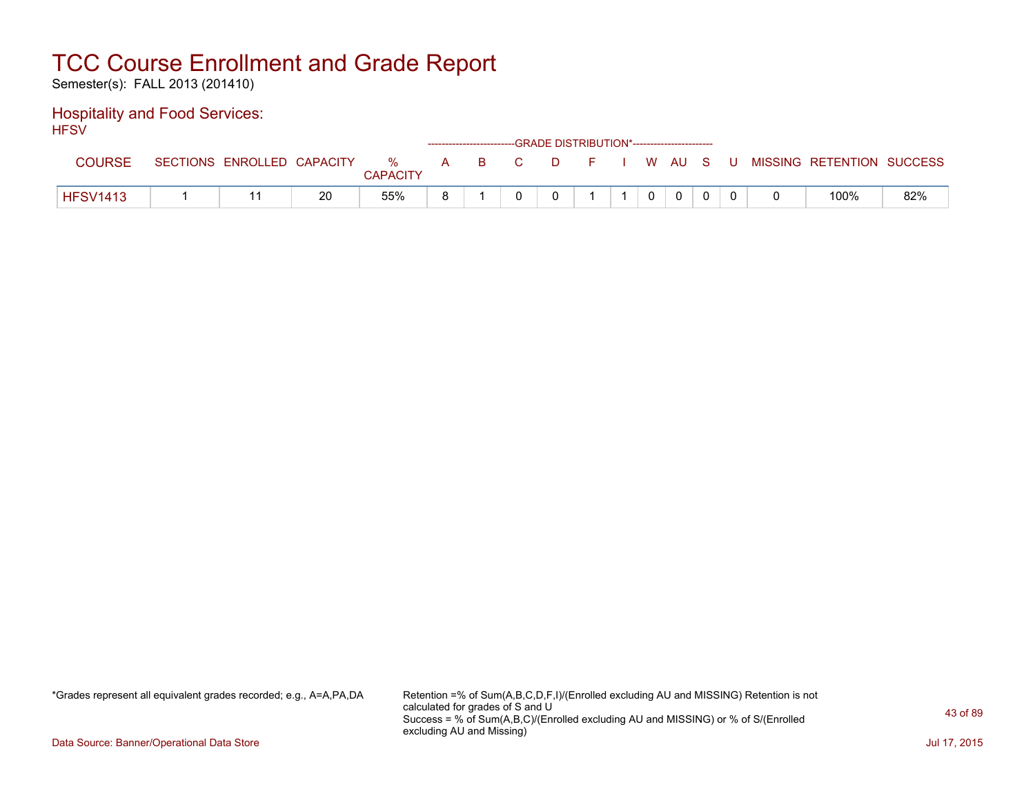# TCC Course Enrollment and Grade Report

Semester(s): FALL 2013 (201410)

## Hospitality and Food Services:

HFSV

| COURSE | SECTIONS | ENROLLED | CAPACITY | % CAPACITY | A | B | C | D | F | I | W | AU | S | U | MISSING | RETENTION | SUCCESS |
|---|---|---|---|---|---|---|---|---|---|---|---|---|---|---|---|---|---|
| | | | | | GRADE DISTRIBUTION* | | | | | | | | | | | | |
| HFSV1413 | 1 | 11 | 20 | 55% | 8 | 1 | 0 | 0 | 1 | 1 | 0 | 0 | 0 | 0 | 0 | 100% | 82% |

*Grades represent all equivalent grades recorded; e.g., A=A,PA,DA

Retention =% of Sum(A,B,C,D,F,I)/(Enrolled excluding AU and MISSING) Retention is not calculated for grades of S and U
Success = % of Sum(A,B,C)/(Enrolled excluding AU and MISSING) or % of S/(Enrolled excluding AU and Missing)

Data Source: Banner/Operational Data Store

Jul 17, 2015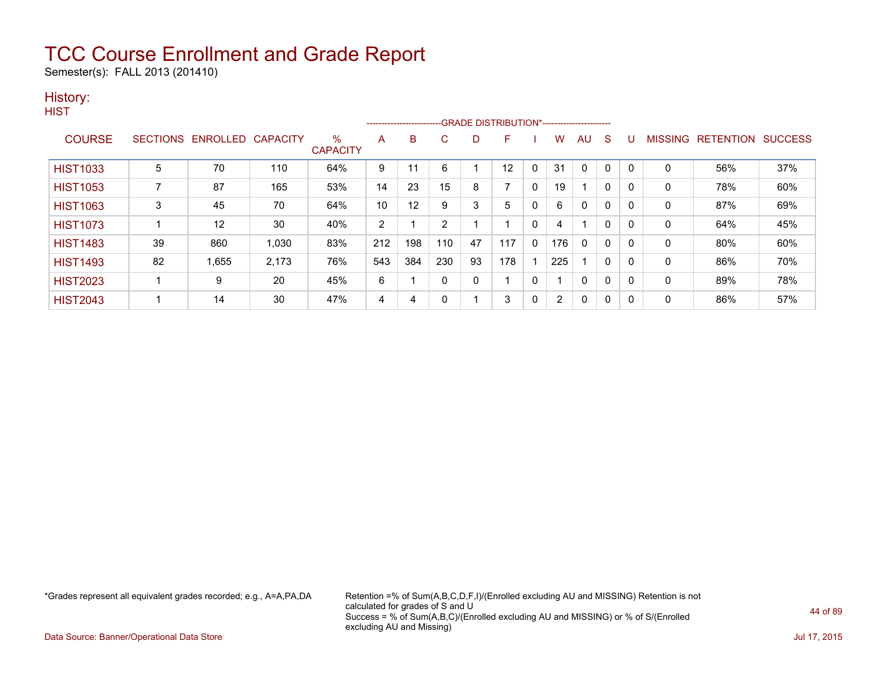# TCC Course Enrollment and Grade Report

Semester(s): FALL 2013 (201410)

## History:

### HIST

| COURSE | SECTIONS | ENROLLED | CAPACITY | % CAPACITY | A | B | C | D | F | I | W | AU | S | U | MISSING | RETENTION | SUCCESS |
|---|---|---|---|---|---|---|---|---|---|---|---|---|---|---|---|---|---|
| | | | | | GRADE DISTRIBUTION* | | | | | | | | | | | | |
| HIST1033 | 5 | 70 | 110 | 64% | 9 | 11 | 6 | 1 | 12 | 0 | 31 | 0 | 0 | 0 | 0 | 56% | 37% |
| HIST1053 | 7 | 87 | 165 | 53% | 14 | 23 | 15 | 8 | 7 | 0 | 19 | 1 | 0 | 0 | 0 | 78% | 60% |
| HIST1063 | 3 | 45 | 70 | 64% | 10 | 12 | 9 | 3 | 5 | 0 | 6 | 0 | 0 | 0 | 0 | 87% | 69% |
| HIST1073 | 1 | 12 | 30 | 40% | 2 | 1 | 2 | 1 | 1 | 0 | 4 | 1 | 0 | 0 | 0 | 64% | 45% |
| HIST1483 | 39 | 860 | 1,030 | 83% | 212 | 198 | 110 | 47 | 117 | 0 | 176 | 0 | 0 | 0 | 0 | 80% | 60% |
| HIST1493 | 82 | 1,655 | 2,173 | 76% | 543 | 384 | 230 | 93 | 178 | 1 | 225 | 1 | 0 | 0 | 0 | 86% | 70% |
| HIST2023 | 1 | 9 | 20 | 45% | 6 | 1 | 0 | 0 | 1 | 0 | 1 | 0 | 0 | 0 | 0 | 89% | 78% |
| HIST2043 | 1 | 14 | 30 | 47% | 4 | 4 | 0 | 1 | 3 | 0 | 2 | 0 | 0 | 0 | 0 | 86% | 57% |

*Grades represent all equivalent grades recorded; e.g., A=A,PA,DA

Retention =% of Sum(A,B,C,D,F,I)/(Enrolled excluding AU and MISSING) Retention is not calculated for grades of S and U

Success = % of Sum(A,B,C)/(Enrolled excluding AU and MISSING) or % of S/(Enrolled excluding AU and Missing)

Data Source: Banner/Operational Data Store

Jul 17, 2015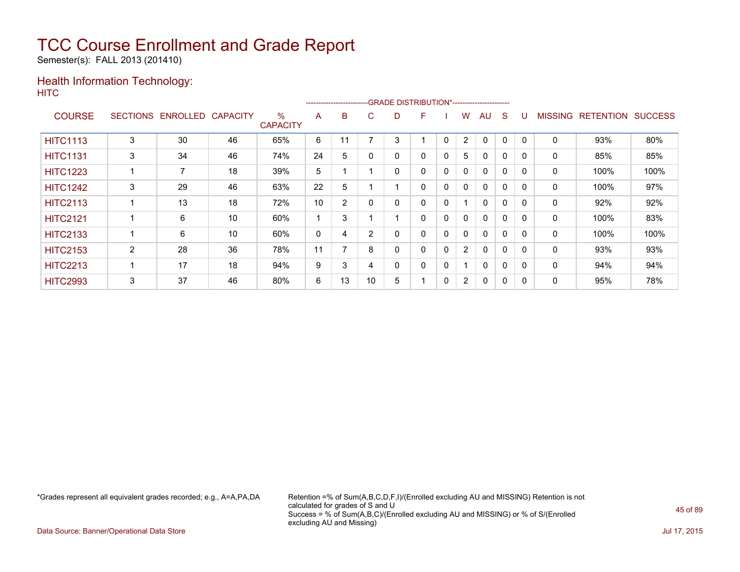# TCC Course Enrollment and Grade Report

Semester(s): FALL 2013 (201410)

## Health Information Technology:

HITC

| COURSE | SECTIONS | ENROLLED | CAPACITY | % CAPACITY | A | B | C | D | F | I | W | AU | S | U | MISSING | RETENTION | SUCCESS |
|---|---|---|---|---|---|---|---|---|---|---|---|---|---|---|---|---|---|
| | | | | | GRADE DISTRIBUTION* | | | | | | | | | | | | |
| HITC1113 | 3 | 30 | 46 | 65% | 6 | 11 | 7 | 3 | 1 | 0 | 2 | 0 | 0 | 0 | 0 | 93% | 80% |
| HITC1131 | 3 | 34 | 46 | 74% | 24 | 5 | 0 | 0 | 0 | 0 | 5 | 0 | 0 | 0 | 0 | 85% | 85% |
| HITC1223 | 1 | 7 | 18 | 39% | 5 | 1 | 1 | 0 | 0 | 0 | 0 | 0 | 0 | 0 | 0 | 100% | 100% |
| HITC1242 | 3 | 29 | 46 | 63% | 22 | 5 | 1 | 1 | 0 | 0 | 0 | 0 | 0 | 0 | 0 | 100% | 97% |
| HITC2113 | 1 | 13 | 18 | 72% | 10 | 2 | 0 | 0 | 0 | 0 | 1 | 0 | 0 | 0 | 0 | 92% | 92% |
| HITC2121 | 1 | 6 | 10 | 60% | 1 | 3 | 1 | 1 | 0 | 0 | 0 | 0 | 0 | 0 | 0 | 100% | 83% |
| HITC2133 | 1 | 6 | 10 | 60% | 0 | 4 | 2 | 0 | 0 | 0 | 0 | 0 | 0 | 0 | 0 | 100% | 100% |
| HITC2153 | 2 | 28 | 36 | 78% | 11 | 7 | 8 | 0 | 0 | 0 | 2 | 0 | 0 | 0 | 0 | 93% | 93% |
| HITC2213 | 1 | 17 | 18 | 94% | 9 | 3 | 4 | 0 | 0 | 0 | 1 | 0 | 0 | 0 | 0 | 94% | 94% |
| HITC2993 | 3 | 37 | 46 | 80% | 6 | 13 | 10 | 5 | 1 | 0 | 2 | 0 | 0 | 0 | 0 | 95% | 78% |

*Grades represent all equivalent grades recorded; e.g., A=A,PA,DA

Retention =% of Sum(A,B,C,D,F,I)/(Enrolled excluding AU and MISSING) Retention is not calculated for grades of S and U
Success = % of Sum(A,B,C)/(Enrolled excluding AU and MISSING) or % of S/(Enrolled excluding AU and Missing)

Data Source: Banner/Operational Data Store

Jul 17, 2015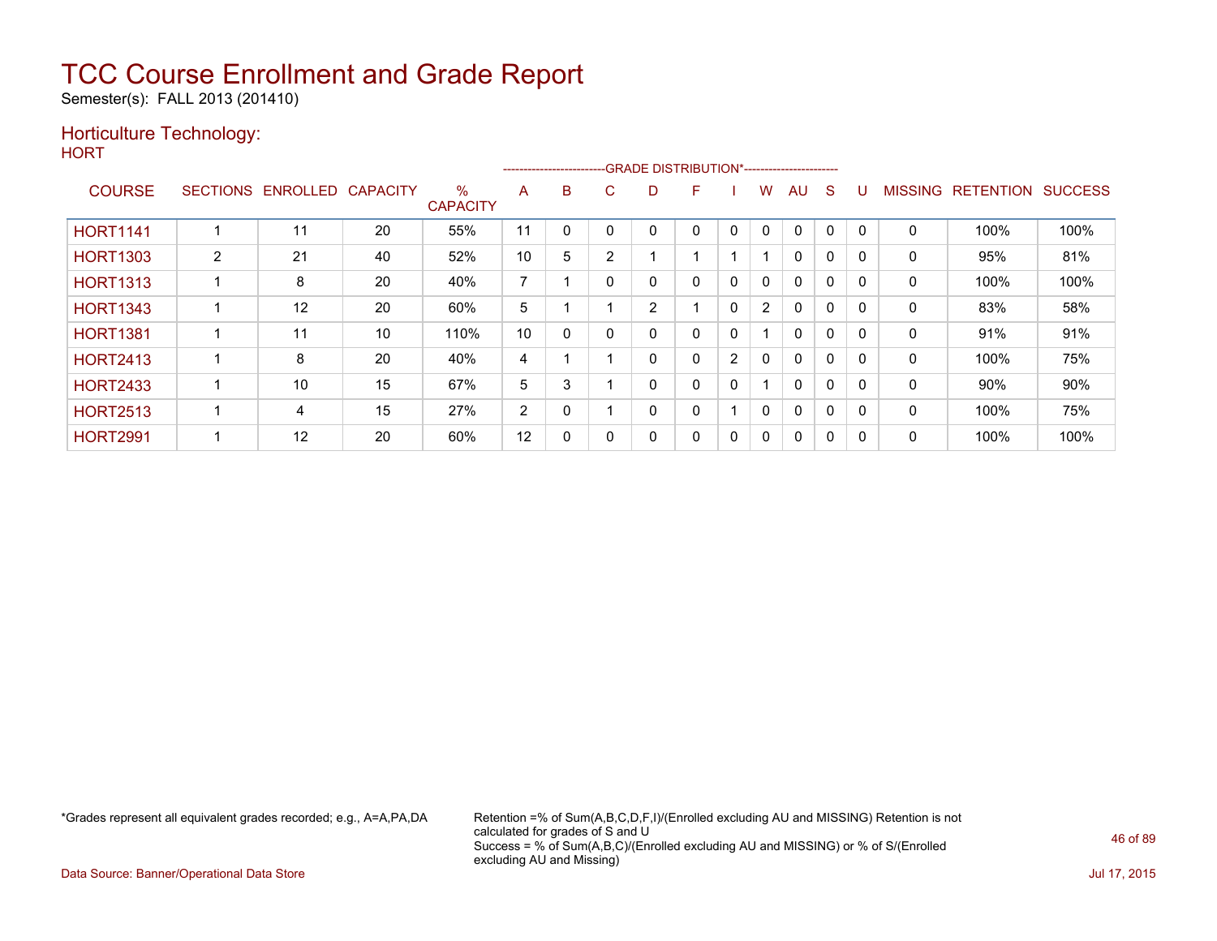# TCC Course Enrollment and Grade Report

Semester(s): FALL 2013 (201410)

## Horticulture Technology:

HORT

| COURSE | SECTIONS | ENROLLED | CAPACITY | % CAPACITY | A | B | C | D | F | I | W | AU | S | U | MISSING | RETENTION | SUCCESS |
|---|---|---|---|---|---|---|---|---|---|---|---|---|---|---|---|---|---|
| | | | | | GRADE DISTRIBUTION* | | | | | | | | | | | | |
| HORT1141 | 1 | 11 | 20 | 55% | 11 | 0 | 0 | 0 | 0 | 0 | 0 | 0 | 0 | 0 | 0 | 100% | 100% |
| HORT1303 | 2 | 21 | 40 | 52% | 10 | 5 | 2 | 1 | 1 | 1 | 1 | 0 | 0 | 0 | 0 | 95% | 81% |
| HORT1313 | 1 | 8 | 20 | 40% | 7 | 1 | 0 | 0 | 0 | 0 | 0 | 0 | 0 | 0 | 0 | 100% | 100% |
| HORT1343 | 1 | 12 | 20 | 60% | 5 | 1 | 1 | 2 | 1 | 0 | 2 | 0 | 0 | 0 | 0 | 83% | 58% |
| HORT1381 | 1 | 11 | 10 | 110% | 10 | 0 | 0 | 0 | 0 | 0 | 1 | 0 | 0 | 0 | 0 | 91% | 91% |
| HORT2413 | 1 | 8 | 20 | 40% | 4 | 1 | 1 | 0 | 0 | 2 | 0 | 0 | 0 | 0 | 0 | 100% | 75% |
| HORT2433 | 1 | 10 | 15 | 67% | 5 | 3 | 1 | 0 | 0 | 0 | 1 | 0 | 0 | 0 | 0 | 90% | 90% |
| HORT2513 | 1 | 4 | 15 | 27% | 2 | 0 | 1 | 0 | 0 | 1 | 0 | 0 | 0 | 0 | 0 | 100% | 75% |
| HORT2991 | 1 | 12 | 20 | 60% | 12 | 0 | 0 | 0 | 0 | 0 | 0 | 0 | 0 | 0 | 0 | 100% | 100% |

*Grades represent all equivalent grades recorded; e.g., A=A,PA,DA

Retention =% of Sum(A,B,C,D,F,I)/(Enrolled excluding AU and MISSING) Retention is not calculated for grades of S and U
Success = % of Sum(A,B,C)/(Enrolled excluding AU and MISSING) or % of S/(Enrolled excluding AU and Missing)

Data Source: Banner/Operational Data Store

Jul 17, 2015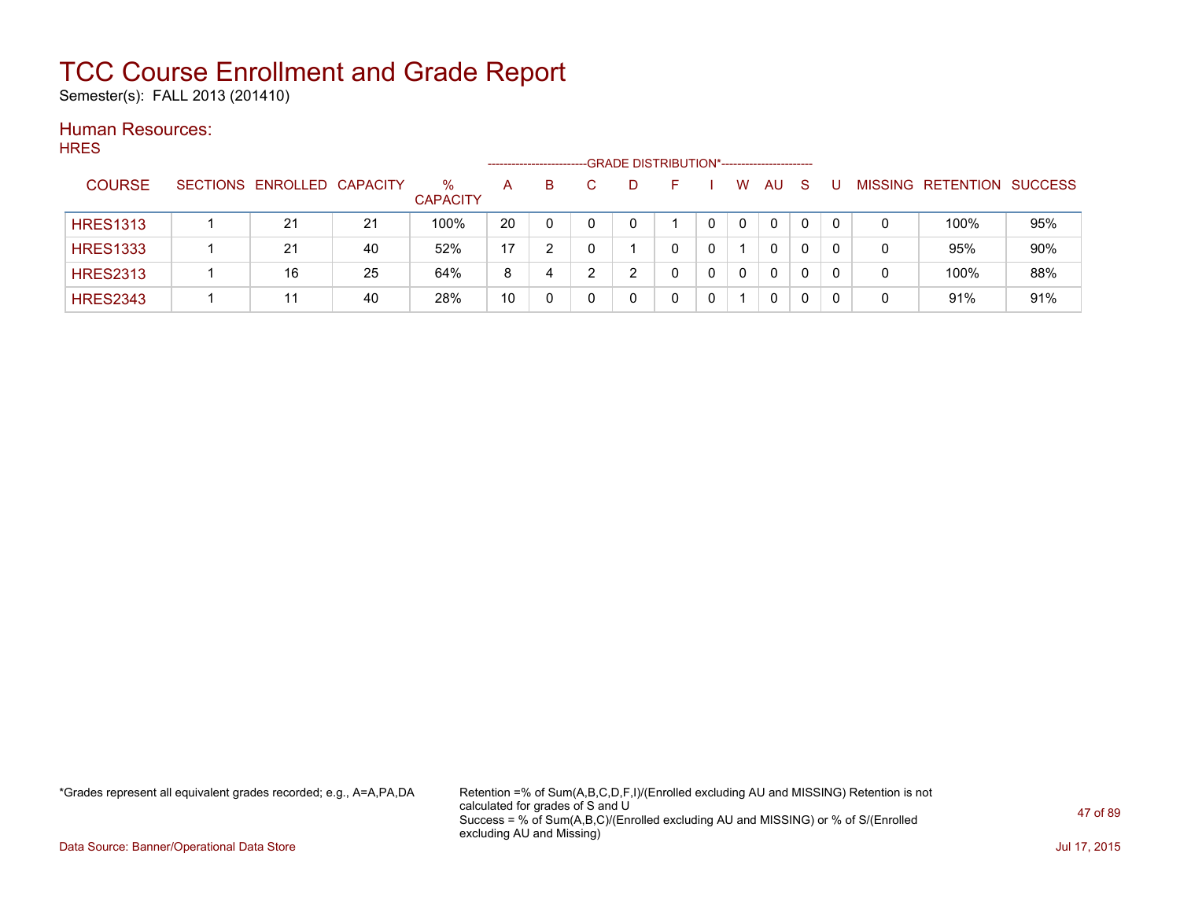# TCC Course Enrollment and Grade Report

Semester(s): FALL 2013 (201410)

## Human Resources:

### HRES

| COURSE | SECTIONS | ENROLLED | CAPACITY | % CAPACITY | GRADE DISTRIBUTION* | | | | | | | | | | MISSING | RETENTION | SUCCESS |
|---|---|---|---|---|---|---|---|---|---|---|---|---|---|---|---|---|---|
| | | | | | A | B | C | D | F | I | W | AU | S | U | | | |
| HRES1313 | 1 | 21 | 21 | 100% | 20 | 0 | 0 | 0 | 1 | 0 | 0 | 0 | 0 | 0 | 0 | 100% | 95% |
| HRES1333 | 1 | 21 | 40 | 52% | 17 | 2 | 0 | 1 | 0 | 0 | 1 | 0 | 0 | 0 | 0 | 95% | 90% |
| HRES2313 | 1 | 16 | 25 | 64% | 8 | 4 | 2 | 2 | 0 | 0 | 0 | 0 | 0 | 0 | 0 | 100% | 88% |
| HRES2343 | 1 | 11 | 40 | 28% | 10 | 0 | 0 | 0 | 0 | 0 | 1 | 0 | 0 | 0 | 0 | 91% | 91% |

*Grades represent all equivalent grades recorded; e.g., A=A,PA,DA

Retention =% of Sum(A,B,C,D,F,I)/(Enrolled excluding AU and MISSING) Retention is not calculated for grades of S and U
Success = % of Sum(A,B,C)/(Enrolled excluding AU and MISSING) or % of S/(Enrolled excluding AU and Missing)

Data Source: Banner/Operational Data Store

Jul 17, 2015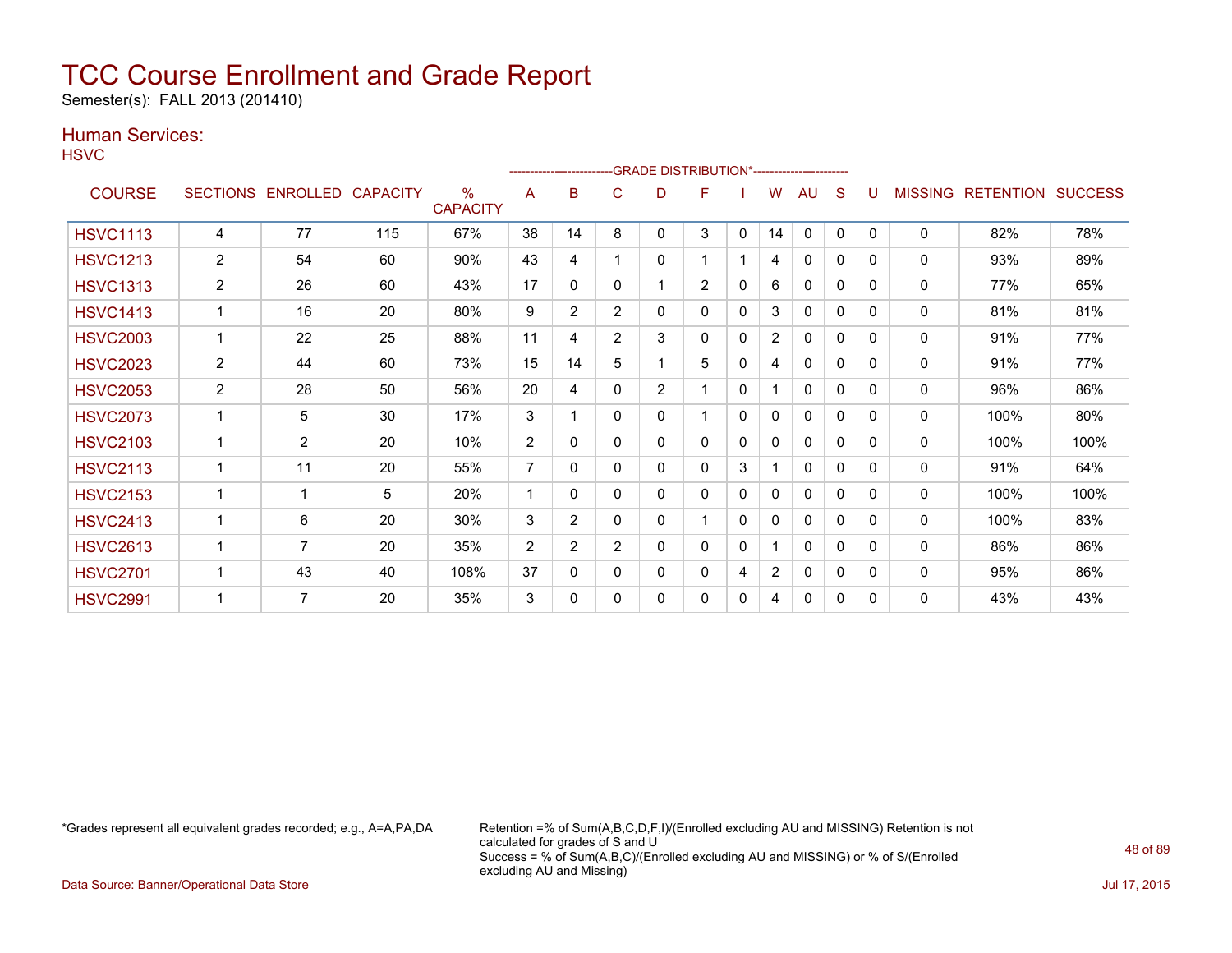# TCC Course Enrollment and Grade Report

Semester(s): FALL 2013 (201410)

## Human Services:

HSVC

| COURSE | SECTIONS | ENROLLED | CAPACITY | % CAPACITY | A | B | C | D | F | I | W | AU | S | U | MISSING | RETENTION | SUCCESS |
|---|---|---|---|---|---|---|---|---|---|---|---|---|---|---|---|---|---|
| | | | | | GRADE DISTRIBUTION* | | | | | | | | | | | | |
| HSVC1113 | 4 | 77 | 115 | 67% | 38 | 14 | 8 | 0 | 3 | 0 | 14 | 0 | 0 | 0 | 0 | 82% | 78% |
| HSVC1213 | 2 | 54 | 60 | 90% | 43 | 4 | 1 | 0 | 1 | 1 | 4 | 0 | 0 | 0 | 0 | 93% | 89% |
| HSVC1313 | 2 | 26 | 60 | 43% | 17 | 0 | 0 | 1 | 2 | 0 | 6 | 0 | 0 | 0 | 0 | 77% | 65% |
| HSVC1413 | 1 | 16 | 20 | 80% | 9 | 2 | 2 | 0 | 0 | 0 | 3 | 0 | 0 | 0 | 0 | 81% | 81% |
| HSVC2003 | 1 | 22 | 25 | 88% | 11 | 4 | 2 | 3 | 0 | 0 | 2 | 0 | 0 | 0 | 0 | 91% | 77% |
| HSVC2023 | 2 | 44 | 60 | 73% | 15 | 14 | 5 | 1 | 5 | 0 | 4 | 0 | 0 | 0 | 0 | 91% | 77% |
| HSVC2053 | 2 | 28 | 50 | 56% | 20 | 4 | 0 | 2 | 1 | 0 | 1 | 0 | 0 | 0 | 0 | 96% | 86% |
| HSVC2073 | 1 | 5 | 30 | 17% | 3 | 1 | 0 | 0 | 1 | 0 | 0 | 0 | 0 | 0 | 0 | 100% | 80% |
| HSVC2103 | 1 | 2 | 20 | 10% | 2 | 0 | 0 | 0 | 0 | 0 | 0 | 0 | 0 | 0 | 0 | 100% | 100% |
| HSVC2113 | 1 | 11 | 20 | 55% | 7 | 0 | 0 | 0 | 0 | 3 | 1 | 0 | 0 | 0 | 0 | 91% | 64% |
| HSVC2153 | 1 | 1 | 5 | 20% | 1 | 0 | 0 | 0 | 0 | 0 | 0 | 0 | 0 | 0 | 0 | 100% | 100% |
| HSVC2413 | 1 | 6 | 20 | 30% | 3 | 2 | 0 | 0 | 1 | 0 | 0 | 0 | 0 | 0 | 0 | 100% | 83% |
| HSVC2613 | 1 | 7 | 20 | 35% | 2 | 2 | 2 | 0 | 0 | 0 | 1 | 0 | 0 | 0 | 0 | 86% | 86% |
| HSVC2701 | 1 | 43 | 40 | 108% | 37 | 0 | 0 | 0 | 0 | 4 | 2 | 0 | 0 | 0 | 0 | 95% | 86% |
| HSVC2991 | 1 | 7 | 20 | 35% | 3 | 0 | 0 | 0 | 0 | 0 | 4 | 0 | 0 | 0 | 0 | 43% | 43% |

*Grades represent all equivalent grades recorded; e.g., A=A,PA,DA

Retention =% of Sum(A,B,C,D,F,I)/(Enrolled excluding AU and MISSING) Retention is not calculated for grades of S and U
Success = % of Sum(A,B,C)/(Enrolled excluding AU and MISSING) or % of S/(Enrolled excluding AU and Missing)

Data Source: Banner/Operational Data Store

Jul 17, 2015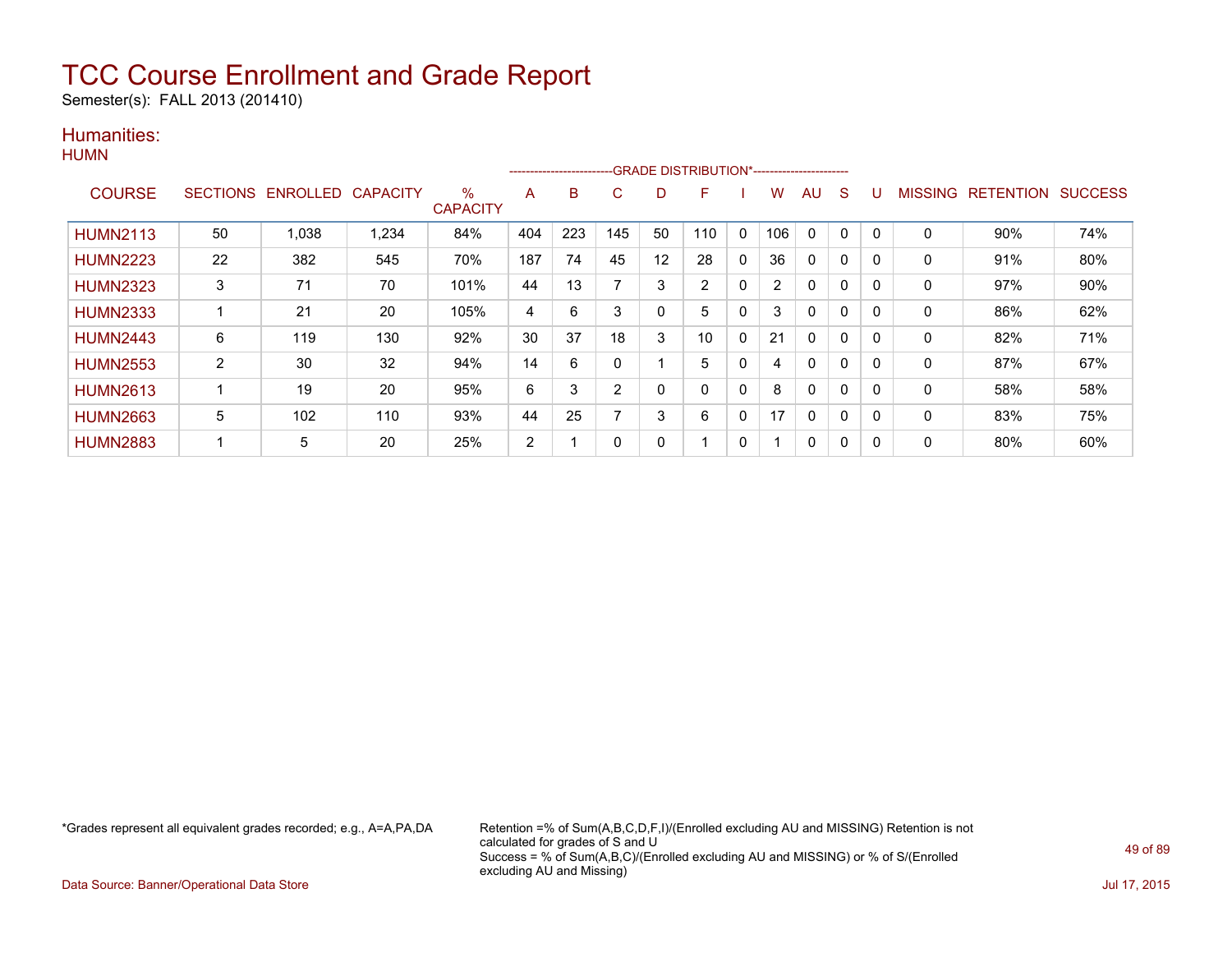# TCC Course Enrollment and Grade Report

Semester(s): FALL 2013 (201410)

## Humanities:

HUMN

| COURSE | SECTIONS | ENROLLED | CAPACITY | % CAPACITY | A | B | C | D | F | I | W | AU | S | U | MISSING | RETENTION | SUCCESS |
|---|---|---|---|---|---|---|---|---|---|---|---|---|---|---|---|---|---|
| | | | | | GRADE DISTRIBUTION* | | | | | | | | | | | | |
| HUMN2113 | 50 | 1,038 | 1,234 | 84% | 404 | 223 | 145 | 50 | 110 | 0 | 106 | 0 | 0 | 0 | 0 | 90% | 74% |
| HUMN2223 | 22 | 382 | 545 | 70% | 187 | 74 | 45 | 12 | 28 | 0 | 36 | 0 | 0 | 0 | 0 | 91% | 80% |
| HUMN2323 | 3 | 71 | 70 | 101% | 44 | 13 | 7 | 3 | 2 | 0 | 2 | 0 | 0 | 0 | 0 | 97% | 90% |
| HUMN2333 | 1 | 21 | 20 | 105% | 4 | 6 | 3 | 0 | 5 | 0 | 3 | 0 | 0 | 0 | 0 | 86% | 62% |
| HUMN2443 | 6 | 119 | 130 | 92% | 30 | 37 | 18 | 3 | 10 | 0 | 21 | 0 | 0 | 0 | 0 | 82% | 71% |
| HUMN2553 | 2 | 30 | 32 | 94% | 14 | 6 | 0 | 1 | 5 | 0 | 4 | 0 | 0 | 0 | 0 | 87% | 67% |
| HUMN2613 | 1 | 19 | 20 | 95% | 6 | 3 | 2 | 0 | 0 | 0 | 8 | 0 | 0 | 0 | 0 | 58% | 58% |
| HUMN2663 | 5 | 102 | 110 | 93% | 44 | 25 | 7 | 3 | 6 | 0 | 17 | 0 | 0 | 0 | 0 | 83% | 75% |
| HUMN2883 | 1 | 5 | 20 | 25% | 2 | 1 | 0 | 0 | 1 | 0 | 1 | 0 | 0 | 0 | 0 | 80% | 60% |

*Grades represent all equivalent grades recorded; e.g., A=A,PA,DA

Retention =% of Sum(A,B,C,D,F,I)/(Enrolled excluding AU and MISSING) Retention is not calculated for grades of S and U
Success = % of Sum(A,B,C)/(Enrolled excluding AU and MISSING) or % of S/(Enrolled excluding AU and Missing)

Data Source: Banner/Operational Data Store

Jul 17, 2015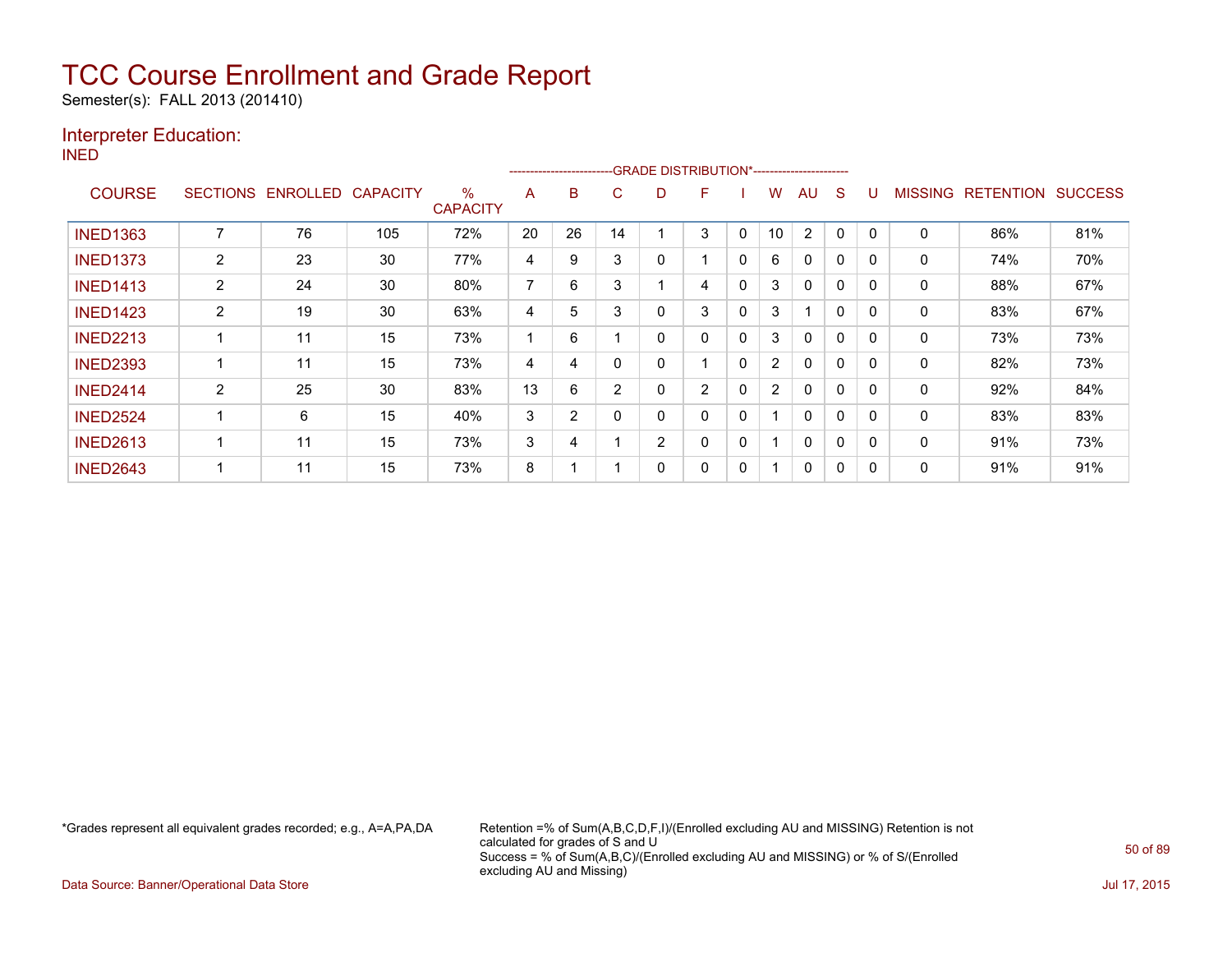# TCC Course Enrollment and Grade Report

Semester(s): FALL 2013 (201410)

## Interpreter Education:

INED

| COURSE | SECTIONS | ENROLLED | CAPACITY | % CAPACITY | A | B | C | D | F | I | W | AU | S | U | MISSING | RETENTION | SUCCESS |
|---|---|---|---|---|---|---|---|---|---|---|---|---|---|---|---|---|---|
| | | | | | GRADE DISTRIBUTION* | | | | | | | | | | | | |
| INED1363 | 7 | 76 | 105 | 72% | 20 | 26 | 14 | 1 | 3 | 0 | 10 | 2 | 0 | 0 | 0 | 86% | 81% |
| INED1373 | 2 | 23 | 30 | 77% | 4 | 9 | 3 | 0 | 1 | 0 | 6 | 0 | 0 | 0 | 0 | 74% | 70% |
| INED1413 | 2 | 24 | 30 | 80% | 7 | 6 | 3 | 1 | 4 | 0 | 3 | 0 | 0 | 0 | 0 | 88% | 67% |
| INED1423 | 2 | 19 | 30 | 63% | 4 | 5 | 3 | 0 | 3 | 0 | 3 | 1 | 0 | 0 | 0 | 83% | 67% |
| INED2213 | 1 | 11 | 15 | 73% | 1 | 6 | 1 | 0 | 0 | 0 | 3 | 0 | 0 | 0 | 0 | 73% | 73% |
| INED2393 | 1 | 11 | 15 | 73% | 4 | 4 | 0 | 0 | 1 | 0 | 2 | 0 | 0 | 0 | 0 | 82% | 73% |
| INED2414 | 2 | 25 | 30 | 83% | 13 | 6 | 2 | 0 | 2 | 0 | 2 | 0 | 0 | 0 | 0 | 92% | 84% |
| INED2524 | 1 | 6 | 15 | 40% | 3 | 2 | 0 | 0 | 0 | 0 | 1 | 0 | 0 | 0 | 0 | 83% | 83% |
| INED2613 | 1 | 11 | 15 | 73% | 3 | 4 | 1 | 2 | 0 | 0 | 1 | 0 | 0 | 0 | 0 | 91% | 73% |
| INED2643 | 1 | 11 | 15 | 73% | 8 | 1 | 1 | 0 | 0 | 0 | 1 | 0 | 0 | 0 | 0 | 91% | 91% |

*Grades represent all equivalent grades recorded; e.g., A=A,PA,DA

Retention =% of Sum(A,B,C,D,F,I)/(Enrolled excluding AU and MISSING) Retention is not calculated for grades of S and U
Success = % of Sum(A,B,C)/(Enrolled excluding AU and MISSING) or % of S/(Enrolled excluding AU and Missing)

Data Source: Banner/Operational Data Store

Jul 17, 2015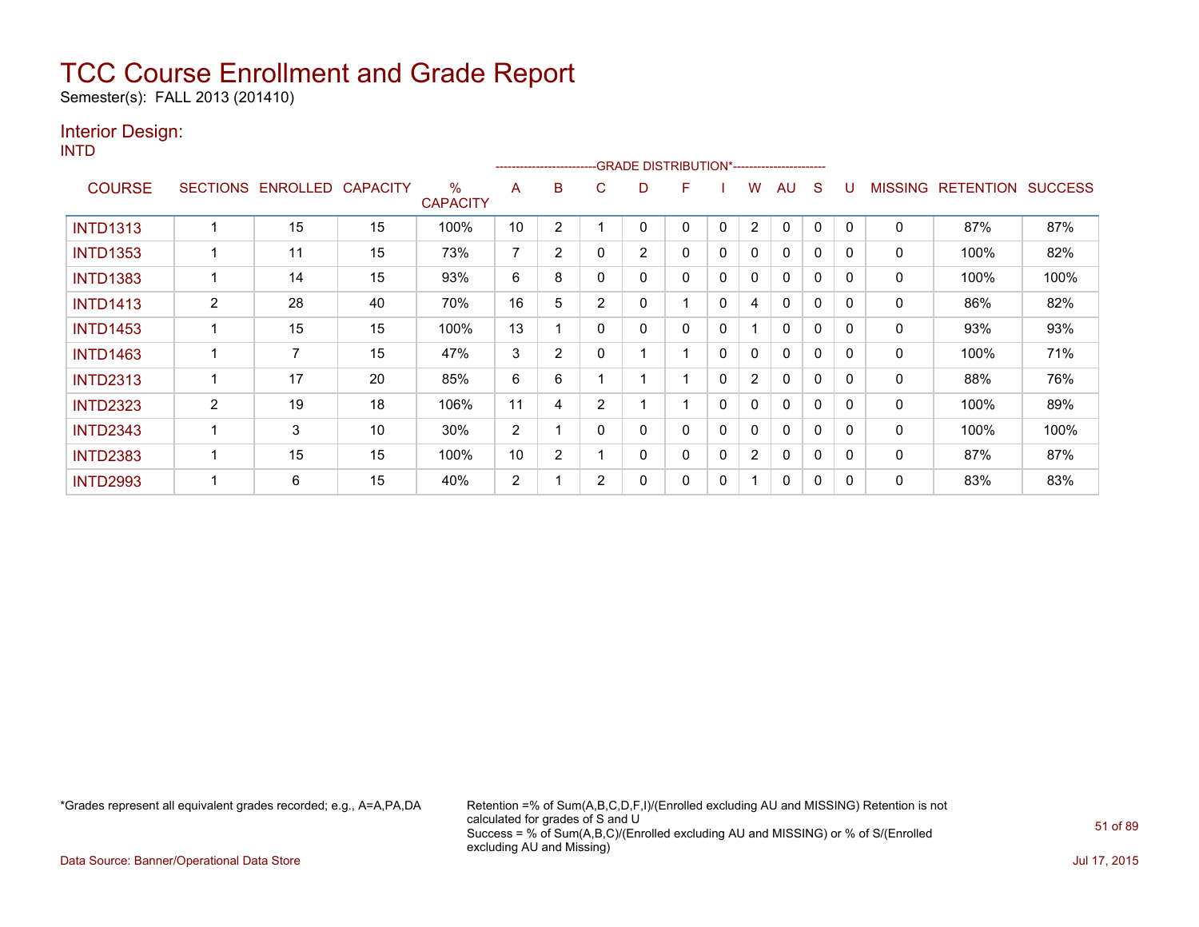# TCC Course Enrollment and Grade Report

Semester(s): FALL 2013 (201410)

## Interior Design:

INTD

| COURSE | SECTIONS | ENROLLED | CAPACITY | % CAPACITY | A | B | C | D | F | I | W | AU | S | U | MISSING | RETENTION | SUCCESS |
|---|---|---|---|---|---|---|---|---|---|---|---|---|---|---|---|---|---|
| | | | | | GRADE DISTRIBUTION* | | | | | | | | | | | | |
| INTD1313 | 1 | 15 | 15 | 100% | 10 | 2 | 1 | 0 | 0 | 0 | 2 | 0 | 0 | 0 | 0 | 87% | 87% |
| INTD1353 | 1 | 11 | 15 | 73% | 7 | 2 | 0 | 2 | 0 | 0 | 0 | 0 | 0 | 0 | 0 | 100% | 82% |
| INTD1383 | 1 | 14 | 15 | 93% | 6 | 8 | 0 | 0 | 0 | 0 | 0 | 0 | 0 | 0 | 0 | 100% | 100% |
| INTD1413 | 2 | 28 | 40 | 70% | 16 | 5 | 2 | 0 | 1 | 0 | 4 | 0 | 0 | 0 | 0 | 86% | 82% |
| INTD1453 | 1 | 15 | 15 | 100% | 13 | 1 | 0 | 0 | 0 | 0 | 1 | 0 | 0 | 0 | 0 | 93% | 93% |
| INTD1463 | 1 | 7 | 15 | 47% | 3 | 2 | 0 | 1 | 1 | 0 | 0 | 0 | 0 | 0 | 0 | 100% | 71% |
| INTD2313 | 1 | 17 | 20 | 85% | 6 | 6 | 1 | 1 | 1 | 0 | 2 | 0 | 0 | 0 | 0 | 88% | 76% |
| INTD2323 | 2 | 19 | 18 | 106% | 11 | 4 | 2 | 1 | 1 | 0 | 0 | 0 | 0 | 0 | 0 | 100% | 89% |
| INTD2343 | 1 | 3 | 10 | 30% | 2 | 1 | 0 | 0 | 0 | 0 | 0 | 0 | 0 | 0 | 0 | 100% | 100% |
| INTD2383 | 1 | 15 | 15 | 100% | 10 | 2 | 1 | 0 | 0 | 0 | 2 | 0 | 0 | 0 | 0 | 87% | 87% |
| INTD2993 | 1 | 6 | 15 | 40% | 2 | 1 | 2 | 0 | 0 | 0 | 1 | 0 | 0 | 0 | 0 | 83% | 83% |

*Grades represent all equivalent grades recorded; e.g., A=A,PA,DA

Retention =% of Sum(A,B,C,D,F,I)/(Enrolled excluding AU and MISSING) Retention is not calculated for grades of S and U
Success = % of Sum(A,B,C)/(Enrolled excluding AU and MISSING) or % of S/(Enrolled excluding AU and Missing)

Data Source: Banner/Operational Data Store

Jul 17, 2015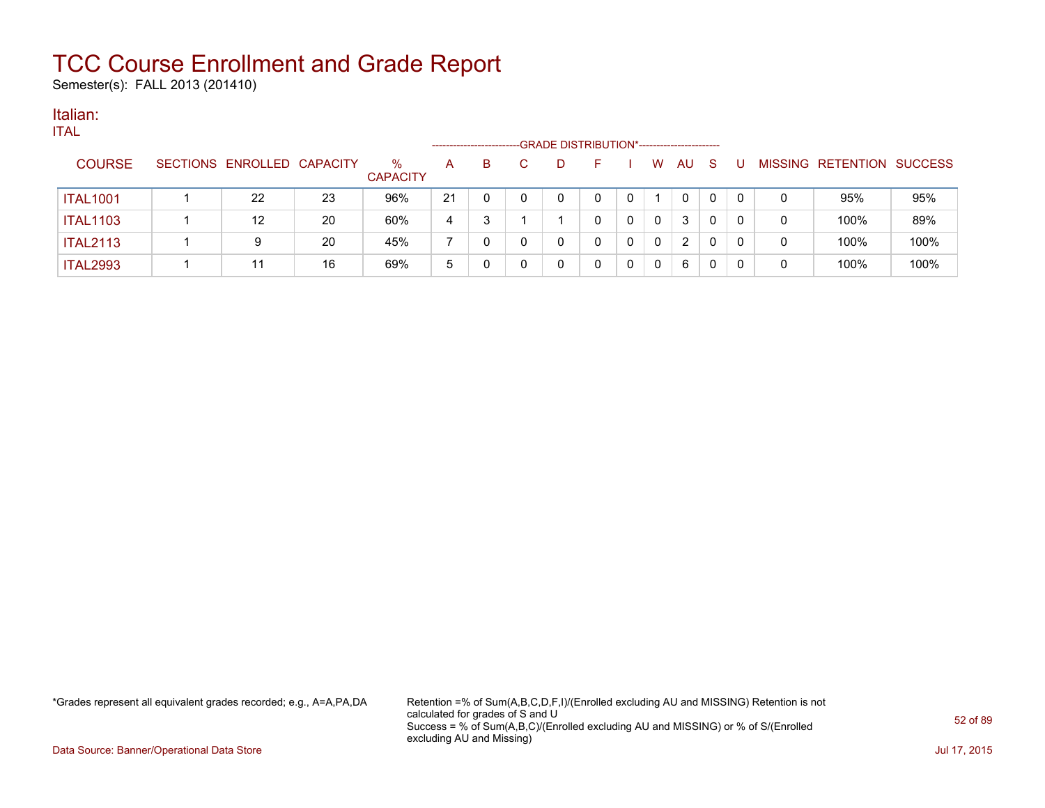# TCC Course Enrollment and Grade Report

Semester(s): FALL 2013 (201410)

## Italian:

ITAL

| COURSE | SECTIONS | ENROLLED | CAPACITY | % CAPACITY | A | B | C | D | F | I | W | AU | S | U | MISSING | RETENTION | SUCCESS |
|---|---|---|---|---|---|---|---|---|---|---|---|---|---|---|---|---|---|
| | | | | | GRADE DISTRIBUTION* | | | | | | | | | | | | |
| ITAL1001 | 1 | 22 | 23 | 96% | 21 | 0 | 0 | 0 | 0 | 0 | 1 | 0 | 0 | 0 | 0 | 95% | 95% |
| ITAL1103 | 1 | 12 | 20 | 60% | 4 | 3 | 1 | 1 | 0 | 0 | 0 | 3 | 0 | 0 | 0 | 100% | 89% |
| ITAL2113 | 1 | 9 | 20 | 45% | 7 | 0 | 0 | 0 | 0 | 0 | 0 | 2 | 0 | 0 | 0 | 100% | 100% |
| ITAL2993 | 1 | 11 | 16 | 69% | 5 | 0 | 0 | 0 | 0 | 0 | 0 | 6 | 0 | 0 | 0 | 100% | 100% |

*Grades represent all equivalent grades recorded; e.g., A=A,PA,DA

Retention =% of Sum(A,B,C,D,F,I)/(Enrolled excluding AU and MISSING) Retention is not calculated for grades of S and U
Success = % of Sum(A,B,C)/(Enrolled excluding AU and MISSING) or % of S/(Enrolled excluding AU and Missing)

Data Source: Banner/Operational Data Store

Jul 17, 2015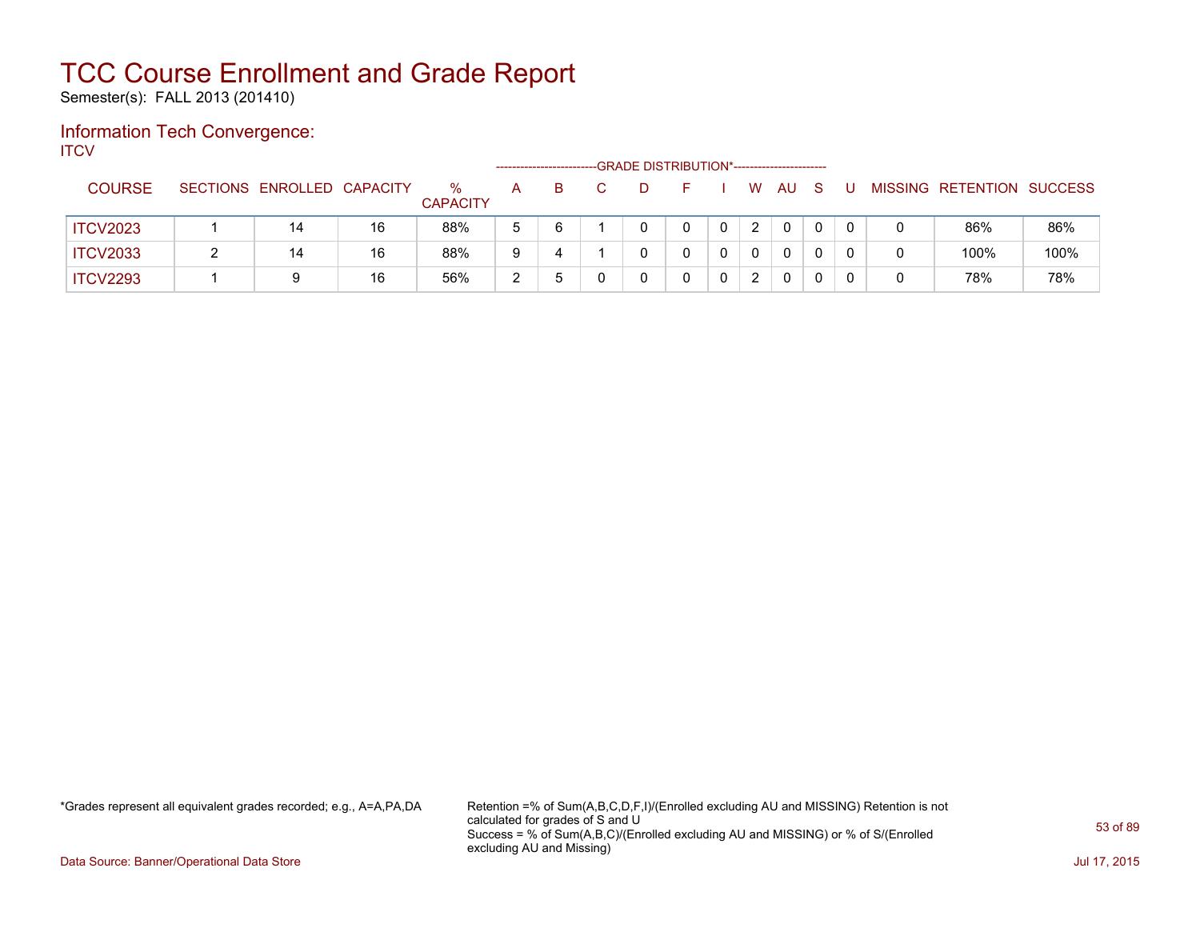# TCC Course Enrollment and Grade Report

Semester(s): FALL 2013 (201410)

## Information Tech Convergence:

ITCV

| COURSE | SECTIONS | ENROLLED | CAPACITY | % CAPACITY | A | B | C | D | F | I | W | AU | S | U | MISSING | RETENTION | SUCCESS |
|---|---|---|---|---|---|---|---|---|---|---|---|---|---|---|---|---|---|
| | | | | | GRADE DISTRIBUTION* | | | | | | | | | | | | |
| ITCV2023 | 1 | 14 | 16 | 88% | 5 | 6 | 1 | 0 | 0 | 0 | 2 | 0 | 0 | 0 | 0 | 86% | 86% |
| ITCV2033 | 2 | 14 | 16 | 88% | 9 | 4 | 1 | 0 | 0 | 0 | 0 | 0 | 0 | 0 | 0 | 100% | 100% |
| ITCV2293 | 1 | 9 | 16 | 56% | 2 | 5 | 0 | 0 | 0 | 0 | 2 | 0 | 0 | 0 | 0 | 78% | 78% |

*Grades represent all equivalent grades recorded; e.g., A=A,PA,DA

Retention =% of Sum(A,B,C,D,F,I)/(Enrolled excluding AU and MISSING) Retention is not calculated for grades of S and U
Success = % of Sum(A,B,C)/(Enrolled excluding AU and MISSING) or % of S/(Enrolled excluding AU and Missing)

Data Source: Banner/Operational Data Store

Jul 17, 2015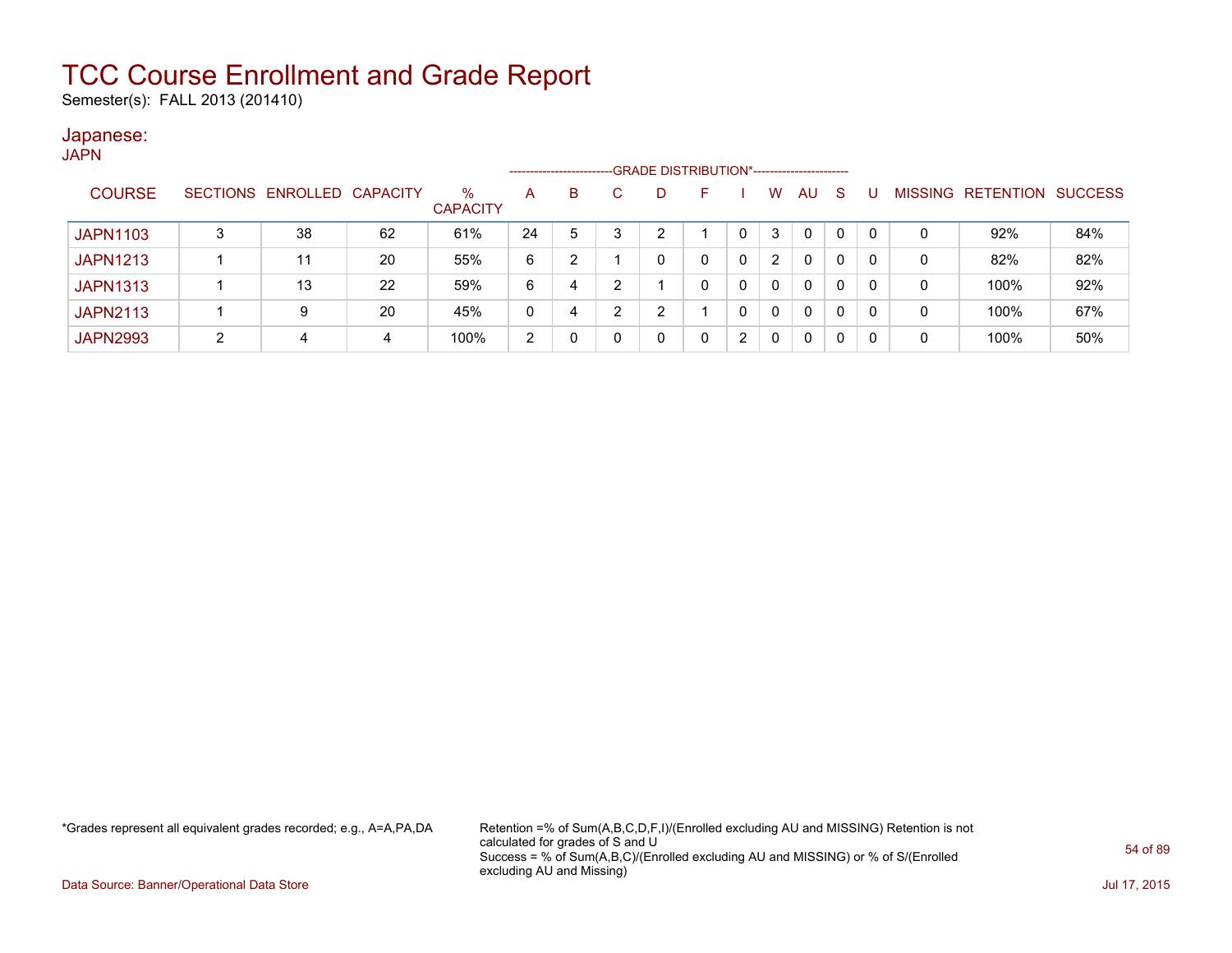# TCC Course Enrollment and Grade Report

Semester(s): FALL 2013 (201410)

## Japanese:

JAPN

| COURSE | SECTIONS | ENROLLED | CAPACITY | % CAPACITY | GRADE DISTRIBUTION* A | B | C | D | F | I | W | AU | S | U | MISSING | RETENTION | SUCCESS |
|---|---|---|---|---|---|---|---|---|---|---|---|---|---|---|---|---|---|
| JAPN1103 | 3 | 38 | 62 | 61% | 24 | 5 | 3 | 2 | 1 | 0 | 3 | 0 | 0 | 0 | 0 | 92% | 84% |
| JAPN1213 | 1 | 11 | 20 | 55% | 6 | 2 | 1 | 0 | 0 | 0 | 2 | 0 | 0 | 0 | 0 | 82% | 82% |
| JAPN1313 | 1 | 13 | 22 | 59% | 6 | 4 | 2 | 1 | 0 | 0 | 0 | 0 | 0 | 0 | 0 | 100% | 92% |
| JAPN2113 | 1 | 9 | 20 | 45% | 0 | 4 | 2 | 2 | 1 | 0 | 0 | 0 | 0 | 0 | 0 | 100% | 67% |
| JAPN2993 | 2 | 4 | 4 | 100% | 2 | 0 | 0 | 0 | 0 | 2 | 0 | 0 | 0 | 0 | 0 | 100% | 50% |

*Grades represent all equivalent grades recorded; e.g., A=A,PA,DA

Retention =% of Sum(A,B,C,D,F,I)/(Enrolled excluding AU and MISSING) Retention is not calculated for grades of S and U
Success = % of Sum(A,B,C)/(Enrolled excluding AU and MISSING) or % of S/(Enrolled excluding AU and Missing)

Data Source: Banner/Operational Data Store

Jul 17, 2015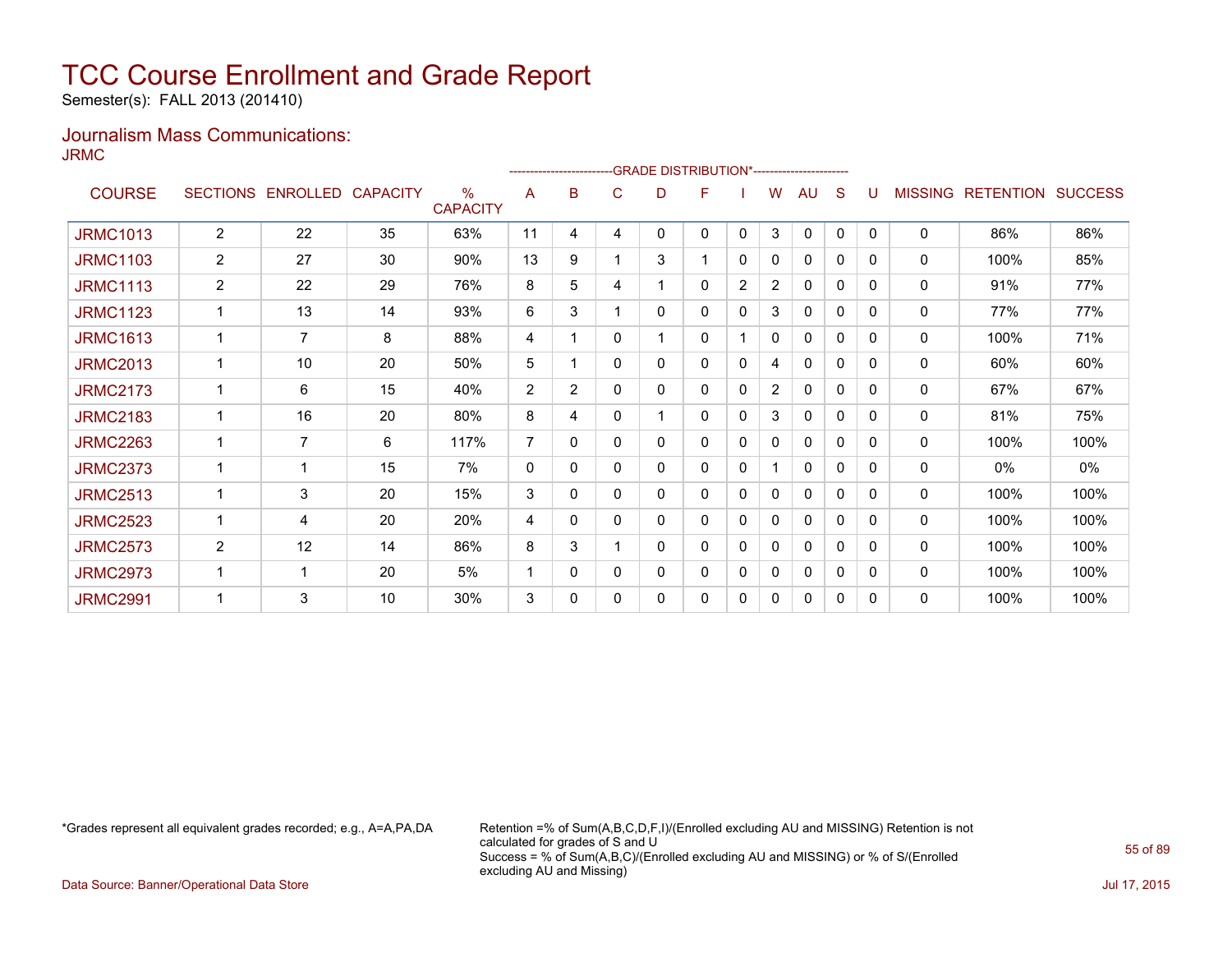# TCC Course Enrollment and Grade Report

Semester(s): FALL 2013 (201410)

## Journalism Mass Communications:

JRMC

| COURSE | SECTIONS | ENROLLED | CAPACITY | % CAPACITY | A | B | C | D | F | I | W | AU | S | U | MISSING | RETENTION | SUCCESS |
|---|---|---|---|---|---|---|---|---|---|---|---|---|---|---|---|---|---|
| | | | | | GRADE DISTRIBUTION* | | | | | | | | | | | | |
| JRMC1013 | 2 | 22 | 35 | 63% | 11 | 4 | 4 | 0 | 0 | 0 | 3 | 0 | 0 | 0 | 0 | 86% | 86% |
| JRMC1103 | 2 | 27 | 30 | 90% | 13 | 9 | 1 | 3 | 1 | 0 | 0 | 0 | 0 | 0 | 0 | 100% | 85% |
| JRMC1113 | 2 | 22 | 29 | 76% | 8 | 5 | 4 | 1 | 0 | 2 | 2 | 0 | 0 | 0 | 0 | 91% | 77% |
| JRMC1123 | 1 | 13 | 14 | 93% | 6 | 3 | 1 | 0 | 0 | 0 | 3 | 0 | 0 | 0 | 0 | 77% | 77% |
| JRMC1613 | 1 | 7 | 8 | 88% | 4 | 1 | 0 | 1 | 0 | 1 | 0 | 0 | 0 | 0 | 0 | 100% | 71% |
| JRMC2013 | 1 | 10 | 20 | 50% | 5 | 1 | 0 | 0 | 0 | 0 | 4 | 0 | 0 | 0 | 0 | 60% | 60% |
| JRMC2173 | 1 | 6 | 15 | 40% | 2 | 2 | 0 | 0 | 0 | 0 | 2 | 0 | 0 | 0 | 0 | 67% | 67% |
| JRMC2183 | 1 | 16 | 20 | 80% | 8 | 4 | 0 | 1 | 0 | 0 | 3 | 0 | 0 | 0 | 0 | 81% | 75% |
| JRMC2263 | 1 | 7 | 6 | 117% | 7 | 0 | 0 | 0 | 0 | 0 | 0 | 0 | 0 | 0 | 0 | 100% | 100% |
| JRMC2373 | 1 | 1 | 15 | 7% | 0 | 0 | 0 | 0 | 0 | 0 | 1 | 0 | 0 | 0 | 0 | 0% | 0% |
| JRMC2513 | 1 | 3 | 20 | 15% | 3 | 0 | 0 | 0 | 0 | 0 | 0 | 0 | 0 | 0 | 0 | 100% | 100% |
| JRMC2523 | 1 | 4 | 20 | 20% | 4 | 0 | 0 | 0 | 0 | 0 | 0 | 0 | 0 | 0 | 0 | 100% | 100% |
| JRMC2573 | 2 | 12 | 14 | 86% | 8 | 3 | 1 | 0 | 0 | 0 | 0 | 0 | 0 | 0 | 0 | 100% | 100% |
| JRMC2973 | 1 | 1 | 20 | 5% | 1 | 0 | 0 | 0 | 0 | 0 | 0 | 0 | 0 | 0 | 0 | 100% | 100% |
| JRMC2991 | 1 | 3 | 10 | 30% | 3 | 0 | 0 | 0 | 0 | 0 | 0 | 0 | 0 | 0 | 0 | 100% | 100% |

*Grades represent all equivalent grades recorded; e.g., A=A,PA,DA

Retention =% of Sum(A,B,C,D,F,I)/(Enrolled excluding AU and MISSING) Retention is not calculated for grades of S and U

Success = % of Sum(A,B,C)/(Enrolled excluding AU and MISSING) or % of S/(Enrolled excluding AU and Missing)

Data Source: Banner/Operational Data Store

Jul 17, 2015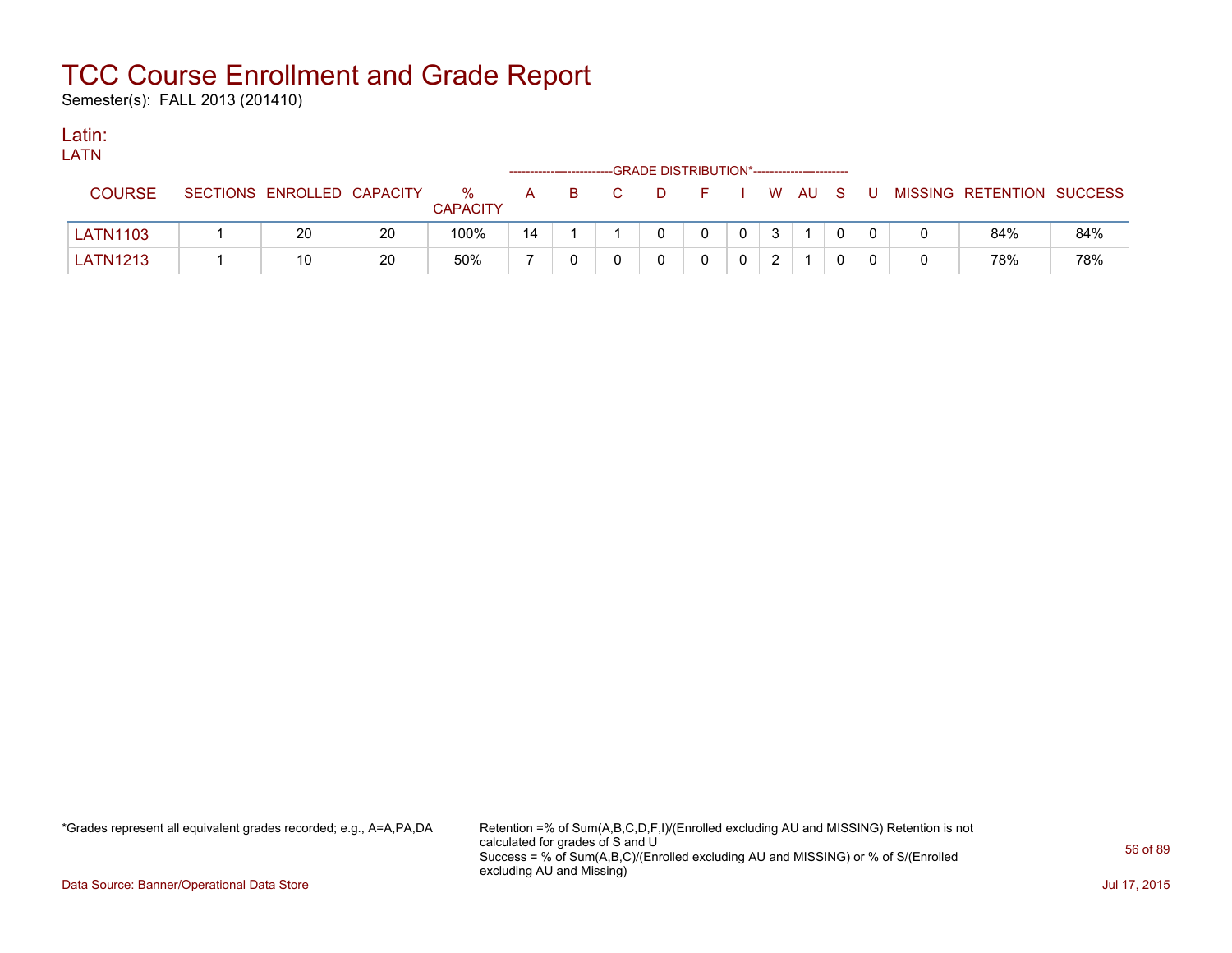# TCC Course Enrollment and Grade Report

Semester(s): FALL 2013 (201410)

## Latin:

LATN

| COURSE | SECTIONS | ENROLLED | CAPACITY | % CAPACITY | A | B | C | D | F | I | W | AU | S | U | MISSING | RETENTION | SUCCESS |
|---|---|---|---|---|---|---|---|---|---|---|---|---|---|---|---|---|---|
| | | | | | GRADE DISTRIBUTION* | | | | | | | | | | | | |
| LATN1103 | 1 | 20 | 20 | 100% | 14 | 1 | 1 | 0 | 0 | 0 | 3 | 1 | 0 | 0 | 0 | 84% | 84% |
| LATN1213 | 1 | 10 | 20 | 50% | 7 | 0 | 0 | 0 | 0 | 0 | 2 | 1 | 0 | 0 | 0 | 78% | 78% |

*Grades represent all equivalent grades recorded; e.g., A=A,PA,DA

Retention =% of Sum(A,B,C,D,F,I)/(Enrolled excluding AU and MISSING) Retention is not calculated for grades of S and U
Success = % of Sum(A,B,C)/(Enrolled excluding AU and MISSING) or % of S/(Enrolled excluding AU and Missing)

Data Source: Banner/Operational Data Store

Jul 17, 2015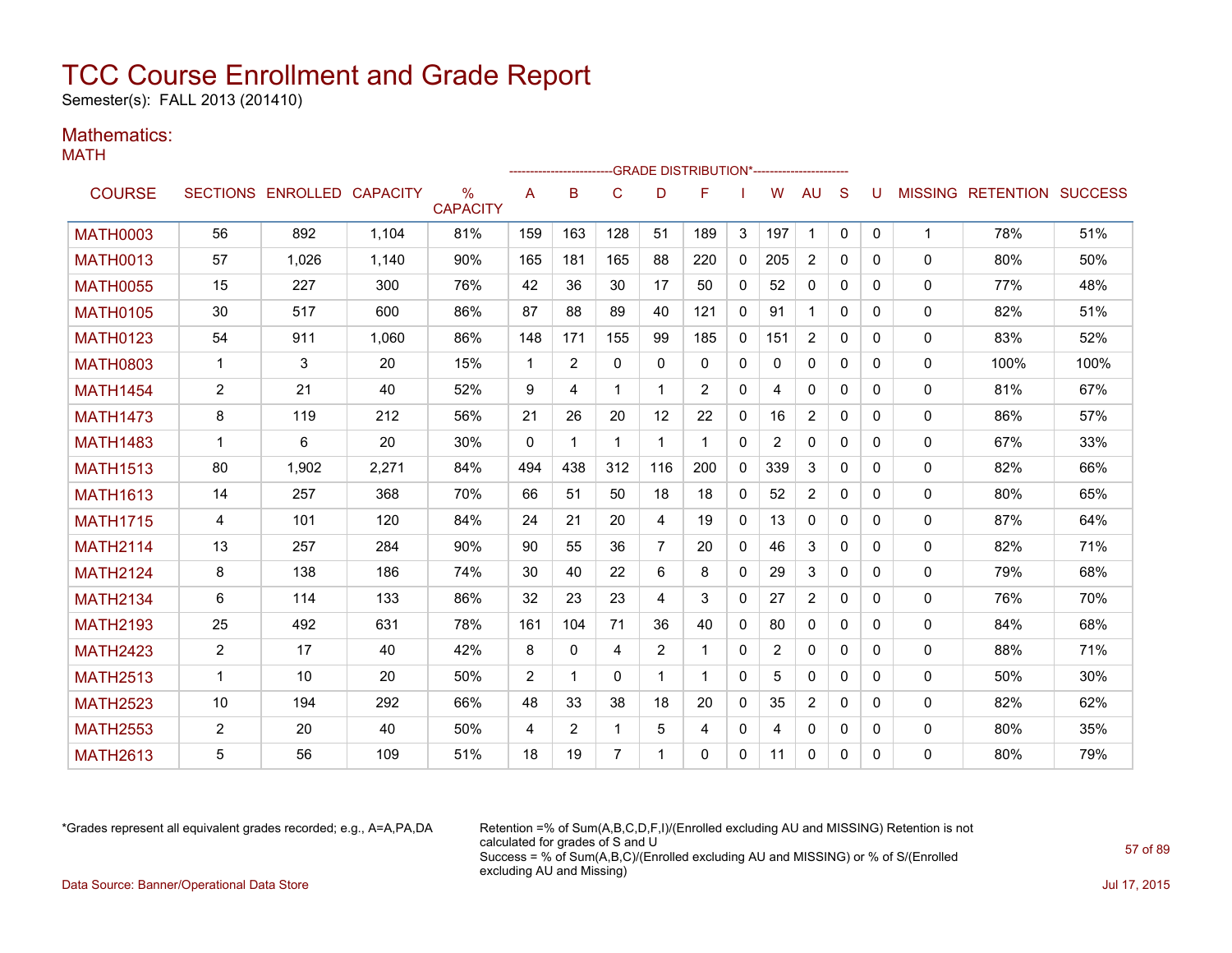# TCC Course Enrollment and Grade Report

Semester(s): FALL 2013 (201410)

## Mathematics:

### MATH

| COURSE | SECTIONS | ENROLLED | CAPACITY | % CAPACITY | A | B | C | D | F | I | W | AU | S | U | MISSING | RETENTION | SUCCESS |
|---|---|---|---|---|---|---|---|---|---|---|---|---|---|---|---|---|---|
| | | | | | GRADE DISTRIBUTION* | | | | | | | | | | | | |
| MATH0003 | 56 | 892 | 1,104 | 81% | 159 | 163 | 128 | 51 | 189 | 3 | 197 | 1 | 0 | 0 | 1 | 78% | 51% |
| MATH0013 | 57 | 1,026 | 1,140 | 90% | 165 | 181 | 165 | 88 | 220 | 0 | 205 | 2 | 0 | 0 | 0 | 80% | 50% |
| MATH0055 | 15 | 227 | 300 | 76% | 42 | 36 | 30 | 17 | 50 | 0 | 52 | 0 | 0 | 0 | 0 | 77% | 48% |
| MATH0105 | 30 | 517 | 600 | 86% | 87 | 88 | 89 | 40 | 121 | 0 | 91 | 1 | 0 | 0 | 0 | 82% | 51% |
| MATH0123 | 54 | 911 | 1,060 | 86% | 148 | 171 | 155 | 99 | 185 | 0 | 151 | 2 | 0 | 0 | 0 | 83% | 52% |
| MATH0803 | 1 | 3 | 20 | 15% | 1 | 2 | 0 | 0 | 0 | 0 | 0 | 0 | 0 | 0 | 0 | 100% | 100% |
| MATH1454 | 2 | 21 | 40 | 52% | 9 | 4 | 1 | 1 | 2 | 0 | 4 | 0 | 0 | 0 | 0 | 81% | 67% |
| MATH1473 | 8 | 119 | 212 | 56% | 21 | 26 | 20 | 12 | 22 | 0 | 16 | 2 | 0 | 0 | 0 | 86% | 57% |
| MATH1483 | 1 | 6 | 20 | 30% | 0 | 1 | 1 | 1 | 1 | 0 | 2 | 0 | 0 | 0 | 0 | 67% | 33% |
| MATH1513 | 80 | 1,902 | 2,271 | 84% | 494 | 438 | 312 | 116 | 200 | 0 | 339 | 3 | 0 | 0 | 0 | 82% | 66% |
| MATH1613 | 14 | 257 | 368 | 70% | 66 | 51 | 50 | 18 | 18 | 0 | 52 | 2 | 0 | 0 | 0 | 80% | 65% |
| MATH1715 | 4 | 101 | 120 | 84% | 24 | 21 | 20 | 4 | 19 | 0 | 13 | 0 | 0 | 0 | 0 | 87% | 64% |
| MATH2114 | 13 | 257 | 284 | 90% | 90 | 55 | 36 | 7 | 20 | 0 | 46 | 3 | 0 | 0 | 0 | 82% | 71% |
| MATH2124 | 8 | 138 | 186 | 74% | 30 | 40 | 22 | 6 | 8 | 0 | 29 | 3 | 0 | 0 | 0 | 79% | 68% |
| MATH2134 | 6 | 114 | 133 | 86% | 32 | 23 | 23 | 4 | 3 | 0 | 27 | 2 | 0 | 0 | 0 | 76% | 70% |
| MATH2193 | 25 | 492 | 631 | 78% | 161 | 104 | 71 | 36 | 40 | 0 | 80 | 0 | 0 | 0 | 0 | 84% | 68% |
| MATH2423 | 2 | 17 | 40 | 42% | 8 | 0 | 4 | 2 | 1 | 0 | 2 | 0 | 0 | 0 | 0 | 88% | 71% |
| MATH2513 | 1 | 10 | 20 | 50% | 2 | 1 | 0 | 1 | 1 | 0 | 5 | 0 | 0 | 0 | 0 | 50% | 30% |
| MATH2523 | 10 | 194 | 292 | 66% | 48 | 33 | 38 | 18 | 20 | 0 | 35 | 2 | 0 | 0 | 0 | 82% | 62% |
| MATH2553 | 2 | 20 | 40 | 50% | 4 | 2 | 1 | 5 | 4 | 0 | 4 | 0 | 0 | 0 | 0 | 80% | 35% |
| MATH2613 | 5 | 56 | 109 | 51% | 18 | 19 | 7 | 1 | 0 | 0 | 11 | 0 | 0 | 0 | 0 | 80% | 79% |

*Grades represent all equivalent grades recorded; e.g., A=A,PA,DA

Retention =% of Sum(A,B,C,D,F,I)/(Enrolled excluding AU and MISSING) Retention is not calculated for grades of S and U
Success = % of Sum(A,B,C)/(Enrolled excluding AU and MISSING) or % of S/(Enrolled excluding AU and Missing)

Data Source: Banner/Operational Data Store

Jul 17, 2015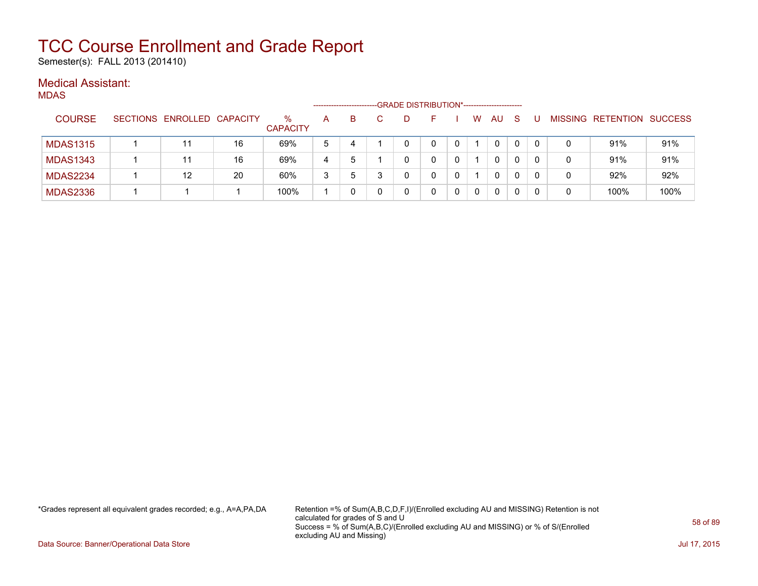# TCC Course Enrollment and Grade Report

Semester(s): FALL 2013 (201410)

## Medical Assistant:

### MDAS

| COURSE | SECTIONS | ENROLLED | CAPACITY | % CAPACITY | GRADE DISTRIBUTION* A | B | C | D | F | I | W | AU | S | U | MISSING | RETENTION | SUCCESS |
|---|---|---|---|---|---|---|---|---|---|---|---|---|---|---|---|---|---|
| MDAS1315 | 1 | 11 | 16 | 69% | 5 | 4 | 1 | 0 | 0 | 0 | 1 | 0 | 0 | 0 | 0 | 91% | 91% |
| MDAS1343 | 1 | 11 | 16 | 69% | 4 | 5 | 1 | 0 | 0 | 0 | 1 | 0 | 0 | 0 | 0 | 91% | 91% |
| MDAS2234 | 1 | 12 | 20 | 60% | 3 | 5 | 3 | 0 | 0 | 0 | 1 | 0 | 0 | 0 | 0 | 92% | 92% |
| MDAS2336 | 1 | 1 | 1 | 100% | 1 | 0 | 0 | 0 | 0 | 0 | 0 | 0 | 0 | 0 | 0 | 100% | 100% |

*Grades represent all equivalent grades recorded; e.g., A=A,PA,DA

Retention =% of Sum(A,B,C,D,F,I)/(Enrolled excluding AU and MISSING) Retention is not calculated for grades of S and U
Success = % of Sum(A,B,C)/(Enrolled excluding AU and MISSING) or % of S/(Enrolled excluding AU and Missing)

Data Source: Banner/Operational Data Store

Jul 17, 2015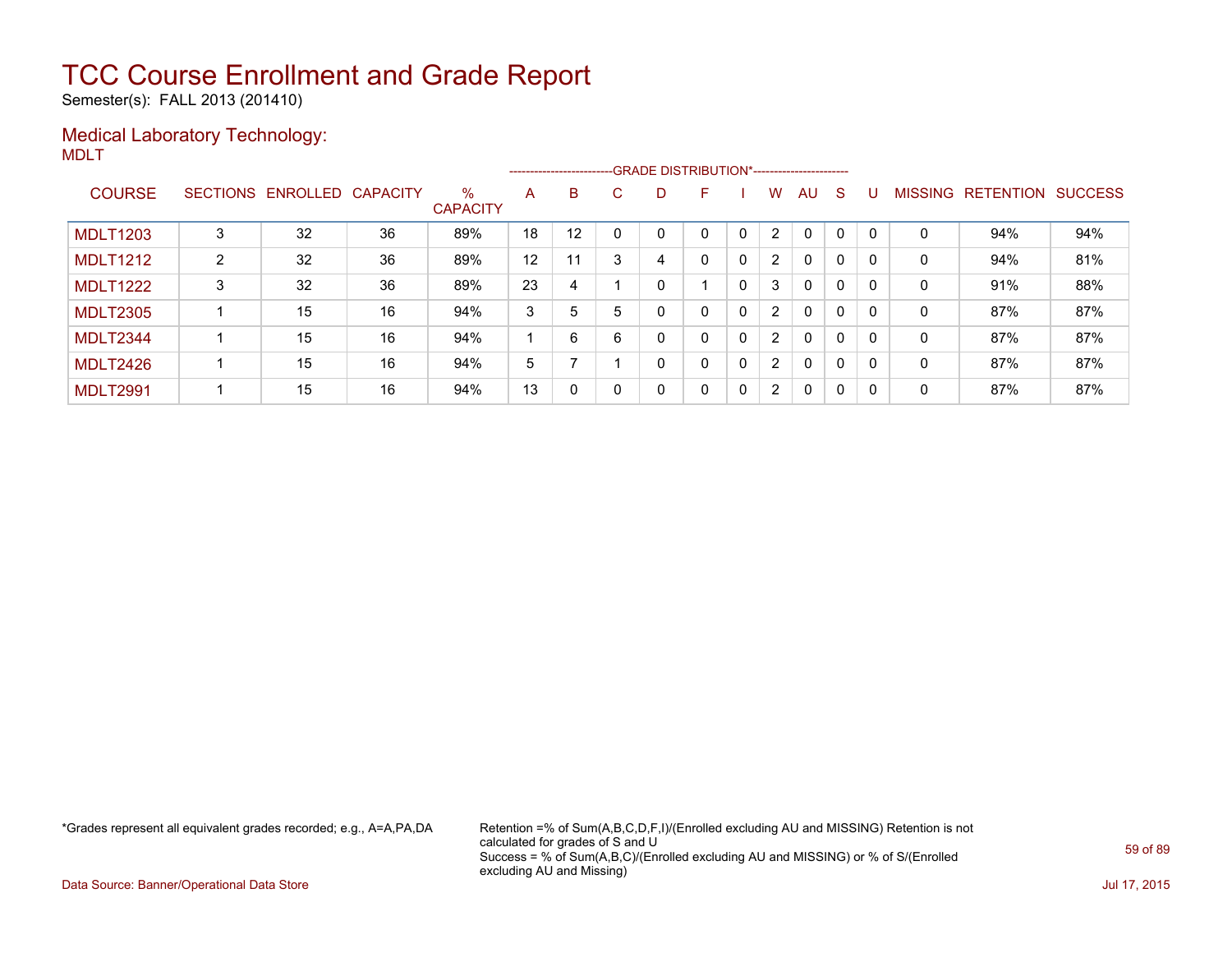# TCC Course Enrollment and Grade Report

Semester(s): FALL 2013 (201410)

## Medical Laboratory Technology:

MDLT

| COURSE | SECTIONS | ENROLLED | CAPACITY | % CAPACITY | A | B | C | D | F | I | W | AU | S | U | MISSING | RETENTION | SUCCESS |
|---|---|---|---|---|---|---|---|---|---|---|---|---|---|---|---|---|---|
| | | | | | GRADE DISTRIBUTION* | | | | | | | | | | | | |
| MDLT1203 | 3 | 32 | 36 | 89% | 18 | 12 | 0 | 0 | 0 | 0 | 2 | 0 | 0 | 0 | 0 | 94% | 94% |
| MDLT1212 | 2 | 32 | 36 | 89% | 12 | 11 | 3 | 4 | 0 | 0 | 2 | 0 | 0 | 0 | 0 | 94% | 81% |
| MDLT1222 | 3 | 32 | 36 | 89% | 23 | 4 | 1 | 0 | 1 | 0 | 3 | 0 | 0 | 0 | 0 | 91% | 88% |
| MDLT2305 | 1 | 15 | 16 | 94% | 3 | 5 | 5 | 0 | 0 | 0 | 2 | 0 | 0 | 0 | 0 | 87% | 87% |
| MDLT2344 | 1 | 15 | 16 | 94% | 1 | 6 | 6 | 0 | 0 | 0 | 2 | 0 | 0 | 0 | 0 | 87% | 87% |
| MDLT2426 | 1 | 15 | 16 | 94% | 5 | 7 | 1 | 0 | 0 | 0 | 2 | 0 | 0 | 0 | 0 | 87% | 87% |
| MDLT2991 | 1 | 15 | 16 | 94% | 13 | 0 | 0 | 0 | 0 | 0 | 2 | 0 | 0 | 0 | 0 | 87% | 87% |

*Grades represent all equivalent grades recorded; e.g., A=A,PA,DA

Retention =% of Sum(A,B,C,D,F,I)/(Enrolled excluding AU and MISSING) Retention is not calculated for grades of S and U
Success = % of Sum(A,B,C)/(Enrolled excluding AU and MISSING) or % of S/(Enrolled excluding AU and Missing)

Data Source: Banner/Operational Data Store

Jul 17, 2015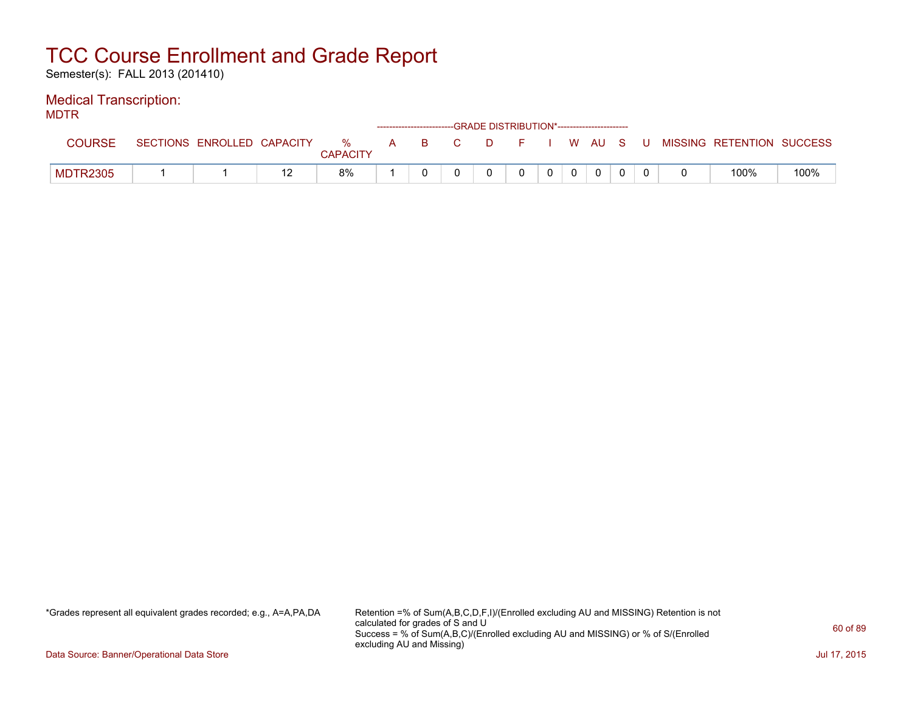# TCC Course Enrollment and Grade Report

Semester(s): FALL 2013 (201410)

## Medical Transcription:

MDTR

| COURSE | SECTIONS | ENROLLED | CAPACITY | % CAPACITY | A | B | C | D | F | I | W | AU | S | U | MISSING | RETENTION | SUCCESS |
|---|---|---|---|---|---|---|---|---|---|---|---|---|---|---|---|---|---|
| | | | | | GRADE DISTRIBUTION* | | | | | | | | | | | | |
| MDTR2305 | 1 | 1 | 12 | 8% | 1 | 0 | 0 | 0 | 0 | 0 | 0 | 0 | 0 | 0 | 0 | 100% | 100% |

*Grades represent all equivalent grades recorded; e.g., A=A,PA,DA

Retention =% of Sum(A,B,C,D,F,I)/(Enrolled excluding AU and MISSING) Retention is not calculated for grades of S and U
Success = % of Sum(A,B,C)/(Enrolled excluding AU and MISSING) or % of S/(Enrolled excluding AU and Missing)

Data Source: Banner/Operational Data Store

Jul 17, 2015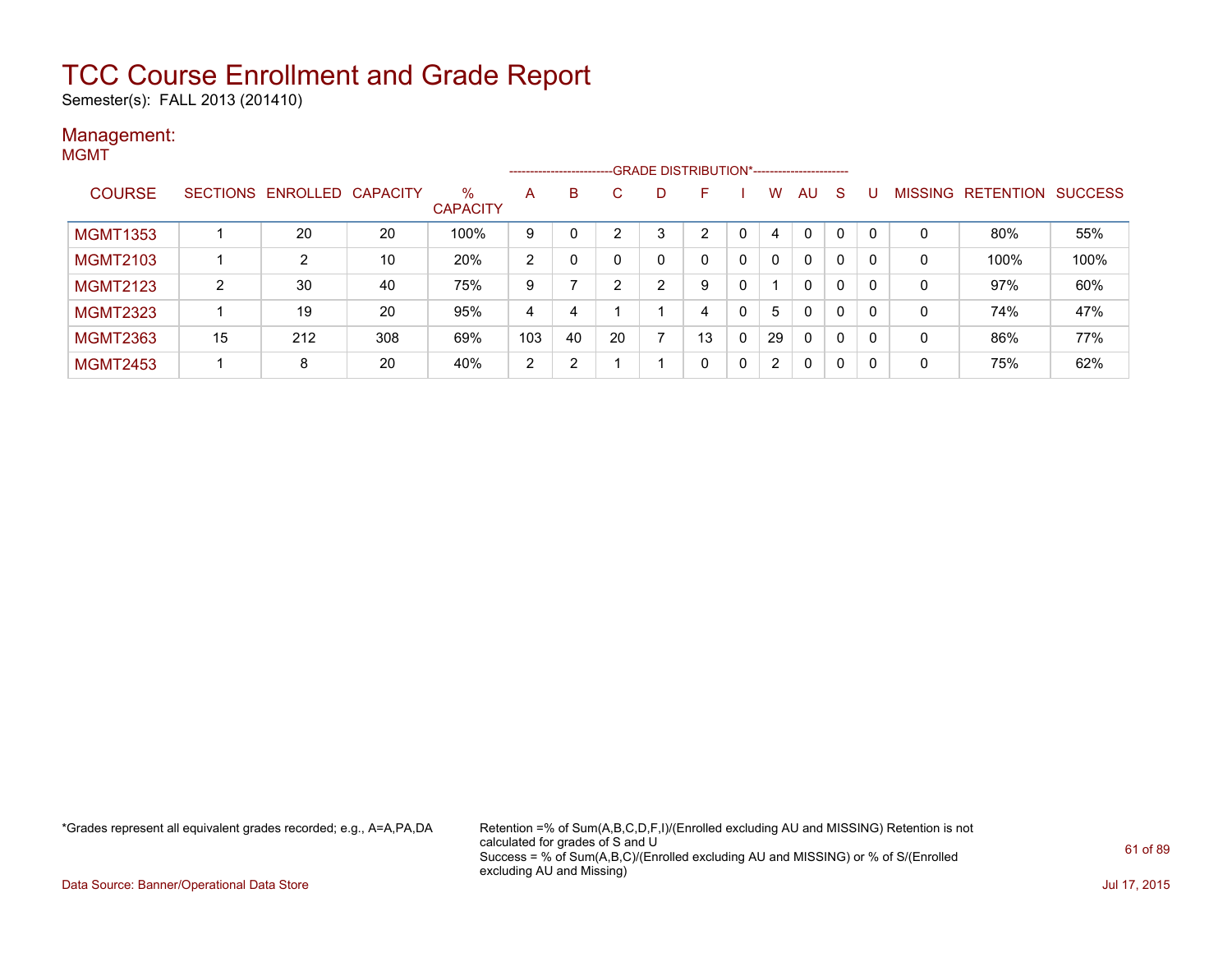# TCC Course Enrollment and Grade Report

Semester(s): FALL 2013 (201410)

## Management:

MGMT

| COURSE | SECTIONS | ENROLLED | CAPACITY | % CAPACITY | A | B | C | D | F | I | W | AU | S | U | MISSING | RETENTION | SUCCESS |
|---|---|---|---|---|---|---|---|---|---|---|---|---|---|---|---|---|---|
| | | | | | GRADE DISTRIBUTION* | | | | | | | | | | | | |
| MGMT1353 | 1 | 20 | 20 | 100% | 9 | 0 | 2 | 3 | 2 | 0 | 4 | 0 | 0 | 0 | 0 | 80% | 55% |
| MGMT2103 | 1 | 2 | 10 | 20% | 2 | 0 | 0 | 0 | 0 | 0 | 0 | 0 | 0 | 0 | 0 | 100% | 100% |
| MGMT2123 | 2 | 30 | 40 | 75% | 9 | 7 | 2 | 2 | 9 | 0 | 1 | 0 | 0 | 0 | 0 | 97% | 60% |
| MGMT2323 | 1 | 19 | 20 | 95% | 4 | 4 | 1 | 1 | 4 | 0 | 5 | 0 | 0 | 0 | 0 | 74% | 47% |
| MGMT2363 | 15 | 212 | 308 | 69% | 103 | 40 | 20 | 7 | 13 | 0 | 29 | 0 | 0 | 0 | 0 | 86% | 77% |
| MGMT2453 | 1 | 8 | 20 | 40% | 2 | 2 | 1 | 1 | 0 | 0 | 2 | 0 | 0 | 0 | 0 | 75% | 62% |

*Grades represent all equivalent grades recorded; e.g., A=A,PA,DA

Retention =% of Sum(A,B,C,D,F,I)/(Enrolled excluding AU and MISSING) Retention is not calculated for grades of S and U
Success = % of Sum(A,B,C)/(Enrolled excluding AU and MISSING) or % of S/(Enrolled excluding AU and Missing)

Data Source: Banner/Operational Data Store

Jul 17, 2015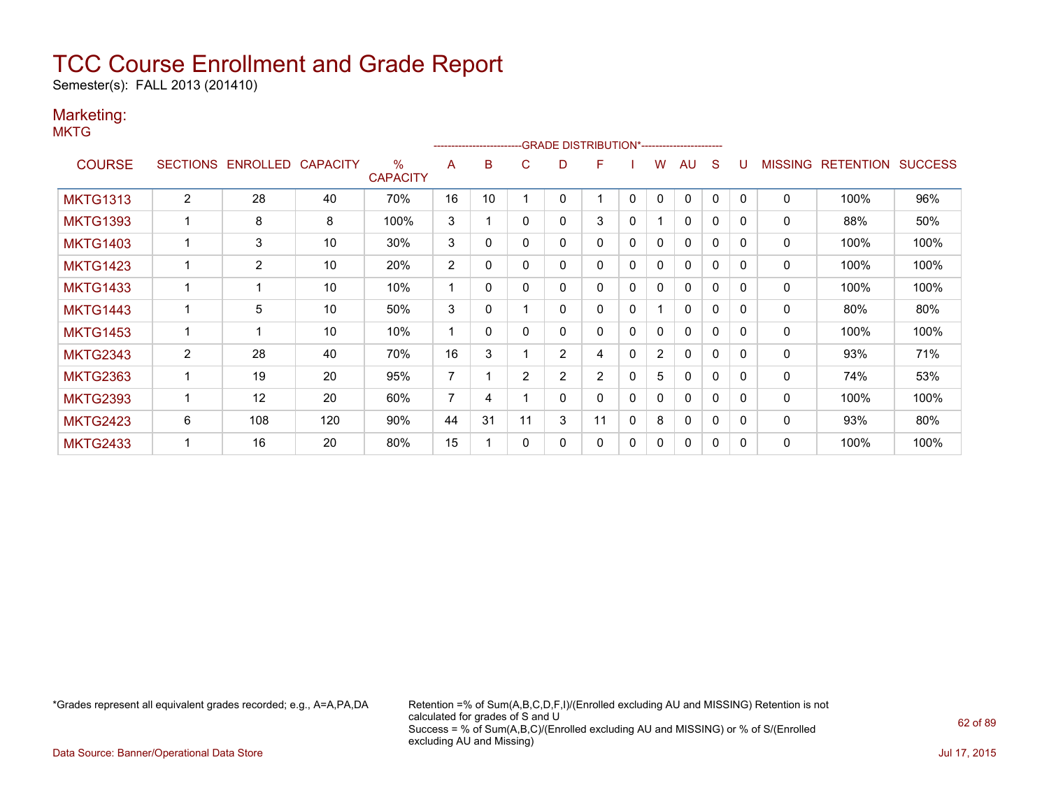# TCC Course Enrollment and Grade Report

Semester(s): FALL 2013 (201410)

## Marketing:

MKTG

| COURSE | SECTIONS | ENROLLED | CAPACITY | % CAPACITY | A | B | C | D | F | I | W | AU | S | U | MISSING | RETENTION | SUCCESS |
|---|---|---|---|---|---|---|---|---|---|---|---|---|---|---|---|---|---|
| | | | | | GRADE DISTRIBUTION* | | | | | | | | | | | | |
| MKTG1313 | 2 | 28 | 40 | 70% | 16 | 10 | 1 | 0 | 1 | 0 | 0 | 0 | 0 | 0 | 0 | 100% | 96% |
| MKTG1393 | 1 | 8 | 8 | 100% | 3 | 1 | 0 | 0 | 3 | 0 | 1 | 0 | 0 | 0 | 0 | 88% | 50% |
| MKTG1403 | 1 | 3 | 10 | 30% | 3 | 0 | 0 | 0 | 0 | 0 | 0 | 0 | 0 | 0 | 0 | 100% | 100% |
| MKTG1423 | 1 | 2 | 10 | 20% | 2 | 0 | 0 | 0 | 0 | 0 | 0 | 0 | 0 | 0 | 0 | 100% | 100% |
| MKTG1433 | 1 | 1 | 10 | 10% | 1 | 0 | 0 | 0 | 0 | 0 | 0 | 0 | 0 | 0 | 0 | 100% | 100% |
| MKTG1443 | 1 | 5 | 10 | 50% | 3 | 0 | 1 | 0 | 0 | 0 | 1 | 0 | 0 | 0 | 0 | 80% | 80% |
| MKTG1453 | 1 | 1 | 10 | 10% | 1 | 0 | 0 | 0 | 0 | 0 | 0 | 0 | 0 | 0 | 0 | 100% | 100% |
| MKTG2343 | 2 | 28 | 40 | 70% | 16 | 3 | 1 | 2 | 4 | 0 | 2 | 0 | 0 | 0 | 0 | 93% | 71% |
| MKTG2363 | 1 | 19 | 20 | 95% | 7 | 1 | 2 | 2 | 2 | 0 | 5 | 0 | 0 | 0 | 0 | 74% | 53% |
| MKTG2393 | 1 | 12 | 20 | 60% | 7 | 4 | 1 | 0 | 0 | 0 | 0 | 0 | 0 | 0 | 0 | 100% | 100% |
| MKTG2423 | 6 | 108 | 120 | 90% | 44 | 31 | 11 | 3 | 11 | 0 | 8 | 0 | 0 | 0 | 0 | 93% | 80% |
| MKTG2433 | 1 | 16 | 20 | 80% | 15 | 1 | 0 | 0 | 0 | 0 | 0 | 0 | 0 | 0 | 0 | 100% | 100% |

*Grades represent all equivalent grades recorded; e.g., A=A,PA,DA

Retention =% of Sum(A,B,C,D,F,I)/(Enrolled excluding AU and MISSING) Retention is not calculated for grades of S and U
Success = % of Sum(A,B,C)/(Enrolled excluding AU and MISSING) or % of S/(Enrolled excluding AU and Missing)

Data Source: Banner/Operational Data Store

Jul 17, 2015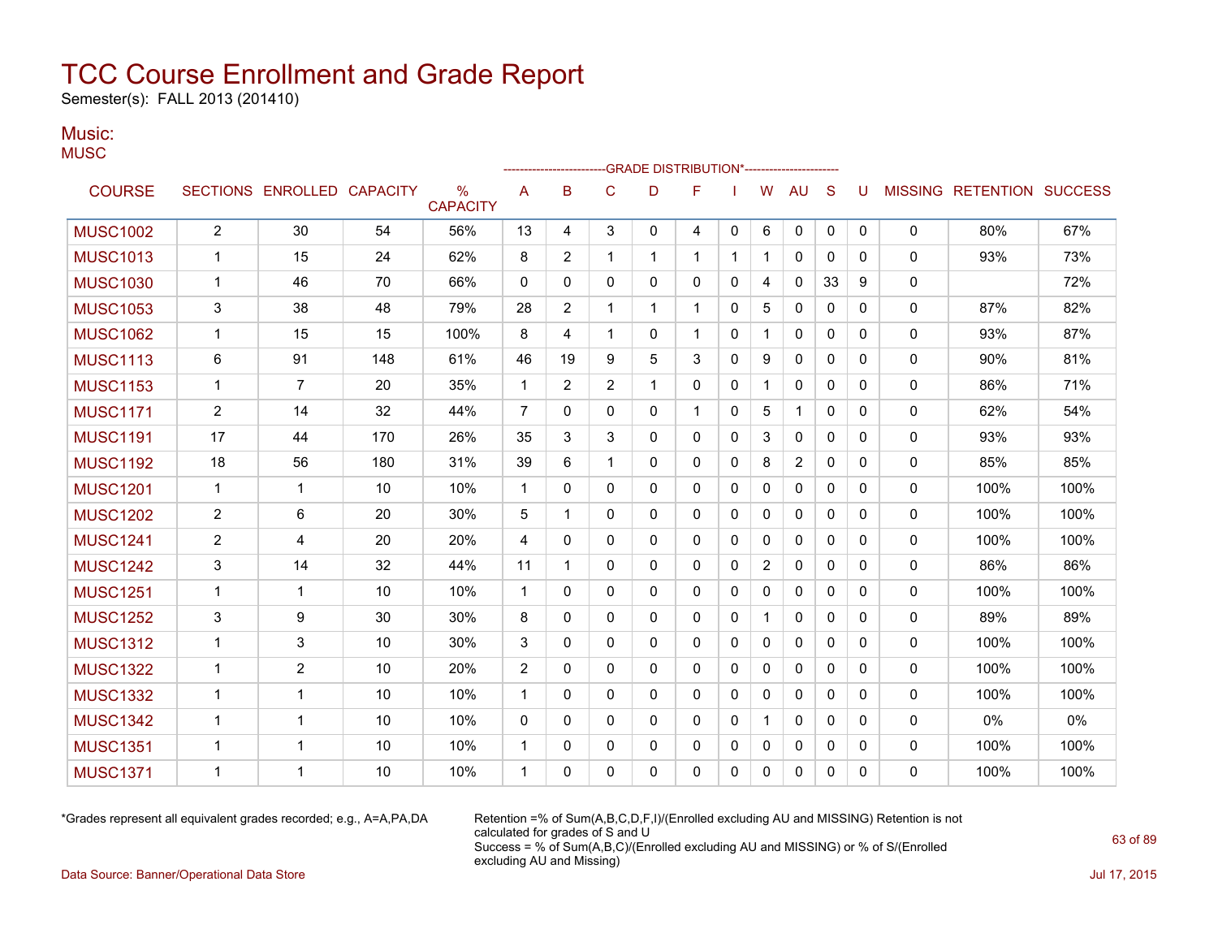# TCC Course Enrollment and Grade Report

Semester(s): FALL 2013 (201410)

## Music:

MUSC

| COURSE | SECTIONS | ENROLLED | CAPACITY | % CAPACITY | A | B | C | D | F | I | W | AU | S | U | MISSING | RETENTION | SUCCESS |
|---|---|---|---|---|---|---|---|---|---|---|---|---|---|---|---|---|---|
| | | | | | GRADE DISTRIBUTION* | | | | | | | | | | | | |
| MUSC1002 | 2 | 30 | 54 | 56% | 13 | 4 | 3 | 0 | 4 | 0 | 6 | 0 | 0 | 0 | 0 | 80% | 67% |
| MUSC1013 | 1 | 15 | 24 | 62% | 8 | 2 | 1 | 1 | 1 | 1 | 1 | 0 | 0 | 0 | 0 | 93% | 73% |
| MUSC1030 | 1 | 46 | 70 | 66% | 0 | 0 | 0 | 0 | 0 | 0 | 4 | 0 | 33 | 9 | 0 | | 72% |
| MUSC1053 | 3 | 38 | 48 | 79% | 28 | 2 | 1 | 1 | 1 | 0 | 5 | 0 | 0 | 0 | 0 | 87% | 82% |
| MUSC1062 | 1 | 15 | 15 | 100% | 8 | 4 | 1 | 0 | 1 | 0 | 1 | 0 | 0 | 0 | 0 | 93% | 87% |
| MUSC1113 | 6 | 91 | 148 | 61% | 46 | 19 | 9 | 5 | 3 | 0 | 9 | 0 | 0 | 0 | 0 | 90% | 81% |
| MUSC1153 | 1 | 7 | 20 | 35% | 1 | 2 | 2 | 1 | 0 | 0 | 1 | 0 | 0 | 0 | 0 | 86% | 71% |
| MUSC1171 | 2 | 14 | 32 | 44% | 7 | 0 | 0 | 0 | 1 | 0 | 5 | 1 | 0 | 0 | 0 | 62% | 54% |
| MUSC1191 | 17 | 44 | 170 | 26% | 35 | 3 | 3 | 0 | 0 | 0 | 3 | 0 | 0 | 0 | 0 | 93% | 93% |
| MUSC1192 | 18 | 56 | 180 | 31% | 39 | 6 | 1 | 0 | 0 | 0 | 8 | 2 | 0 | 0 | 0 | 85% | 85% |
| MUSC1201 | 1 | 1 | 10 | 10% | 1 | 0 | 0 | 0 | 0 | 0 | 0 | 0 | 0 | 0 | 0 | 100% | 100% |
| MUSC1202 | 2 | 6 | 20 | 30% | 5 | 1 | 0 | 0 | 0 | 0 | 0 | 0 | 0 | 0 | 0 | 100% | 100% |
| MUSC1241 | 2 | 4 | 20 | 20% | 4 | 0 | 0 | 0 | 0 | 0 | 0 | 0 | 0 | 0 | 0 | 100% | 100% |
| MUSC1242 | 3 | 14 | 32 | 44% | 11 | 1 | 0 | 0 | 0 | 0 | 2 | 0 | 0 | 0 | 0 | 86% | 86% |
| MUSC1251 | 1 | 1 | 10 | 10% | 1 | 0 | 0 | 0 | 0 | 0 | 0 | 0 | 0 | 0 | 0 | 100% | 100% |
| MUSC1252 | 3 | 9 | 30 | 30% | 8 | 0 | 0 | 0 | 0 | 0 | 1 | 0 | 0 | 0 | 0 | 89% | 89% |
| MUSC1312 | 1 | 3 | 10 | 30% | 3 | 0 | 0 | 0 | 0 | 0 | 0 | 0 | 0 | 0 | 0 | 100% | 100% |
| MUSC1322 | 1 | 2 | 10 | 20% | 2 | 0 | 0 | 0 | 0 | 0 | 0 | 0 | 0 | 0 | 0 | 100% | 100% |
| MUSC1332 | 1 | 1 | 10 | 10% | 1 | 0 | 0 | 0 | 0 | 0 | 0 | 0 | 0 | 0 | 0 | 100% | 100% |
| MUSC1342 | 1 | 1 | 10 | 10% | 0 | 0 | 0 | 0 | 0 | 0 | 1 | 0 | 0 | 0 | 0 | 0% | 0% |
| MUSC1351 | 1 | 1 | 10 | 10% | 1 | 0 | 0 | 0 | 0 | 0 | 0 | 0 | 0 | 0 | 0 | 100% | 100% |
| MUSC1371 | 1 | 1 | 10 | 10% | 1 | 0 | 0 | 0 | 0 | 0 | 0 | 0 | 0 | 0 | 0 | 100% | 100% |

*Grades represent all equivalent grades recorded; e.g., A=A,PA,DA

Retention =% of Sum(A,B,C,D,F,I)/(Enrolled excluding AU and MISSING) Retention is not calculated for grades of S and U

Success = % of Sum(A,B,C)/(Enrolled excluding AU and MISSING) or % of S/(Enrolled excluding AU and Missing)

Data Source: Banner/Operational Data Store

Jul 17, 2015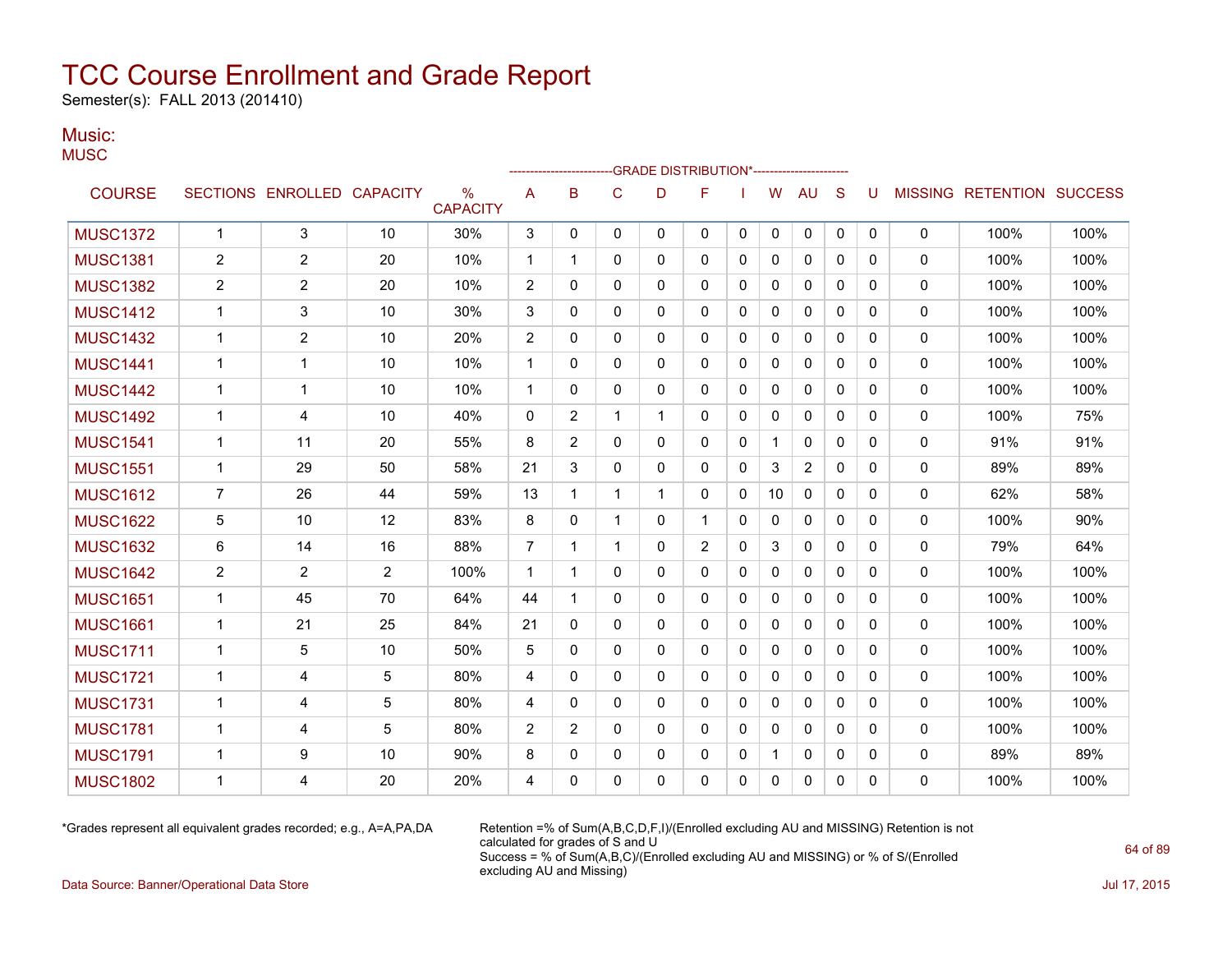# TCC Course Enrollment and Grade Report

Semester(s): FALL 2013 (201410)

## Music:

MUSC

| COURSE | SECTIONS | ENROLLED | CAPACITY | % CAPACITY | A | B | C | D | F | I | W | AU | S | U | MISSING | RETENTION | SUCCESS |
|---|---|---|---|---|---|---|---|---|---|---|---|---|---|---|---|---|---|
| | | | | | GRADE DISTRIBUTION* | | | | | | | | | | | | |
| MUSC1372 | 1 | 3 | 10 | 30% | 3 | 0 | 0 | 0 | 0 | 0 | 0 | 0 | 0 | 0 | 0 | 100% | 100% |
| MUSC1381 | 2 | 2 | 20 | 10% | 1 | 1 | 0 | 0 | 0 | 0 | 0 | 0 | 0 | 0 | 0 | 100% | 100% |
| MUSC1382 | 2 | 2 | 20 | 10% | 2 | 0 | 0 | 0 | 0 | 0 | 0 | 0 | 0 | 0 | 0 | 100% | 100% |
| MUSC1412 | 1 | 3 | 10 | 30% | 3 | 0 | 0 | 0 | 0 | 0 | 0 | 0 | 0 | 0 | 0 | 100% | 100% |
| MUSC1432 | 1 | 2 | 10 | 20% | 2 | 0 | 0 | 0 | 0 | 0 | 0 | 0 | 0 | 0 | 0 | 100% | 100% |
| MUSC1441 | 1 | 1 | 10 | 10% | 1 | 0 | 0 | 0 | 0 | 0 | 0 | 0 | 0 | 0 | 0 | 100% | 100% |
| MUSC1442 | 1 | 1 | 10 | 10% | 1 | 0 | 0 | 0 | 0 | 0 | 0 | 0 | 0 | 0 | 0 | 100% | 100% |
| MUSC1492 | 1 | 4 | 10 | 40% | 0 | 2 | 1 | 1 | 0 | 0 | 0 | 0 | 0 | 0 | 0 | 100% | 75% |
| MUSC1541 | 1 | 11 | 20 | 55% | 8 | 2 | 0 | 0 | 0 | 0 | 1 | 0 | 0 | 0 | 0 | 91% | 91% |
| MUSC1551 | 1 | 29 | 50 | 58% | 21 | 3 | 0 | 0 | 0 | 0 | 3 | 2 | 0 | 0 | 0 | 89% | 89% |
| MUSC1612 | 7 | 26 | 44 | 59% | 13 | 1 | 1 | 1 | 0 | 0 | 10 | 0 | 0 | 0 | 0 | 62% | 58% |
| MUSC1622 | 5 | 10 | 12 | 83% | 8 | 0 | 1 | 0 | 1 | 0 | 0 | 0 | 0 | 0 | 0 | 100% | 90% |
| MUSC1632 | 6 | 14 | 16 | 88% | 7 | 1 | 1 | 0 | 2 | 0 | 3 | 0 | 0 | 0 | 0 | 79% | 64% |
| MUSC1642 | 2 | 2 | 2 | 100% | 1 | 1 | 0 | 0 | 0 | 0 | 0 | 0 | 0 | 0 | 0 | 100% | 100% |
| MUSC1651 | 1 | 45 | 70 | 64% | 44 | 1 | 0 | 0 | 0 | 0 | 0 | 0 | 0 | 0 | 0 | 100% | 100% |
| MUSC1661 | 1 | 21 | 25 | 84% | 21 | 0 | 0 | 0 | 0 | 0 | 0 | 0 | 0 | 0 | 0 | 100% | 100% |
| MUSC1711 | 1 | 5 | 10 | 50% | 5 | 0 | 0 | 0 | 0 | 0 | 0 | 0 | 0 | 0 | 0 | 100% | 100% |
| MUSC1721 | 1 | 4 | 5 | 80% | 4 | 0 | 0 | 0 | 0 | 0 | 0 | 0 | 0 | 0 | 0 | 100% | 100% |
| MUSC1731 | 1 | 4 | 5 | 80% | 4 | 0 | 0 | 0 | 0 | 0 | 0 | 0 | 0 | 0 | 0 | 100% | 100% |
| MUSC1781 | 1 | 4 | 5 | 80% | 2 | 2 | 0 | 0 | 0 | 0 | 0 | 0 | 0 | 0 | 0 | 100% | 100% |
| MUSC1791 | 1 | 9 | 10 | 90% | 8 | 0 | 0 | 0 | 0 | 0 | 1 | 0 | 0 | 0 | 0 | 89% | 89% |
| MUSC1802 | 1 | 4 | 20 | 20% | 4 | 0 | 0 | 0 | 0 | 0 | 0 | 0 | 0 | 0 | 0 | 100% | 100% |

*Grades represent all equivalent grades recorded; e.g., A=A,PA,DA

Retention =% of Sum(A,B,C,D,F,I)/(Enrolled excluding AU and MISSING) Retention is not calculated for grades of S and U

Success = % of Sum(A,B,C)/(Enrolled excluding AU and MISSING) or % of S/(Enrolled excluding AU and Missing)

Data Source: Banner/Operational Data Store

Jul 17, 2015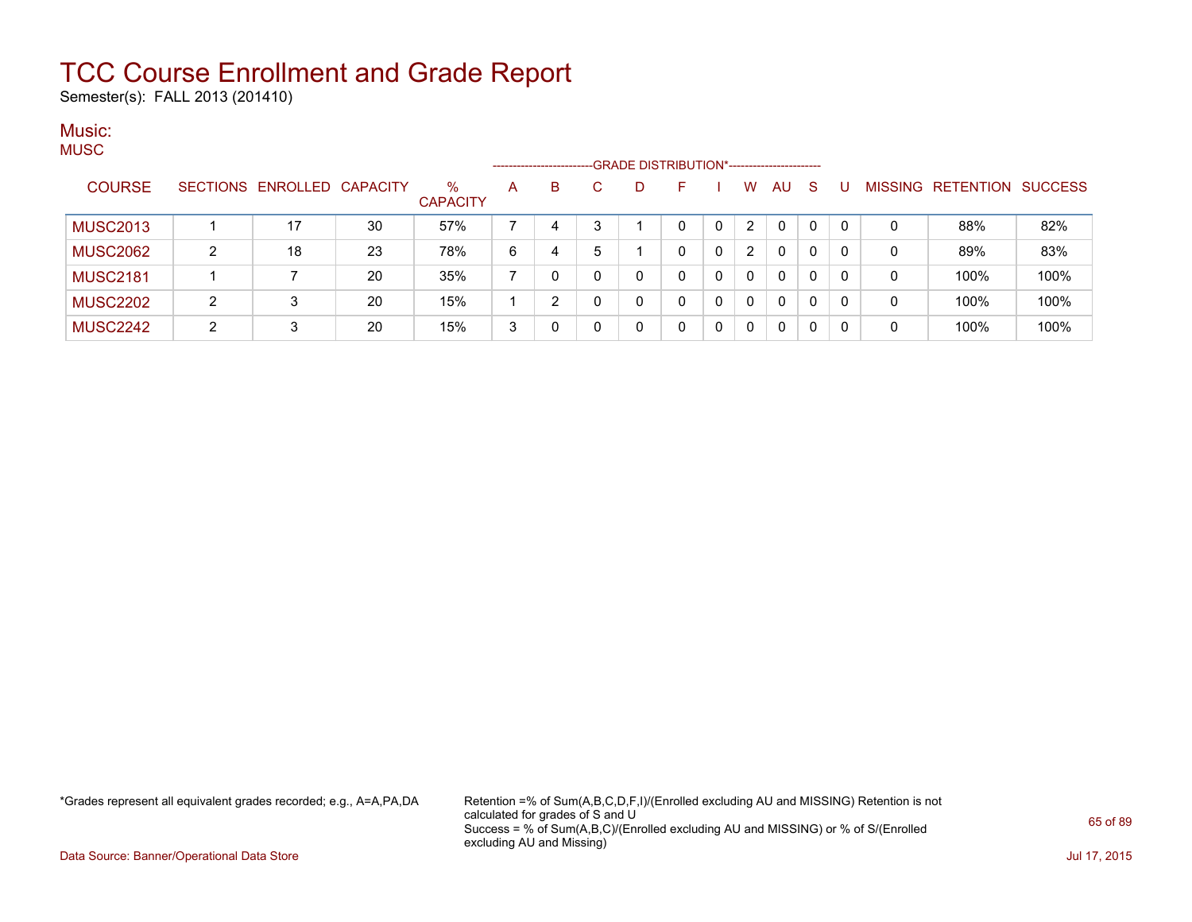# TCC Course Enrollment and Grade Report

Semester(s): FALL 2013 (201410)

## Music:

MUSC

| COURSE | SECTIONS | ENROLLED | CAPACITY | % CAPACITY | GRADE DISTRIBUTION* | | | | | | | | | | MISSING | RETENTION | SUCCESS |
|---|---|---|---|---|---|---|---|---|---|---|---|---|---|---|---|---|---|
| | | | | | A | B | C | D | F | I | W | AU | S | U | | | |
| MUSC2013 | 1 | 17 | 30 | 57% | 7 | 4 | 3 | 1 | 0 | 0 | 2 | 0 | 0 | 0 | 0 | 88% | 82% |
| MUSC2062 | 2 | 18 | 23 | 78% | 6 | 4 | 5 | 1 | 0 | 0 | 2 | 0 | 0 | 0 | 0 | 89% | 83% |
| MUSC2181 | 1 | 7 | 20 | 35% | 7 | 0 | 0 | 0 | 0 | 0 | 0 | 0 | 0 | 0 | 0 | 100% | 100% |
| MUSC2202 | 2 | 3 | 20 | 15% | 1 | 2 | 0 | 0 | 0 | 0 | 0 | 0 | 0 | 0 | 0 | 100% | 100% |
| MUSC2242 | 2 | 3 | 20 | 15% | 3 | 0 | 0 | 0 | 0 | 0 | 0 | 0 | 0 | 0 | 0 | 100% | 100% |

*Grades represent all equivalent grades recorded; e.g., A=A,PA,DA

Retention =% of Sum(A,B,C,D,F,I)/(Enrolled excluding AU and MISSING) Retention is not calculated for grades of S and U

Success = % of Sum(A,B,C)/(Enrolled excluding AU and MISSING) or % of S/(Enrolled excluding AU and Missing)

Data Source: Banner/Operational Data Store

Jul 17, 2015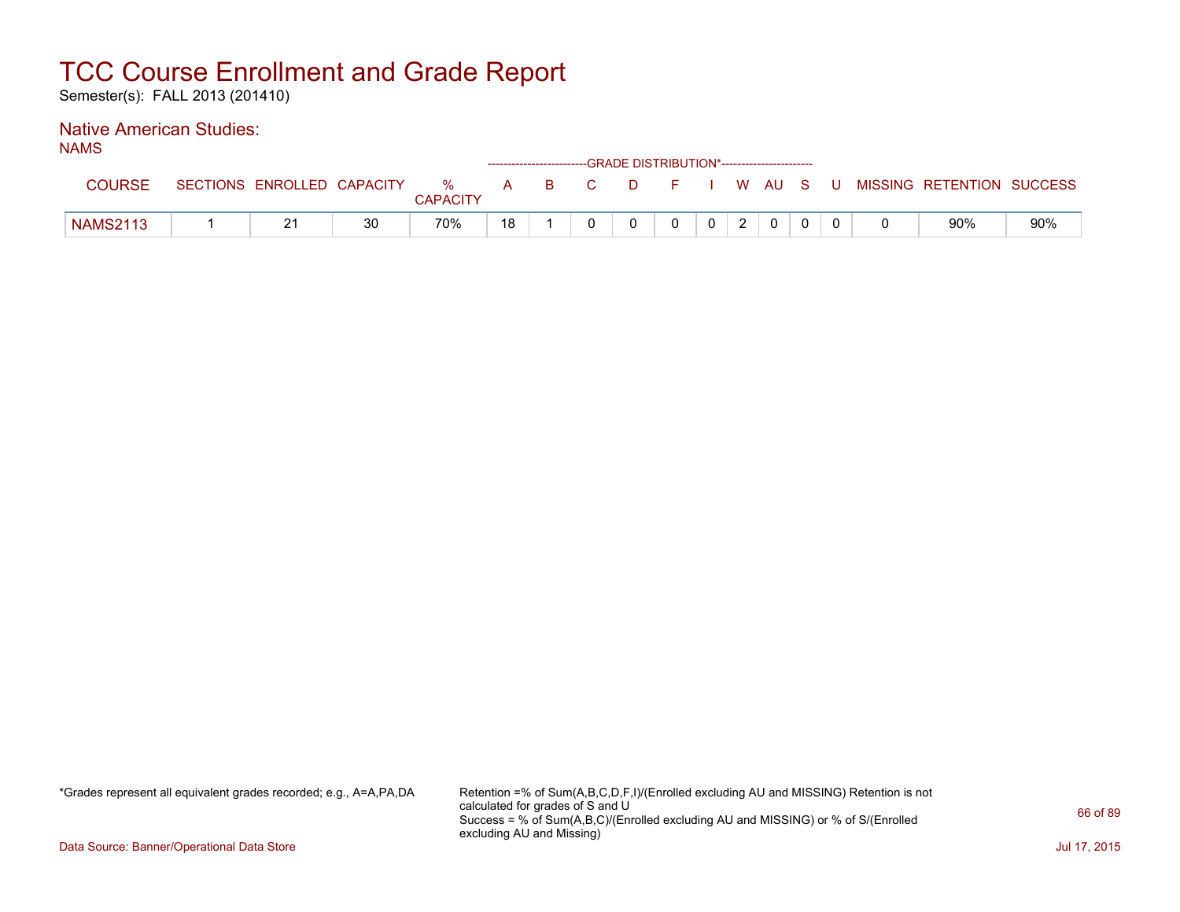# TCC Course Enrollment and Grade Report

Semester(s): FALL 2013 (201410)

## Native American Studies:

NAMS

| COURSE | SECTIONS | ENROLLED | CAPACITY | % CAPACITY | A | B | C | D | F | I | W | AU | S | U | MISSING | RETENTION | SUCCESS |
|---|---|---|---|---|---|---|---|---|---|---|---|---|---|---|---|---|---|
| | | | | | GRADE DISTRIBUTION* | | | | | | | | | | | | |
| NAMS2113 | 1 | 21 | 30 | 70% | 18 | 1 | 0 | 0 | 0 | 0 | 2 | 0 | 0 | 0 | 0 | 90% | 90% |

*Grades represent all equivalent grades recorded; e.g., A=A,PA,DA

Retention =% of Sum(A,B,C,D,F,I)/(Enrolled excluding AU and MISSING) Retention is not calculated for grades of S and U
Success = % of Sum(A,B,C)/(Enrolled excluding AU and MISSING) or % of S/(Enrolled excluding AU and Missing)

Data Source: Banner/Operational Data Store

Jul 17, 2015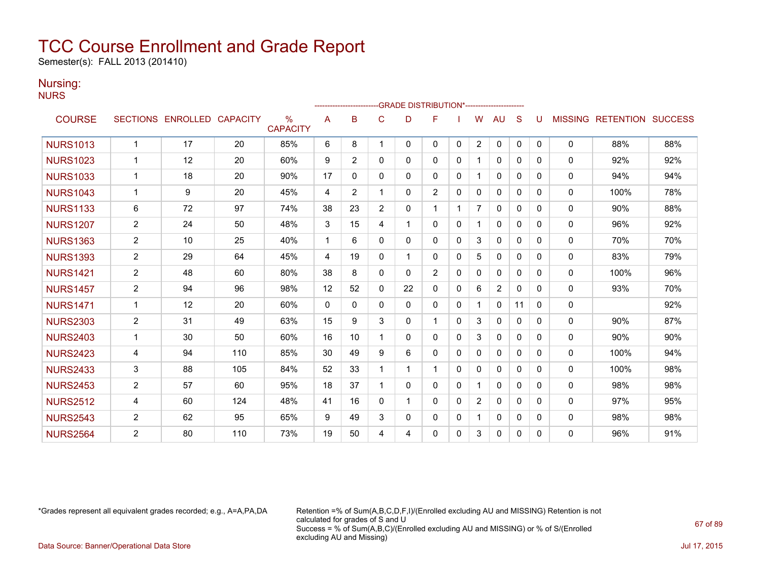# TCC Course Enrollment and Grade Report

Semester(s): FALL 2013 (201410)

## Nursing:

NURS

| COURSE | SECTIONS | ENROLLED | CAPACITY | % CAPACITY | A | B | C | D | F | I | W | AU | S | U | MISSING | RETENTION | SUCCESS |
|---|---|---|---|---|---|---|---|---|---|---|---|---|---|---|---|---|---|
| | | | | | GRADE DISTRIBUTION* | | | | | | | | | | | | |
| NURS1013 | 1 | 17 | 20 | 85% | 6 | 8 | 1 | 0 | 0 | 0 | 2 | 0 | 0 | 0 | 0 | 88% | 88% |
| NURS1023 | 1 | 12 | 20 | 60% | 9 | 2 | 0 | 0 | 0 | 0 | 1 | 0 | 0 | 0 | 0 | 92% | 92% |
| NURS1033 | 1 | 18 | 20 | 90% | 17 | 0 | 0 | 0 | 0 | 0 | 1 | 0 | 0 | 0 | 0 | 94% | 94% |
| NURS1043 | 1 | 9 | 20 | 45% | 4 | 2 | 1 | 0 | 2 | 0 | 0 | 0 | 0 | 0 | 0 | 100% | 78% |
| NURS1133 | 6 | 72 | 97 | 74% | 38 | 23 | 2 | 0 | 1 | 1 | 7 | 0 | 0 | 0 | 0 | 90% | 88% |
| NURS1207 | 2 | 24 | 50 | 48% | 3 | 15 | 4 | 1 | 0 | 0 | 1 | 0 | 0 | 0 | 0 | 96% | 92% |
| NURS1363 | 2 | 10 | 25 | 40% | 1 | 6 | 0 | 0 | 0 | 0 | 3 | 0 | 0 | 0 | 0 | 70% | 70% |
| NURS1393 | 2 | 29 | 64 | 45% | 4 | 19 | 0 | 1 | 0 | 0 | 5 | 0 | 0 | 0 | 0 | 83% | 79% |
| NURS1421 | 2 | 48 | 60 | 80% | 38 | 8 | 0 | 0 | 2 | 0 | 0 | 0 | 0 | 0 | 0 | 100% | 96% |
| NURS1457 | 2 | 94 | 96 | 98% | 12 | 52 | 0 | 22 | 0 | 0 | 6 | 2 | 0 | 0 | 0 | 93% | 70% |
| NURS1471 | 1 | 12 | 20 | 60% | 0 | 0 | 0 | 0 | 0 | 0 | 1 | 0 | 11 | 0 | 0 | | 92% |
| NURS2303 | 2 | 31 | 49 | 63% | 15 | 9 | 3 | 0 | 1 | 0 | 3 | 0 | 0 | 0 | 0 | 90% | 87% |
| NURS2403 | 1 | 30 | 50 | 60% | 16 | 10 | 1 | 0 | 0 | 0 | 3 | 0 | 0 | 0 | 0 | 90% | 90% |
| NURS2423 | 4 | 94 | 110 | 85% | 30 | 49 | 9 | 6 | 0 | 0 | 0 | 0 | 0 | 0 | 0 | 100% | 94% |
| NURS2433 | 3 | 88 | 105 | 84% | 52 | 33 | 1 | 1 | 1 | 0 | 0 | 0 | 0 | 0 | 0 | 100% | 98% |
| NURS2453 | 2 | 57 | 60 | 95% | 18 | 37 | 1 | 0 | 0 | 0 | 1 | 0 | 0 | 0 | 0 | 98% | 98% |
| NURS2512 | 4 | 60 | 124 | 48% | 41 | 16 | 0 | 1 | 0 | 0 | 2 | 0 | 0 | 0 | 0 | 97% | 95% |
| NURS2543 | 2 | 62 | 95 | 65% | 9 | 49 | 3 | 0 | 0 | 0 | 1 | 0 | 0 | 0 | 0 | 98% | 98% |
| NURS2564 | 2 | 80 | 110 | 73% | 19 | 50 | 4 | 4 | 0 | 0 | 3 | 0 | 0 | 0 | 0 | 96% | 91% |

*Grades represent all equivalent grades recorded; e.g., A=A,PA,DA

Retention =% of Sum(A,B,C,D,F,I)/(Enrolled excluding AU and MISSING) Retention is not calculated for grades of S and U
Success = % of Sum(A,B,C)/(Enrolled excluding AU and MISSING) or % of S/(Enrolled excluding AU and Missing)

Data Source: Banner/Operational Data Store

Jul 17, 2015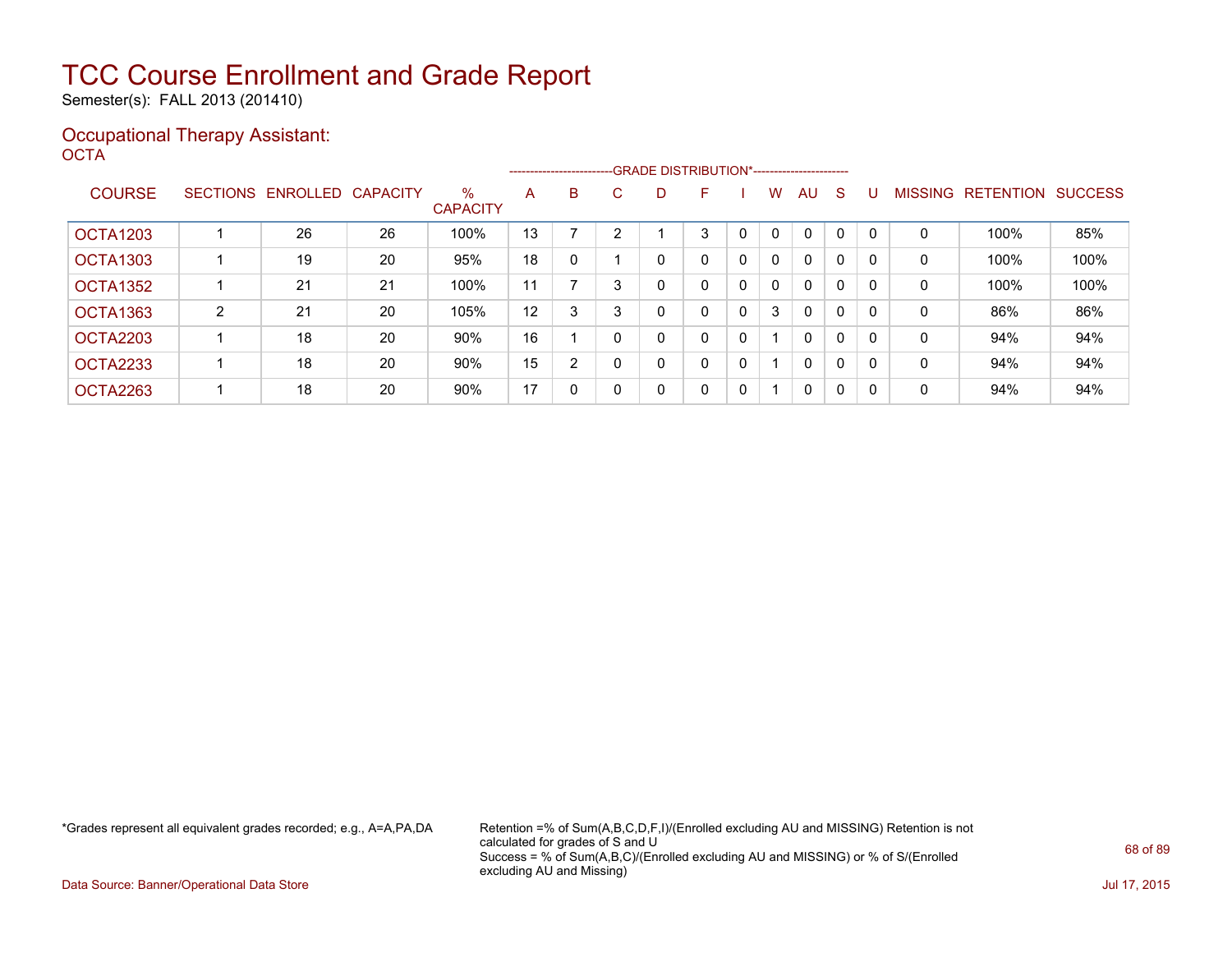# TCC Course Enrollment and Grade Report

Semester(s): FALL 2013 (201410)

## Occupational Therapy Assistant:

### OCTA

| COURSE | SECTIONS | ENROLLED | CAPACITY | % CAPACITY | A | B | C | D | F | I | W | AU | S | U | MISSING | RETENTION | SUCCESS |
|---|---|---|---|---|---|---|---|---|---|---|---|---|---|---|---|---|---|
| | | | | | GRADE DISTRIBUTION* | | | | | | | | | | | | |
| OCTA1203 | 1 | 26 | 26 | 100% | 13 | 7 | 2 | 1 | 3 | 0 | 0 | 0 | 0 | 0 | 0 | 100% | 85% |
| OCTA1303 | 1 | 19 | 20 | 95% | 18 | 0 | 1 | 0 | 0 | 0 | 0 | 0 | 0 | 0 | 0 | 100% | 100% |
| OCTA1352 | 1 | 21 | 21 | 100% | 11 | 7 | 3 | 0 | 0 | 0 | 0 | 0 | 0 | 0 | 0 | 100% | 100% |
| OCTA1363 | 2 | 21 | 20 | 105% | 12 | 3 | 3 | 0 | 0 | 0 | 3 | 0 | 0 | 0 | 0 | 86% | 86% |
| OCTA2203 | 1 | 18 | 20 | 90% | 16 | 1 | 0 | 0 | 0 | 0 | 1 | 0 | 0 | 0 | 0 | 94% | 94% |
| OCTA2233 | 1 | 18 | 20 | 90% | 15 | 2 | 0 | 0 | 0 | 0 | 1 | 0 | 0 | 0 | 0 | 94% | 94% |
| OCTA2263 | 1 | 18 | 20 | 90% | 17 | 0 | 0 | 0 | 0 | 0 | 1 | 0 | 0 | 0 | 0 | 94% | 94% |

*Grades represent all equivalent grades recorded; e.g., A=A,PA,DA

Retention =% of Sum(A,B,C,D,F,I)/(Enrolled excluding AU and MISSING) Retention is not calculated for grades of S and U
Success = % of Sum(A,B,C)/(Enrolled excluding AU and MISSING) or % of S/(Enrolled excluding AU and Missing)

Data Source: Banner/Operational Data Store

Jul 17, 2015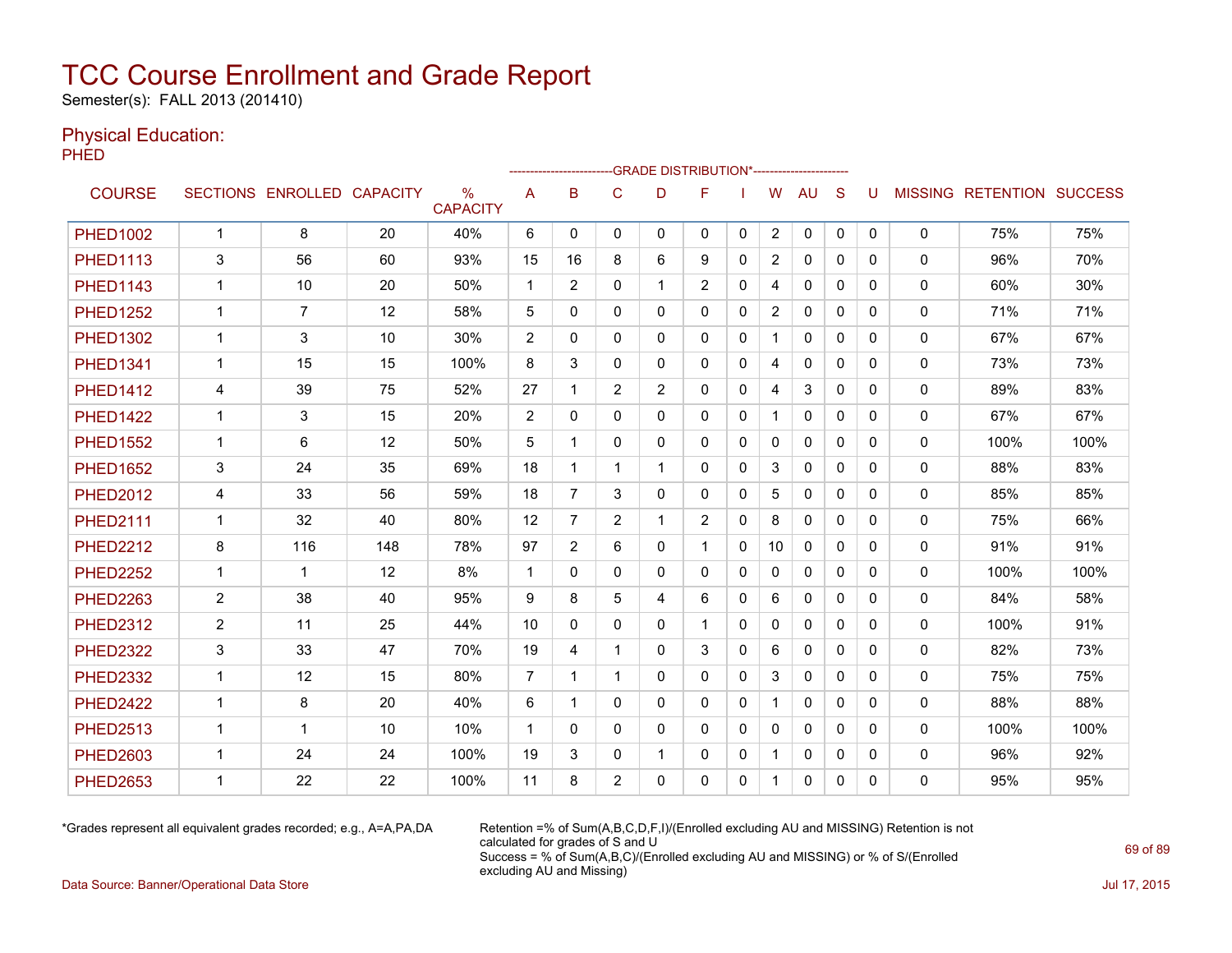# TCC Course Enrollment and Grade Report

Semester(s): FALL 2013 (201410)

## Physical Education:

PHED

| COURSE | SECTIONS | ENROLLED | CAPACITY | % CAPACITY | A | B | C | D | F | I | W | AU | S | U | MISSING | RETENTION | SUCCESS |
|---|---|---|---|---|---|---|---|---|---|---|---|---|---|---|---|---|---|
| | | | | | GRADE DISTRIBUTION* | | | | | | | | | | | | |
| PHED1002 | 1 | 8 | 20 | 40% | 6 | 0 | 0 | 0 | 0 | 0 | 2 | 0 | 0 | 0 | 0 | 75% | 75% |
| PHED1113 | 3 | 56 | 60 | 93% | 15 | 16 | 8 | 6 | 9 | 0 | 2 | 0 | 0 | 0 | 0 | 96% | 70% |
| PHED1143 | 1 | 10 | 20 | 50% | 1 | 2 | 0 | 1 | 2 | 0 | 4 | 0 | 0 | 0 | 0 | 60% | 30% |
| PHED1252 | 1 | 7 | 12 | 58% | 5 | 0 | 0 | 0 | 0 | 0 | 2 | 0 | 0 | 0 | 0 | 71% | 71% |
| PHED1302 | 1 | 3 | 10 | 30% | 2 | 0 | 0 | 0 | 0 | 0 | 1 | 0 | 0 | 0 | 0 | 67% | 67% |
| PHED1341 | 1 | 15 | 15 | 100% | 8 | 3 | 0 | 0 | 0 | 0 | 4 | 0 | 0 | 0 | 0 | 73% | 73% |
| PHED1412 | 4 | 39 | 75 | 52% | 27 | 1 | 2 | 2 | 0 | 0 | 4 | 3 | 0 | 0 | 0 | 89% | 83% |
| PHED1422 | 1 | 3 | 15 | 20% | 2 | 0 | 0 | 0 | 0 | 0 | 1 | 0 | 0 | 0 | 0 | 67% | 67% |
| PHED1552 | 1 | 6 | 12 | 50% | 5 | 1 | 0 | 0 | 0 | 0 | 0 | 0 | 0 | 0 | 0 | 100% | 100% |
| PHED1652 | 3 | 24 | 35 | 69% | 18 | 1 | 1 | 1 | 0 | 0 | 3 | 0 | 0 | 0 | 0 | 88% | 83% |
| PHED2012 | 4 | 33 | 56 | 59% | 18 | 7 | 3 | 0 | 0 | 0 | 5 | 0 | 0 | 0 | 0 | 85% | 85% |
| PHED2111 | 1 | 32 | 40 | 80% | 12 | 7 | 2 | 1 | 2 | 0 | 8 | 0 | 0 | 0 | 0 | 75% | 66% |
| PHED2212 | 8 | 116 | 148 | 78% | 97 | 2 | 6 | 0 | 1 | 0 | 10 | 0 | 0 | 0 | 0 | 91% | 91% |
| PHED2252 | 1 | 1 | 12 | 8% | 1 | 0 | 0 | 0 | 0 | 0 | 0 | 0 | 0 | 0 | 0 | 100% | 100% |
| PHED2263 | 2 | 38 | 40 | 95% | 9 | 8 | 5 | 4 | 6 | 0 | 6 | 0 | 0 | 0 | 0 | 84% | 58% |
| PHED2312 | 2 | 11 | 25 | 44% | 10 | 0 | 0 | 0 | 1 | 0 | 0 | 0 | 0 | 0 | 0 | 100% | 91% |
| PHED2322 | 3 | 33 | 47 | 70% | 19 | 4 | 1 | 0 | 3 | 0 | 6 | 0 | 0 | 0 | 0 | 82% | 73% |
| PHED2332 | 1 | 12 | 15 | 80% | 7 | 1 | 1 | 0 | 0 | 0 | 3 | 0 | 0 | 0 | 0 | 75% | 75% |
| PHED2422 | 1 | 8 | 20 | 40% | 6 | 1 | 0 | 0 | 0 | 0 | 1 | 0 | 0 | 0 | 0 | 88% | 88% |
| PHED2513 | 1 | 1 | 10 | 10% | 1 | 0 | 0 | 0 | 0 | 0 | 0 | 0 | 0 | 0 | 0 | 100% | 100% |
| PHED2603 | 1 | 24 | 24 | 100% | 19 | 3 | 0 | 1 | 0 | 0 | 1 | 0 | 0 | 0 | 0 | 96% | 92% |
| PHED2653 | 1 | 22 | 22 | 100% | 11 | 8 | 2 | 0 | 0 | 0 | 1 | 0 | 0 | 0 | 0 | 95% | 95% |

*Grades represent all equivalent grades recorded; e.g., A=A,PA,DA

Retention =% of Sum(A,B,C,D,F,I)/(Enrolled excluding AU and MISSING) Retention is not calculated for grades of S and U
Success = % of Sum(A,B,C)/(Enrolled excluding AU and MISSING) or % of S/(Enrolled excluding AU and Missing)

Data Source: Banner/Operational Data Store

Jul 17, 2015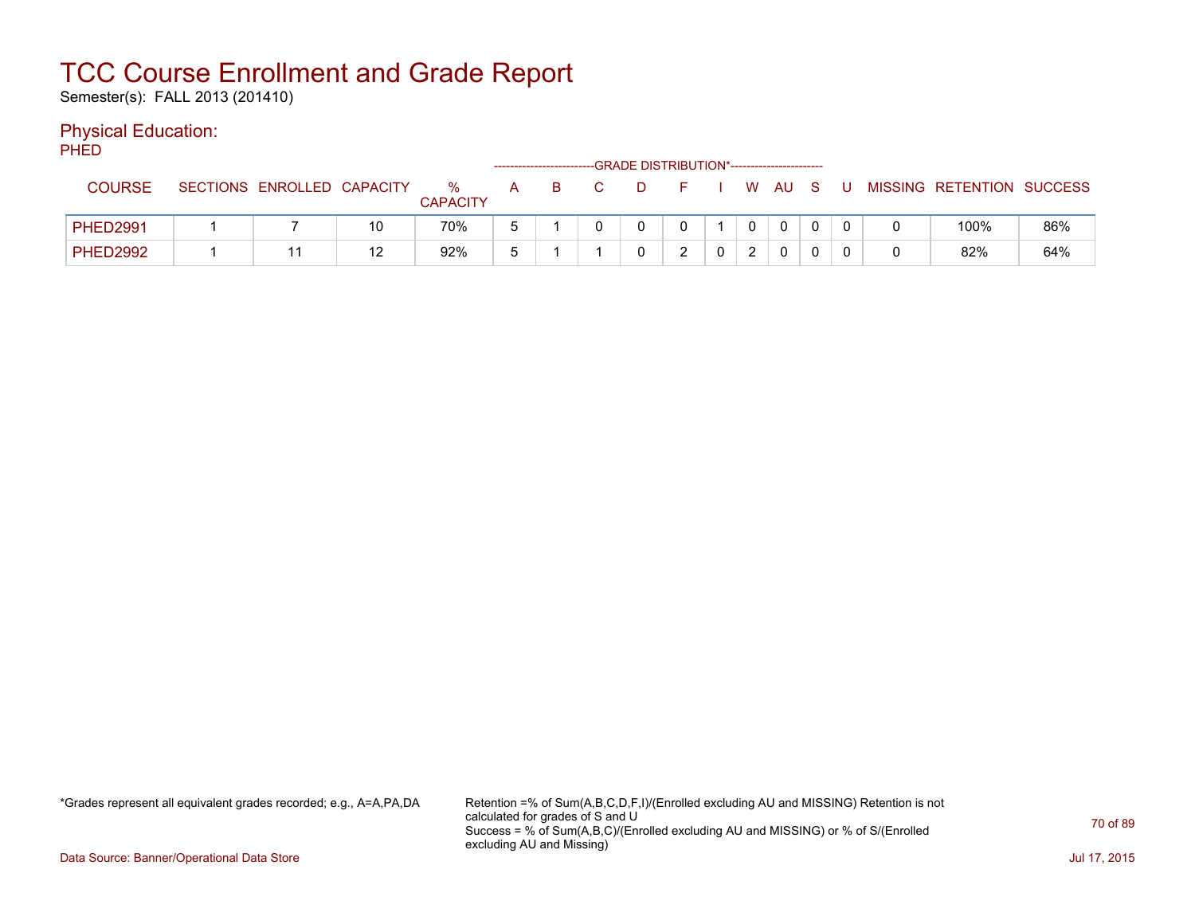# TCC Course Enrollment and Grade Report

Semester(s): FALL 2013 (201410)

## Physical Education:

PHED

| COURSE | SECTIONS | ENROLLED | CAPACITY | % CAPACITY | A | B | C | D | F | I | W | AU | S | U | MISSING | RETENTION | SUCCESS |
|---|---|---|---|---|---|---|---|---|---|---|---|---|---|---|---|---|---|
| | | | | | GRADE DISTRIBUTION* | | | | | | | | | | | | |
| PHED2991 | 1 | 7 | 10 | 70% | 5 | 1 | 0 | 0 | 0 | 1 | 0 | 0 | 0 | 0 | 0 | 100% | 86% |
| PHED2992 | 1 | 11 | 12 | 92% | 5 | 1 | 1 | 0 | 2 | 0 | 2 | 0 | 0 | 0 | 0 | 82% | 64% |

*Grades represent all equivalent grades recorded; e.g., A=A,PA,DA

Retention =% of Sum(A,B,C,D,F,I)/(Enrolled excluding AU and MISSING) Retention is not calculated for grades of S and U
Success = % of Sum(A,B,C)/(Enrolled excluding AU and MISSING) or % of S/(Enrolled excluding AU and Missing)

Data Source: Banner/Operational Data Store

Jul 17, 2015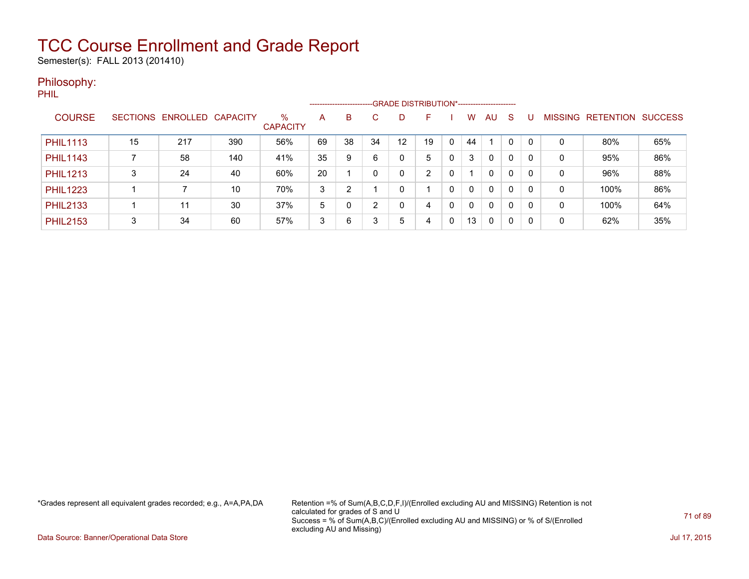# TCC Course Enrollment and Grade Report

Semester(s): FALL 2013 (201410)

## Philosophy:

PHIL

| COURSE | SECTIONS | ENROLLED | CAPACITY | % CAPACITY | GRADE DISTRIBUTION* A | B | C | D | F | I | W | AU | S | U | MISSING | RETENTION | SUCCESS |
|---|---|---|---|---|---|---|---|---|---|---|---|---|---|---|---|---|---|
| PHIL1113 | 15 | 217 | 390 | 56% | 69 | 38 | 34 | 12 | 19 | 0 | 44 | 1 | 0 | 0 | 0 | 80% | 65% |
| PHIL1143 | 7 | 58 | 140 | 41% | 35 | 9 | 6 | 0 | 5 | 0 | 3 | 0 | 0 | 0 | 0 | 95% | 86% |
| PHIL1213 | 3 | 24 | 40 | 60% | 20 | 1 | 0 | 0 | 2 | 0 | 1 | 0 | 0 | 0 | 0 | 96% | 88% |
| PHIL1223 | 1 | 7 | 10 | 70% | 3 | 2 | 1 | 0 | 1 | 0 | 0 | 0 | 0 | 0 | 0 | 100% | 86% |
| PHIL2133 | 1 | 11 | 30 | 37% | 5 | 0 | 2 | 0 | 4 | 0 | 0 | 0 | 0 | 0 | 0 | 100% | 64% |
| PHIL2153 | 3 | 34 | 60 | 57% | 3 | 6 | 3 | 5 | 4 | 0 | 13 | 0 | 0 | 0 | 0 | 62% | 35% |

*Grades represent all equivalent grades recorded; e.g., A=A,PA,DA

Retention =% of Sum(A,B,C,D,F,I)/(Enrolled excluding AU and MISSING) Retention is not calculated for grades of S and U
Success = % of Sum(A,B,C)/(Enrolled excluding AU and MISSING) or % of S/(Enrolled excluding AU and Missing)

Data Source: Banner/Operational Data Store

Jul 17, 2015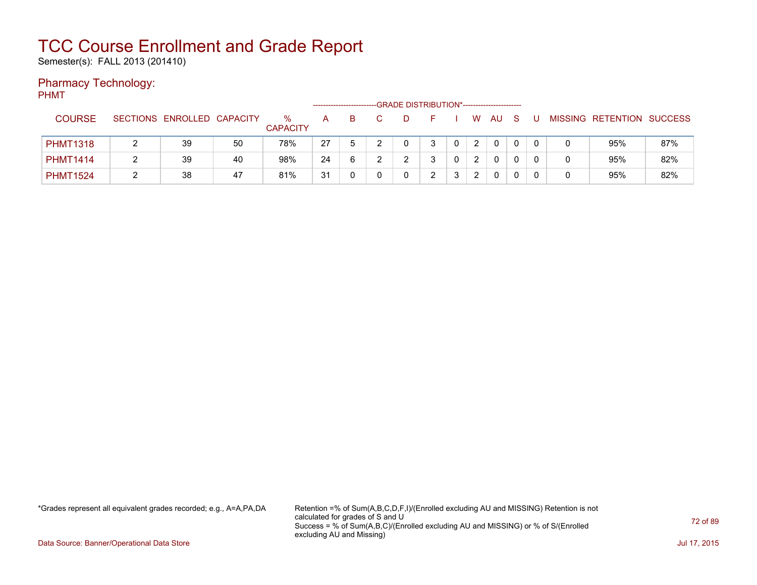# TCC Course Enrollment and Grade Report

Semester(s): FALL 2013 (201410)

## Pharmacy Technology:

PHMT

| COURSE | SECTIONS | ENROLLED | CAPACITY | % CAPACITY | GRADE DISTRIBUTION* A | B | C | D | F | I | W | AU | S | U | MISSING | RETENTION | SUCCESS |
|---|---|---|---|---|---|---|---|---|---|---|---|---|---|---|---|---|---|
| PHMT1318 | 2 | 39 | 50 | 78% | 27 | 5 | 2 | 0 | 3 | 0 | 2 | 0 | 0 | 0 | 0 | 95% | 87% |
| PHMT1414 | 2 | 39 | 40 | 98% | 24 | 6 | 2 | 2 | 3 | 0 | 2 | 0 | 0 | 0 | 0 | 95% | 82% |
| PHMT1524 | 2 | 38 | 47 | 81% | 31 | 0 | 0 | 0 | 2 | 3 | 2 | 0 | 0 | 0 | 0 | 95% | 82% |

*Grades represent all equivalent grades recorded; e.g., A=A,PA,DA

Retention =% of Sum(A,B,C,D,F,I)/(Enrolled excluding AU and MISSING) Retention is not calculated for grades of S and U
Success = % of Sum(A,B,C)/(Enrolled excluding AU and MISSING) or % of S/(Enrolled excluding AU and Missing)

Data Source: Banner/Operational Data Store

Jul 17, 2015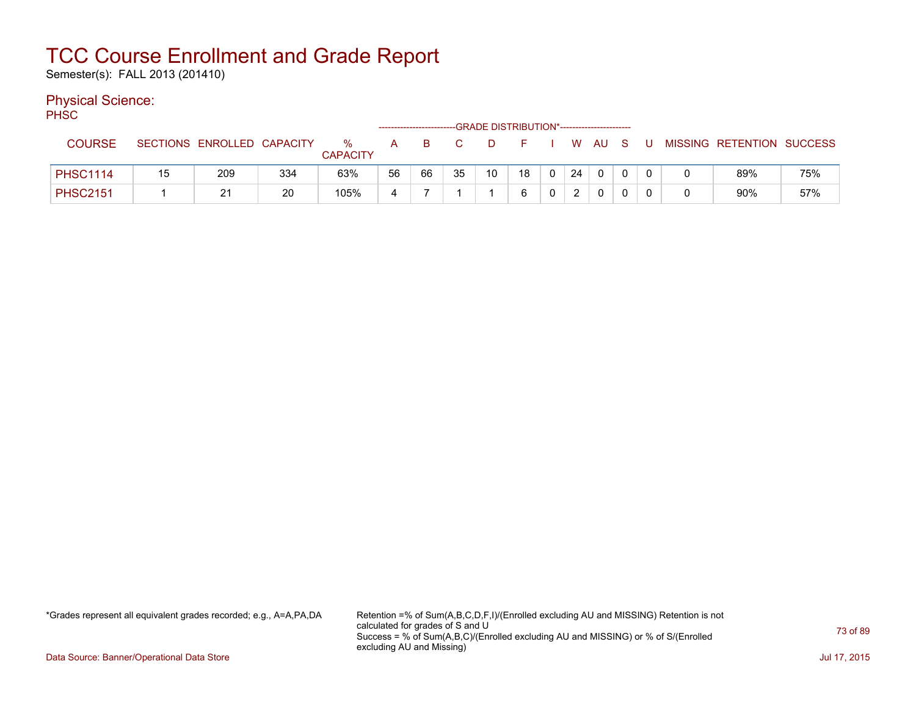# TCC Course Enrollment and Grade Report

Semester(s): FALL 2013 (201410)

## Physical Science:

PHSC

| COURSE | SECTIONS | ENROLLED | CAPACITY | % CAPACITY | A | B | C | D | F | I | W | AU | S | U | MISSING | RETENTION | SUCCESS |
|---|---|---|---|---|---|---|---|---|---|---|---|---|---|---|---|---|---|
| | | | | | GRADE DISTRIBUTION* | | | | | | | | | | | | |
| PHSC1114 | 15 | 209 | 334 | 63% | 56 | 66 | 35 | 10 | 18 | 0 | 24 | 0 | 0 | 0 | 0 | 89% | 75% |
| PHSC2151 | 1 | 21 | 20 | 105% | 4 | 7 | 1 | 1 | 6 | 0 | 2 | 0 | 0 | 0 | 0 | 90% | 57% |

*Grades represent all equivalent grades recorded; e.g., A=A,PA,DA

Retention =% of Sum(A,B,C,D,F,I)/(Enrolled excluding AU and MISSING) Retention is not calculated for grades of S and U
Success = % of Sum(A,B,C)/(Enrolled excluding AU and MISSING) or % of S/(Enrolled excluding AU and Missing)

Data Source: Banner/Operational Data Store

Jul 17, 2015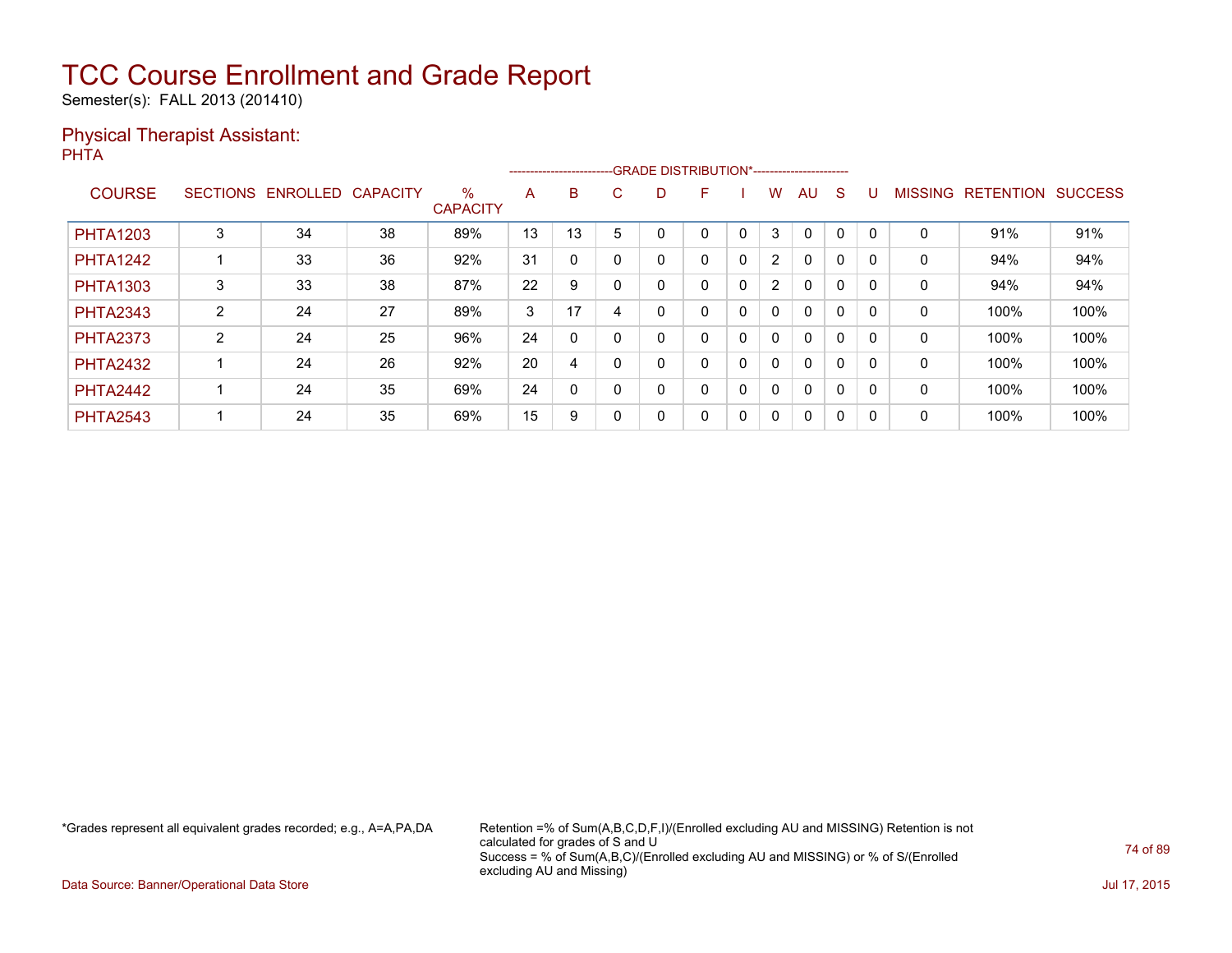# TCC Course Enrollment and Grade Report

Semester(s): FALL 2013 (201410)

## Physical Therapist Assistant:

PHTA

| COURSE | SECTIONS | ENROLLED | CAPACITY | % CAPACITY | A | B | C | D | F | I | W | AU | S | U | MISSING | RETENTION | SUCCESS |
|---|---|---|---|---|---|---|---|---|---|---|---|---|---|---|---|---|---|
| | | | | | GRADE DISTRIBUTION* | | | | | | | | | | | | |
| PHTA1203 | 3 | 34 | 38 | 89% | 13 | 13 | 5 | 0 | 0 | 0 | 3 | 0 | 0 | 0 | 0 | 91% | 91% |
| PHTA1242 | 1 | 33 | 36 | 92% | 31 | 0 | 0 | 0 | 0 | 0 | 2 | 0 | 0 | 0 | 0 | 94% | 94% |
| PHTA1303 | 3 | 33 | 38 | 87% | 22 | 9 | 0 | 0 | 0 | 0 | 2 | 0 | 0 | 0 | 0 | 94% | 94% |
| PHTA2343 | 2 | 24 | 27 | 89% | 3 | 17 | 4 | 0 | 0 | 0 | 0 | 0 | 0 | 0 | 0 | 100% | 100% |
| PHTA2373 | 2 | 24 | 25 | 96% | 24 | 0 | 0 | 0 | 0 | 0 | 0 | 0 | 0 | 0 | 0 | 100% | 100% |
| PHTA2432 | 1 | 24 | 26 | 92% | 20 | 4 | 0 | 0 | 0 | 0 | 0 | 0 | 0 | 0 | 0 | 100% | 100% |
| PHTA2442 | 1 | 24 | 35 | 69% | 24 | 0 | 0 | 0 | 0 | 0 | 0 | 0 | 0 | 0 | 0 | 100% | 100% |
| PHTA2543 | 1 | 24 | 35 | 69% | 15 | 9 | 0 | 0 | 0 | 0 | 0 | 0 | 0 | 0 | 0 | 100% | 100% |

*Grades represent all equivalent grades recorded; e.g., A=A,PA,DA

Retention =% of Sum(A,B,C,D,F,I)/(Enrolled excluding AU and MISSING) Retention is not calculated for grades of S and U
Success = % of Sum(A,B,C)/(Enrolled excluding AU and MISSING) or % of S/(Enrolled excluding AU and Missing)

Data Source: Banner/Operational Data Store

Jul 17, 2015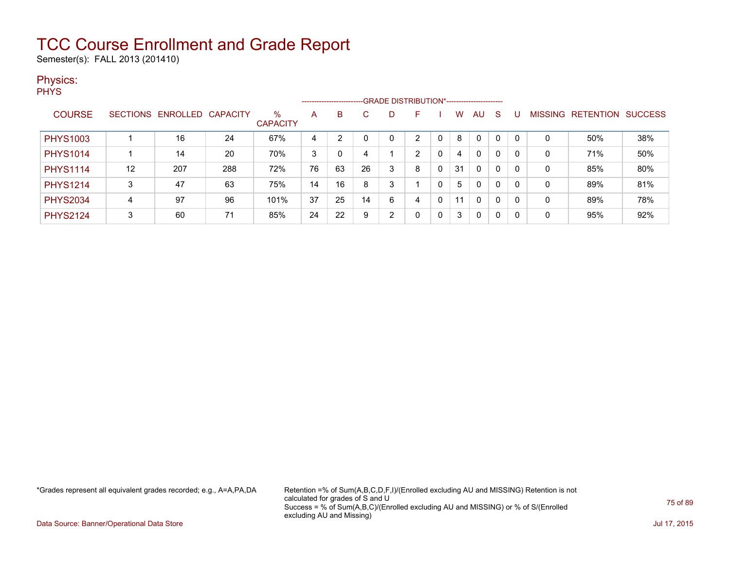# TCC Course Enrollment and Grade Report

Semester(s): FALL 2013 (201410)

## Physics:

PHYS

| COURSE | SECTIONS | ENROLLED | CAPACITY | % CAPACITY | A | B | C | D | F | I | W | AU | S | U | MISSING | RETENTION | SUCCESS |
|---|---|---|---|---|---|---|---|---|---|---|---|---|---|---|---|---|---|
| | | | | | GRADE DISTRIBUTION* | | | | | | | | | | | | |
| PHYS1003 | 1 | 16 | 24 | 67% | 4 | 2 | 0 | 0 | 2 | 0 | 8 | 0 | 0 | 0 | 0 | 50% | 38% |
| PHYS1014 | 1 | 14 | 20 | 70% | 3 | 0 | 4 | 1 | 2 | 0 | 4 | 0 | 0 | 0 | 0 | 71% | 50% |
| PHYS1114 | 12 | 207 | 288 | 72% | 76 | 63 | 26 | 3 | 8 | 0 | 31 | 0 | 0 | 0 | 0 | 85% | 80% |
| PHYS1214 | 3 | 47 | 63 | 75% | 14 | 16 | 8 | 3 | 1 | 0 | 5 | 0 | 0 | 0 | 0 | 89% | 81% |
| PHYS2034 | 4 | 97 | 96 | 101% | 37 | 25 | 14 | 6 | 4 | 0 | 11 | 0 | 0 | 0 | 0 | 89% | 78% |
| PHYS2124 | 3 | 60 | 71 | 85% | 24 | 22 | 9 | 2 | 0 | 0 | 3 | 0 | 0 | 0 | 0 | 95% | 92% |

*Grades represent all equivalent grades recorded; e.g., A=A,PA,DA

Retention =% of Sum(A,B,C,D,F,I)/(Enrolled excluding AU and MISSING) Retention is not calculated for grades of S and U
Success = % of Sum(A,B,C)/(Enrolled excluding AU and MISSING) or % of S/(Enrolled excluding AU and Missing)

Data Source: Banner/Operational Data Store

Jul 17, 2015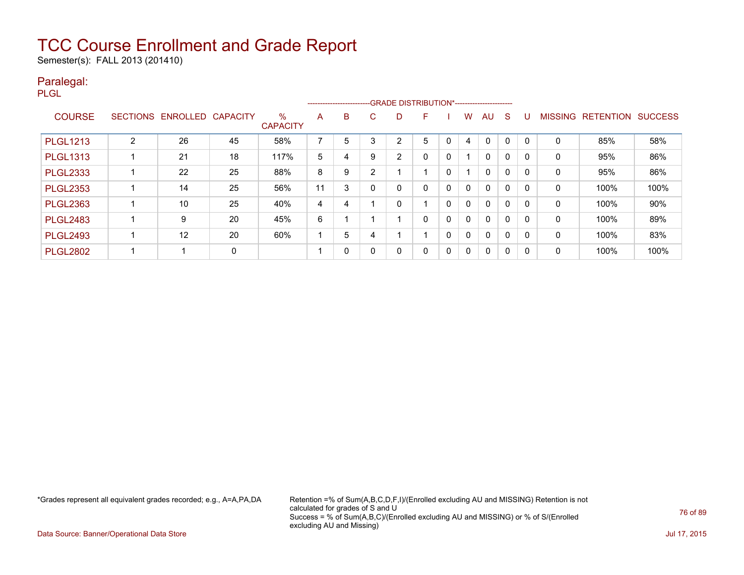# TCC Course Enrollment and Grade Report

Semester(s): FALL 2013 (201410)

## Paralegal:

PLGL

| COURSE | SECTIONS | ENROLLED | CAPACITY | % CAPACITY | A | B | C | D | F | I | W | AU | S | U | MISSING | RETENTION | SUCCESS |
|---|---|---|---|---|---|---|---|---|---|---|---|---|---|---|---|---|---|
| | | | | | GRADE DISTRIBUTION* | | | | | | | | | | | | |
| PLGL1213 | 2 | 26 | 45 | 58% | 7 | 5 | 3 | 2 | 5 | 0 | 4 | 0 | 0 | 0 | 0 | 85% | 58% |
| PLGL1313 | 1 | 21 | 18 | 117% | 5 | 4 | 9 | 2 | 0 | 0 | 1 | 0 | 0 | 0 | 0 | 95% | 86% |
| PLGL2333 | 1 | 22 | 25 | 88% | 8 | 9 | 2 | 1 | 1 | 0 | 1 | 0 | 0 | 0 | 0 | 95% | 86% |
| PLGL2353 | 1 | 14 | 25 | 56% | 11 | 3 | 0 | 0 | 0 | 0 | 0 | 0 | 0 | 0 | 0 | 100% | 100% |
| PLGL2363 | 1 | 10 | 25 | 40% | 4 | 4 | 1 | 0 | 1 | 0 | 0 | 0 | 0 | 0 | 0 | 100% | 90% |
| PLGL2483 | 1 | 9 | 20 | 45% | 6 | 1 | 1 | 1 | 0 | 0 | 0 | 0 | 0 | 0 | 0 | 100% | 89% |
| PLGL2493 | 1 | 12 | 20 | 60% | 1 | 5 | 4 | 1 | 1 | 0 | 0 | 0 | 0 | 0 | 0 | 100% | 83% |
| PLGL2802 | 1 | 1 | 0 | | 1 | 0 | 0 | 0 | 0 | 0 | 0 | 0 | 0 | 0 | 0 | 100% | 100% |

*Grades represent all equivalent grades recorded; e.g., A=A,PA,DA

Retention =% of Sum(A,B,C,D,F,I)/(Enrolled excluding AU and MISSING) Retention is not calculated for grades of S and U
Success = % of Sum(A,B,C)/(Enrolled excluding AU and MISSING) or % of S/(Enrolled excluding AU and Missing)

Data Source: Banner/Operational Data Store

Jul 17, 2015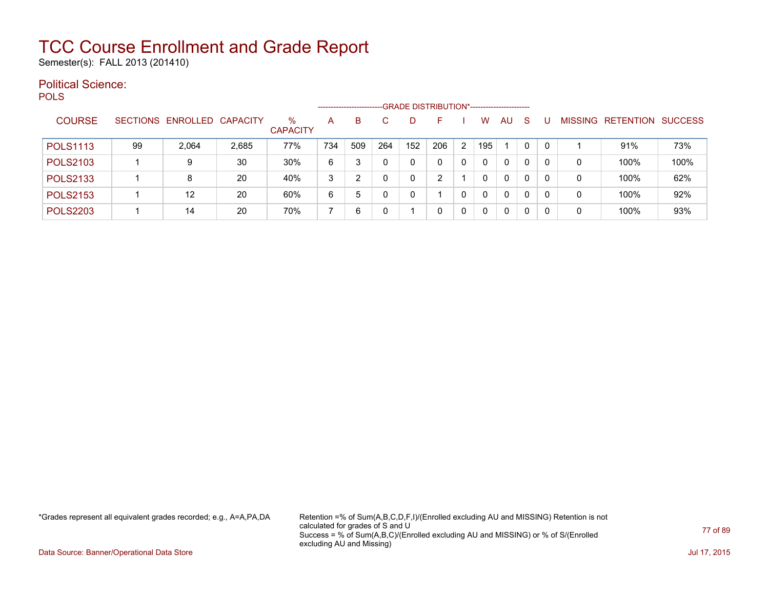# TCC Course Enrollment and Grade Report

Semester(s): FALL 2013 (201410)

## Political Science:

POLS

| COURSE | SECTIONS | ENROLLED | CAPACITY | % CAPACITY | A | B | C | D | F | I | W | AU | S | U | MISSING | RETENTION | SUCCESS |
|---|---|---|---|---|---|---|---|---|---|---|---|---|---|---|---|---|---|
| | | | | | GRADE DISTRIBUTION* | | | | | | | | | | | | |
| POLS1113 | 99 | 2,064 | 2,685 | 77% | 734 | 509 | 264 | 152 | 206 | 2 | 195 | 1 | 0 | 0 | 1 | 91% | 73% |
| POLS2103 | 1 | 9 | 30 | 30% | 6 | 3 | 0 | 0 | 0 | 0 | 0 | 0 | 0 | 0 | 0 | 100% | 100% |
| POLS2133 | 1 | 8 | 20 | 40% | 3 | 2 | 0 | 0 | 2 | 1 | 0 | 0 | 0 | 0 | 0 | 100% | 62% |
| POLS2153 | 1 | 12 | 20 | 60% | 6 | 5 | 0 | 0 | 1 | 0 | 0 | 0 | 0 | 0 | 0 | 100% | 92% |
| POLS2203 | 1 | 14 | 20 | 70% | 7 | 6 | 0 | 1 | 0 | 0 | 0 | 0 | 0 | 0 | 0 | 100% | 93% |

*Grades represent all equivalent grades recorded; e.g., A=A,PA,DA

Retention =% of Sum(A,B,C,D,F,I)/(Enrolled excluding AU and MISSING) Retention is not calculated for grades of S and U
Success = % of Sum(A,B,C)/(Enrolled excluding AU and MISSING) or % of S/(Enrolled excluding AU and Missing)

Data Source: Banner/Operational Data Store

Jul 17, 2015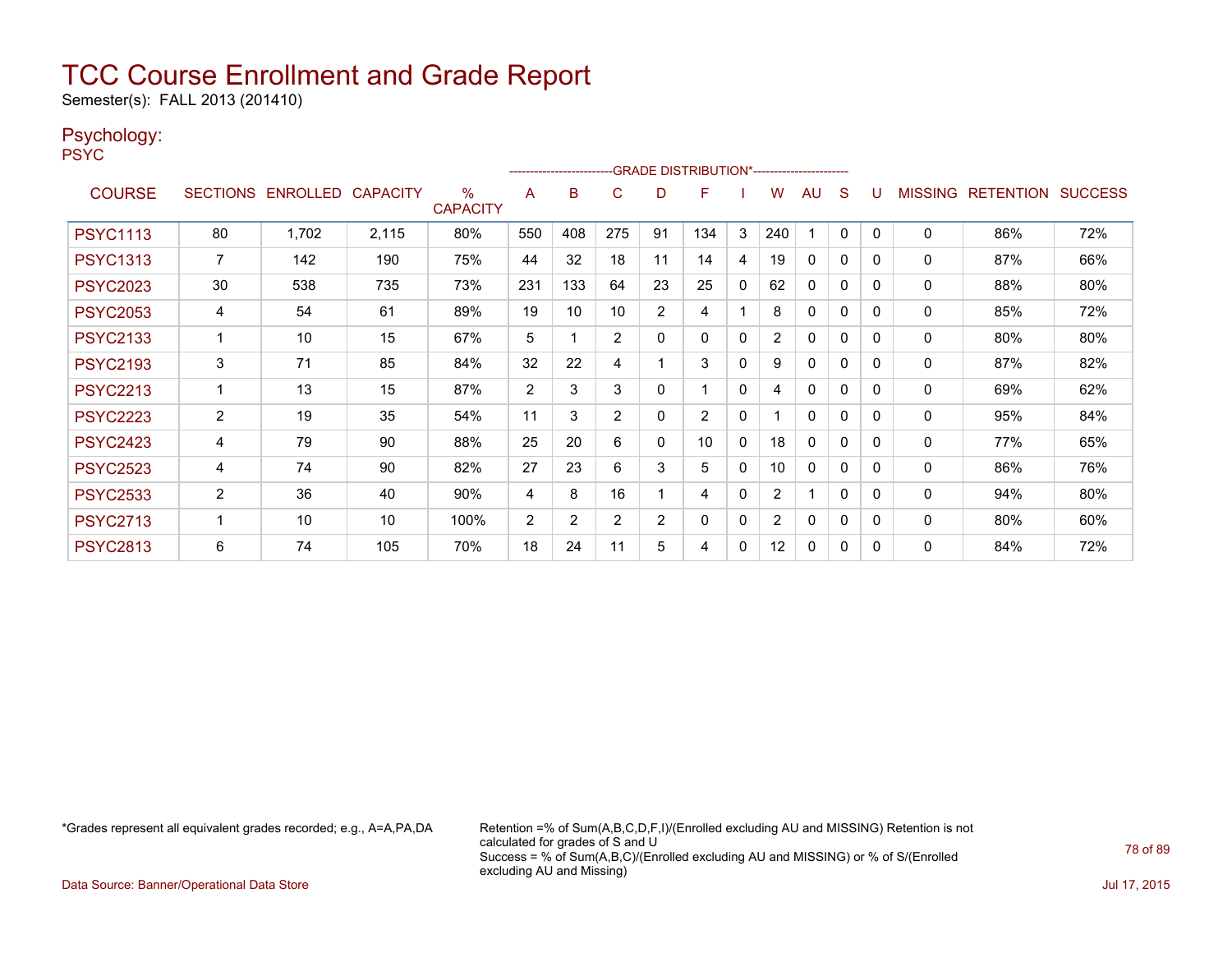# TCC Course Enrollment and Grade Report

Semester(s): FALL 2013 (201410)

## Psychology:

PSYC

| COURSE | SECTIONS | ENROLLED | CAPACITY | % CAPACITY | A | B | C | D | F | I | W | AU | S | U | MISSING | RETENTION | SUCCESS |
|---|---|---|---|---|---|---|---|---|---|---|---|---|---|---|---|---|---|
| | | | | | GRADE DISTRIBUTION* | | | | | | | | | | | | |
| PSYC1113 | 80 | 1,702 | 2,115 | 80% | 550 | 408 | 275 | 91 | 134 | 3 | 240 | 1 | 0 | 0 | 0 | 86% | 72% |
| PSYC1313 | 7 | 142 | 190 | 75% | 44 | 32 | 18 | 11 | 14 | 4 | 19 | 0 | 0 | 0 | 0 | 87% | 66% |
| PSYC2023 | 30 | 538 | 735 | 73% | 231 | 133 | 64 | 23 | 25 | 0 | 62 | 0 | 0 | 0 | 0 | 88% | 80% |
| PSYC2053 | 4 | 54 | 61 | 89% | 19 | 10 | 10 | 2 | 4 | 1 | 8 | 0 | 0 | 0 | 0 | 85% | 72% |
| PSYC2133 | 1 | 10 | 15 | 67% | 5 | 1 | 2 | 0 | 0 | 0 | 2 | 0 | 0 | 0 | 0 | 80% | 80% |
| PSYC2193 | 3 | 71 | 85 | 84% | 32 | 22 | 4 | 1 | 3 | 0 | 9 | 0 | 0 | 0 | 0 | 87% | 82% |
| PSYC2213 | 1 | 13 | 15 | 87% | 2 | 3 | 3 | 0 | 1 | 0 | 4 | 0 | 0 | 0 | 0 | 69% | 62% |
| PSYC2223 | 2 | 19 | 35 | 54% | 11 | 3 | 2 | 0 | 2 | 0 | 1 | 0 | 0 | 0 | 0 | 95% | 84% |
| PSYC2423 | 4 | 79 | 90 | 88% | 25 | 20 | 6 | 0 | 10 | 0 | 18 | 0 | 0 | 0 | 0 | 77% | 65% |
| PSYC2523 | 4 | 74 | 90 | 82% | 27 | 23 | 6 | 3 | 5 | 0 | 10 | 0 | 0 | 0 | 0 | 86% | 76% |
| PSYC2533 | 2 | 36 | 40 | 90% | 4 | 8 | 16 | 1 | 4 | 0 | 2 | 1 | 0 | 0 | 0 | 94% | 80% |
| PSYC2713 | 1 | 10 | 10 | 100% | 2 | 2 | 2 | 2 | 0 | 0 | 2 | 0 | 0 | 0 | 0 | 80% | 60% |
| PSYC2813 | 6 | 74 | 105 | 70% | 18 | 24 | 11 | 5 | 4 | 0 | 12 | 0 | 0 | 0 | 0 | 84% | 72% |

*Grades represent all equivalent grades recorded; e.g., A=A,PA,DA

Retention =% of Sum(A,B,C,D,F,I)/(Enrolled excluding AU and MISSING) Retention is not calculated for grades of S and U
Success = % of Sum(A,B,C)/(Enrolled excluding AU and MISSING) or % of S/(Enrolled excluding AU and Missing)

Data Source: Banner/Operational Data Store

Jul 17, 2015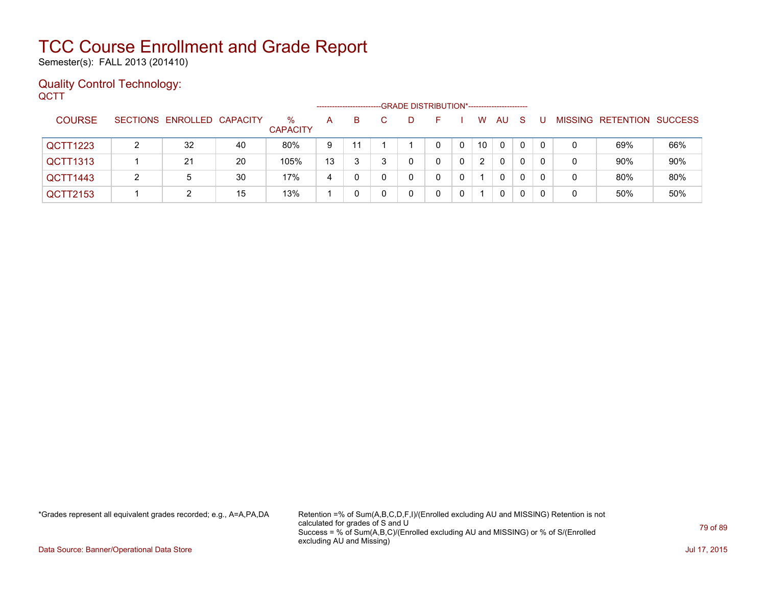# TCC Course Enrollment and Grade Report

Semester(s): FALL 2013 (201410)

## Quality Control Technology:

QCTT

| COURSE | SECTIONS | ENROLLED | CAPACITY | % CAPACITY | GRADE DISTRIBUTION* A | B | C | D | F | I | W | AU | S | U | MISSING | RETENTION | SUCCESS |
|---|---|---|---|---|---|---|---|---|---|---|---|---|---|---|---|---|---|
| QCTT1223 | 2 | 32 | 40 | 80% | 9 | 11 | 1 | 1 | 0 | 0 | 10 | 0 | 0 | 0 | 0 | 69% | 66% |
| QCTT1313 | 1 | 21 | 20 | 105% | 13 | 3 | 3 | 0 | 0 | 0 | 2 | 0 | 0 | 0 | 0 | 90% | 90% |
| QCTT1443 | 2 | 5 | 30 | 17% | 4 | 0 | 0 | 0 | 0 | 0 | 1 | 0 | 0 | 0 | 0 | 80% | 80% |
| QCTT2153 | 1 | 2 | 15 | 13% | 1 | 0 | 0 | 0 | 0 | 0 | 1 | 0 | 0 | 0 | 0 | 50% | 50% |

*Grades represent all equivalent grades recorded; e.g., A=A,PA,DA

Retention =% of Sum(A,B,C,D,F,I)/(Enrolled excluding AU and MISSING) Retention is not calculated for grades of S and U
Success = % of Sum(A,B,C)/(Enrolled excluding AU and MISSING) or % of S/(Enrolled excluding AU and Missing)

Data Source: Banner/Operational Data Store

Jul 17, 2015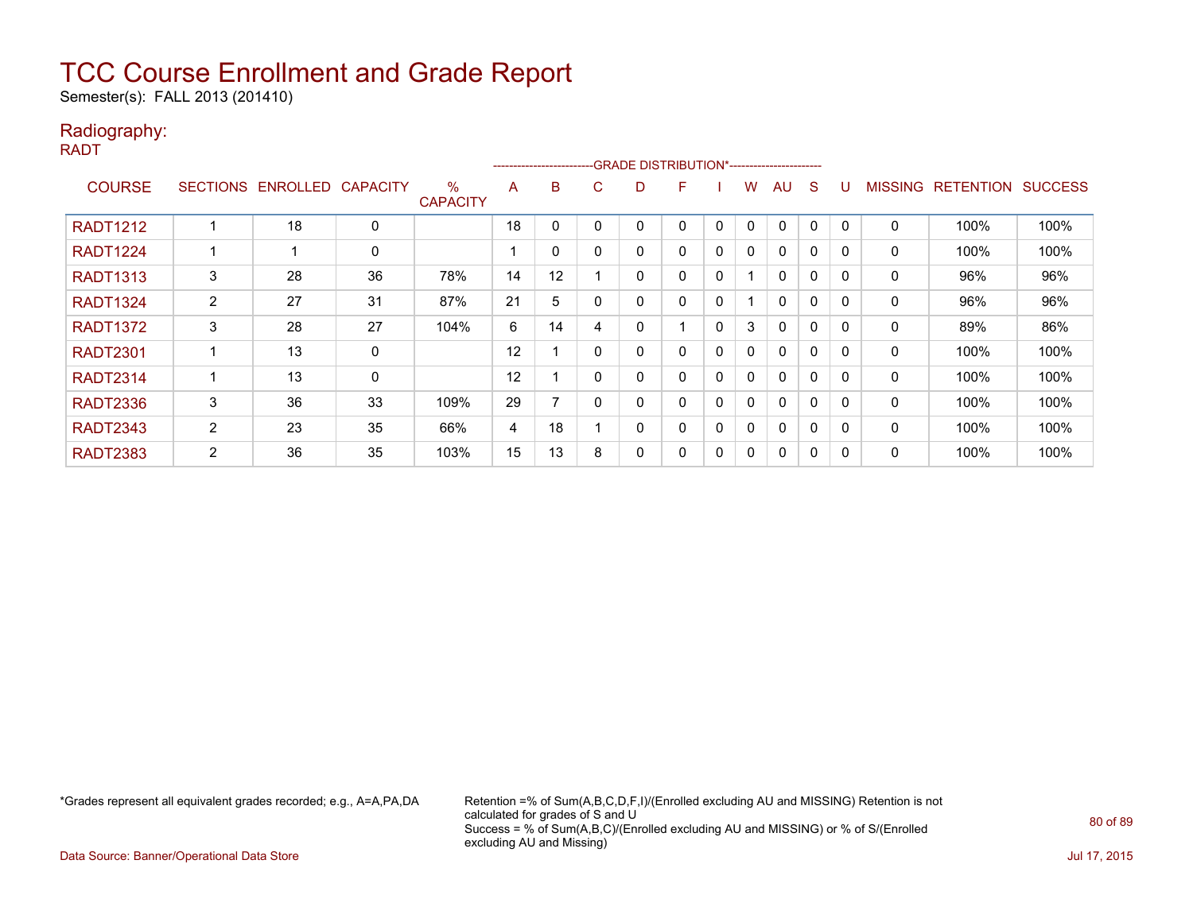# TCC Course Enrollment and Grade Report

Semester(s): FALL 2013 (201410)

## Radiography:

RADT

| COURSE | SECTIONS | ENROLLED | CAPACITY | % CAPACITY | A | B | C | D | F | I | W | AU | S | U | MISSING | RETENTION | SUCCESS |
|---|---|---|---|---|---|---|---|---|---|---|---|---|---|---|---|---|---|
| | | | | | GRADE DISTRIBUTION* | | | | | | | | | | | | |
| RADT1212 | 1 | 18 | 0 | | 18 | 0 | 0 | 0 | 0 | 0 | 0 | 0 | 0 | 0 | 0 | 100% | 100% |
| RADT1224 | 1 | 1 | 0 | | 1 | 0 | 0 | 0 | 0 | 0 | 0 | 0 | 0 | 0 | 0 | 100% | 100% |
| RADT1313 | 3 | 28 | 36 | 78% | 14 | 12 | 1 | 0 | 0 | 0 | 1 | 0 | 0 | 0 | 0 | 96% | 96% |
| RADT1324 | 2 | 27 | 31 | 87% | 21 | 5 | 0 | 0 | 0 | 0 | 1 | 0 | 0 | 0 | 0 | 96% | 96% |
| RADT1372 | 3 | 28 | 27 | 104% | 6 | 14 | 4 | 0 | 1 | 0 | 3 | 0 | 0 | 0 | 0 | 89% | 86% |
| RADT2301 | 1 | 13 | 0 | | 12 | 1 | 0 | 0 | 0 | 0 | 0 | 0 | 0 | 0 | 0 | 100% | 100% |
| RADT2314 | 1 | 13 | 0 | | 12 | 1 | 0 | 0 | 0 | 0 | 0 | 0 | 0 | 0 | 0 | 100% | 100% |
| RADT2336 | 3 | 36 | 33 | 109% | 29 | 7 | 0 | 0 | 0 | 0 | 0 | 0 | 0 | 0 | 0 | 100% | 100% |
| RADT2343 | 2 | 23 | 35 | 66% | 4 | 18 | 1 | 0 | 0 | 0 | 0 | 0 | 0 | 0 | 0 | 100% | 100% |
| RADT2383 | 2 | 36 | 35 | 103% | 15 | 13 | 8 | 0 | 0 | 0 | 0 | 0 | 0 | 0 | 0 | 100% | 100% |

*Grades represent all equivalent grades recorded; e.g., A=A,PA,DA

Retention =% of Sum(A,B,C,D,F,I)/(Enrolled excluding AU and MISSING) Retention is not calculated for grades of S and U
Success = % of Sum(A,B,C)/(Enrolled excluding AU and MISSING) or % of S/(Enrolled excluding AU and Missing)

Data Source: Banner/Operational Data Store

Jul 17, 2015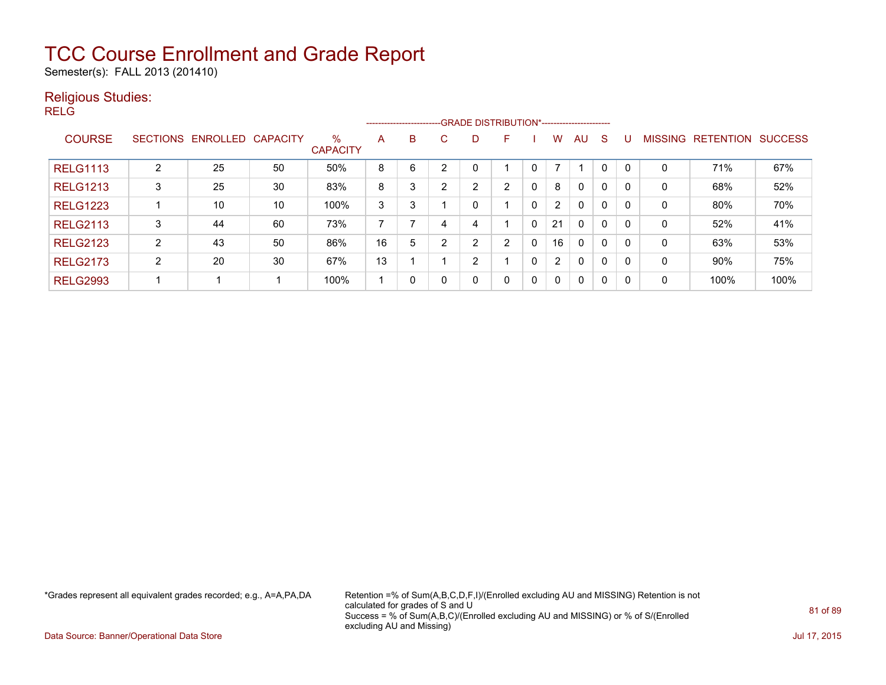# TCC Course Enrollment and Grade Report

Semester(s): FALL 2013 (201410)

## Religious Studies:

RELG

| COURSE | SECTIONS | ENROLLED | CAPACITY | % CAPACITY | GRADE DISTRIBUTION* A | B | C | D | F | I | W | AU | S | U | MISSING | RETENTION | SUCCESS |
|---|---|---|---|---|---|---|---|---|---|---|---|---|---|---|---|---|---|
| RELG1113 | 2 | 25 | 50 | 50% | 8 | 6 | 2 | 0 | 1 | 0 | 7 | 1 | 0 | 0 | 0 | 71% | 67% |
| RELG1213 | 3 | 25 | 30 | 83% | 8 | 3 | 2 | 2 | 2 | 0 | 8 | 0 | 0 | 0 | 0 | 68% | 52% |
| RELG1223 | 1 | 10 | 10 | 100% | 3 | 3 | 1 | 0 | 1 | 0 | 2 | 0 | 0 | 0 | 0 | 80% | 70% |
| RELG2113 | 3 | 44 | 60 | 73% | 7 | 7 | 4 | 4 | 1 | 0 | 21 | 0 | 0 | 0 | 0 | 52% | 41% |
| RELG2123 | 2 | 43 | 50 | 86% | 16 | 5 | 2 | 2 | 2 | 0 | 16 | 0 | 0 | 0 | 0 | 63% | 53% |
| RELG2173 | 2 | 20 | 30 | 67% | 13 | 1 | 1 | 2 | 1 | 0 | 2 | 0 | 0 | 0 | 0 | 90% | 75% |
| RELG2993 | 1 | 1 | 1 | 100% | 1 | 0 | 0 | 0 | 0 | 0 | 0 | 0 | 0 | 0 | 0 | 100% | 100% |

*Grades represent all equivalent grades recorded; e.g., A=A,PA,DA

Retention =% of Sum(A,B,C,D,F,I)/(Enrolled excluding AU and MISSING) Retention is not calculated for grades of S and U
Success = % of Sum(A,B,C)/(Enrolled excluding AU and MISSING) or % of S/(Enrolled excluding AU and Missing)

Data Source: Banner/Operational Data Store

Jul 17, 2015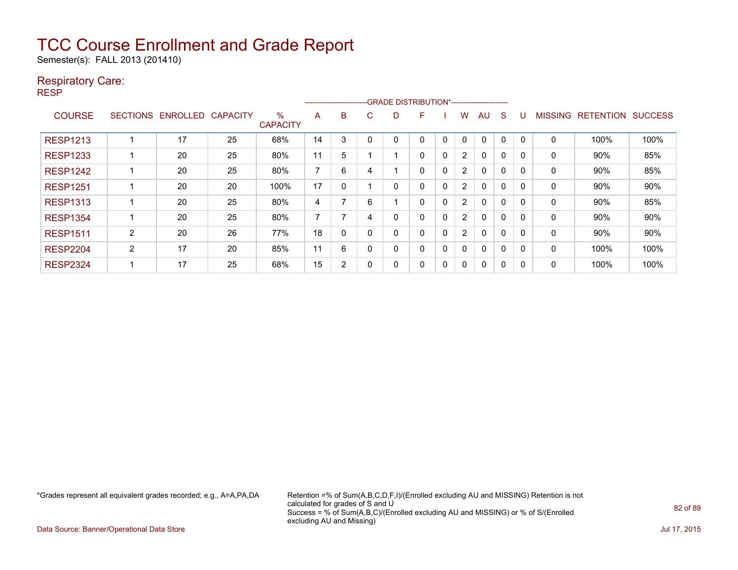# TCC Course Enrollment and Grade Report

Semester(s): FALL 2013 (201410)

## Respiratory Care:

RESP

| COURSE | SECTIONS | ENROLLED | CAPACITY | % CAPACITY | A | B | C | D | F | I | W | AU | S | U | MISSING | RETENTION | SUCCESS |
|---|---|---|---|---|---|---|---|---|---|---|---|---|---|---|---|---|---|
| | | | | | GRADE DISTRIBUTION* | | | | | | | | | | | | |
| RESP1213 | 1 | 17 | 25 | 68% | 14 | 3 | 0 | 0 | 0 | 0 | 0 | 0 | 0 | 0 | 0 | 100% | 100% |
| RESP1233 | 1 | 20 | 25 | 80% | 11 | 5 | 1 | 1 | 0 | 0 | 2 | 0 | 0 | 0 | 0 | 90% | 85% |
| RESP1242 | 1 | 20 | 25 | 80% | 7 | 6 | 4 | 1 | 0 | 0 | 2 | 0 | 0 | 0 | 0 | 90% | 85% |
| RESP1251 | 1 | 20 | 20 | 100% | 17 | 0 | 1 | 0 | 0 | 0 | 2 | 0 | 0 | 0 | 0 | 90% | 90% |
| RESP1313 | 1 | 20 | 25 | 80% | 4 | 7 | 6 | 1 | 0 | 0 | 2 | 0 | 0 | 0 | 0 | 90% | 85% |
| RESP1354 | 1 | 20 | 25 | 80% | 7 | 7 | 4 | 0 | 0 | 0 | 2 | 0 | 0 | 0 | 0 | 90% | 90% |
| RESP1511 | 2 | 20 | 26 | 77% | 18 | 0 | 0 | 0 | 0 | 0 | 2 | 0 | 0 | 0 | 0 | 90% | 90% |
| RESP2204 | 2 | 17 | 20 | 85% | 11 | 6 | 0 | 0 | 0 | 0 | 0 | 0 | 0 | 0 | 0 | 100% | 100% |
| RESP2324 | 1 | 17 | 25 | 68% | 15 | 2 | 0 | 0 | 0 | 0 | 0 | 0 | 0 | 0 | 0 | 100% | 100% |

*Grades represent all equivalent grades recorded; e.g., A=A,PA,DA

Retention =% of Sum(A,B,C,D,F,I)/(Enrolled excluding AU and MISSING) Retention is not calculated for grades of S and U

Success = % of Sum(A,B,C)/(Enrolled excluding AU and MISSING) or % of S/(Enrolled excluding AU and Missing)

Data Source: Banner/Operational Data Store

Jul 17, 2015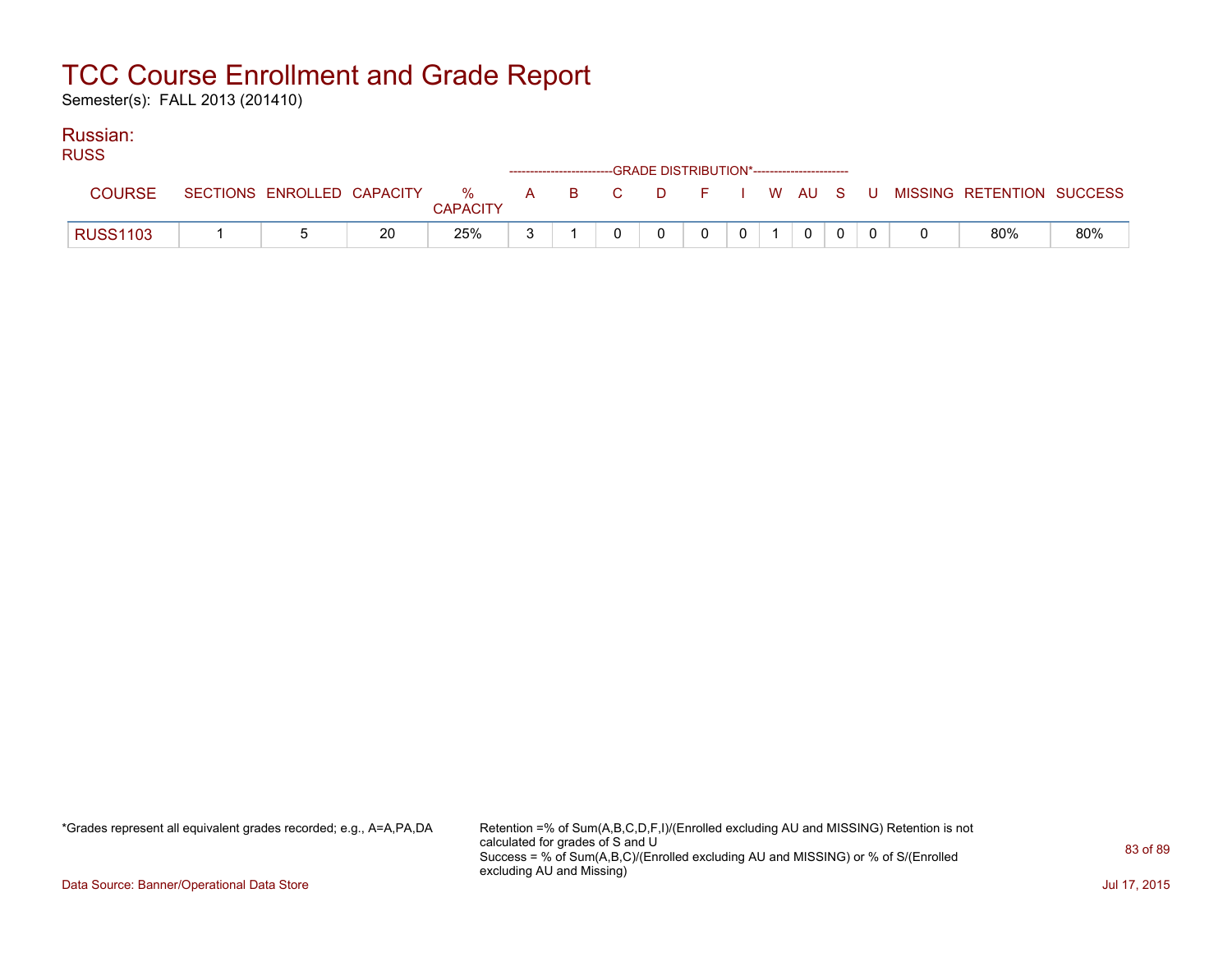# TCC Course Enrollment and Grade Report

Semester(s): FALL 2013 (201410)

## Russian:

RUSS

| COURSE | SECTIONS | ENROLLED | CAPACITY | % CAPACITY | A | B | C | D | F | I | W | AU | S | U | MISSING | RETENTION | SUCCESS |
|---|---|---|---|---|---|---|---|---|---|---|---|---|---|---|---|---|---|
| | | | | | GRADE DISTRIBUTION* | | | | | | | | | | | | |
| RUSS1103 | 1 | 5 | 20 | 25% | 3 | 1 | 0 | 0 | 0 | 0 | 1 | 0 | 0 | 0 | 0 | 80% | 80% |

*Grades represent all equivalent grades recorded; e.g., A=A,PA,DA

Retention =% of Sum(A,B,C,D,F,I)/(Enrolled excluding AU and MISSING) Retention is not calculated for grades of S and U
Success = % of Sum(A,B,C)/(Enrolled excluding AU and MISSING) or % of S/(Enrolled excluding AU and Missing)

Data Source: Banner/Operational Data Store

Jul 17, 2015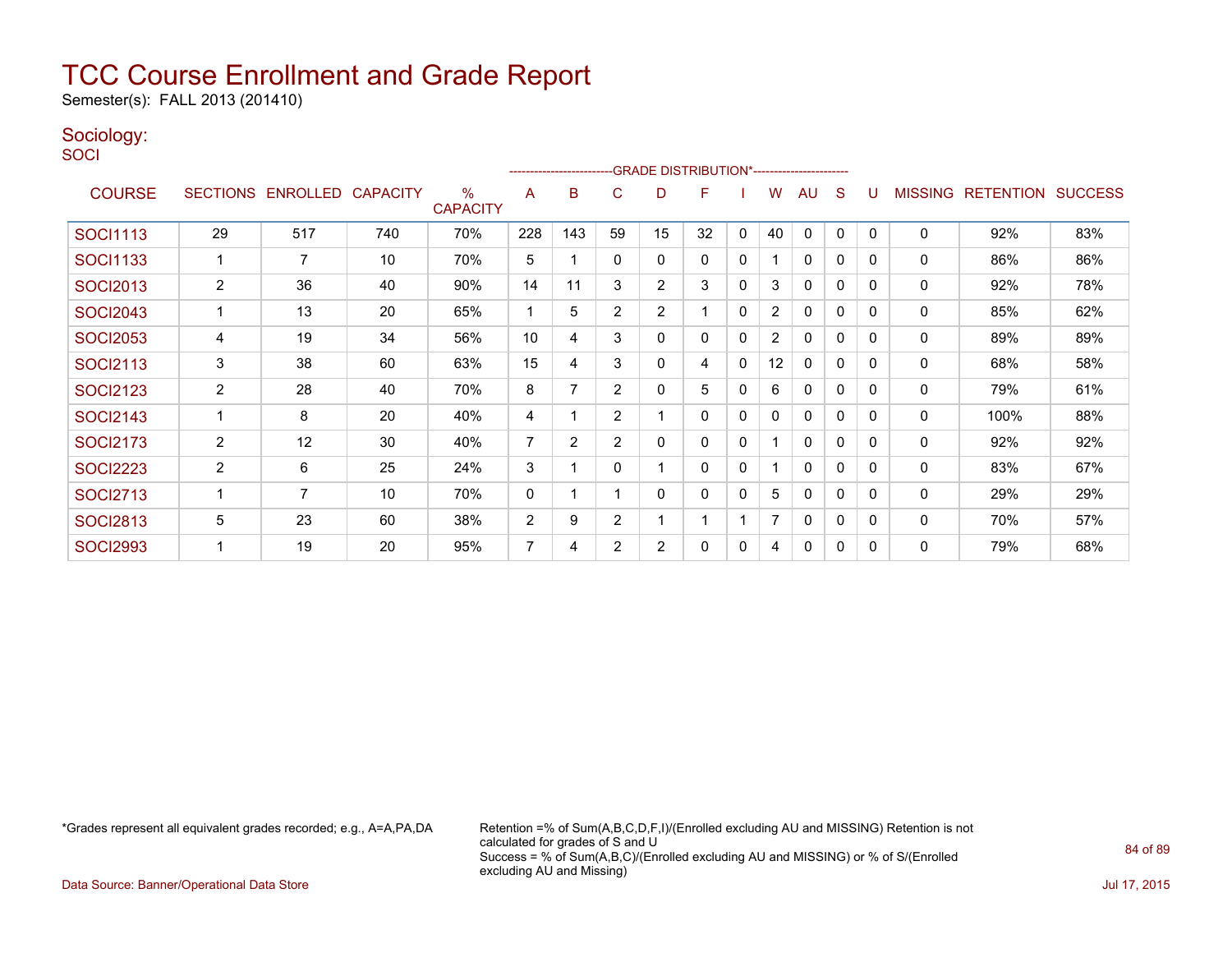# TCC Course Enrollment and Grade Report

Semester(s): FALL 2013 (201410)

## Sociology:

SOCI

| COURSE | SECTIONS | ENROLLED | CAPACITY | % CAPACITY | A | B | C | D | F | I | W | AU | S | U | MISSING | RETENTION | SUCCESS |
|---|---|---|---|---|---|---|---|---|---|---|---|---|---|---|---|---|---|
| | | | | | GRADE DISTRIBUTION* | | | | | | | | | | | | |
| SOCI1113 | 29 | 517 | 740 | 70% | 228 | 143 | 59 | 15 | 32 | 0 | 40 | 0 | 0 | 0 | 0 | 92% | 83% |
| SOCI1133 | 1 | 7 | 10 | 70% | 5 | 1 | 0 | 0 | 0 | 0 | 1 | 0 | 0 | 0 | 0 | 86% | 86% |
| SOCI2013 | 2 | 36 | 40 | 90% | 14 | 11 | 3 | 2 | 3 | 0 | 3 | 0 | 0 | 0 | 0 | 92% | 78% |
| SOCI2043 | 1 | 13 | 20 | 65% | 1 | 5 | 2 | 2 | 1 | 0 | 2 | 0 | 0 | 0 | 0 | 85% | 62% |
| SOCI2053 | 4 | 19 | 34 | 56% | 10 | 4 | 3 | 0 | 0 | 0 | 2 | 0 | 0 | 0 | 0 | 89% | 89% |
| SOCI2113 | 3 | 38 | 60 | 63% | 15 | 4 | 3 | 0 | 4 | 0 | 12 | 0 | 0 | 0 | 0 | 68% | 58% |
| SOCI2123 | 2 | 28 | 40 | 70% | 8 | 7 | 2 | 0 | 5 | 0 | 6 | 0 | 0 | 0 | 0 | 79% | 61% |
| SOCI2143 | 1 | 8 | 20 | 40% | 4 | 1 | 2 | 1 | 0 | 0 | 0 | 0 | 0 | 0 | 0 | 100% | 88% |
| SOCI2173 | 2 | 12 | 30 | 40% | 7 | 2 | 2 | 0 | 0 | 0 | 1 | 0 | 0 | 0 | 0 | 92% | 92% |
| SOCI2223 | 2 | 6 | 25 | 24% | 3 | 1 | 0 | 1 | 0 | 0 | 1 | 0 | 0 | 0 | 0 | 83% | 67% |
| SOCI2713 | 1 | 7 | 10 | 70% | 0 | 1 | 1 | 0 | 0 | 0 | 5 | 0 | 0 | 0 | 0 | 29% | 29% |
| SOCI2813 | 5 | 23 | 60 | 38% | 2 | 9 | 2 | 1 | 1 | 1 | 7 | 0 | 0 | 0 | 0 | 70% | 57% |
| SOCI2993 | 1 | 19 | 20 | 95% | 7 | 4 | 2 | 2 | 0 | 0 | 4 | 0 | 0 | 0 | 0 | 79% | 68% |

*Grades represent all equivalent grades recorded; e.g., A=A,PA,DA

Retention =% of Sum(A,B,C,D,F,I)/(Enrolled excluding AU and MISSING) Retention is not calculated for grades of S and U
Success = % of Sum(A,B,C)/(Enrolled excluding AU and MISSING) or % of S/(Enrolled excluding AU and Missing)

Data Source: Banner/Operational Data Store

Jul 17, 2015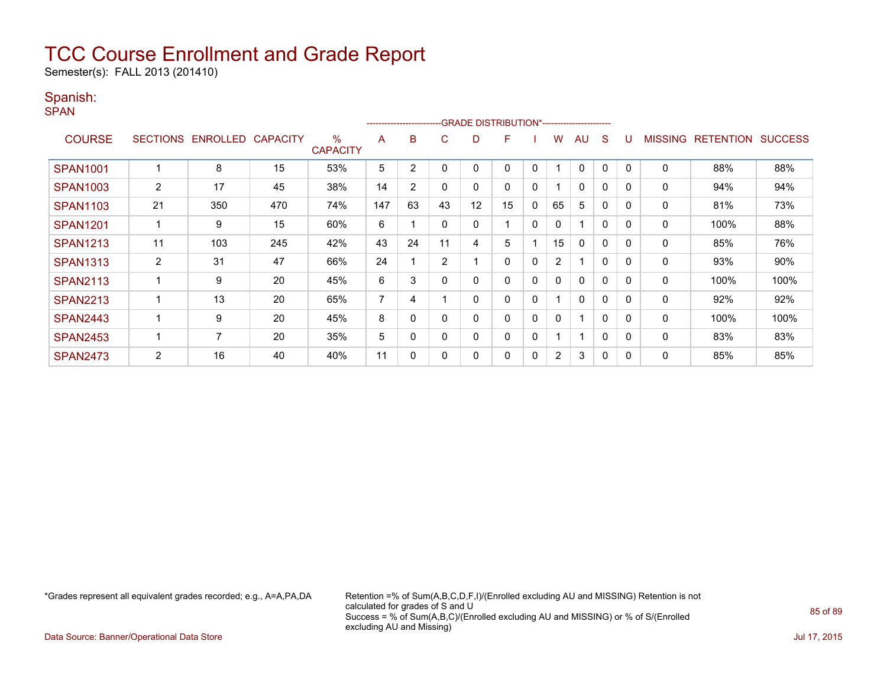# TCC Course Enrollment and Grade Report

Semester(s): FALL 2013 (201410)

## Spanish:

### SPAN

| COURSE | SECTIONS | ENROLLED | CAPACITY | % CAPACITY | A | B | C | D | F | I | W | AU | S | U | MISSING | RETENTION | SUCCESS |
|---|---|---|---|---|---|---|---|---|---|---|---|---|---|---|---|---|---|
| | | | | | GRADE DISTRIBUTION* | | | | | | | | | | | | |
| SPAN1001 | 1 | 8 | 15 | 53% | 5 | 2 | 0 | 0 | 0 | 0 | 1 | 0 | 0 | 0 | 0 | 88% | 88% |
| SPAN1003 | 2 | 17 | 45 | 38% | 14 | 2 | 0 | 0 | 0 | 0 | 1 | 0 | 0 | 0 | 0 | 94% | 94% |
| SPAN1103 | 21 | 350 | 470 | 74% | 147 | 63 | 43 | 12 | 15 | 0 | 65 | 5 | 0 | 0 | 0 | 81% | 73% |
| SPAN1201 | 1 | 9 | 15 | 60% | 6 | 1 | 0 | 0 | 1 | 0 | 0 | 1 | 0 | 0 | 0 | 100% | 88% |
| SPAN1213 | 11 | 103 | 245 | 42% | 43 | 24 | 11 | 4 | 5 | 1 | 15 | 0 | 0 | 0 | 0 | 85% | 76% |
| SPAN1313 | 2 | 31 | 47 | 66% | 24 | 1 | 2 | 1 | 0 | 0 | 2 | 1 | 0 | 0 | 0 | 93% | 90% |
| SPAN2113 | 1 | 9 | 20 | 45% | 6 | 3 | 0 | 0 | 0 | 0 | 0 | 0 | 0 | 0 | 0 | 100% | 100% |
| SPAN2213 | 1 | 13 | 20 | 65% | 7 | 4 | 1 | 0 | 0 | 0 | 1 | 0 | 0 | 0 | 0 | 92% | 92% |
| SPAN2443 | 1 | 9 | 20 | 45% | 8 | 0 | 0 | 0 | 0 | 0 | 0 | 1 | 0 | 0 | 0 | 100% | 100% |
| SPAN2453 | 1 | 7 | 20 | 35% | 5 | 0 | 0 | 0 | 0 | 0 | 1 | 1 | 0 | 0 | 0 | 83% | 83% |
| SPAN2473 | 2 | 16 | 40 | 40% | 11 | 0 | 0 | 0 | 0 | 0 | 2 | 3 | 0 | 0 | 0 | 85% | 85% |

*Grades represent all equivalent grades recorded; e.g., A=A,PA,DA

Retention =% of Sum(A,B,C,D,F,I)/(Enrolled excluding AU and MISSING) Retention is not calculated for grades of S and U
Success = % of Sum(A,B,C)/(Enrolled excluding AU and MISSING) or % of S/(Enrolled excluding AU and Missing)

Data Source: Banner/Operational Data Store

Jul 17, 2015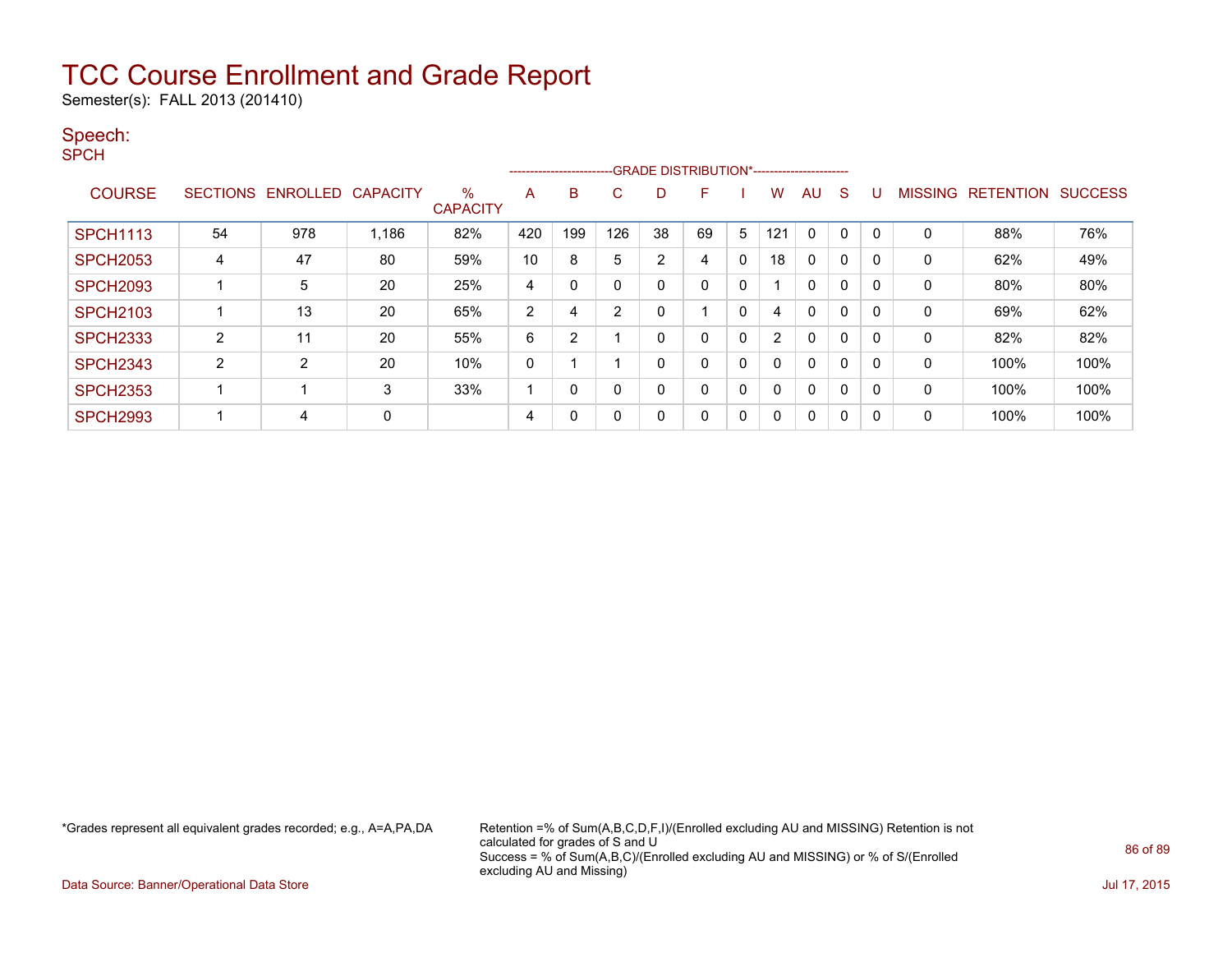# TCC Course Enrollment and Grade Report

Semester(s): FALL 2013 (201410)

## Speech:

SPCH

| COURSE | SECTIONS | ENROLLED | CAPACITY | % CAPACITY | A | B | C | D | F | I | W | AU | S | U | MISSING | RETENTION | SUCCESS |
|---|---|---|---|---|---|---|---|---|---|---|---|---|---|---|---|---|---|
| | | | | | GRADE DISTRIBUTION* | | | | | | | | | | | | |
| SPCH1113 | 54 | 978 | 1,186 | 82% | 420 | 199 | 126 | 38 | 69 | 5 | 121 | 0 | 0 | 0 | 0 | 88% | 76% |
| SPCH2053 | 4 | 47 | 80 | 59% | 10 | 8 | 5 | 2 | 4 | 0 | 18 | 0 | 0 | 0 | 0 | 62% | 49% |
| SPCH2093 | 1 | 5 | 20 | 25% | 4 | 0 | 0 | 0 | 0 | 0 | 1 | 0 | 0 | 0 | 0 | 80% | 80% |
| SPCH2103 | 1 | 13 | 20 | 65% | 2 | 4 | 2 | 0 | 1 | 0 | 4 | 0 | 0 | 0 | 0 | 69% | 62% |
| SPCH2333 | 2 | 11 | 20 | 55% | 6 | 2 | 1 | 0 | 0 | 0 | 2 | 0 | 0 | 0 | 0 | 82% | 82% |
| SPCH2343 | 2 | 2 | 20 | 10% | 0 | 1 | 1 | 0 | 0 | 0 | 0 | 0 | 0 | 0 | 0 | 100% | 100% |
| SPCH2353 | 1 | 1 | 3 | 33% | 1 | 0 | 0 | 0 | 0 | 0 | 0 | 0 | 0 | 0 | 0 | 100% | 100% |
| SPCH2993 | 1 | 4 | 0 | | 4 | 0 | 0 | 0 | 0 | 0 | 0 | 0 | 0 | 0 | 0 | 100% | 100% |

*Grades represent all equivalent grades recorded; e.g., A=A,PA,DA

Retention =% of Sum(A,B,C,D,F,I)/(Enrolled excluding AU and MISSING) Retention is not calculated for grades of S and U

Success = % of Sum(A,B,C)/(Enrolled excluding AU and MISSING) or % of S/(Enrolled excluding AU and Missing)

Data Source: Banner/Operational Data Store

Jul 17, 2015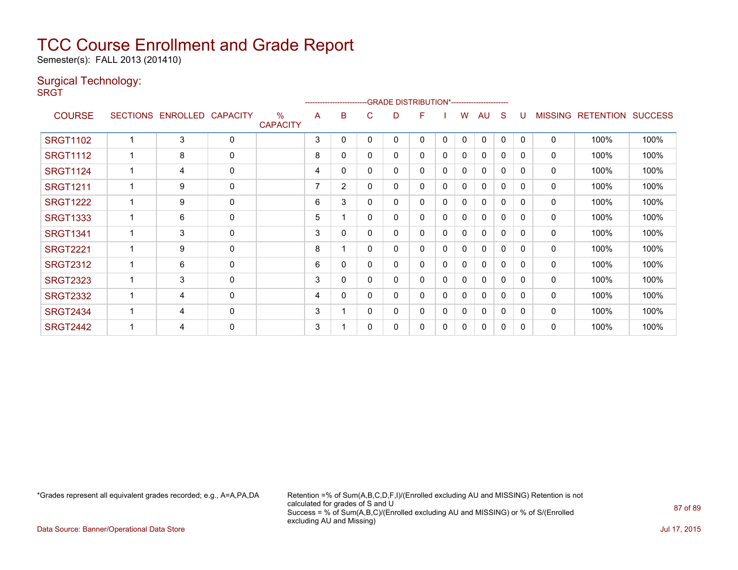# TCC Course Enrollment and Grade Report

Semester(s): FALL 2013 (201410)

## Surgical Technology:

SRGT

| COURSE | SECTIONS | ENROLLED | CAPACITY | % CAPACITY | A | B | C | D | F | I | W | AU | S | U | MISSING | RETENTION | SUCCESS |
|---|---|---|---|---|---|---|---|---|---|---|---|---|---|---|---|---|---|
| | | | | | GRADE DISTRIBUTION* | | | | | | | | | | | | |
| SRGT1102 | 1 | 3 | 0 | | 3 | 0 | 0 | 0 | 0 | 0 | 0 | 0 | 0 | 0 | 0 | 100% | 100% |
| SRGT1112 | 1 | 8 | 0 | | 8 | 0 | 0 | 0 | 0 | 0 | 0 | 0 | 0 | 0 | 0 | 100% | 100% |
| SRGT1124 | 1 | 4 | 0 | | 4 | 0 | 0 | 0 | 0 | 0 | 0 | 0 | 0 | 0 | 0 | 100% | 100% |
| SRGT1211 | 1 | 9 | 0 | | 7 | 2 | 0 | 0 | 0 | 0 | 0 | 0 | 0 | 0 | 0 | 100% | 100% |
| SRGT1222 | 1 | 9 | 0 | | 6 | 3 | 0 | 0 | 0 | 0 | 0 | 0 | 0 | 0 | 0 | 100% | 100% |
| SRGT1333 | 1 | 6 | 0 | | 5 | 1 | 0 | 0 | 0 | 0 | 0 | 0 | 0 | 0 | 0 | 100% | 100% |
| SRGT1341 | 1 | 3 | 0 | | 3 | 0 | 0 | 0 | 0 | 0 | 0 | 0 | 0 | 0 | 0 | 100% | 100% |
| SRGT2221 | 1 | 9 | 0 | | 8 | 1 | 0 | 0 | 0 | 0 | 0 | 0 | 0 | 0 | 0 | 100% | 100% |
| SRGT2312 | 1 | 6 | 0 | | 6 | 0 | 0 | 0 | 0 | 0 | 0 | 0 | 0 | 0 | 0 | 100% | 100% |
| SRGT2323 | 1 | 3 | 0 | | 3 | 0 | 0 | 0 | 0 | 0 | 0 | 0 | 0 | 0 | 0 | 100% | 100% |
| SRGT2332 | 1 | 4 | 0 | | 4 | 0 | 0 | 0 | 0 | 0 | 0 | 0 | 0 | 0 | 0 | 100% | 100% |
| SRGT2434 | 1 | 4 | 0 | | 3 | 1 | 0 | 0 | 0 | 0 | 0 | 0 | 0 | 0 | 0 | 100% | 100% |
| SRGT2442 | 1 | 4 | 0 | | 3 | 1 | 0 | 0 | 0 | 0 | 0 | 0 | 0 | 0 | 0 | 100% | 100% |

*Grades represent all equivalent grades recorded; e.g., A=A,PA,DA

Retention =% of Sum(A,B,C,D,F,I)/(Enrolled excluding AU and MISSING) Retention is not calculated for grades of S and U
Success = % of Sum(A,B,C)/(Enrolled excluding AU and MISSING) or % of S/(Enrolled excluding AU and Missing)

Data Source: Banner/Operational Data Store

Jul 17, 2015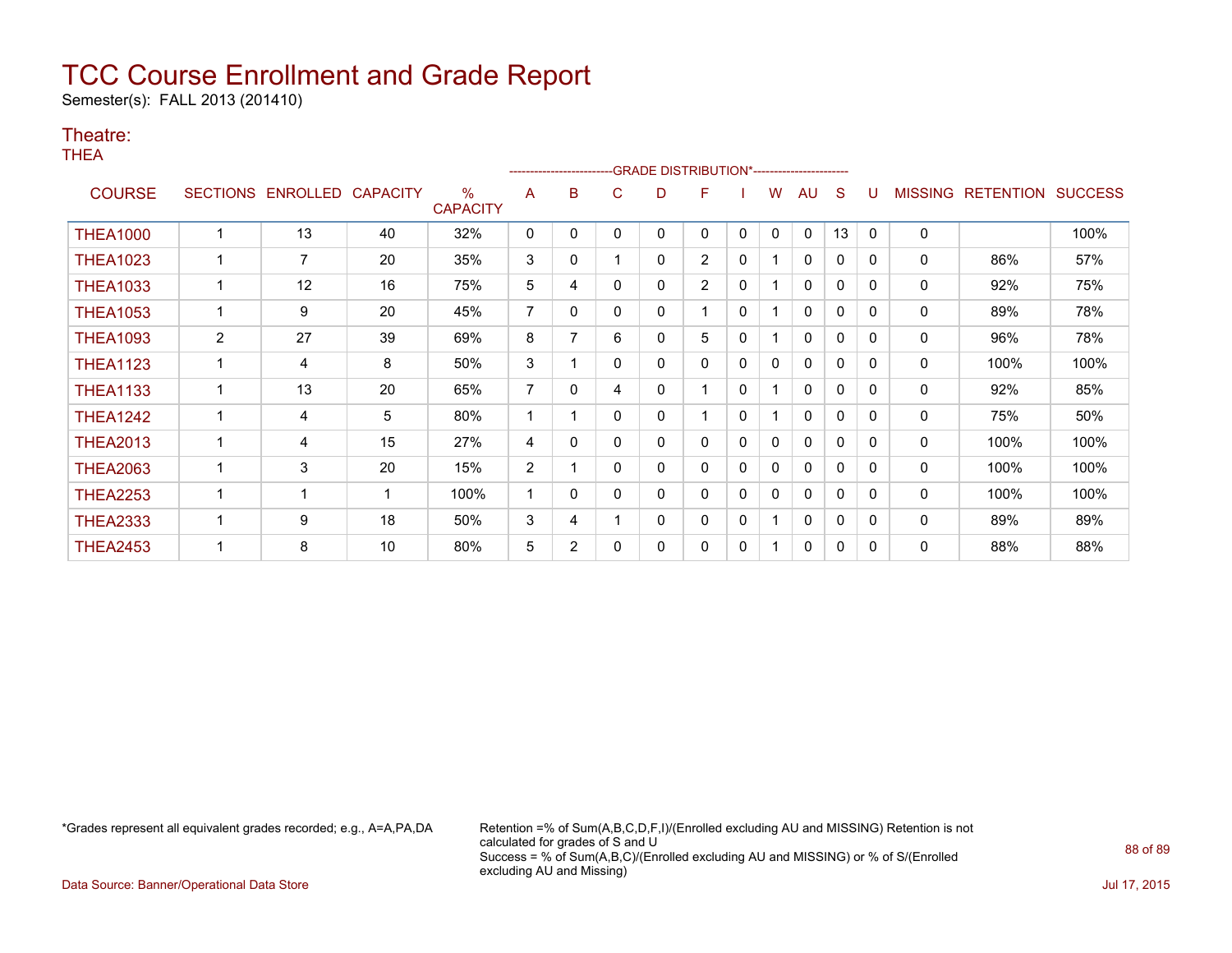# TCC Course Enrollment and Grade Report

Semester(s): FALL 2013 (201410)

## Theatre:

THEA

| COURSE | SECTIONS | ENROLLED | CAPACITY | % CAPACITY | A | B | C | D | F | I | W | AU | S | U | MISSING | RETENTION | SUCCESS |
|---|---|---|---|---|---|---|---|---|---|---|---|---|---|---|---|---|---|
| | | | | | GRADE DISTRIBUTION* | | | | | | | | | | | | |
| THEA1000 | 1 | 13 | 40 | 32% | 0 | 0 | 0 | 0 | 0 | 0 | 0 | 0 | 13 | 0 | 0 | | 100% |
| THEA1023 | 1 | 7 | 20 | 35% | 3 | 0 | 1 | 0 | 2 | 0 | 1 | 0 | 0 | 0 | 0 | 86% | 57% |
| THEA1033 | 1 | 12 | 16 | 75% | 5 | 4 | 0 | 0 | 2 | 0 | 1 | 0 | 0 | 0 | 0 | 92% | 75% |
| THEA1053 | 1 | 9 | 20 | 45% | 7 | 0 | 0 | 0 | 1 | 0 | 1 | 0 | 0 | 0 | 0 | 89% | 78% |
| THEA1093 | 2 | 27 | 39 | 69% | 8 | 7 | 6 | 0 | 5 | 0 | 1 | 0 | 0 | 0 | 0 | 96% | 78% |
| THEA1123 | 1 | 4 | 8 | 50% | 3 | 1 | 0 | 0 | 0 | 0 | 0 | 0 | 0 | 0 | 0 | 100% | 100% |
| THEA1133 | 1 | 13 | 20 | 65% | 7 | 0 | 4 | 0 | 1 | 0 | 1 | 0 | 0 | 0 | 0 | 92% | 85% |
| THEA1242 | 1 | 4 | 5 | 80% | 1 | 1 | 0 | 0 | 1 | 0 | 1 | 0 | 0 | 0 | 0 | 75% | 50% |
| THEA2013 | 1 | 4 | 15 | 27% | 4 | 0 | 0 | 0 | 0 | 0 | 0 | 0 | 0 | 0 | 0 | 100% | 100% |
| THEA2063 | 1 | 3 | 20 | 15% | 2 | 1 | 0 | 0 | 0 | 0 | 0 | 0 | 0 | 0 | 0 | 100% | 100% |
| THEA2253 | 1 | 1 | 1 | 100% | 1 | 0 | 0 | 0 | 0 | 0 | 0 | 0 | 0 | 0 | 0 | 100% | 100% |
| THEA2333 | 1 | 9 | 18 | 50% | 3 | 4 | 1 | 0 | 0 | 0 | 1 | 0 | 0 | 0 | 0 | 89% | 89% |
| THEA2453 | 1 | 8 | 10 | 80% | 5 | 2 | 0 | 0 | 0 | 0 | 1 | 0 | 0 | 0 | 0 | 88% | 88% |

*Grades represent all equivalent grades recorded; e.g., A=A,PA,DA

Retention =% of Sum(A,B,C,D,F,I)/(Enrolled excluding AU and MISSING) Retention is not calculated for grades of S and U
Success = % of Sum(A,B,C)/(Enrolled excluding AU and MISSING) or % of S/(Enrolled excluding AU and Missing)

Data Source: Banner/Operational Data Store

Jul 17, 2015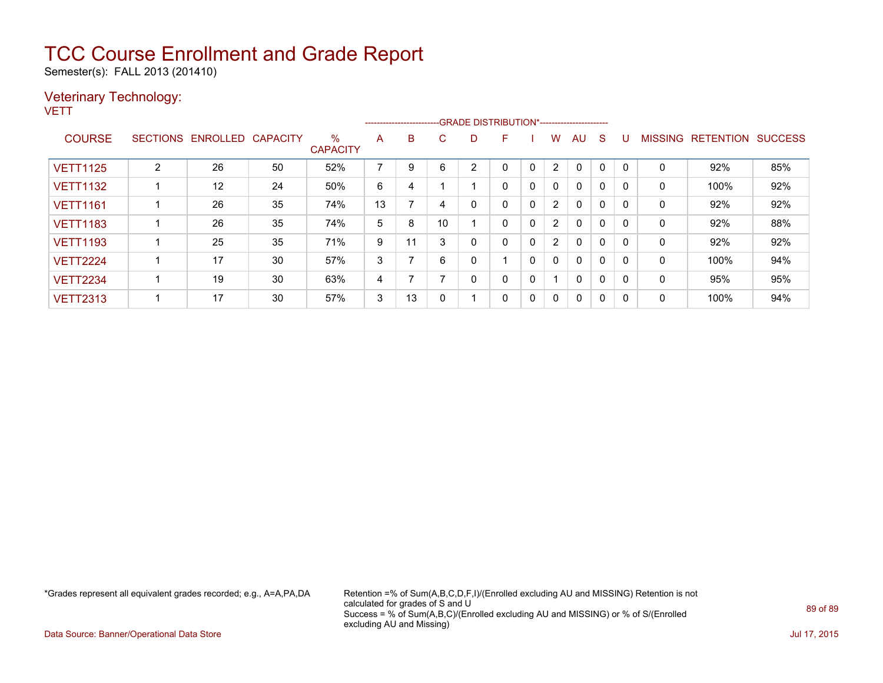# TCC Course Enrollment and Grade Report

Semester(s): FALL 2013 (201410)

## Veterinary Technology:

### VETT

| COURSE | SECTIONS | ENROLLED | CAPACITY | % CAPACITY | GRADE DISTRIBUTION* A | B | C | D | F | I | W | AU | S | U | MISSING | RETENTION | SUCCESS |
|---|---|---|---|---|---|---|---|---|---|---|---|---|---|---|---|---|---|
| VETT1125 | 2 | 26 | 50 | 52% | 7 | 9 | 6 | 2 | 0 | 0 | 2 | 0 | 0 | 0 | 0 | 92% | 85% |
| VETT1132 | 1 | 12 | 24 | 50% | 6 | 4 | 1 | 1 | 0 | 0 | 0 | 0 | 0 | 0 | 0 | 100% | 92% |
| VETT1161 | 1 | 26 | 35 | 74% | 13 | 7 | 4 | 0 | 0 | 0 | 2 | 0 | 0 | 0 | 0 | 92% | 92% |
| VETT1183 | 1 | 26 | 35 | 74% | 5 | 8 | 10 | 1 | 0 | 0 | 2 | 0 | 0 | 0 | 0 | 92% | 88% |
| VETT1193 | 1 | 25 | 35 | 71% | 9 | 11 | 3 | 0 | 0 | 0 | 2 | 0 | 0 | 0 | 0 | 92% | 92% |
| VETT2224 | 1 | 17 | 30 | 57% | 3 | 7 | 6 | 0 | 1 | 0 | 0 | 0 | 0 | 0 | 0 | 100% | 94% |
| VETT2234 | 1 | 19 | 30 | 63% | 4 | 7 | 7 | 0 | 0 | 0 | 1 | 0 | 0 | 0 | 0 | 95% | 95% |
| VETT2313 | 1 | 17 | 30 | 57% | 3 | 13 | 0 | 1 | 0 | 0 | 0 | 0 | 0 | 0 | 0 | 100% | 94% |

*Grades represent all equivalent grades recorded; e.g., A=A,PA,DA

Retention =% of Sum(A,B,C,D,F,I)/(Enrolled excluding AU and MISSING) Retention is not calculated for grades of S and U
Success = % of Sum(A,B,C)/(Enrolled excluding AU and MISSING) or % of S/(Enrolled excluding AU and Missing)

Data Source: Banner/Operational Data Store

Jul 17, 2015